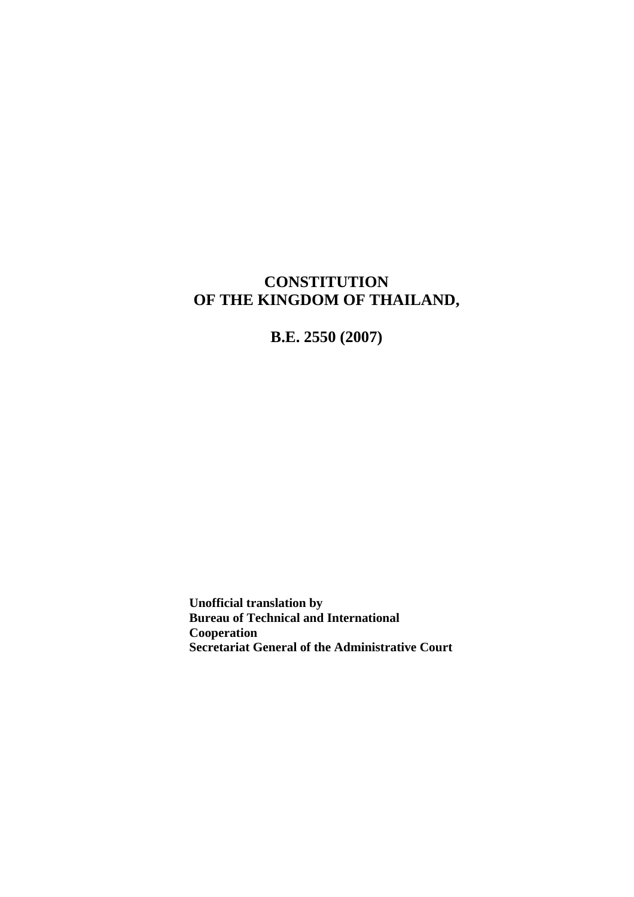# CONSTITUTION
# OF THE KINGDOM OF THAILAND,

## B.E. 2550 (2007)

**Unofficial translation by**
**Bureau of Technical and International Cooperation**
**Secretariat General of the Administrative Court**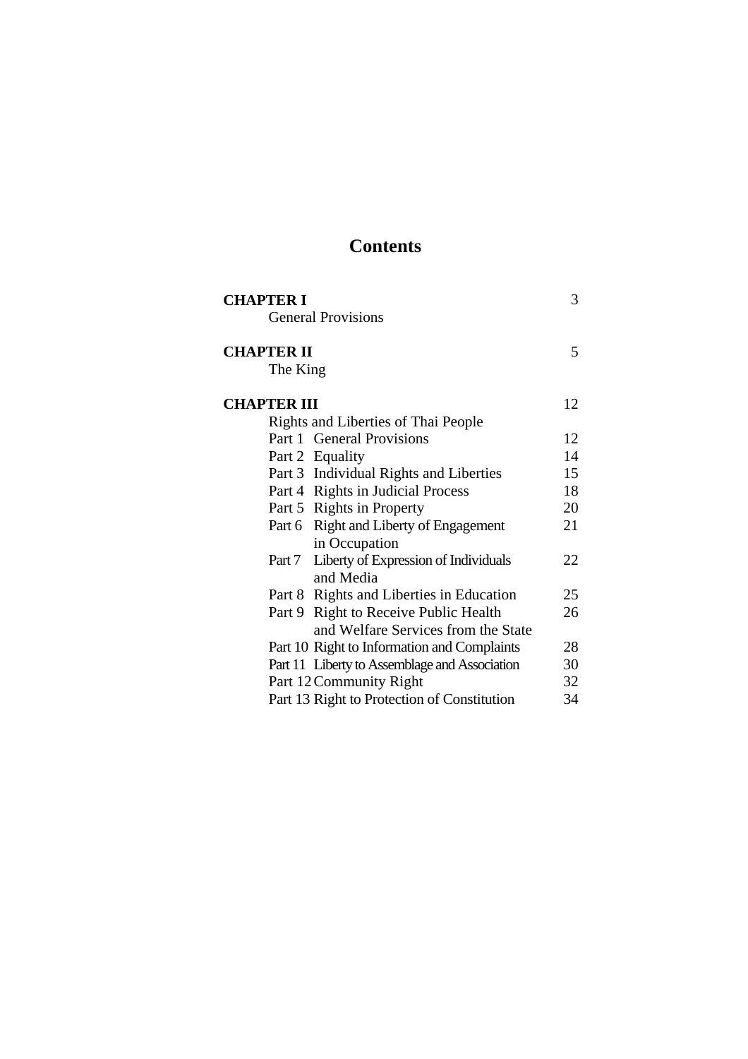# Contents

| | |
|---|---|
| **CHAPTER I** | 3 |
| General Provisions | |
| **CHAPTER II** | 5 |
| The King | |
| **CHAPTER III** | 12 |
| Rights and Liberties of Thai People | |
| Part 1 General Provisions | 12 |
| Part 2 Equality | 14 |
| Part 3 Individual Rights and Liberties | 15 |
| Part 4 Rights in Judicial Process | 18 |
| Part 5 Rights in Property | 20 |
| Part 6 Right and Liberty of Engagement in Occupation | 21 |
| Part 7 Liberty of Expression of Individuals and Media | 22 |
| Part 8 Rights and Liberties in Education | 25 |
| Part 9 Right to Receive Public Health and Welfare Services from the State | 26 |
| Part 10 Right to Information and Complaints | 28 |
| Part 11 Liberty to Assemblage and Association | 30 |
| Part 12 Community Right | 32 |
| Part 13 Right to Protection of Constitution | 34 |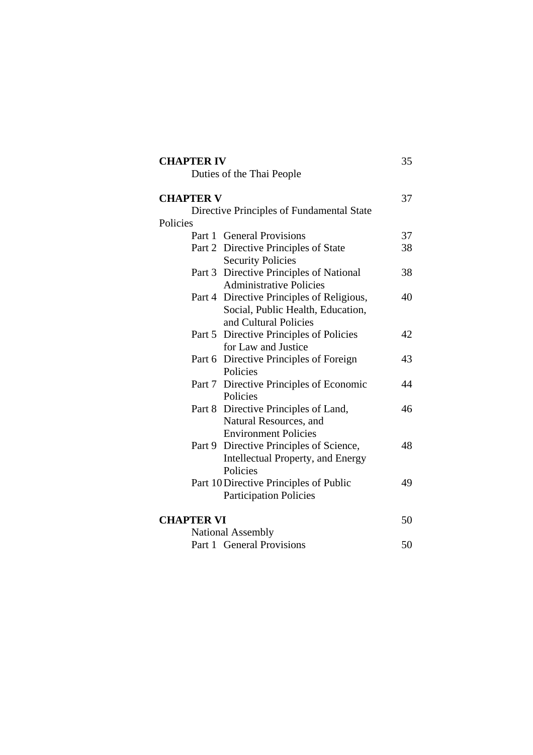| | |
|---|---|
| **CHAPTER IV** | 35 |
| Duties of the Thai People | |
| | |
| **CHAPTER V** | 37 |
| Directive Principles of Fundamental State Policies | |
| Part 1 General Provisions | 37 |
| Part 2 Directive Principles of State Security Policies | 38 |
| Part 3 Directive Principles of National Administrative Policies | 38 |
| Part 4 Directive Principles of Religious, Social, Public Health, Education, and Cultural Policies | 40 |
| Part 5 Directive Principles of Policies for Law and Justice | 42 |
| Part 6 Directive Principles of Foreign Policies | 43 |
| Part 7 Directive Principles of Economic Policies | 44 |
| Part 8 Directive Principles of Land, Natural Resources, and Environment Policies | 46 |
| Part 9 Directive Principles of Science, Intellectual Property, and Energy Policies | 48 |
| Part 10 Directive Principles of Public Participation Policies | 49 |
| | |
| **CHAPTER VI** | 50 |
| National Assembly | |
| Part 1 General Provisions | 50 |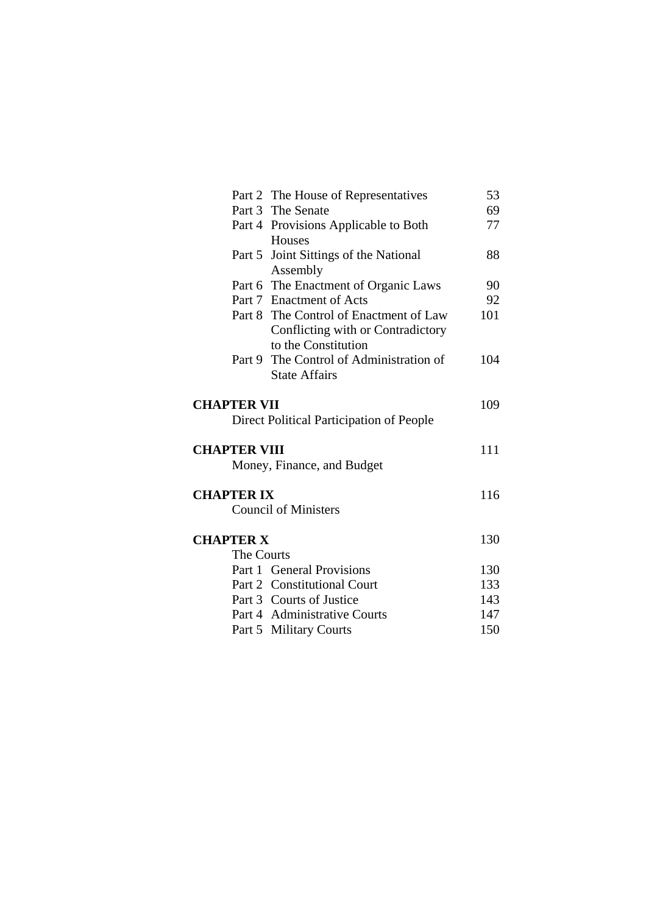| | | |
|---|---|---|
| | Part 2 The House of Representatives | 53 |
| | Part 3 The Senate | 69 |
| | Part 4 Provisions Applicable to Both Houses | 77 |
| | Part 5 Joint Sittings of the National Assembly | 88 |
| | Part 6 The Enactment of Organic Laws | 90 |
| | Part 7 Enactment of Acts | 92 |
| | Part 8 The Control of Enactment of Law Conflicting with or Contradictory to the Constitution | 101 |
| | Part 9 The Control of Administration of State Affairs | 104 |
| **CHAPTER VII** | | 109 |
| | Direct Political Participation of People | |
| **CHAPTER VIII** | | 111 |
| | Money, Finance, and Budget | |
| **CHAPTER IX** | | 116 |
| | Council of Ministers | |
| **CHAPTER X** | | 130 |
| | The Courts | |
| | Part 1 General Provisions | 130 |
| | Part 2 Constitutional Court | 133 |
| | Part 3 Courts of Justice | 143 |
| | Part 4 Administrative Courts | 147 |
| | Part 5 Military Courts | 150 |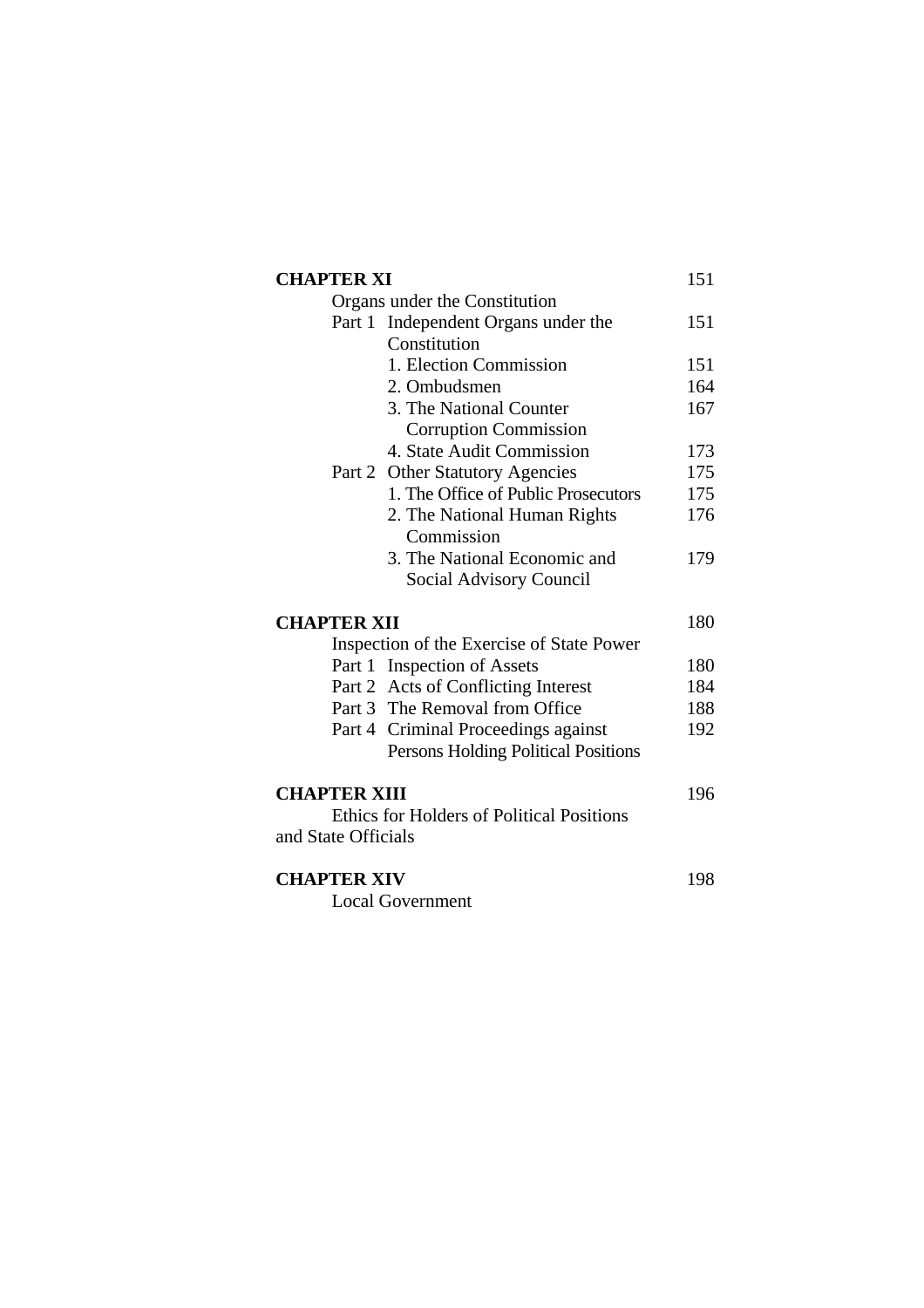| | |
|---|---|
| **CHAPTER XI** | 151 |
| Organs under the Constitution | |
| Part 1 Independent Organs under the Constitution | 151 |
| 1. Election Commission | 151 |
| 2. Ombudsmen | 164 |
| 3. The National Counter Corruption Commission | 167 |
| 4. State Audit Commission | 173 |
| Part 2 Other Statutory Agencies | 175 |
| 1. The Office of Public Prosecutors | 175 |
| 2. The National Human Rights Commission | 176 |
| 3. The National Economic and Social Advisory Council | 179 |
| **CHAPTER XII** | 180 |
| Inspection of the Exercise of State Power | |
| Part 1 Inspection of Assets | 180 |
| Part 2 Acts of Conflicting Interest | 184 |
| Part 3 The Removal from Office | 188 |
| Part 4 Criminal Proceedings against Persons Holding Political Positions | 192 |
| **CHAPTER XIII** | 196 |
| Ethics for Holders of Political Positions and State Officials | |
| **CHAPTER XIV** | 198 |
| Local Government | |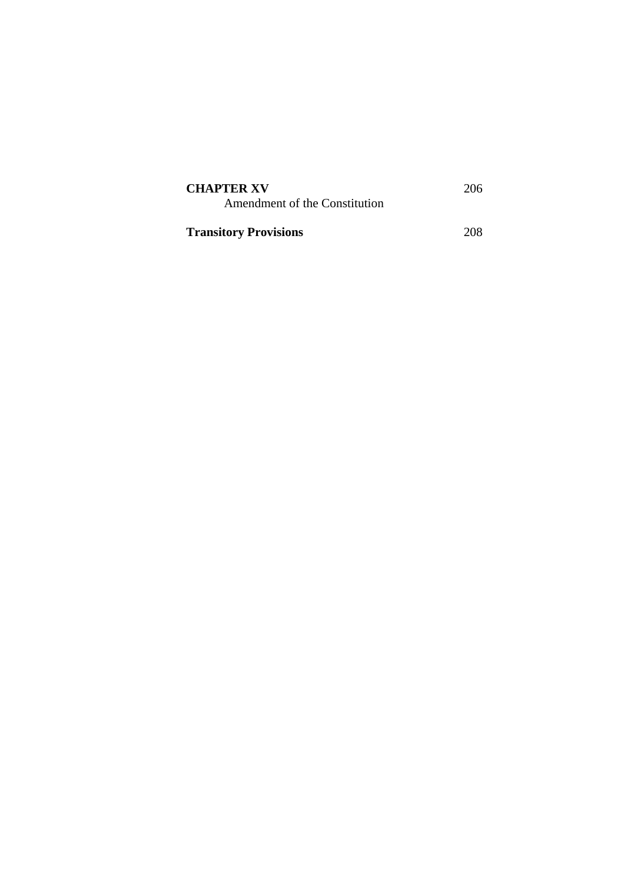**CHAPTER XV** 206

Amendment of the Constitution

**Transitory Provisions** 208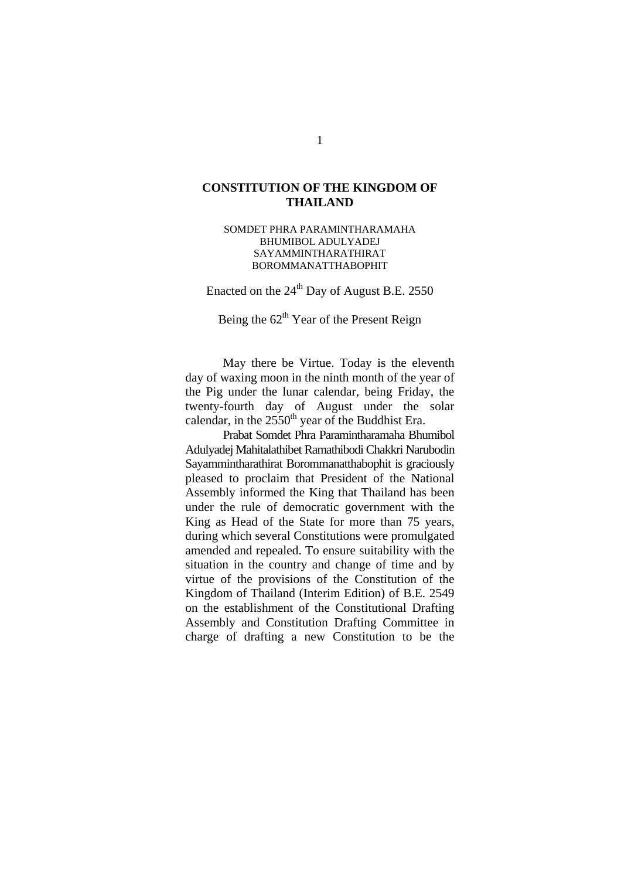# CONSTITUTION OF THE KINGDOM OF THAILAND

SOMDET PHRA PARAMINTHARAMAHA
BHUMIBOL ADULYADEJ
SAYAMMINTHARATHIRAT
BOROMMANATTHABOPHIT

Enacted on the 24th Day of August B.E. 2550

Being the 62th Year of the Present Reign

May there be Virtue. Today is the eleventh day of waxing moon in the ninth month of the year of the Pig under the lunar calendar, being Friday, the twenty-fourth day of August under the solar calendar, in the 2550th year of the Buddhist Era.

Prabat Somdet Phra Paramintharamaha Bhumibol Adulyadej Mahitalathibet Ramathibodi Chakkri Narubodin Sayammintharathirat Borommanatthabophit is graciously pleased to proclaim that President of the National Assembly informed the King that Thailand has been under the rule of democratic government with the King as Head of the State for more than 75 years, during which several Constitutions were promulgated amended and repealed. To ensure suitability with the situation in the country and change of time and by virtue of the provisions of the Constitution of the Kingdom of Thailand (Interim Edition) of B.E. 2549 on the establishment of the Constitutional Drafting Assembly and Constitution Drafting Committee in charge of drafting a new Constitution to be the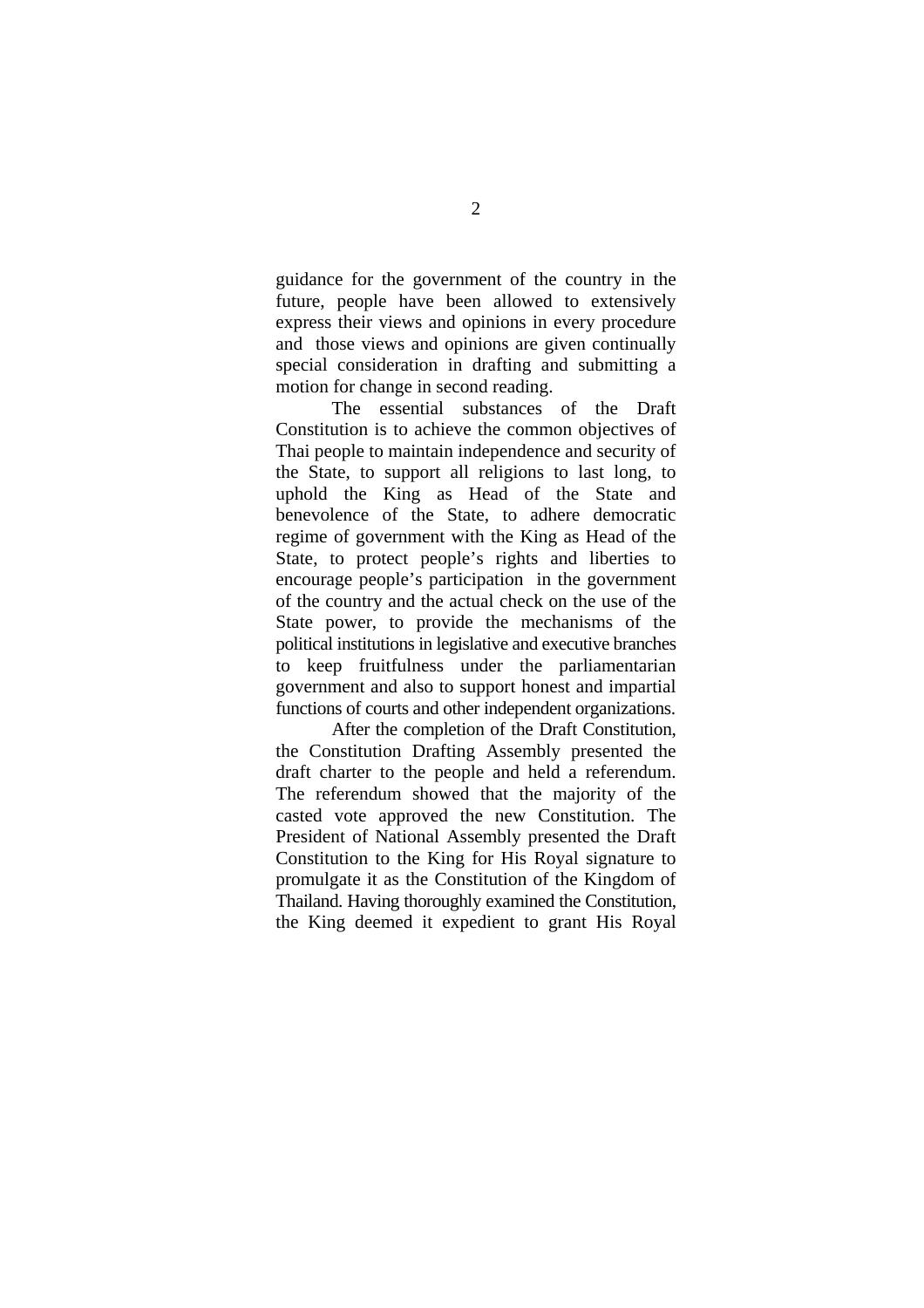guidance for the government of the country in the future, people have been allowed to extensively express their views and opinions in every procedure and those views and opinions are given continually special consideration in drafting and submitting a motion for change in second reading.

The essential substances of the Draft Constitution is to achieve the common objectives of Thai people to maintain independence and security of the State, to support all religions to last long, to uphold the King as Head of the State and benevolence of the State, to adhere democratic regime of government with the King as Head of the State, to protect people's rights and liberties to encourage people's participation in the government of the country and the actual check on the use of the State power, to provide the mechanisms of the political institutions in legislative and executive branches to keep fruitfulness under the parliamentarian government and also to support honest and impartial functions of courts and other independent organizations.

After the completion of the Draft Constitution, the Constitution Drafting Assembly presented the draft charter to the people and held a referendum. The referendum showed that the majority of the casted vote approved the new Constitution. The President of National Assembly presented the Draft Constitution to the King for His Royal signature to promulgate it as the Constitution of the Kingdom of Thailand. Having thoroughly examined the Constitution, the King deemed it expedient to grant His Royal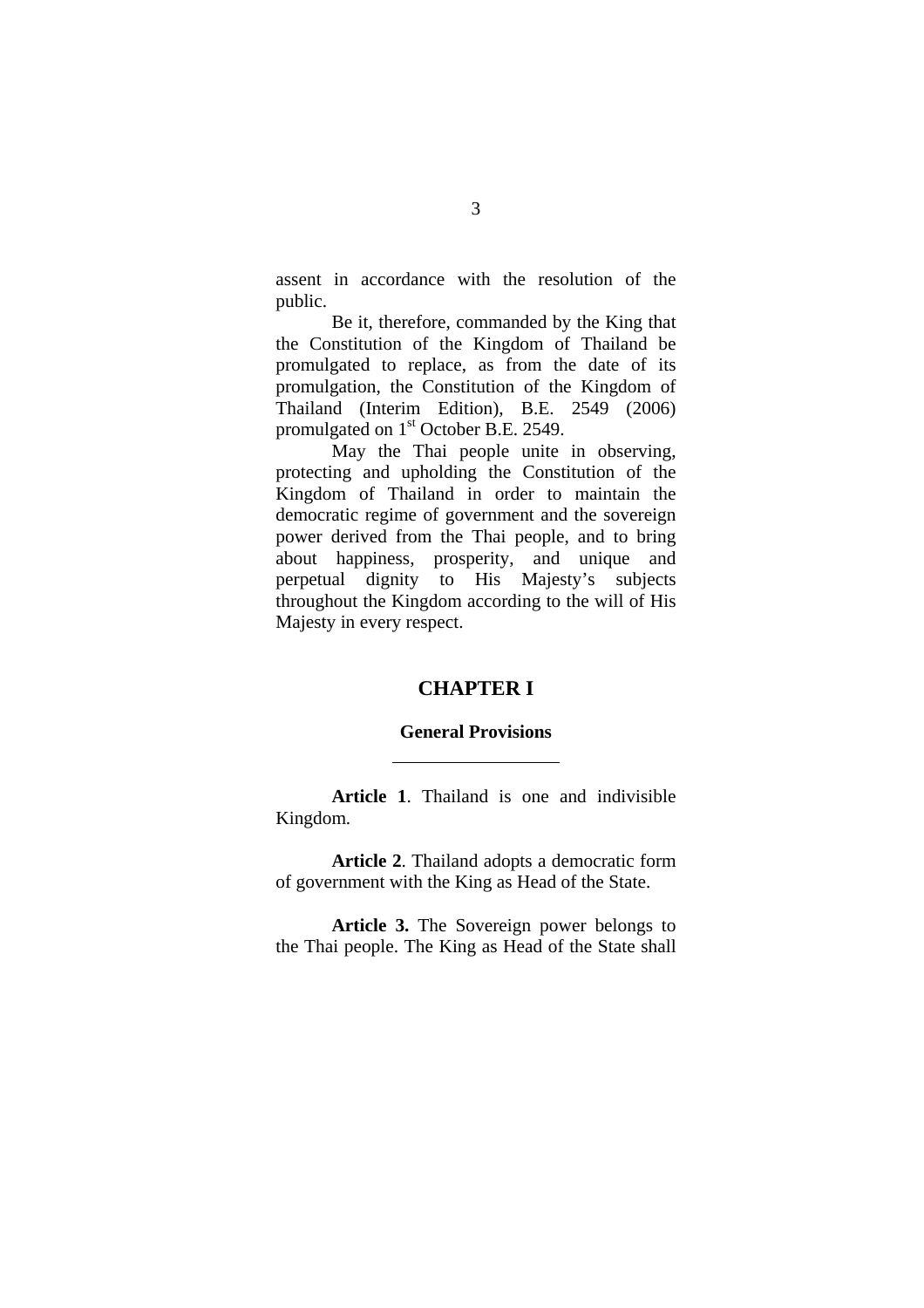assent in accordance with the resolution of the public.

Be it, therefore, commanded by the King that the Constitution of the Kingdom of Thailand be promulgated to replace, as from the date of its promulgation, the Constitution of the Kingdom of Thailand (Interim Edition), B.E. 2549 (2006) promulgated on 1st October B.E. 2549.

May the Thai people unite in observing, protecting and upholding the Constitution of the Kingdom of Thailand in order to maintain the democratic regime of government and the sovereign power derived from the Thai people, and to bring about happiness, prosperity, and unique and perpetual dignity to His Majesty's subjects throughout the Kingdom according to the will of His Majesty in every respect.

## CHAPTER I

### General Provisions

---

**Article 1**. Thailand is one and indivisible Kingdom.

**Article 2**. Thailand adopts a democratic form of government with the King as Head of the State.

**Article 3.** The Sovereign power belongs to the Thai people. The King as Head of the State shall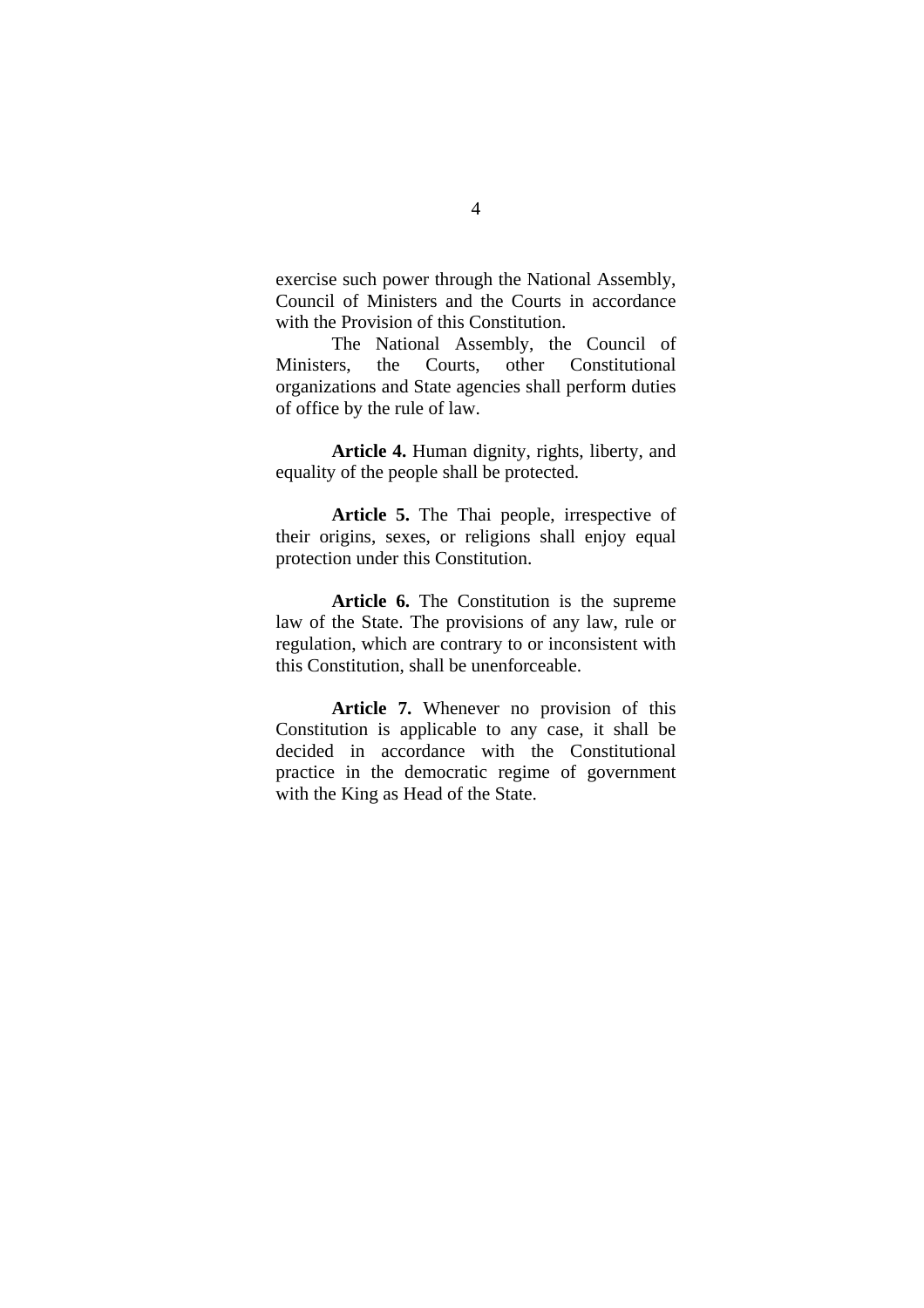exercise such power through the National Assembly, Council of Ministers and the Courts in accordance with the Provision of this Constitution.

The National Assembly, the Council of Ministers, the Courts, other Constitutional organizations and State agencies shall perform duties of office by the rule of law.

**Article 4.** Human dignity, rights, liberty, and equality of the people shall be protected.

**Article 5.** The Thai people, irrespective of their origins, sexes, or religions shall enjoy equal protection under this Constitution.

**Article 6.** The Constitution is the supreme law of the State. The provisions of any law, rule or regulation, which are contrary to or inconsistent with this Constitution, shall be unenforceable.

**Article 7.** Whenever no provision of this Constitution is applicable to any case, it shall be decided in accordance with the Constitutional practice in the democratic regime of government with the King as Head of the State.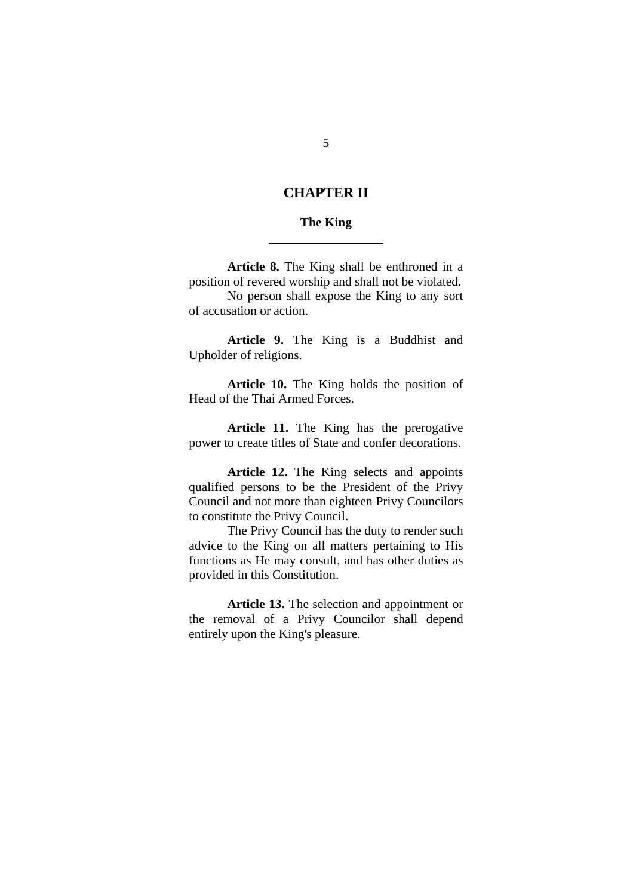# CHAPTER II

## The King

**Article 8.** The King shall be enthroned in a position of revered worship and shall not be violated.

No person shall expose the King to any sort of accusation or action.

**Article 9.** The King is a Buddhist and Upholder of religions.

**Article 10.** The King holds the position of Head of the Thai Armed Forces.

**Article 11.** The King has the prerogative power to create titles of State and confer decorations.

**Article 12.** The King selects and appoints qualified persons to be the President of the Privy Council and not more than eighteen Privy Councilors to constitute the Privy Council.

The Privy Council has the duty to render such advice to the King on all matters pertaining to His functions as He may consult, and has other duties as provided in this Constitution.

**Article 13.** The selection and appointment or the removal of a Privy Councilor shall depend entirely upon the King's pleasure.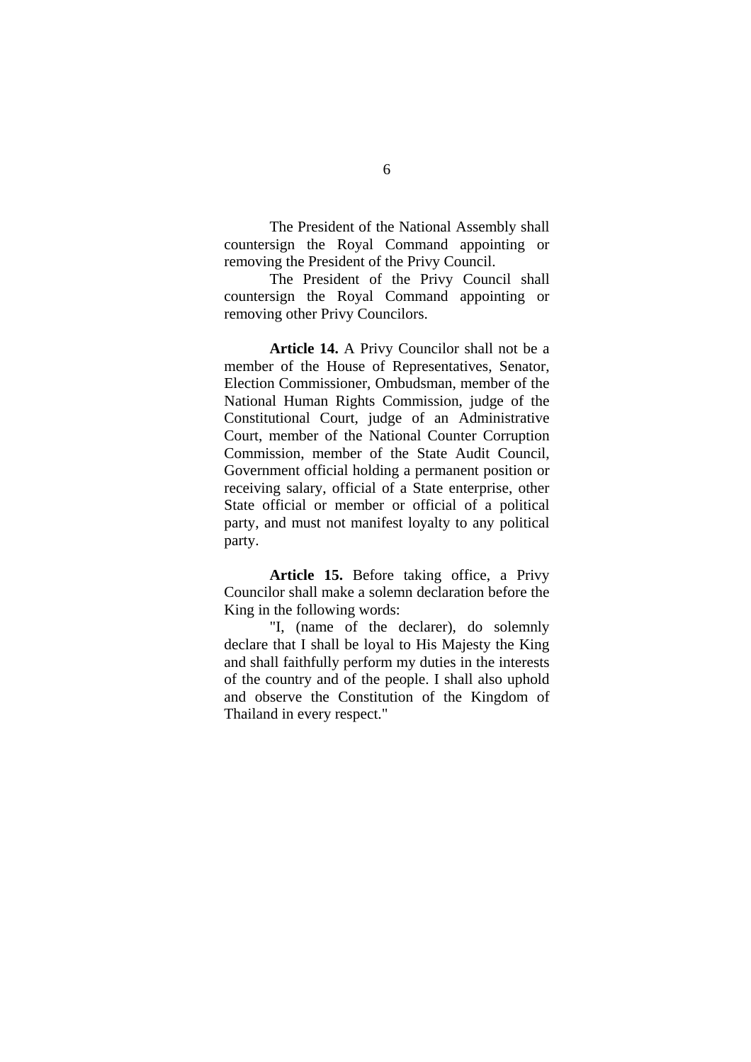The President of the National Assembly shall countersign the Royal Command appointing or removing the President of the Privy Council.

The President of the Privy Council shall countersign the Royal Command appointing or removing other Privy Councilors.

**Article 14.** A Privy Councilor shall not be a member of the House of Representatives, Senator, Election Commissioner, Ombudsman, member of the National Human Rights Commission, judge of the Constitutional Court, judge of an Administrative Court, member of the National Counter Corruption Commission, member of the State Audit Council, Government official holding a permanent position or receiving salary, official of a State enterprise, other State official or member or official of a political party, and must not manifest loyalty to any political party.

**Article 15.** Before taking office, a Privy Councilor shall make a solemn declaration before the King in the following words:

"I, (name of the declarer), do solemnly declare that I shall be loyal to His Majesty the King and shall faithfully perform my duties in the interests of the country and of the people. I shall also uphold and observe the Constitution of the Kingdom of Thailand in every respect."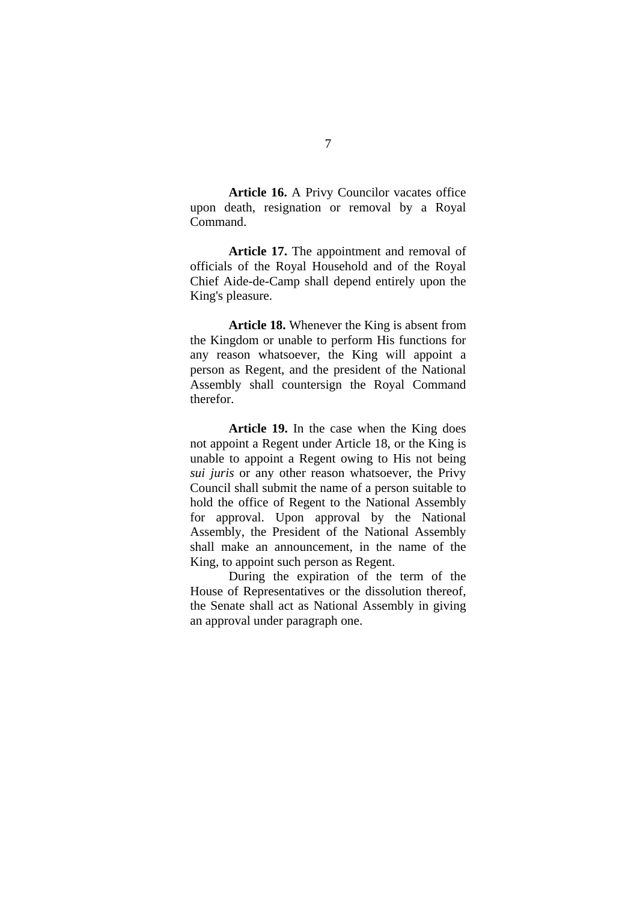**Article 16.** A Privy Councilor vacates office upon death, resignation or removal by a Royal Command.

**Article 17.** The appointment and removal of officials of the Royal Household and of the Royal Chief Aide-de-Camp shall depend entirely upon the King's pleasure.

**Article 18.** Whenever the King is absent from the Kingdom or unable to perform His functions for any reason whatsoever, the King will appoint a person as Regent, and the president of the National Assembly shall countersign the Royal Command therefor.

**Article 19.** In the case when the King does not appoint a Regent under Article 18, or the King is unable to appoint a Regent owing to His not being *sui juris* or any other reason whatsoever, the Privy Council shall submit the name of a person suitable to hold the office of Regent to the National Assembly for approval. Upon approval by the National Assembly, the President of the National Assembly shall make an announcement, in the name of the King, to appoint such person as Regent.

During the expiration of the term of the House of Representatives or the dissolution thereof, the Senate shall act as National Assembly in giving an approval under paragraph one.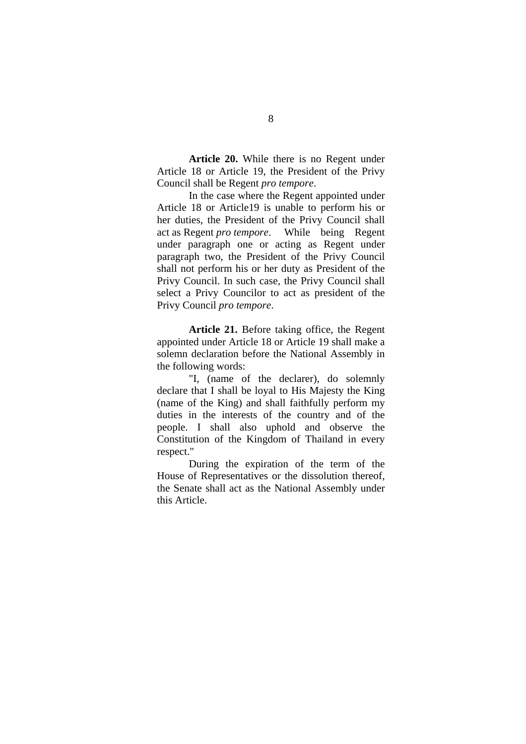**Article 20.** While there is no Regent under Article 18 or Article 19, the President of the Privy Council shall be Regent *pro tempore*.

In the case where the Regent appointed under Article 18 or Article19 is unable to perform his or her duties, the President of the Privy Council shall act as Regent *pro tempore*. While being Regent under paragraph one or acting as Regent under paragraph two, the President of the Privy Council shall not perform his or her duty as President of the Privy Council. In such case, the Privy Council shall select a Privy Councilor to act as president of the Privy Council *pro tempore*.

**Article 21.** Before taking office, the Regent appointed under Article 18 or Article 19 shall make a solemn declaration before the National Assembly in the following words:

"I, (name of the declarer), do solemnly declare that I shall be loyal to His Majesty the King (name of the King) and shall faithfully perform my duties in the interests of the country and of the people. I shall also uphold and observe the Constitution of the Kingdom of Thailand in every respect."

During the expiration of the term of the House of Representatives or the dissolution thereof, the Senate shall act as the National Assembly under this Article.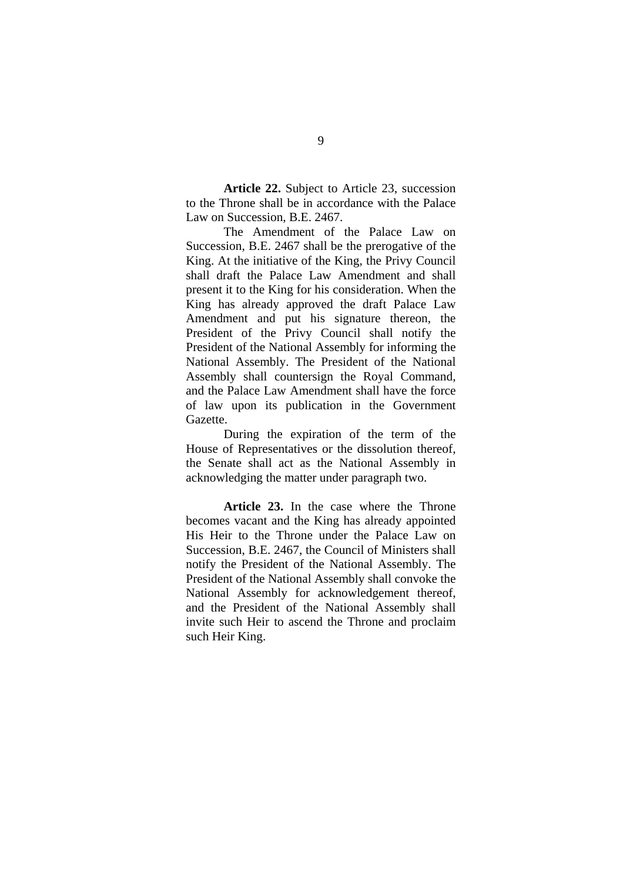**Article 22.** Subject to Article 23, succession to the Throne shall be in accordance with the Palace Law on Succession, B.E. 2467.

The Amendment of the Palace Law on Succession, B.E. 2467 shall be the prerogative of the King. At the initiative of the King, the Privy Council shall draft the Palace Law Amendment and shall present it to the King for his consideration. When the King has already approved the draft Palace Law Amendment and put his signature thereon, the President of the Privy Council shall notify the President of the National Assembly for informing the National Assembly. The President of the National Assembly shall countersign the Royal Command, and the Palace Law Amendment shall have the force of law upon its publication in the Government Gazette.

During the expiration of the term of the House of Representatives or the dissolution thereof, the Senate shall act as the National Assembly in acknowledging the matter under paragraph two.

**Article 23.** In the case where the Throne becomes vacant and the King has already appointed His Heir to the Throne under the Palace Law on Succession, B.E. 2467, the Council of Ministers shall notify the President of the National Assembly. The President of the National Assembly shall convoke the National Assembly for acknowledgement thereof, and the President of the National Assembly shall invite such Heir to ascend the Throne and proclaim such Heir King.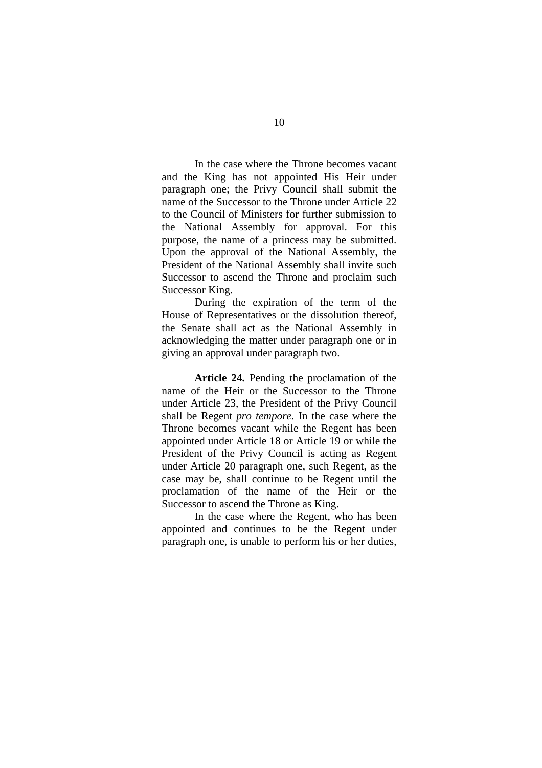In the case where the Throne becomes vacant and the King has not appointed His Heir under paragraph one; the Privy Council shall submit the name of the Successor to the Throne under Article 22 to the Council of Ministers for further submission to the National Assembly for approval. For this purpose, the name of a princess may be submitted. Upon the approval of the National Assembly, the President of the National Assembly shall invite such Successor to ascend the Throne and proclaim such Successor King.

During the expiration of the term of the House of Representatives or the dissolution thereof, the Senate shall act as the National Assembly in acknowledging the matter under paragraph one or in giving an approval under paragraph two.

**Article 24.** Pending the proclamation of the name of the Heir or the Successor to the Throne under Article 23, the President of the Privy Council shall be Regent *pro tempore*. In the case where the Throne becomes vacant while the Regent has been appointed under Article 18 or Article 19 or while the President of the Privy Council is acting as Regent under Article 20 paragraph one, such Regent, as the case may be, shall continue to be Regent until the proclamation of the name of the Heir or the Successor to ascend the Throne as King.

In the case where the Regent, who has been appointed and continues to be the Regent under paragraph one, is unable to perform his or her duties,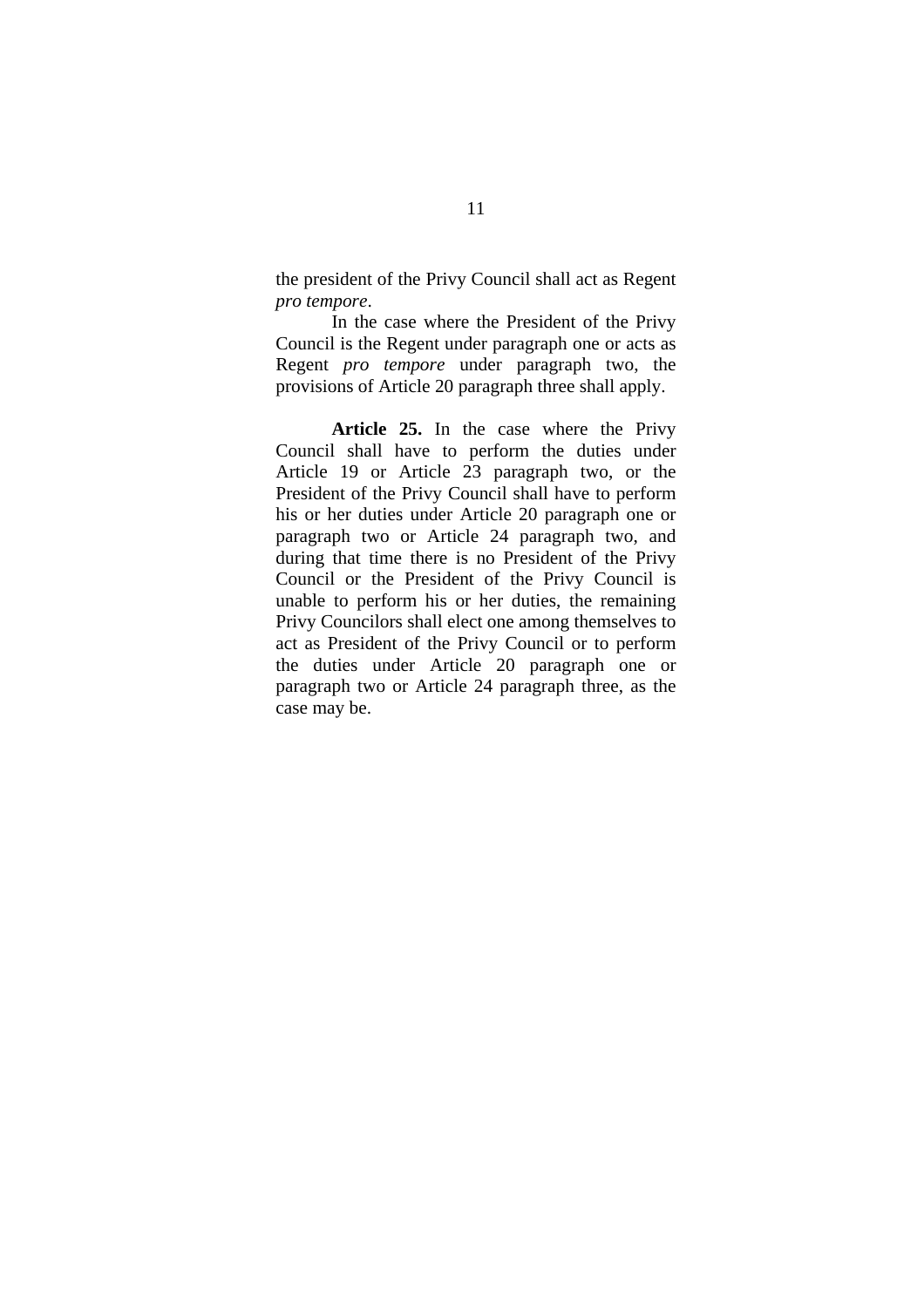the president of the Privy Council shall act as Regent *pro tempore*.

In the case where the President of the Privy Council is the Regent under paragraph one or acts as Regent *pro tempore* under paragraph two, the provisions of Article 20 paragraph three shall apply.

**Article 25.** In the case where the Privy Council shall have to perform the duties under Article 19 or Article 23 paragraph two, or the President of the Privy Council shall have to perform his or her duties under Article 20 paragraph one or paragraph two or Article 24 paragraph two, and during that time there is no President of the Privy Council or the President of the Privy Council is unable to perform his or her duties, the remaining Privy Councilors shall elect one among themselves to act as President of the Privy Council or to perform the duties under Article 20 paragraph one or paragraph two or Article 24 paragraph three, as the case may be.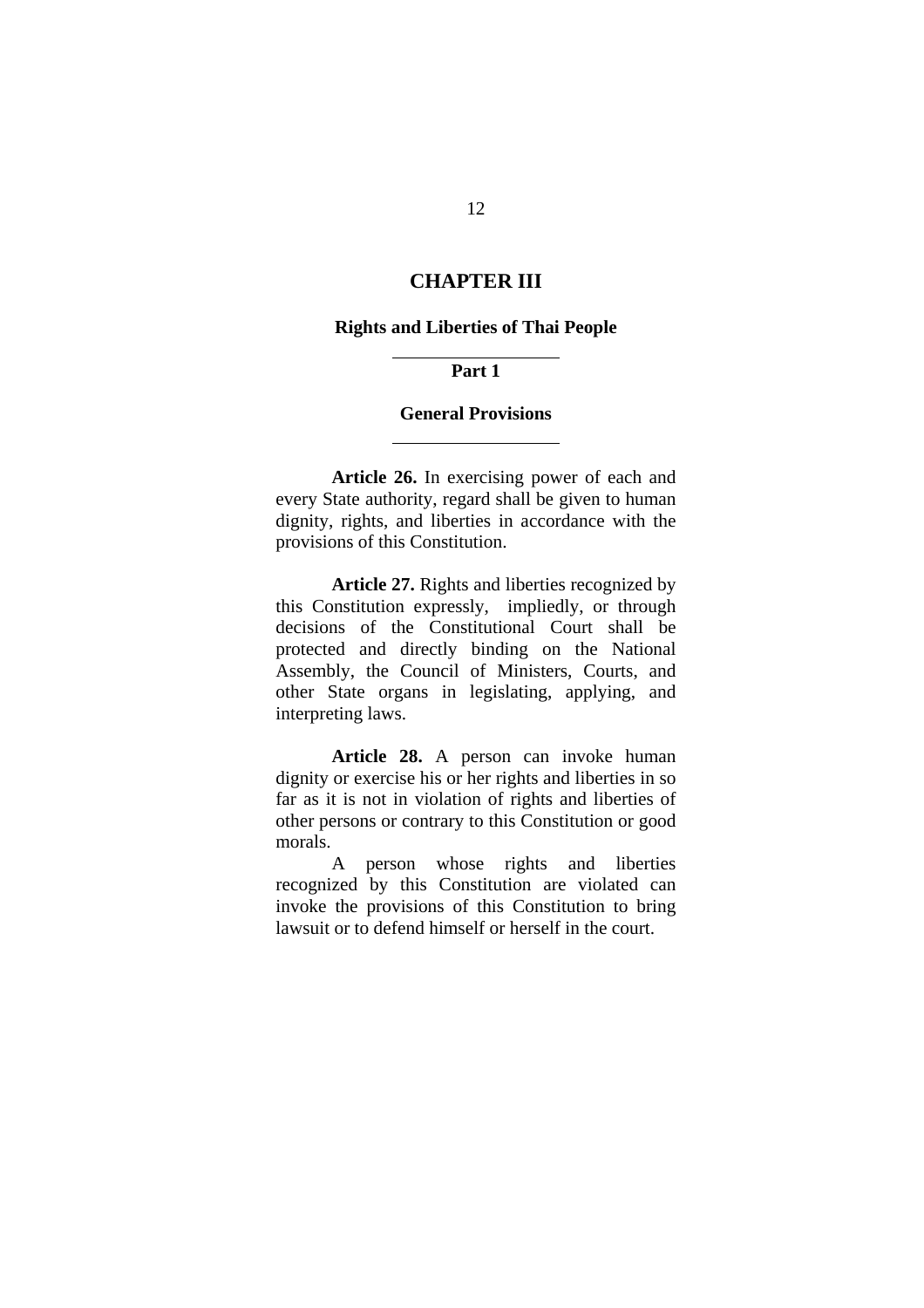# CHAPTER III

## Rights and Liberties of Thai People

### Part 1

### General Provisions

**Article 26.** In exercising power of each and every State authority, regard shall be given to human dignity, rights, and liberties in accordance with the provisions of this Constitution.

**Article 27.** Rights and liberties recognized by this Constitution expressly, impliedly, or through decisions of the Constitutional Court shall be protected and directly binding on the National Assembly, the Council of Ministers, Courts, and other State organs in legislating, applying, and interpreting laws.

**Article 28.** A person can invoke human dignity or exercise his or her rights and liberties in so far as it is not in violation of rights and liberties of other persons or contrary to this Constitution or good morals.

A person whose rights and liberties recognized by this Constitution are violated can invoke the provisions of this Constitution to bring lawsuit or to defend himself or herself in the court.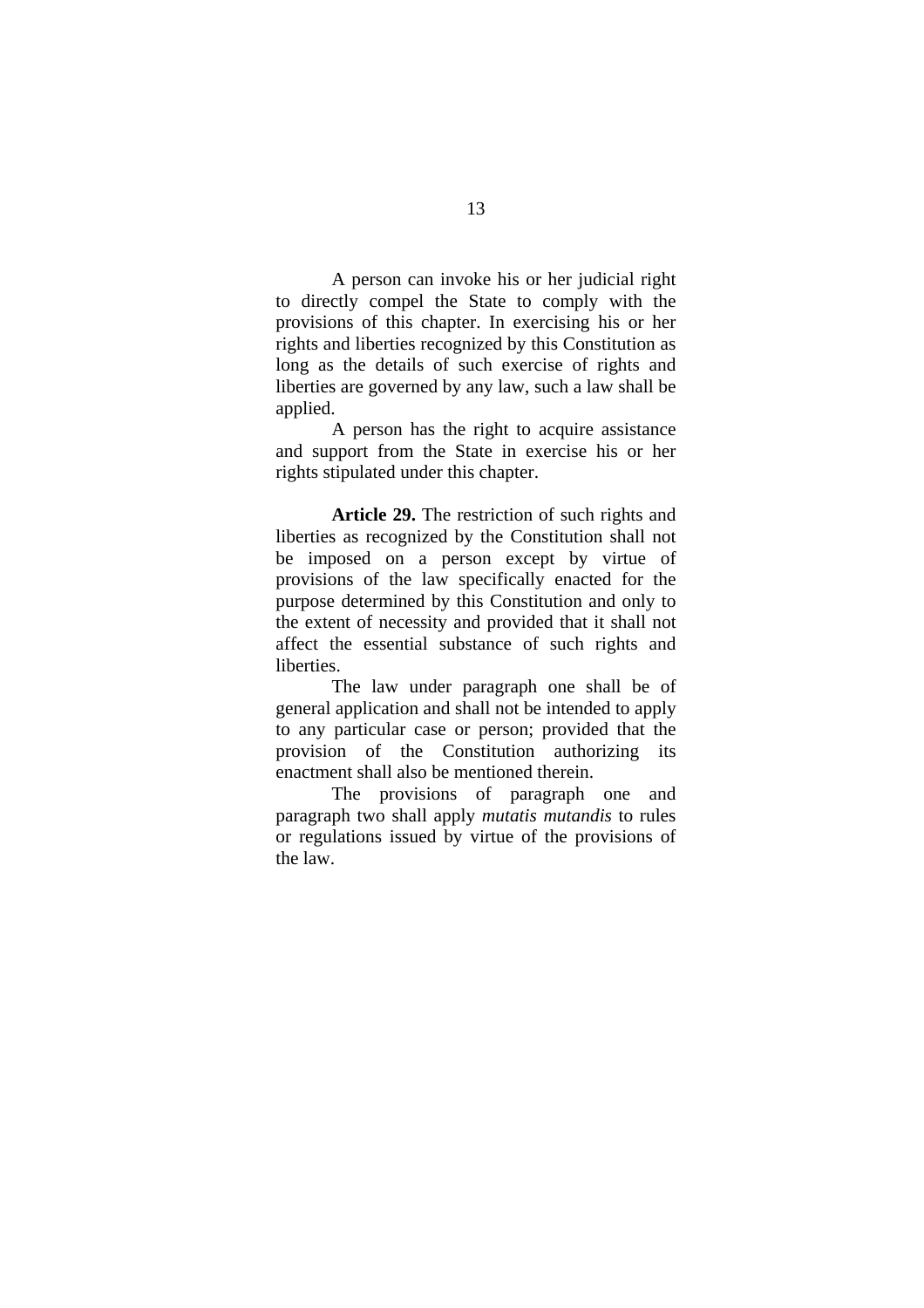A person can invoke his or her judicial right to directly compel the State to comply with the provisions of this chapter. In exercising his or her rights and liberties recognized by this Constitution as long as the details of such exercise of rights and liberties are governed by any law, such a law shall be applied.

A person has the right to acquire assistance and support from the State in exercise his or her rights stipulated under this chapter.

**Article 29.** The restriction of such rights and liberties as recognized by the Constitution shall not be imposed on a person except by virtue of provisions of the law specifically enacted for the purpose determined by this Constitution and only to the extent of necessity and provided that it shall not affect the essential substance of such rights and liberties.

The law under paragraph one shall be of general application and shall not be intended to apply to any particular case or person; provided that the provision of the Constitution authorizing its enactment shall also be mentioned therein.

The provisions of paragraph one and paragraph two shall apply *mutatis mutandis* to rules or regulations issued by virtue of the provisions of the law.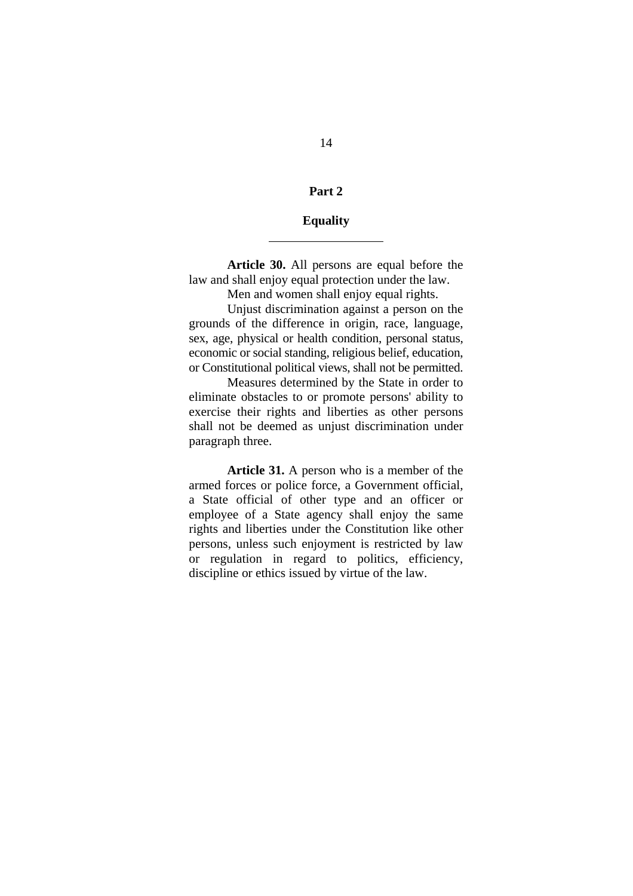## Part 2

## Equality

**Article 30.** All persons are equal before the law and shall enjoy equal protection under the law.

Men and women shall enjoy equal rights.

Unjust discrimination against a person on the grounds of the difference in origin, race, language, sex, age, physical or health condition, personal status, economic or social standing, religious belief, education, or Constitutional political views, shall not be permitted.

Measures determined by the State in order to eliminate obstacles to or promote persons' ability to exercise their rights and liberties as other persons shall not be deemed as unjust discrimination under paragraph three.

**Article 31.** A person who is a member of the armed forces or police force, a Government official, a State official of other type and an officer or employee of a State agency shall enjoy the same rights and liberties under the Constitution like other persons, unless such enjoyment is restricted by law or regulation in regard to politics, efficiency, discipline or ethics issued by virtue of the law.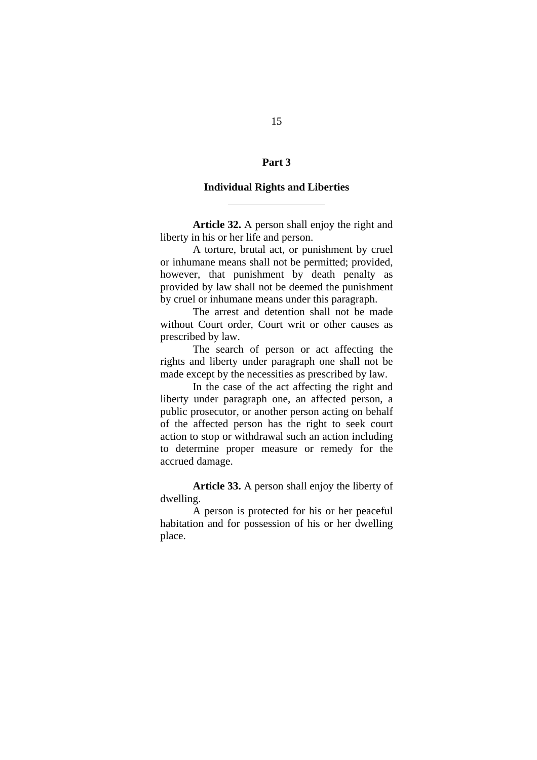# Part 3

## Individual Rights and Liberties

---

**Article 32.** A person shall enjoy the right and liberty in his or her life and person.

A torture, brutal act, or punishment by cruel or inhumane means shall not be permitted; provided, however, that punishment by death penalty as provided by law shall not be deemed the punishment by cruel or inhumane means under this paragraph.

The arrest and detention shall not be made without Court order, Court writ or other causes as prescribed by law.

The search of person or act affecting the rights and liberty under paragraph one shall not be made except by the necessities as prescribed by law.

In the case of the act affecting the right and liberty under paragraph one, an affected person, a public prosecutor, or another person acting on behalf of the affected person has the right to seek court action to stop or withdrawal such an action including to determine proper measure or remedy for the accrued damage.

**Article 33.** A person shall enjoy the liberty of dwelling.

A person is protected for his or her peaceful habitation and for possession of his or her dwelling place.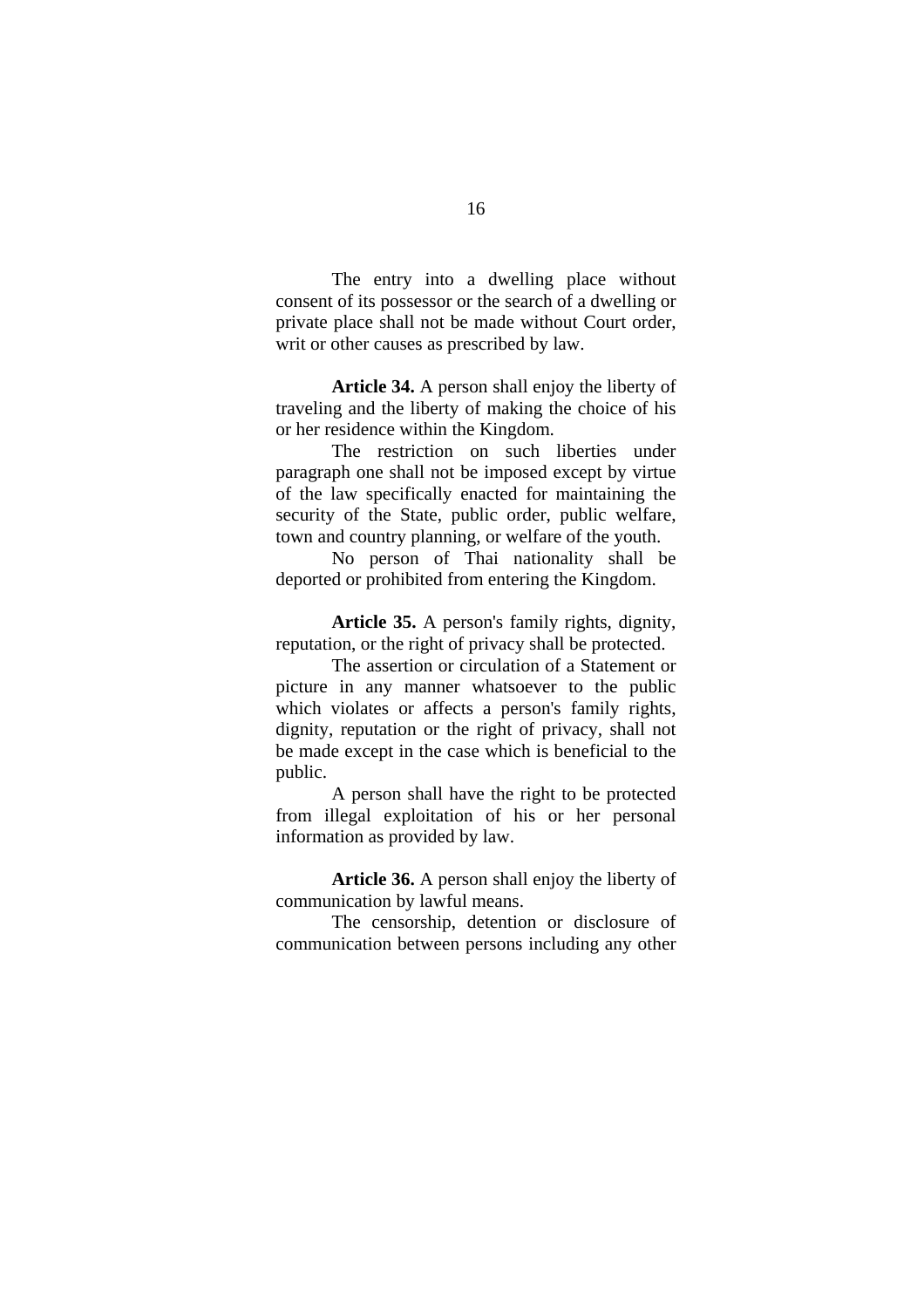The entry into a dwelling place without consent of its possessor or the search of a dwelling or private place shall not be made without Court order, writ or other causes as prescribed by law.

**Article 34.** A person shall enjoy the liberty of traveling and the liberty of making the choice of his or her residence within the Kingdom.

The restriction on such liberties under paragraph one shall not be imposed except by virtue of the law specifically enacted for maintaining the security of the State, public order, public welfare, town and country planning, or welfare of the youth.

No person of Thai nationality shall be deported or prohibited from entering the Kingdom.

**Article 35.** A person's family rights, dignity, reputation, or the right of privacy shall be protected.

The assertion or circulation of a Statement or picture in any manner whatsoever to the public which violates or affects a person's family rights, dignity, reputation or the right of privacy, shall not be made except in the case which is beneficial to the public.

A person shall have the right to be protected from illegal exploitation of his or her personal information as provided by law.

**Article 36.** A person shall enjoy the liberty of communication by lawful means.

The censorship, detention or disclosure of communication between persons including any other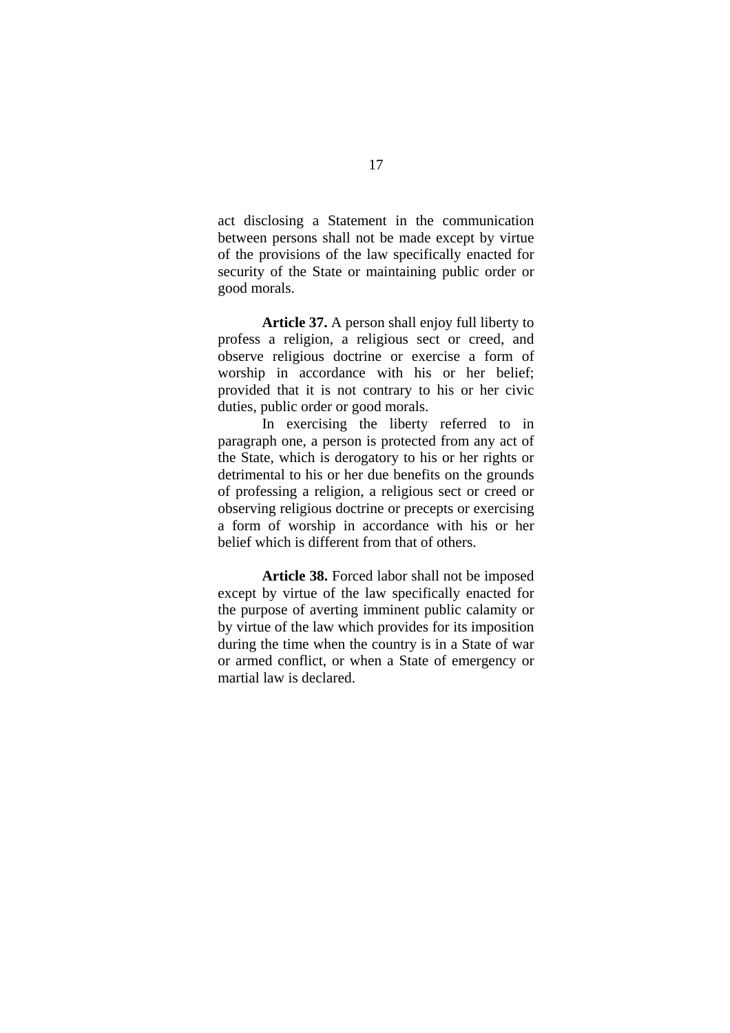act disclosing a Statement in the communication between persons shall not be made except by virtue of the provisions of the law specifically enacted for security of the State or maintaining public order or good morals.

**Article 37.** A person shall enjoy full liberty to profess a religion, a religious sect or creed, and observe religious doctrine or exercise a form of worship in accordance with his or her belief; provided that it is not contrary to his or her civic duties, public order or good morals.

In exercising the liberty referred to in paragraph one, a person is protected from any act of the State, which is derogatory to his or her rights or detrimental to his or her due benefits on the grounds of professing a religion, a religious sect or creed or observing religious doctrine or precepts or exercising a form of worship in accordance with his or her belief which is different from that of others.

**Article 38.** Forced labor shall not be imposed except by virtue of the law specifically enacted for the purpose of averting imminent public calamity or by virtue of the law which provides for its imposition during the time when the country is in a State of war or armed conflict, or when a State of emergency or martial law is declared.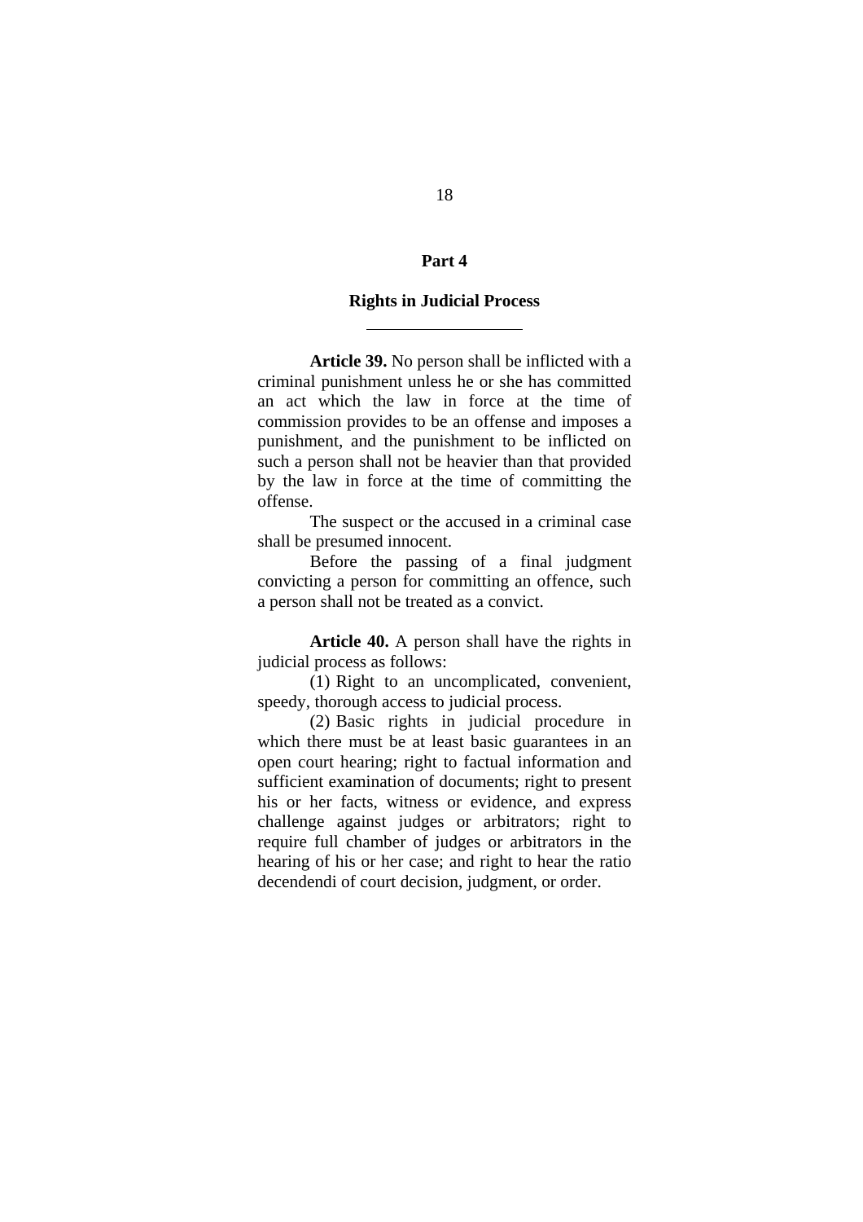## Part 4

## Rights in Judicial Process

---

**Article 39.** No person shall be inflicted with a criminal punishment unless he or she has committed an act which the law in force at the time of commission provides to be an offense and imposes a punishment, and the punishment to be inflicted on such a person shall not be heavier than that provided by the law in force at the time of committing the offense.

The suspect or the accused in a criminal case shall be presumed innocent.

Before the passing of a final judgment convicting a person for committing an offence, such a person shall not be treated as a convict.

**Article 40.** A person shall have the rights in judicial process as follows:

(1) Right to an uncomplicated, convenient, speedy, thorough access to judicial process.

(2) Basic rights in judicial procedure in which there must be at least basic guarantees in an open court hearing; right to factual information and sufficient examination of documents; right to present his or her facts, witness or evidence, and express challenge against judges or arbitrators; right to require full chamber of judges or arbitrators in the hearing of his or her case; and right to hear the ratio decendendi of court decision, judgment, or order.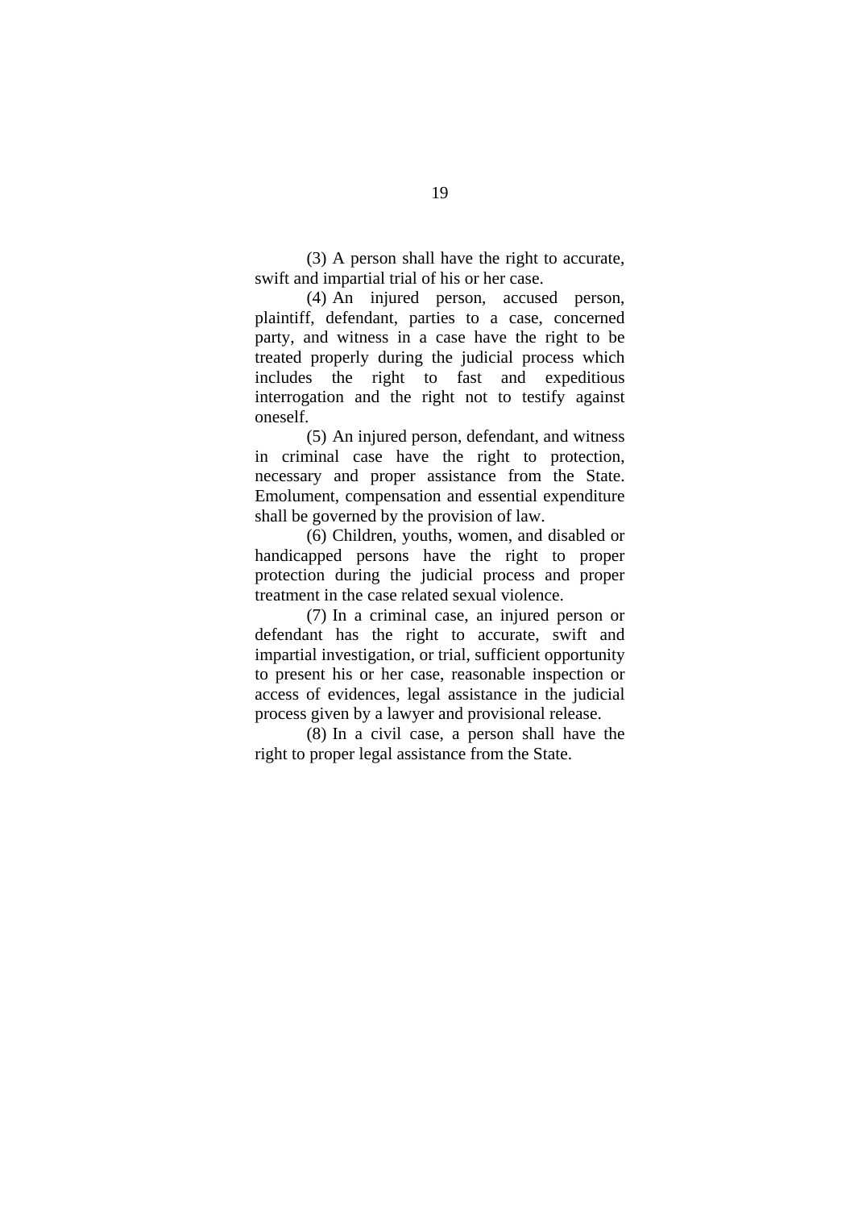(3) A person shall have the right to accurate, swift and impartial trial of his or her case.

(4) An injured person, accused person, plaintiff, defendant, parties to a case, concerned party, and witness in a case have the right to be treated properly during the judicial process which includes the right to fast and expeditious interrogation and the right not to testify against oneself.

(5) An injured person, defendant, and witness in criminal case have the right to protection, necessary and proper assistance from the State. Emolument, compensation and essential expenditure shall be governed by the provision of law.

(6) Children, youths, women, and disabled or handicapped persons have the right to proper protection during the judicial process and proper treatment in the case related sexual violence.

(7) In a criminal case, an injured person or defendant has the right to accurate, swift and impartial investigation, or trial, sufficient opportunity to present his or her case, reasonable inspection or access of evidences, legal assistance in the judicial process given by a lawyer and provisional release.

(8) In a civil case, a person shall have the right to proper legal assistance from the State.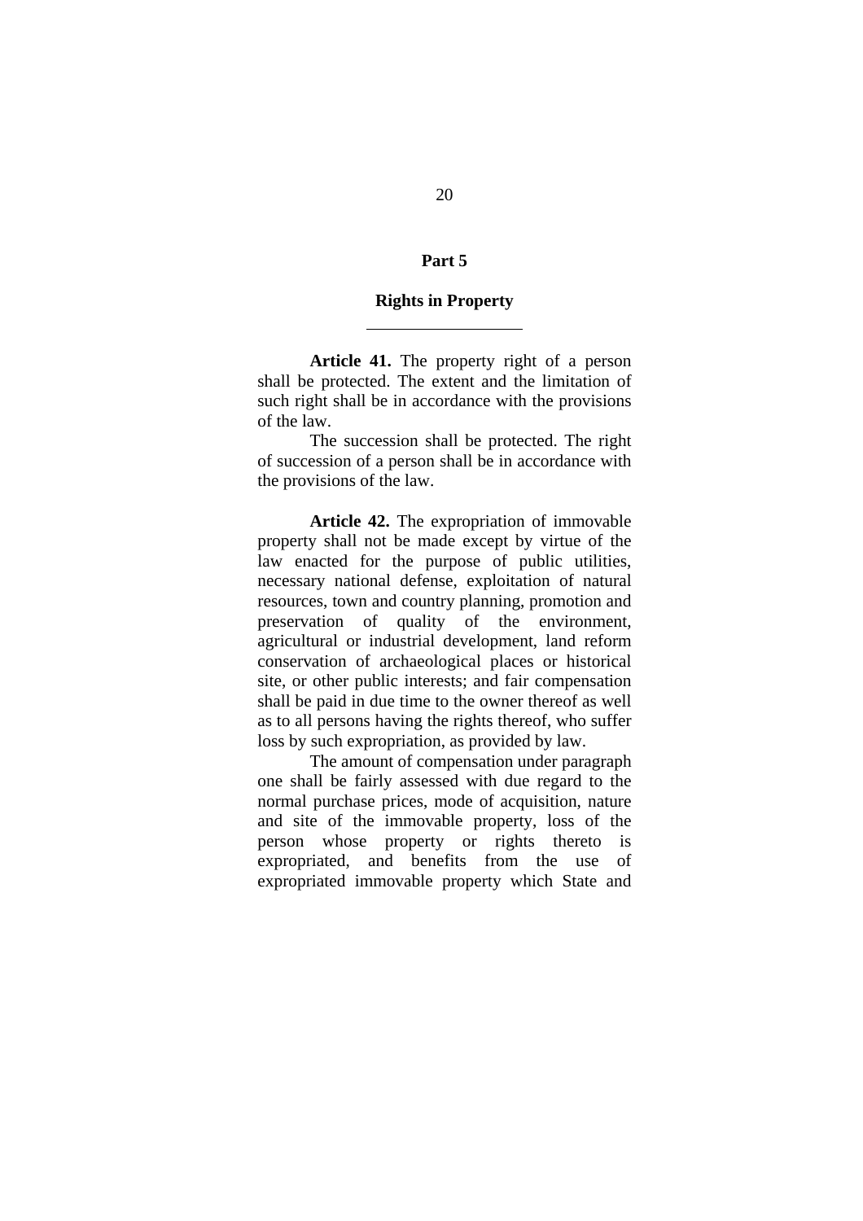## Part 5

## Rights in Property

**Article 41.** The property right of a person shall be protected. The extent and the limitation of such right shall be in accordance with the provisions of the law.

The succession shall be protected. The right of succession of a person shall be in accordance with the provisions of the law.

**Article 42.** The expropriation of immovable property shall not be made except by virtue of the law enacted for the purpose of public utilities, necessary national defense, exploitation of natural resources, town and country planning, promotion and preservation of quality of the environment, agricultural or industrial development, land reform conservation of archaeological places or historical site, or other public interests; and fair compensation shall be paid in due time to the owner thereof as well as to all persons having the rights thereof, who suffer loss by such expropriation, as provided by law.

The amount of compensation under paragraph one shall be fairly assessed with due regard to the normal purchase prices, mode of acquisition, nature and site of the immovable property, loss of the person whose property or rights thereto is expropriated, and benefits from the use of expropriated immovable property which State and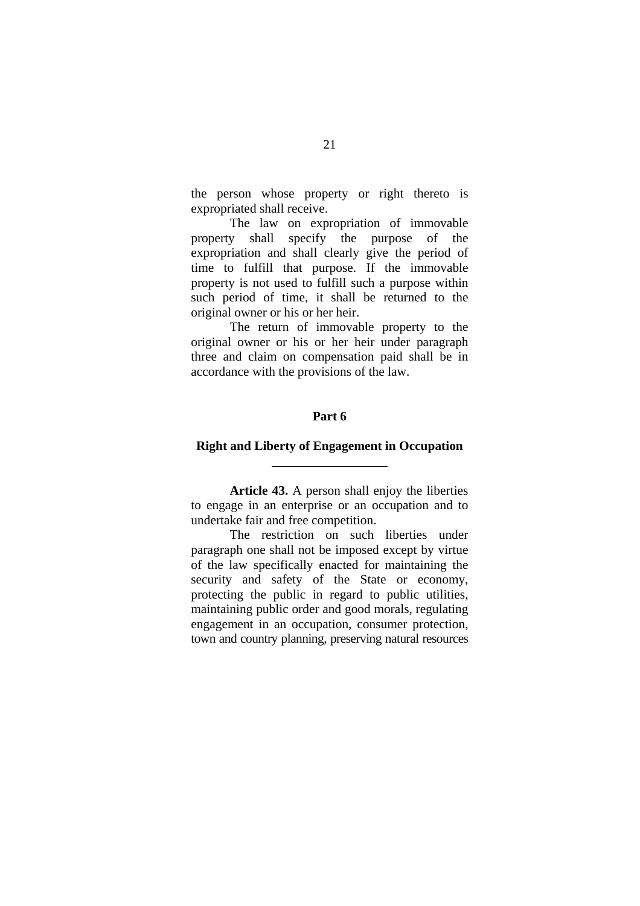the person whose property or right thereto is expropriated shall receive.

The law on expropriation of immovable property shall specify the purpose of the expropriation and shall clearly give the period of time to fulfill that purpose. If the immovable property is not used to fulfill such a purpose within such period of time, it shall be returned to the original owner or his or her heir.

The return of immovable property to the original owner or his or her heir under paragraph three and claim on compensation paid shall be in accordance with the provisions of the law.

## Part 6

## Right and Liberty of Engagement in Occupation

---

**Article 43.** A person shall enjoy the liberties to engage in an enterprise or an occupation and to undertake fair and free competition.

The restriction on such liberties under paragraph one shall not be imposed except by virtue of the law specifically enacted for maintaining the security and safety of the State or economy, protecting the public in regard to public utilities, maintaining public order and good morals, regulating engagement in an occupation, consumer protection, town and country planning, preserving natural resources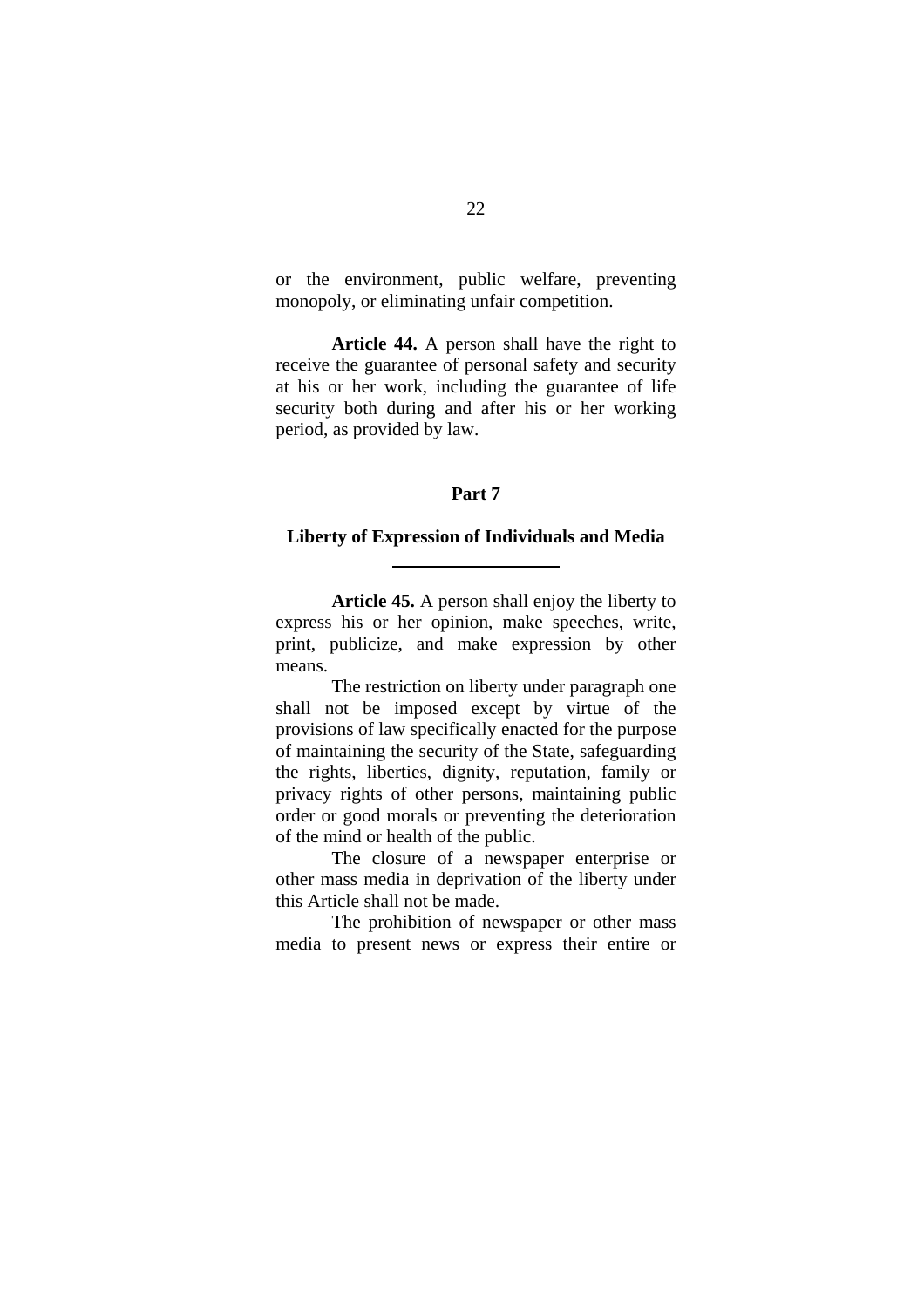or the environment, public welfare, preventing monopoly, or eliminating unfair competition.

**Article 44.** A person shall have the right to receive the guarantee of personal safety and security at his or her work, including the guarantee of life security both during and after his or her working period, as provided by law.

## Part 7

## Liberty of Expression of Individuals and Media

---

**Article 45.** A person shall enjoy the liberty to express his or her opinion, make speeches, write, print, publicize, and make expression by other means.

The restriction on liberty under paragraph one shall not be imposed except by virtue of the provisions of law specifically enacted for the purpose of maintaining the security of the State, safeguarding the rights, liberties, dignity, reputation, family or privacy rights of other persons, maintaining public order or good morals or preventing the deterioration of the mind or health of the public.

The closure of a newspaper enterprise or other mass media in deprivation of the liberty under this Article shall not be made.

The prohibition of newspaper or other mass media to present news or express their entire or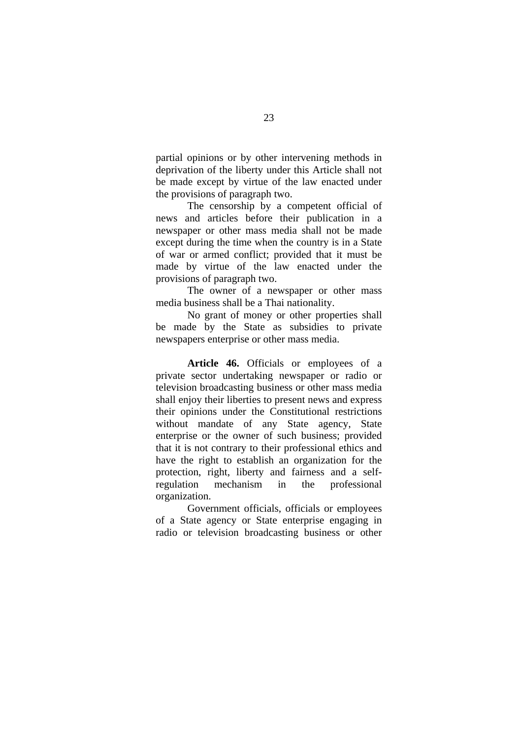partial opinions or by other intervening methods in deprivation of the liberty under this Article shall not be made except by virtue of the law enacted under the provisions of paragraph two.

The censorship by a competent official of news and articles before their publication in a newspaper or other mass media shall not be made except during the time when the country is in a State of war or armed conflict; provided that it must be made by virtue of the law enacted under the provisions of paragraph two.

The owner of a newspaper or other mass media business shall be a Thai nationality.

No grant of money or other properties shall be made by the State as subsidies to private newspapers enterprise or other mass media.

**Article 46.** Officials or employees of a private sector undertaking newspaper or radio or television broadcasting business or other mass media shall enjoy their liberties to present news and express their opinions under the Constitutional restrictions without mandate of any State agency, State enterprise or the owner of such business; provided that it is not contrary to their professional ethics and have the right to establish an organization for the protection, right, liberty and fairness and a self-regulation mechanism in the professional organization.

Government officials, officials or employees of a State agency or State enterprise engaging in radio or television broadcasting business or other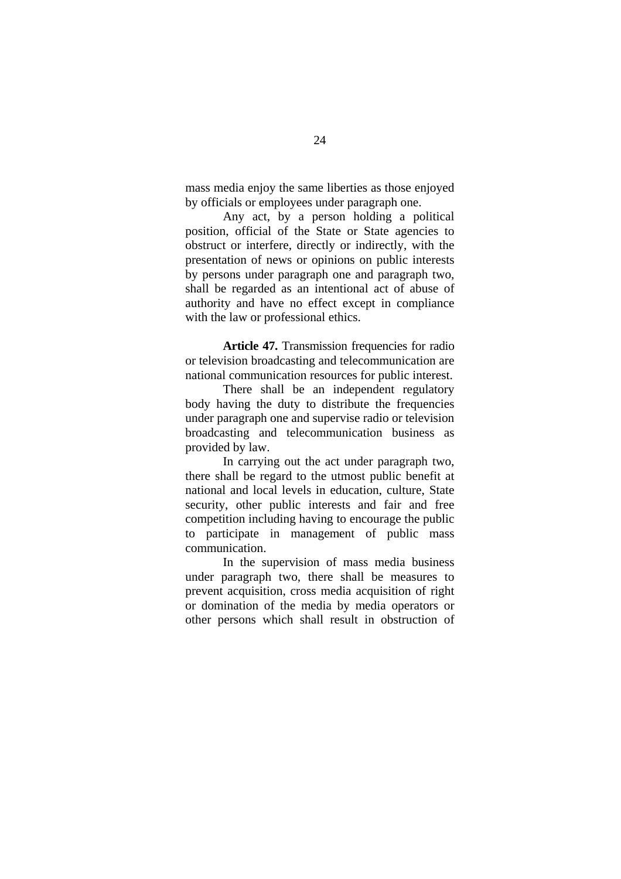mass media enjoy the same liberties as those enjoyed by officials or employees under paragraph one.

Any act, by a person holding a political position, official of the State or State agencies to obstruct or interfere, directly or indirectly, with the presentation of news or opinions on public interests by persons under paragraph one and paragraph two, shall be regarded as an intentional act of abuse of authority and have no effect except in compliance with the law or professional ethics.

**Article 47.** Transmission frequencies for radio or television broadcasting and telecommunication are national communication resources for public interest.

There shall be an independent regulatory body having the duty to distribute the frequencies under paragraph one and supervise radio or television broadcasting and telecommunication business as provided by law.

In carrying out the act under paragraph two, there shall be regard to the utmost public benefit at national and local levels in education, culture, State security, other public interests and fair and free competition including having to encourage the public to participate in management of public mass communication.

In the supervision of mass media business under paragraph two, there shall be measures to prevent acquisition, cross media acquisition of right or domination of the media by media operators or other persons which shall result in obstruction of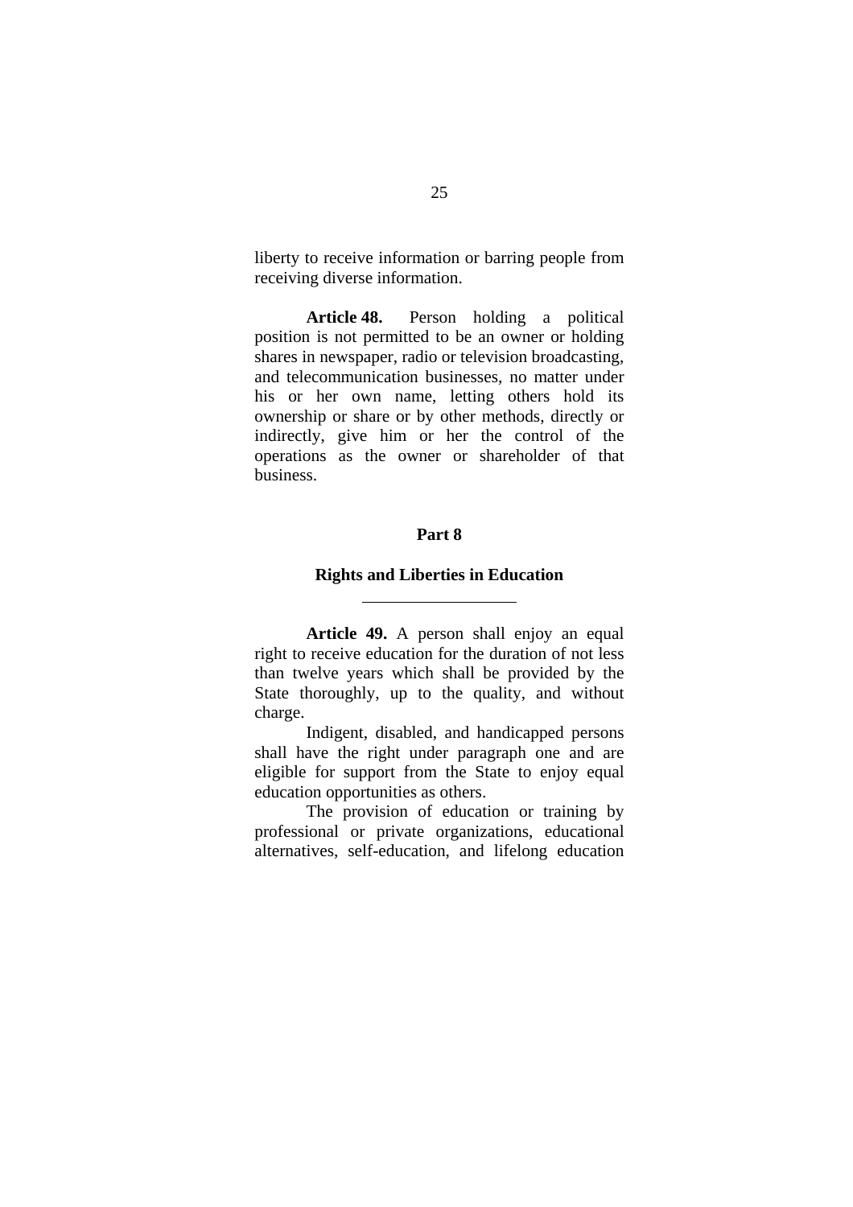liberty to receive information or barring people from receiving diverse information.

**Article 48.** Person holding a political position is not permitted to be an owner or holding shares in newspaper, radio or television broadcasting, and telecommunication businesses, no matter under his or her own name, letting others hold its ownership or share or by other methods, directly or indirectly, give him or her the control of the operations as the owner or shareholder of that business.

## Part 8

## Rights and Liberties in Education

**Article 49.** A person shall enjoy an equal right to receive education for the duration of not less than twelve years which shall be provided by the State thoroughly, up to the quality, and without charge.

Indigent, disabled, and handicapped persons shall have the right under paragraph one and are eligible for support from the State to enjoy equal education opportunities as others.

The provision of education or training by professional or private organizations, educational alternatives, self-education, and lifelong education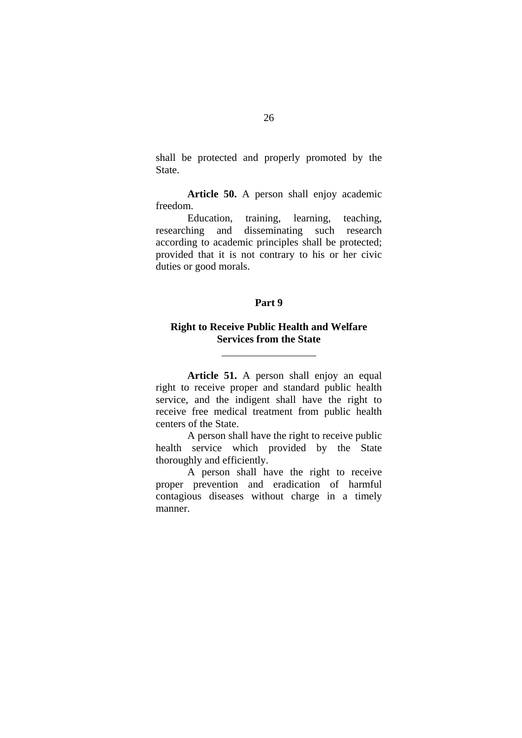shall be protected and properly promoted by the State.

**Article 50.** A person shall enjoy academic freedom.

Education, training, learning, teaching, researching and disseminating such research according to academic principles shall be protected; provided that it is not contrary to his or her civic duties or good morals.

## Part 9

## Right to Receive Public Health and Welfare Services from the State

---

**Article 51.** A person shall enjoy an equal right to receive proper and standard public health service, and the indigent shall have the right to receive free medical treatment from public health centers of the State.

A person shall have the right to receive public health service which provided by the State thoroughly and efficiently.

A person shall have the right to receive proper prevention and eradication of harmful contagious diseases without charge in a timely manner.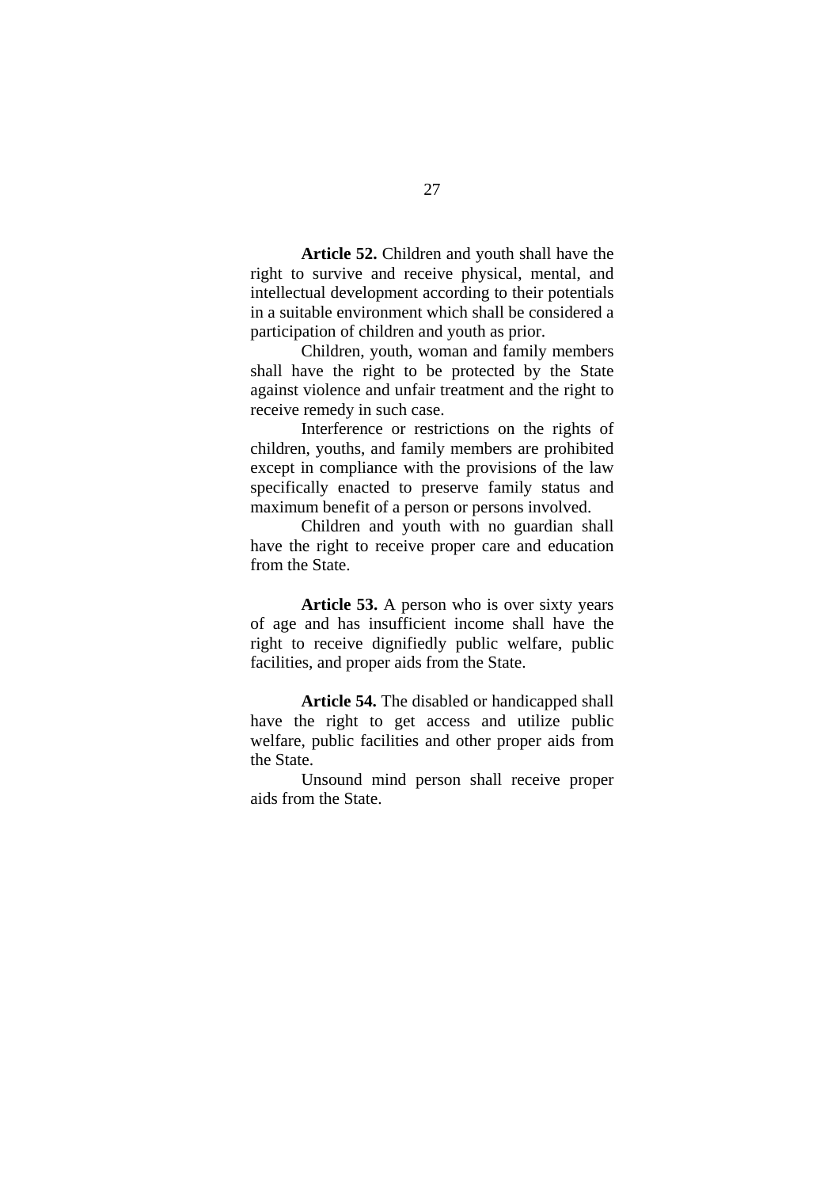**Article 52.** Children and youth shall have the right to survive and receive physical, mental, and intellectual development according to their potentials in a suitable environment which shall be considered a participation of children and youth as prior.

Children, youth, woman and family members shall have the right to be protected by the State against violence and unfair treatment and the right to receive remedy in such case.

Interference or restrictions on the rights of children, youths, and family members are prohibited except in compliance with the provisions of the law specifically enacted to preserve family status and maximum benefit of a person or persons involved.

Children and youth with no guardian shall have the right to receive proper care and education from the State.

**Article 53.** A person who is over sixty years of age and has insufficient income shall have the right to receive dignifiedly public welfare, public facilities, and proper aids from the State.

**Article 54.** The disabled or handicapped shall have the right to get access and utilize public welfare, public facilities and other proper aids from the State.

Unsound mind person shall receive proper aids from the State.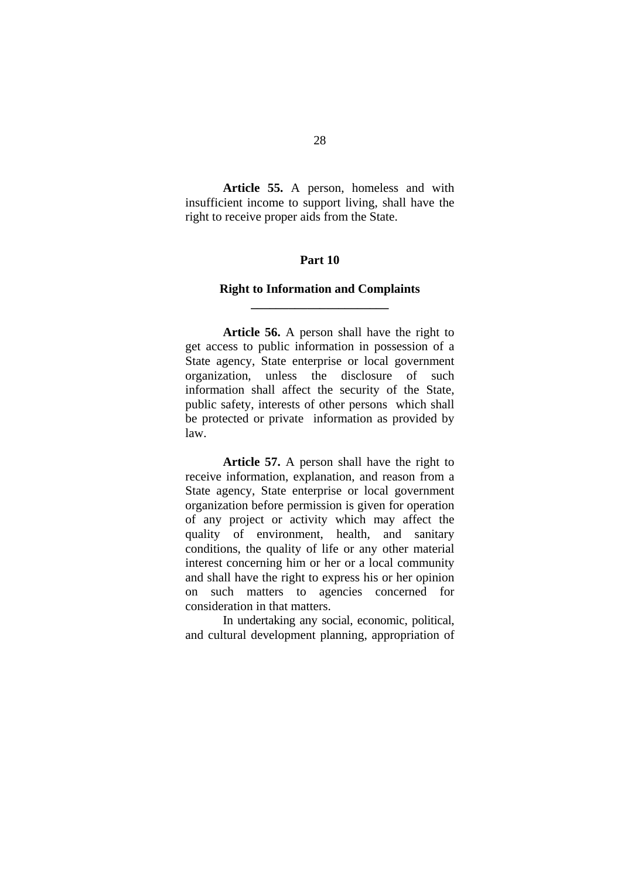**Article 55.** A person, homeless and with insufficient income to support living, shall have the right to receive proper aids from the State.

## Part 10

## Right to Information and Complaints

**Article 56.** A person shall have the right to get access to public information in possession of a State agency, State enterprise or local government organization, unless the disclosure of such information shall affect the security of the State, public safety, interests of other persons which shall be protected or private information as provided by law.

**Article 57.** A person shall have the right to receive information, explanation, and reason from a State agency, State enterprise or local government organization before permission is given for operation of any project or activity which may affect the quality of environment, health, and sanitary conditions, the quality of life or any other material interest concerning him or her or a local community and shall have the right to express his or her opinion on such matters to agencies concerned for consideration in that matters.

In undertaking any social, economic, political, and cultural development planning, appropriation of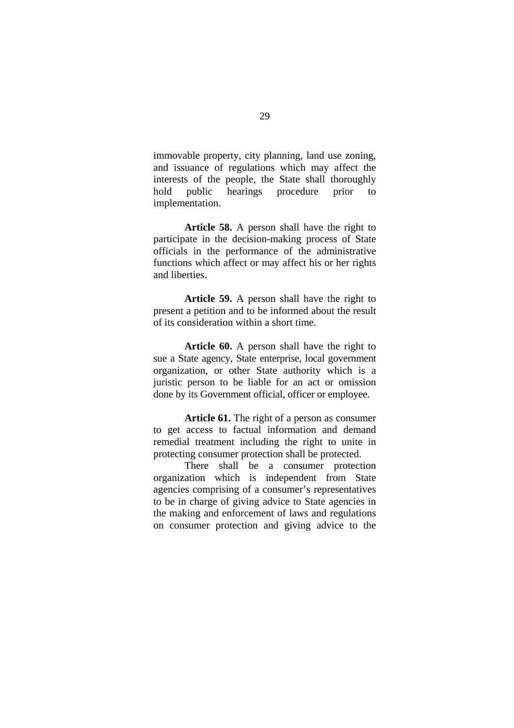immovable property, city planning, land use zoning, and issuance of regulations which may affect the interests of the people, the State shall thoroughly hold public hearings procedure prior to implementation.

**Article 58.** A person shall have the right to participate in the decision-making process of State officials in the performance of the administrative functions which affect or may affect his or her rights and liberties.

**Article 59.** A person shall have the right to present a petition and to be informed about the result of its consideration within a short time.

**Article 60.** A person shall have the right to sue a State agency, State enterprise, local government organization, or other State authority which is a juristic person to be liable for an act or omission done by its Government official, officer or employee.

**Article 61.** The right of a person as consumer to get access to factual information and demand remedial treatment including the right to unite in protecting consumer protection shall be protected.

There shall be a consumer protection organization which is independent from State agencies comprising of a consumer's representatives to be in charge of giving advice to State agencies in the making and enforcement of laws and regulations on consumer protection and giving advice to the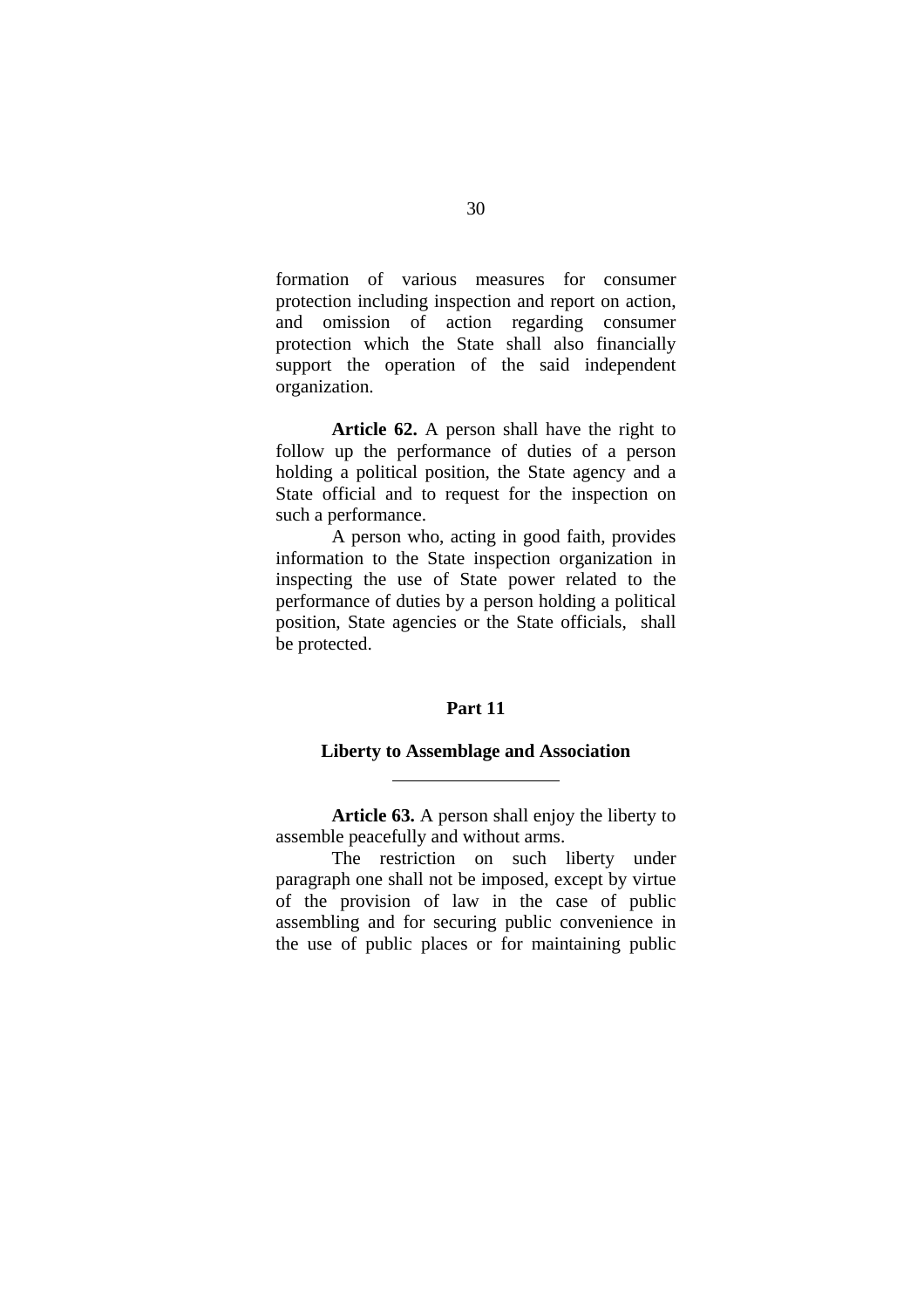formation of various measures for consumer protection including inspection and report on action, and omission of action regarding consumer protection which the State shall also financially support the operation of the said independent organization.

**Article 62.** A person shall have the right to follow up the performance of duties of a person holding a political position, the State agency and a State official and to request for the inspection on such a performance.

A person who, acting in good faith, provides information to the State inspection organization in inspecting the use of State power related to the performance of duties by a person holding a political position, State agencies or the State officials, shall be protected.

## Part 11

## Liberty to Assemblage and Association

---

**Article 63.** A person shall enjoy the liberty to assemble peacefully and without arms.

The restriction on such liberty under paragraph one shall not be imposed, except by virtue of the provision of law in the case of public assembling and for securing public convenience in the use of public places or for maintaining public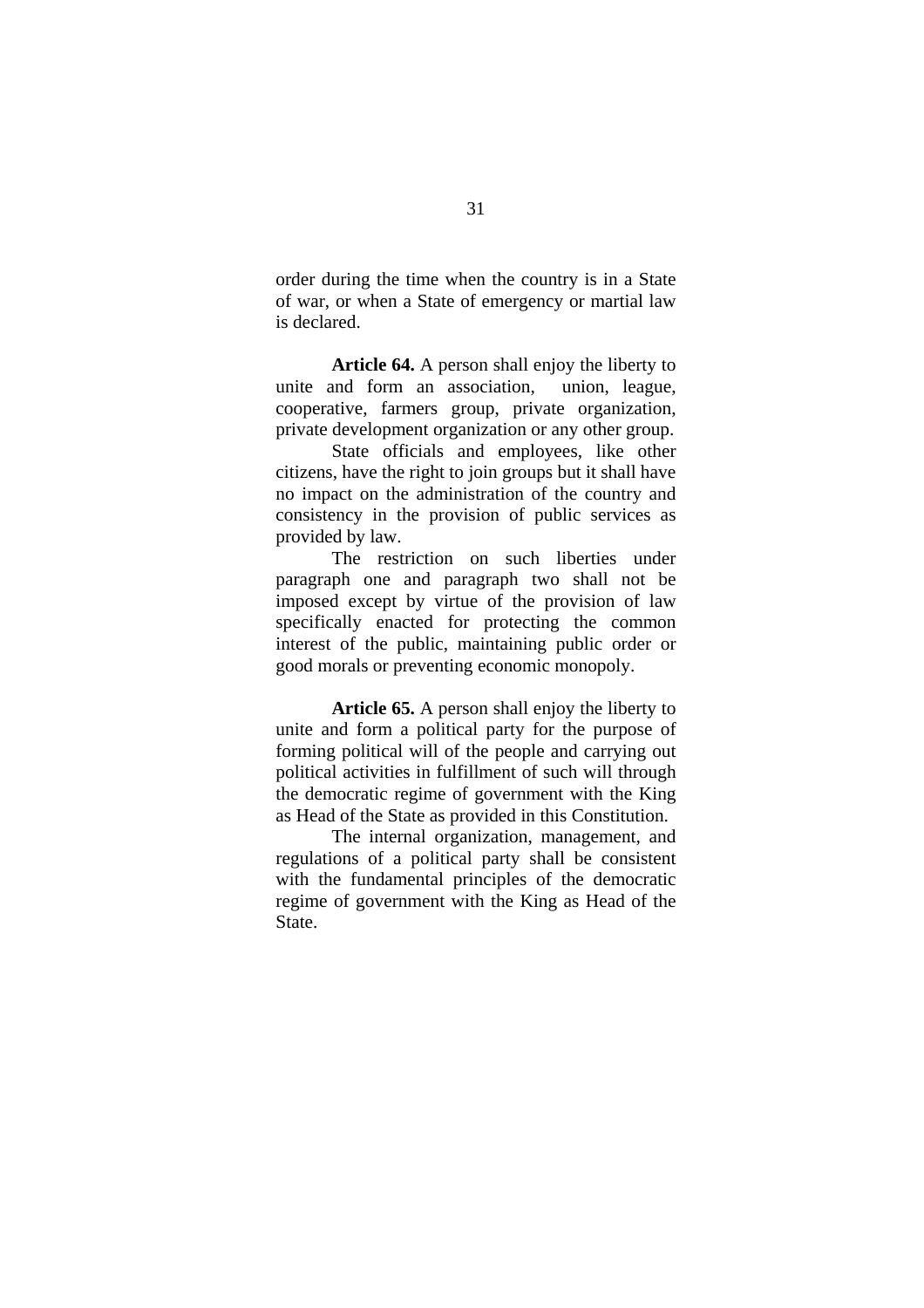order during the time when the country is in a State of war, or when a State of emergency or martial law is declared.

**Article 64.** A person shall enjoy the liberty to unite and form an association, union, league, cooperative, farmers group, private organization, private development organization or any other group.

State officials and employees, like other citizens, have the right to join groups but it shall have no impact on the administration of the country and consistency in the provision of public services as provided by law.

The restriction on such liberties under paragraph one and paragraph two shall not be imposed except by virtue of the provision of law specifically enacted for protecting the common interest of the public, maintaining public order or good morals or preventing economic monopoly.

**Article 65.** A person shall enjoy the liberty to unite and form a political party for the purpose of forming political will of the people and carrying out political activities in fulfillment of such will through the democratic regime of government with the King as Head of the State as provided in this Constitution.

The internal organization, management, and regulations of a political party shall be consistent with the fundamental principles of the democratic regime of government with the King as Head of the State.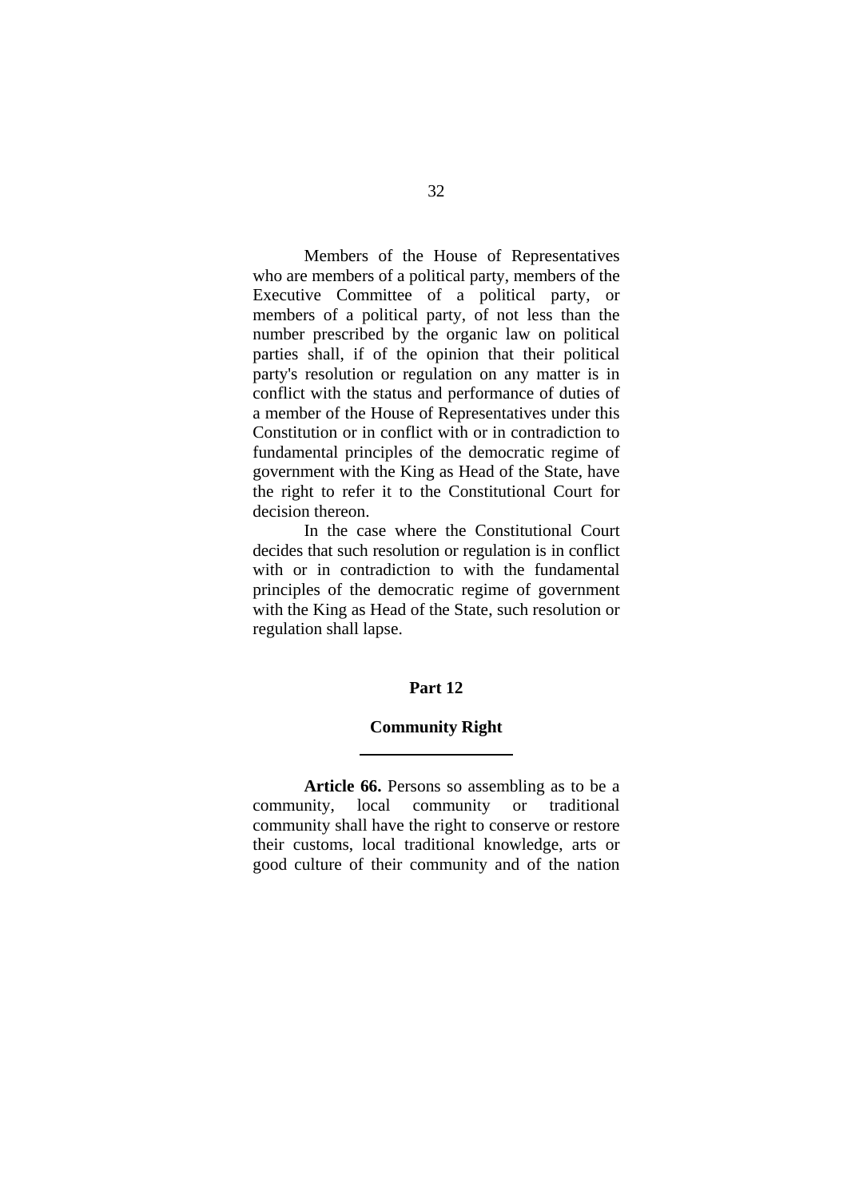Members of the House of Representatives who are members of a political party, members of the Executive Committee of a political party, or members of a political party, of not less than the number prescribed by the organic law on political parties shall, if of the opinion that their political party's resolution or regulation on any matter is in conflict with the status and performance of duties of a member of the House of Representatives under this Constitution or in conflict with or in contradiction to fundamental principles of the democratic regime of government with the King as Head of the State, have the right to refer it to the Constitutional Court for decision thereon.

In the case where the Constitutional Court decides that such resolution or regulation is in conflict with or in contradiction to with the fundamental principles of the democratic regime of government with the King as Head of the State, such resolution or regulation shall lapse.

## Part 12

## Community Right

**Article 66.** Persons so assembling as to be a community, local community or traditional community shall have the right to conserve or restore their customs, local traditional knowledge, arts or good culture of their community and of the nation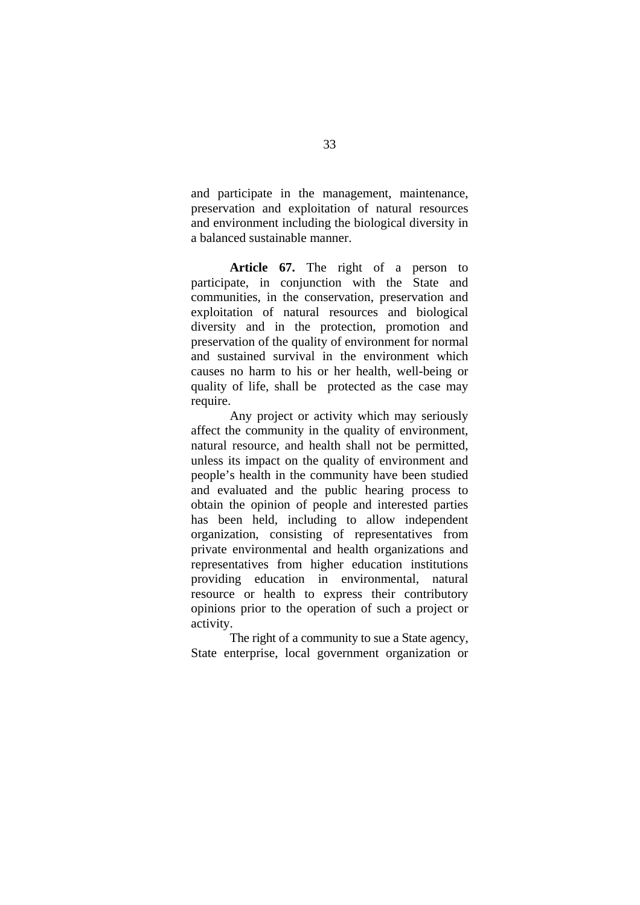and participate in the management, maintenance, preservation and exploitation of natural resources and environment including the biological diversity in a balanced sustainable manner.

**Article 67.** The right of a person to participate, in conjunction with the State and communities, in the conservation, preservation and exploitation of natural resources and biological diversity and in the protection, promotion and preservation of the quality of environment for normal and sustained survival in the environment which causes no harm to his or her health, well-being or quality of life, shall be protected as the case may require.

Any project or activity which may seriously affect the community in the quality of environment, natural resource, and health shall not be permitted, unless its impact on the quality of environment and people's health in the community have been studied and evaluated and the public hearing process to obtain the opinion of people and interested parties has been held, including to allow independent organization, consisting of representatives from private environmental and health organizations and representatives from higher education institutions providing education in environmental, natural resource or health to express their contributory opinions prior to the operation of such a project or activity.

The right of a community to sue a State agency, State enterprise, local government organization or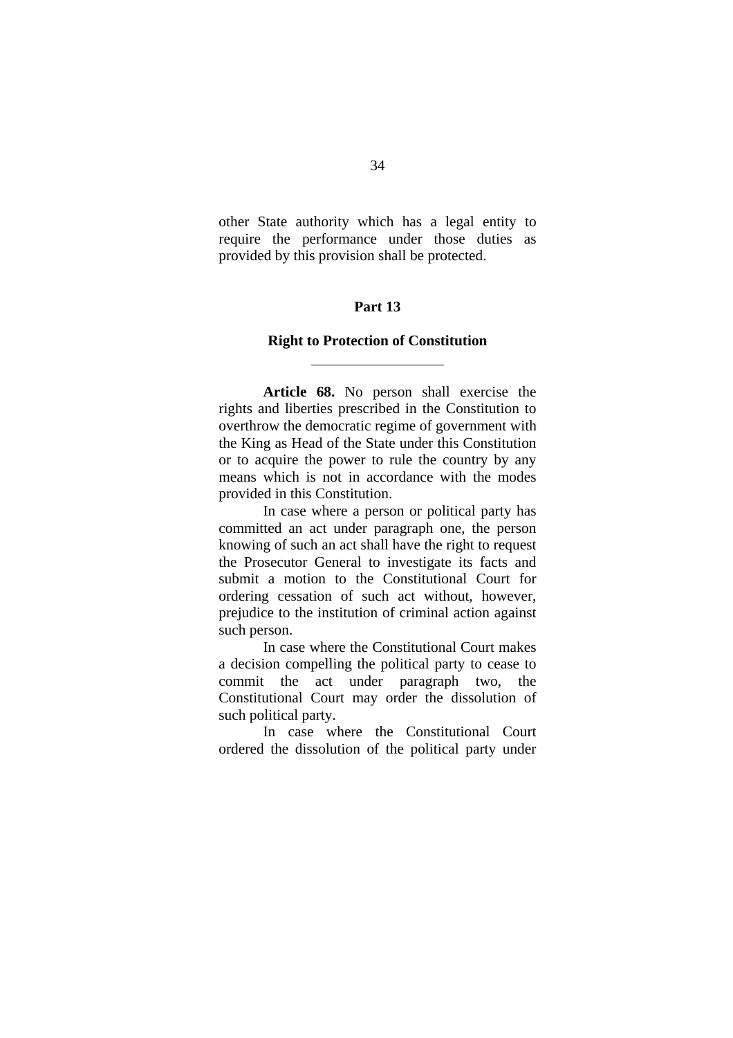other State authority which has a legal entity to require the performance under those duties as provided by this provision shall be protected.

## Part 13

## Right to Protection of Constitution

---

**Article 68.** No person shall exercise the rights and liberties prescribed in the Constitution to overthrow the democratic regime of government with the King as Head of the State under this Constitution or to acquire the power to rule the country by any means which is not in accordance with the modes provided in this Constitution.

In case where a person or political party has committed an act under paragraph one, the person knowing of such an act shall have the right to request the Prosecutor General to investigate its facts and submit a motion to the Constitutional Court for ordering cessation of such act without, however, prejudice to the institution of criminal action against such person.

In case where the Constitutional Court makes a decision compelling the political party to cease to commit the act under paragraph two, the Constitutional Court may order the dissolution of such political party.

In case where the Constitutional Court ordered the dissolution of the political party under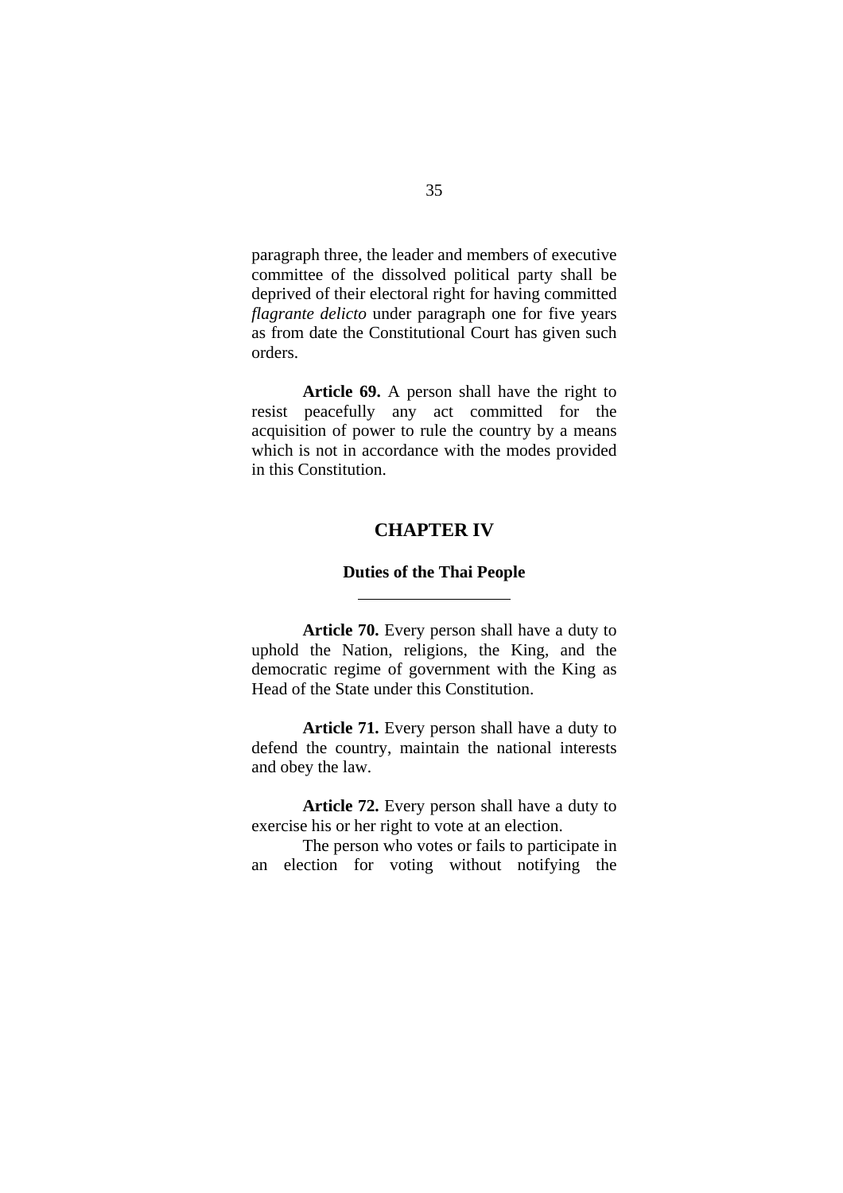paragraph three, the leader and members of executive committee of the dissolved political party shall be deprived of their electoral right for having committed *flagrante delicto* under paragraph one for five years as from date the Constitutional Court has given such orders.

**Article 69.** A person shall have the right to resist peacefully any act committed for the acquisition of power to rule the country by a means which is not in accordance with the modes provided in this Constitution.

## CHAPTER IV

### Duties of the Thai People

---

**Article 70.** Every person shall have a duty to uphold the Nation, religions, the King, and the democratic regime of government with the King as Head of the State under this Constitution.

**Article 71.** Every person shall have a duty to defend the country, maintain the national interests and obey the law.

**Article 72.** Every person shall have a duty to exercise his or her right to vote at an election.

The person who votes or fails to participate in an election for voting without notifying the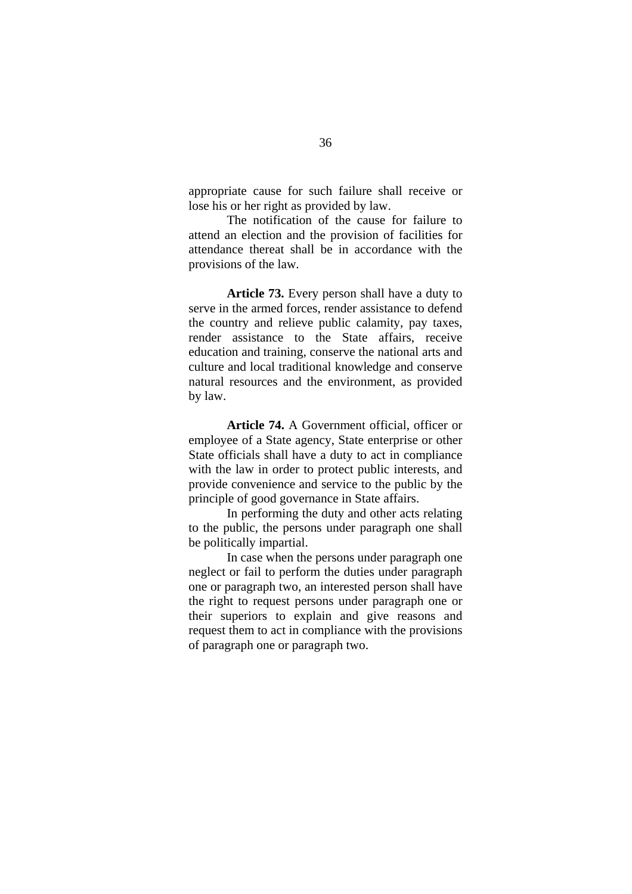appropriate cause for such failure shall receive or lose his or her right as provided by law.

The notification of the cause for failure to attend an election and the provision of facilities for attendance thereat shall be in accordance with the provisions of the law.

**Article 73.** Every person shall have a duty to serve in the armed forces, render assistance to defend the country and relieve public calamity, pay taxes, render assistance to the State affairs, receive education and training, conserve the national arts and culture and local traditional knowledge and conserve natural resources and the environment, as provided by law.

**Article 74.** A Government official, officer or employee of a State agency, State enterprise or other State officials shall have a duty to act in compliance with the law in order to protect public interests, and provide convenience and service to the public by the principle of good governance in State affairs.

In performing the duty and other acts relating to the public, the persons under paragraph one shall be politically impartial.

In case when the persons under paragraph one neglect or fail to perform the duties under paragraph one or paragraph two, an interested person shall have the right to request persons under paragraph one or their superiors to explain and give reasons and request them to act in compliance with the provisions of paragraph one or paragraph two.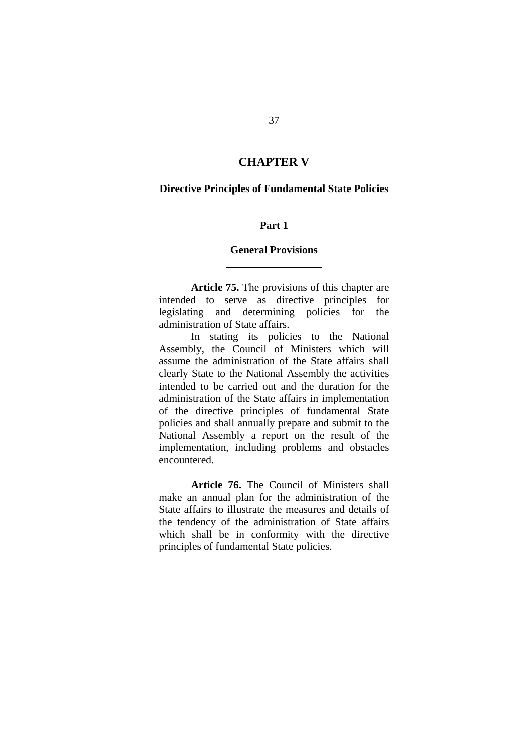# CHAPTER V

## Directive Principles of Fundamental State Policies

---

### Part 1

### General Provisions

---

**Article 75.** The provisions of this chapter are intended to serve as directive principles for legislating and determining policies for the administration of State affairs.

In stating its policies to the National Assembly, the Council of Ministers which will assume the administration of the State affairs shall clearly State to the National Assembly the activities intended to be carried out and the duration for the administration of the State affairs in implementation of the directive principles of fundamental State policies and shall annually prepare and submit to the National Assembly a report on the result of the implementation, including problems and obstacles encountered.

**Article 76.** The Council of Ministers shall make an annual plan for the administration of the State affairs to illustrate the measures and details of the tendency of the administration of State affairs which shall be in conformity with the directive principles of fundamental State policies.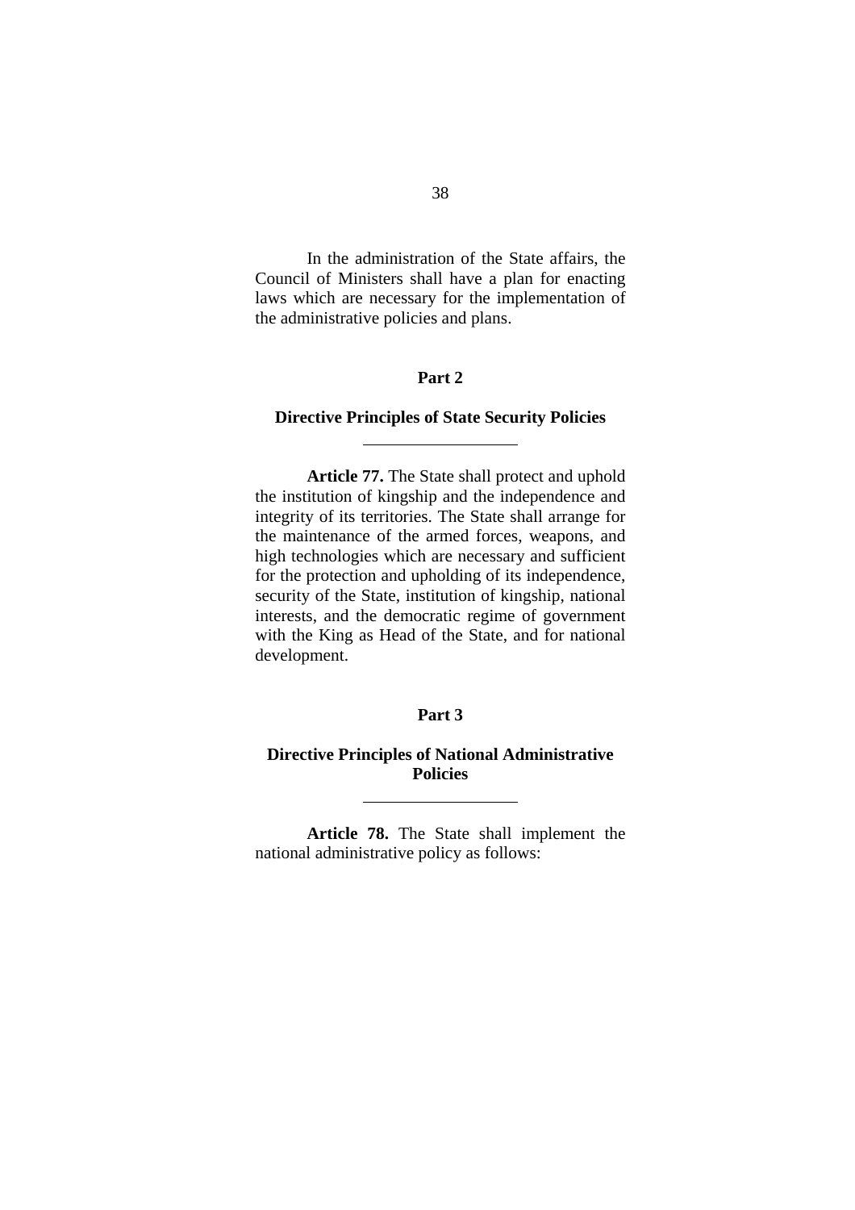In the administration of the State affairs, the Council of Ministers shall have a plan for enacting laws which are necessary for the implementation of the administrative policies and plans.

## Part 2

## Directive Principles of State Security Policies

---

**Article 77.** The State shall protect and uphold the institution of kingship and the independence and integrity of its territories. The State shall arrange for the maintenance of the armed forces, weapons, and high technologies which are necessary and sufficient for the protection and upholding of its independence, security of the State, institution of kingship, national interests, and the democratic regime of government with the King as Head of the State, and for national development.

## Part 3

## Directive Principles of National Administrative Policies

---

**Article 78.** The State shall implement the national administrative policy as follows: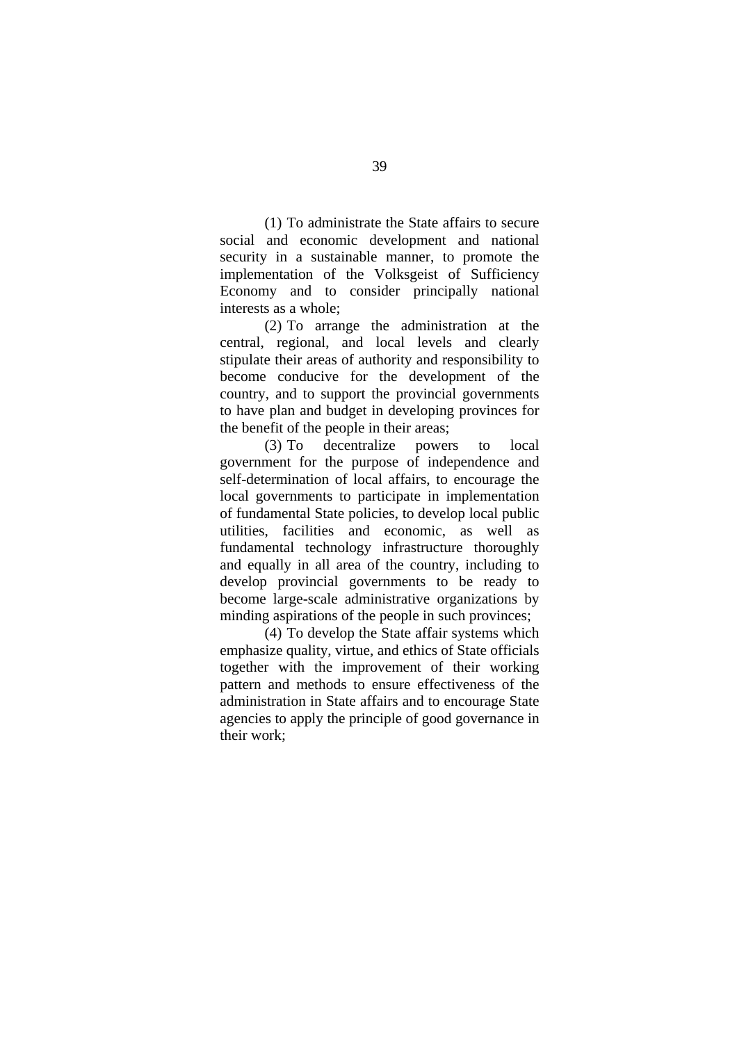(1) To administrate the State affairs to secure social and economic development and national security in a sustainable manner, to promote the implementation of the Volksgeist of Sufficiency Economy and to consider principally national interests as a whole;

(2) To arrange the administration at the central, regional, and local levels and clearly stipulate their areas of authority and responsibility to become conducive for the development of the country, and to support the provincial governments to have plan and budget in developing provinces for the benefit of the people in their areas;

(3) To decentralize powers to local government for the purpose of independence and self-determination of local affairs, to encourage the local governments to participate in implementation of fundamental State policies, to develop local public utilities, facilities and economic, as well as fundamental technology infrastructure thoroughly and equally in all area of the country, including to develop provincial governments to be ready to become large-scale administrative organizations by minding aspirations of the people in such provinces;

(4) To develop the State affair systems which emphasize quality, virtue, and ethics of State officials together with the improvement of their working pattern and methods to ensure effectiveness of the administration in State affairs and to encourage State agencies to apply the principle of good governance in their work;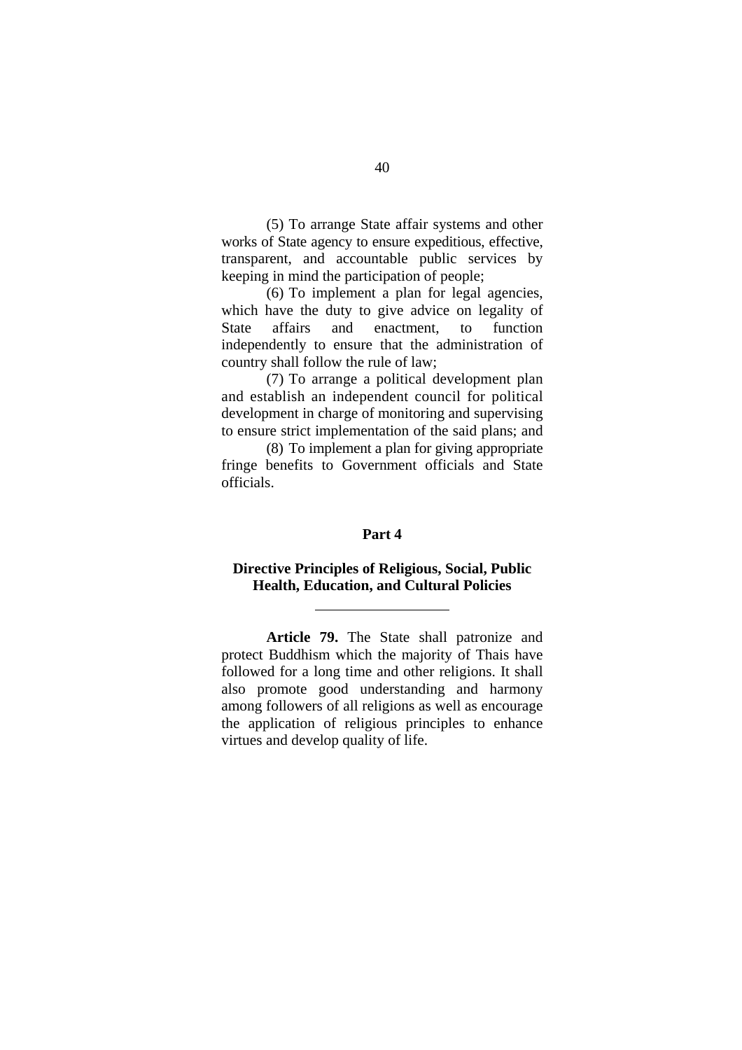(5) To arrange State affair systems and other works of State agency to ensure expeditious, effective, transparent, and accountable public services by keeping in mind the participation of people;

(6) To implement a plan for legal agencies, which have the duty to give advice on legality of State affairs and enactment, to function independently to ensure that the administration of country shall follow the rule of law;

(7) To arrange a political development plan and establish an independent council for political development in charge of monitoring and supervising to ensure strict implementation of the said plans; and

(8) To implement a plan for giving appropriate fringe benefits to Government officials and State officials.

## Part 4

## Directive Principles of Religious, Social, Public Health, Education, and Cultural Policies

---

**Article 79.** The State shall patronize and protect Buddhism which the majority of Thais have followed for a long time and other religions. It shall also promote good understanding and harmony among followers of all religions as well as encourage the application of religious principles to enhance virtues and develop quality of life.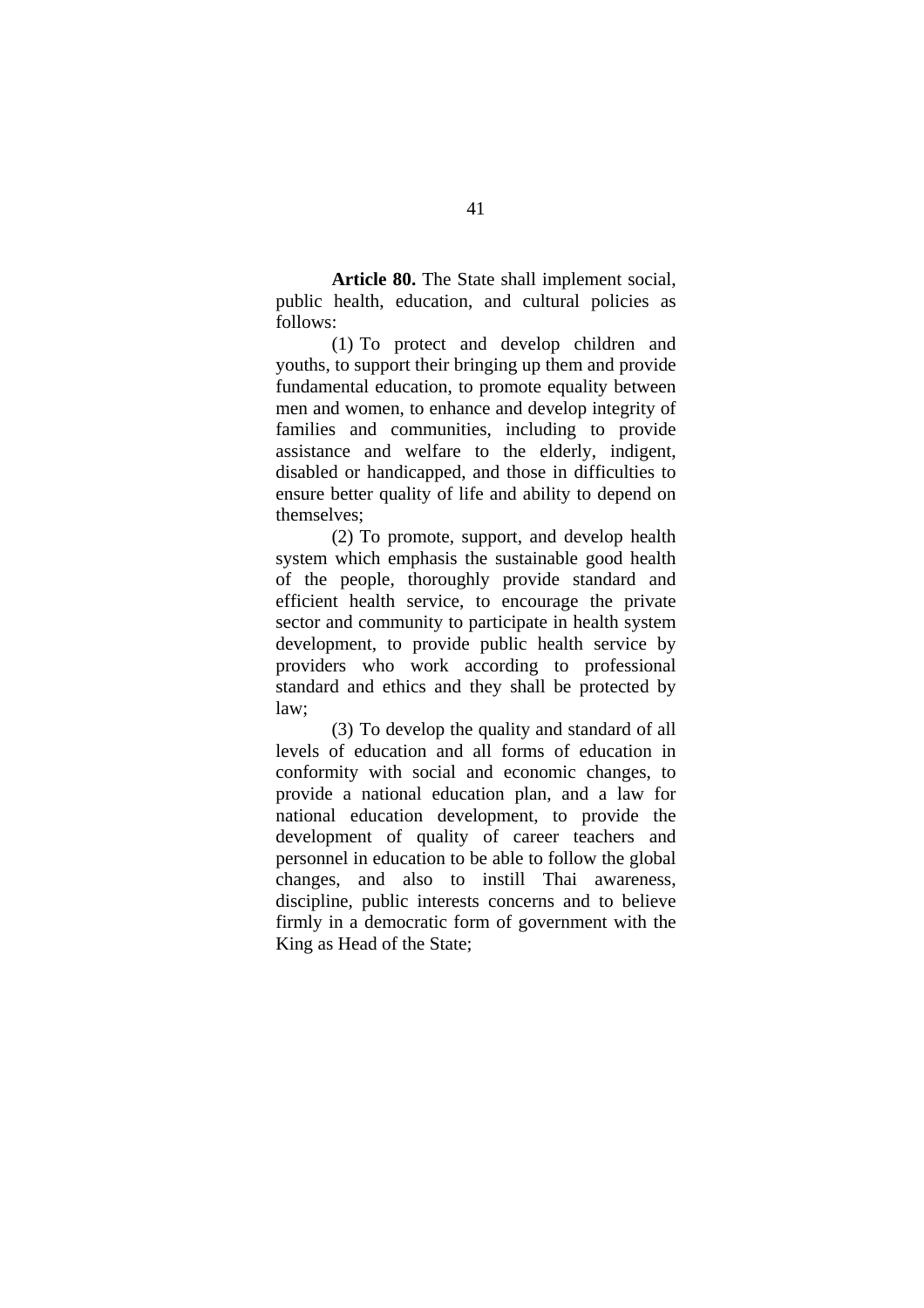**Article 80.** The State shall implement social, public health, education, and cultural policies as follows:

(1) To protect and develop children and youths, to support their bringing up them and provide fundamental education, to promote equality between men and women, to enhance and develop integrity of families and communities, including to provide assistance and welfare to the elderly, indigent, disabled or handicapped, and those in difficulties to ensure better quality of life and ability to depend on themselves;

(2) To promote, support, and develop health system which emphasis the sustainable good health of the people, thoroughly provide standard and efficient health service, to encourage the private sector and community to participate in health system development, to provide public health service by providers who work according to professional standard and ethics and they shall be protected by law;

(3) To develop the quality and standard of all levels of education and all forms of education in conformity with social and economic changes, to provide a national education plan, and a law for national education development, to provide the development of quality of career teachers and personnel in education to be able to follow the global changes, and also to instill Thai awareness, discipline, public interests concerns and to believe firmly in a democratic form of government with the King as Head of the State;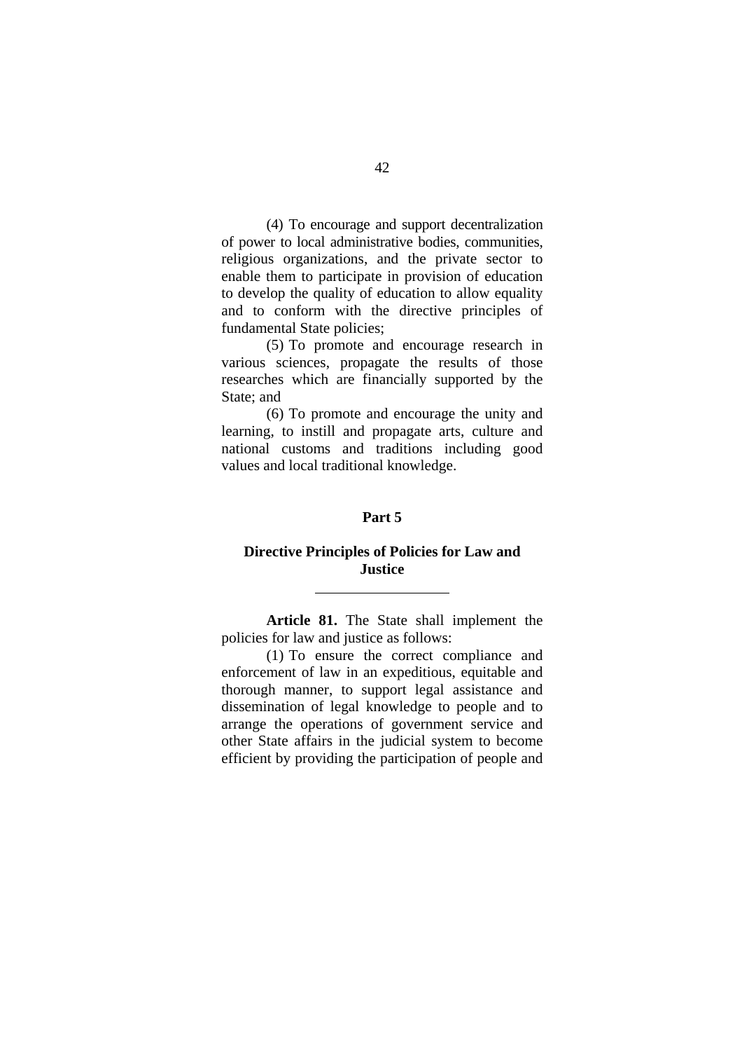(4) To encourage and support decentralization of power to local administrative bodies, communities, religious organizations, and the private sector to enable them to participate in provision of education to develop the quality of education to allow equality and to conform with the directive principles of fundamental State policies;

(5) To promote and encourage research in various sciences, propagate the results of those researches which are financially supported by the State; and

(6) To promote and encourage the unity and learning, to instill and propagate arts, culture and national customs and traditions including good values and local traditional knowledge.

## Part 5

## Directive Principles of Policies for Law and Justice

---

**Article 81.** The State shall implement the policies for law and justice as follows:

(1) To ensure the correct compliance and enforcement of law in an expeditious, equitable and thorough manner, to support legal assistance and dissemination of legal knowledge to people and to arrange the operations of government service and other State affairs in the judicial system to become efficient by providing the participation of people and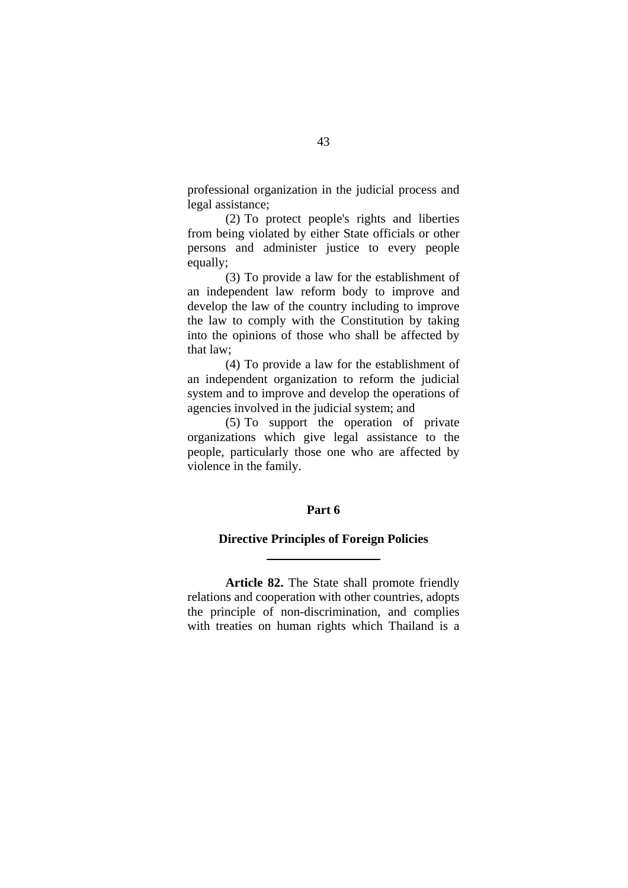professional organization in the judicial process and legal assistance;

(2) To protect people's rights and liberties from being violated by either State officials or other persons and administer justice to every people equally;

(3) To provide a law for the establishment of an independent law reform body to improve and develop the law of the country including to improve the law to comply with the Constitution by taking into the opinions of those who shall be affected by that law;

(4) To provide a law for the establishment of an independent organization to reform the judicial system and to improve and develop the operations of agencies involved in the judicial system; and

(5) To support the operation of private organizations which give legal assistance to the people, particularly those one who are affected by violence in the family.

## Part 6

## Directive Principles of Foreign Policies

**Article 82.** The State shall promote friendly relations and cooperation with other countries, adopts the principle of non-discrimination, and complies with treaties on human rights which Thailand is a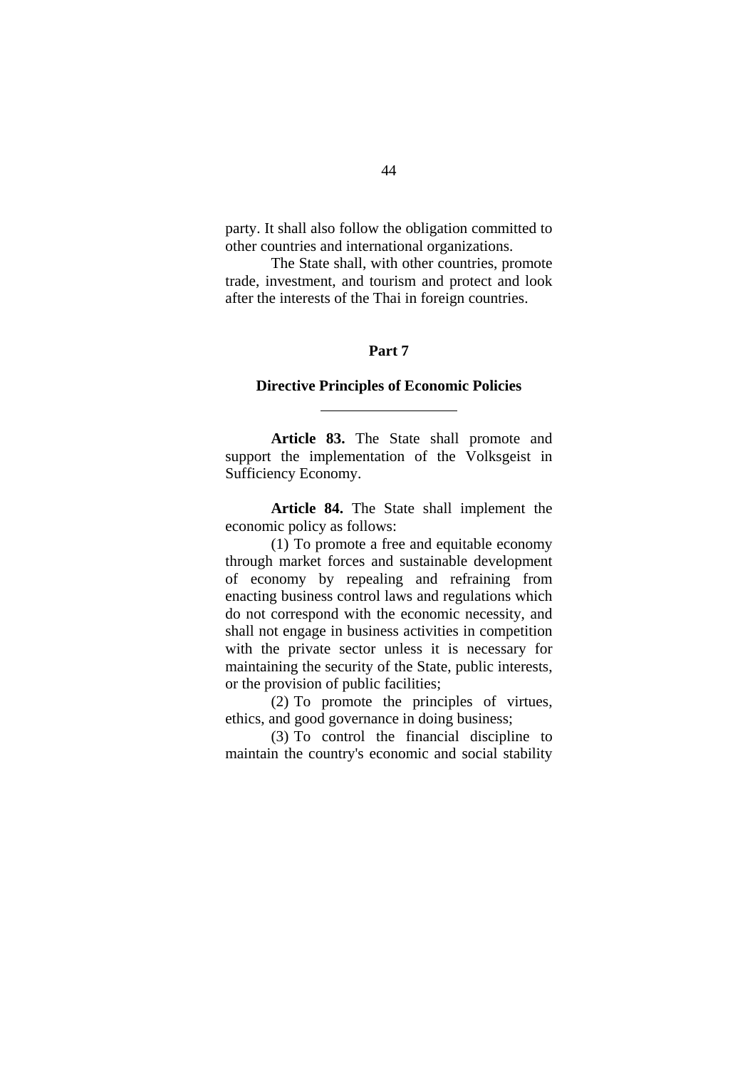party. It shall also follow the obligation committed to other countries and international organizations.

The State shall, with other countries, promote trade, investment, and tourism and protect and look after the interests of the Thai in foreign countries.

## Part 7

## Directive Principles of Economic Policies

---

**Article 83.** The State shall promote and support the implementation of the Volksgeist in Sufficiency Economy.

**Article 84.** The State shall implement the economic policy as follows:

(1) To promote a free and equitable economy through market forces and sustainable development of economy by repealing and refraining from enacting business control laws and regulations which do not correspond with the economic necessity, and shall not engage in business activities in competition with the private sector unless it is necessary for maintaining the security of the State, public interests, or the provision of public facilities;

(2) To promote the principles of virtues, ethics, and good governance in doing business;

(3) To control the financial discipline to maintain the country's economic and social stability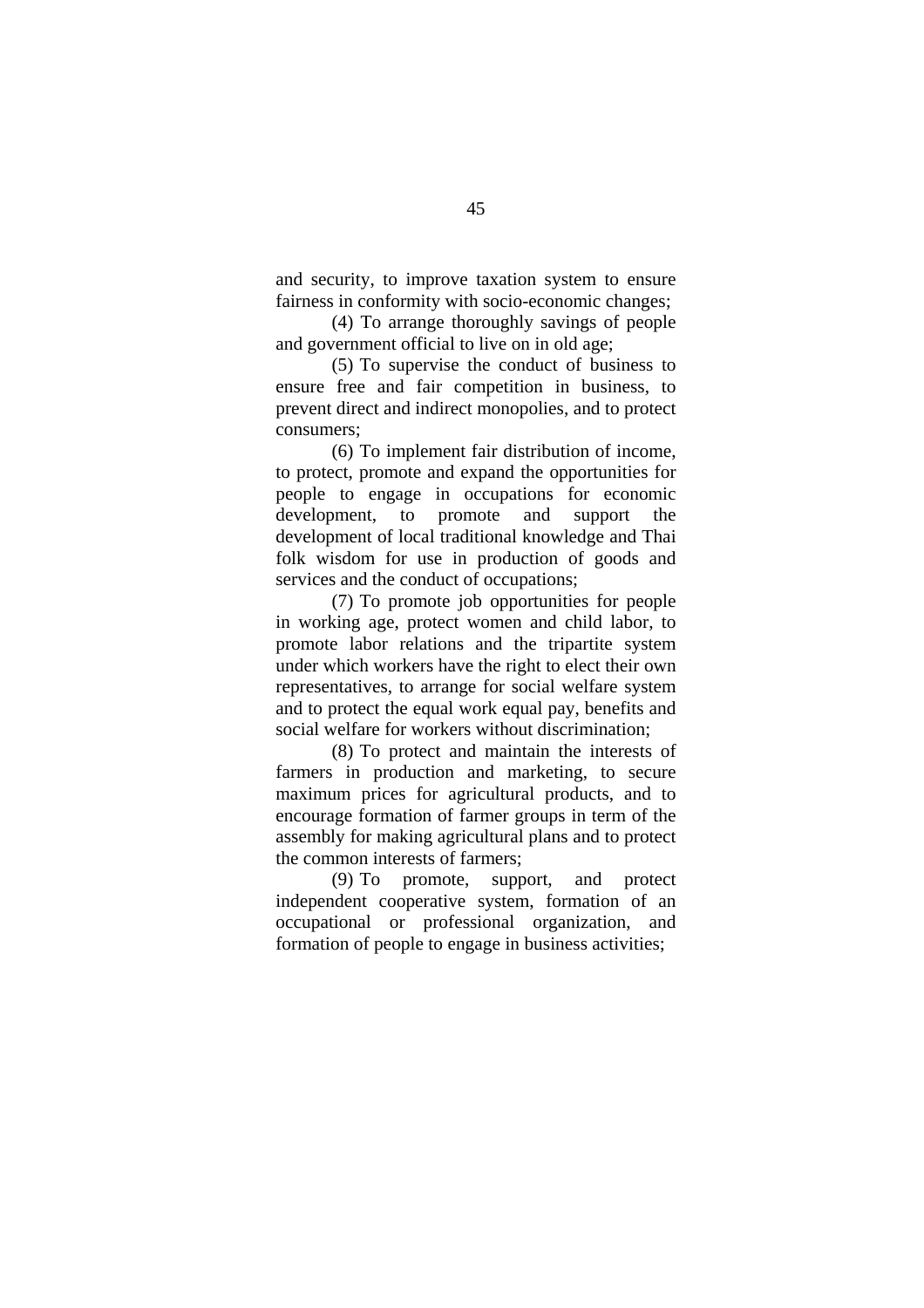and security, to improve taxation system to ensure fairness in conformity with socio-economic changes;

(4) To arrange thoroughly savings of people and government official to live on in old age;

(5) To supervise the conduct of business to ensure free and fair competition in business, to prevent direct and indirect monopolies, and to protect consumers;

(6) To implement fair distribution of income, to protect, promote and expand the opportunities for people to engage in occupations for economic development, to promote and support the development of local traditional knowledge and Thai folk wisdom for use in production of goods and services and the conduct of occupations;

(7) To promote job opportunities for people in working age, protect women and child labor, to promote labor relations and the tripartite system under which workers have the right to elect their own representatives, to arrange for social welfare system and to protect the equal work equal pay, benefits and social welfare for workers without discrimination;

(8) To protect and maintain the interests of farmers in production and marketing, to secure maximum prices for agricultural products, and to encourage formation of farmer groups in term of the assembly for making agricultural plans and to protect the common interests of farmers;

(9) To promote, support, and protect independent cooperative system, formation of an occupational or professional organization, and formation of people to engage in business activities;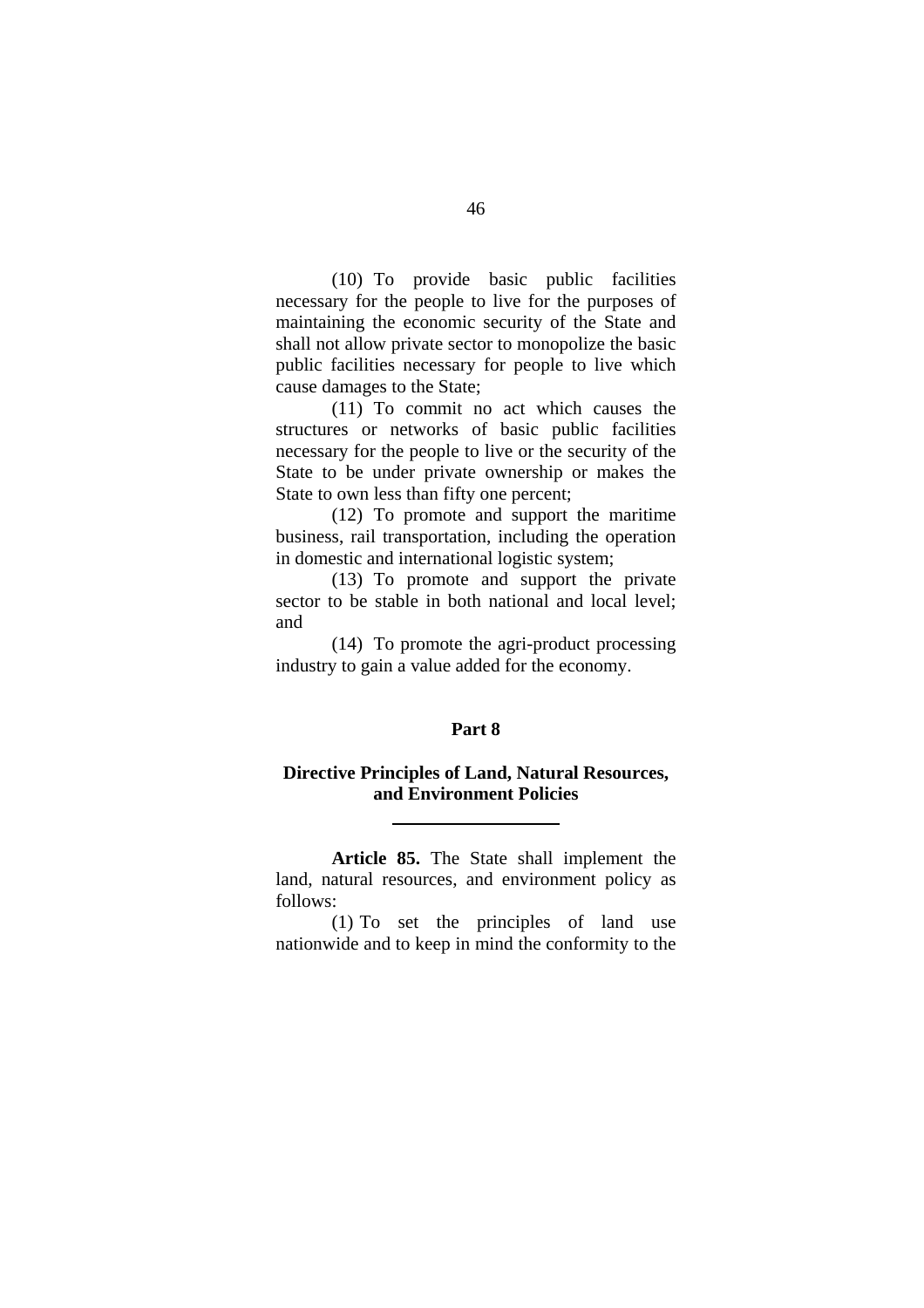(10) To provide basic public facilities necessary for the people to live for the purposes of maintaining the economic security of the State and shall not allow private sector to monopolize the basic public facilities necessary for people to live which cause damages to the State;

(11) To commit no act which causes the structures or networks of basic public facilities necessary for the people to live or the security of the State to be under private ownership or makes the State to own less than fifty one percent;

(12) To promote and support the maritime business, rail transportation, including the operation in domestic and international logistic system;

(13) To promote and support the private sector to be stable in both national and local level; and

(14) To promote the agri-product processing industry to gain a value added for the economy.

## Part 8

## Directive Principles of Land, Natural Resources, and Environment Policies

---

**Article 85.** The State shall implement the land, natural resources, and environment policy as follows:

(1) To set the principles of land use nationwide and to keep in mind the conformity to the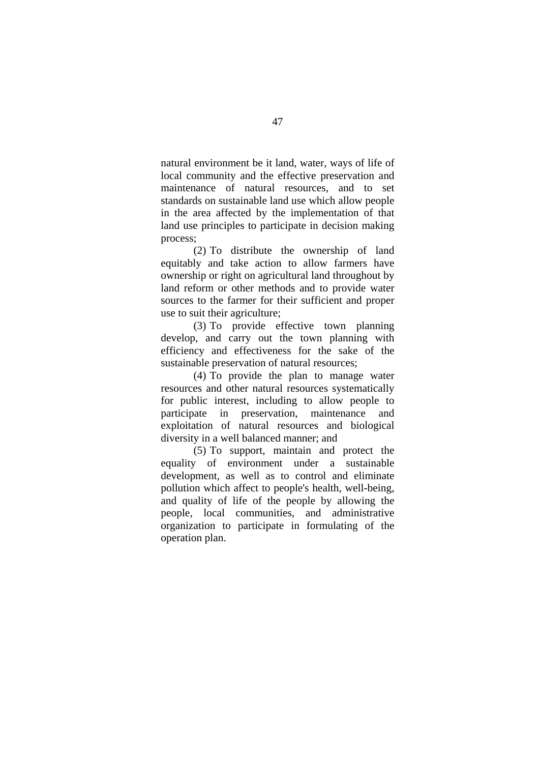natural environment be it land, water, ways of life of local community and the effective preservation and maintenance of natural resources, and to set standards on sustainable land use which allow people in the area affected by the implementation of that land use principles to participate in decision making process;

(2) To distribute the ownership of land equitably and take action to allow farmers have ownership or right on agricultural land throughout by land reform or other methods and to provide water sources to the farmer for their sufficient and proper use to suit their agriculture;

(3) To provide effective town planning develop, and carry out the town planning with efficiency and effectiveness for the sake of the sustainable preservation of natural resources;

(4) To provide the plan to manage water resources and other natural resources systematically for public interest, including to allow people to participate in preservation, maintenance and exploitation of natural resources and biological diversity in a well balanced manner; and

(5) To support, maintain and protect the equality of environment under a sustainable development, as well as to control and eliminate pollution which affect to people's health, well-being, and quality of life of the people by allowing the people, local communities, and administrative organization to participate in formulating of the operation plan.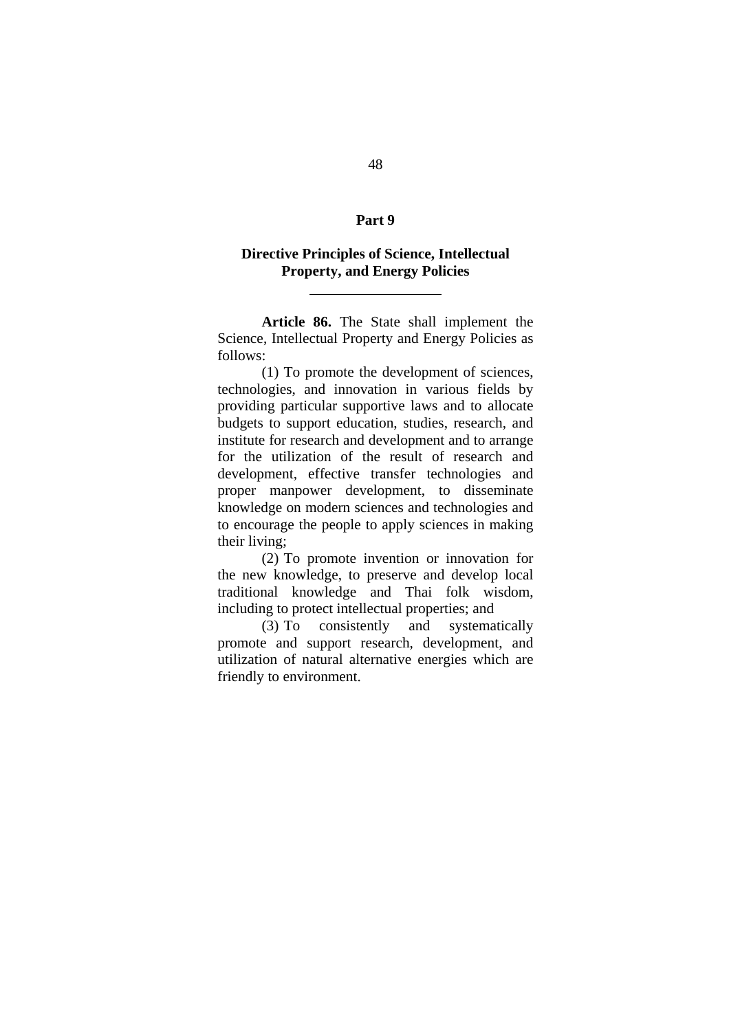## Part 9

### Directive Principles of Science, Intellectual Property, and Energy Policies

---

**Article 86.** The State shall implement the Science, Intellectual Property and Energy Policies as follows:

(1) To promote the development of sciences, technologies, and innovation in various fields by providing particular supportive laws and to allocate budgets to support education, studies, research, and institute for research and development and to arrange for the utilization of the result of research and development, effective transfer technologies and proper manpower development, to disseminate knowledge on modern sciences and technologies and to encourage the people to apply sciences in making their living;

(2) To promote invention or innovation for the new knowledge, to preserve and develop local traditional knowledge and Thai folk wisdom, including to protect intellectual properties; and

(3) To consistently and systematically promote and support research, development, and utilization of natural alternative energies which are friendly to environment.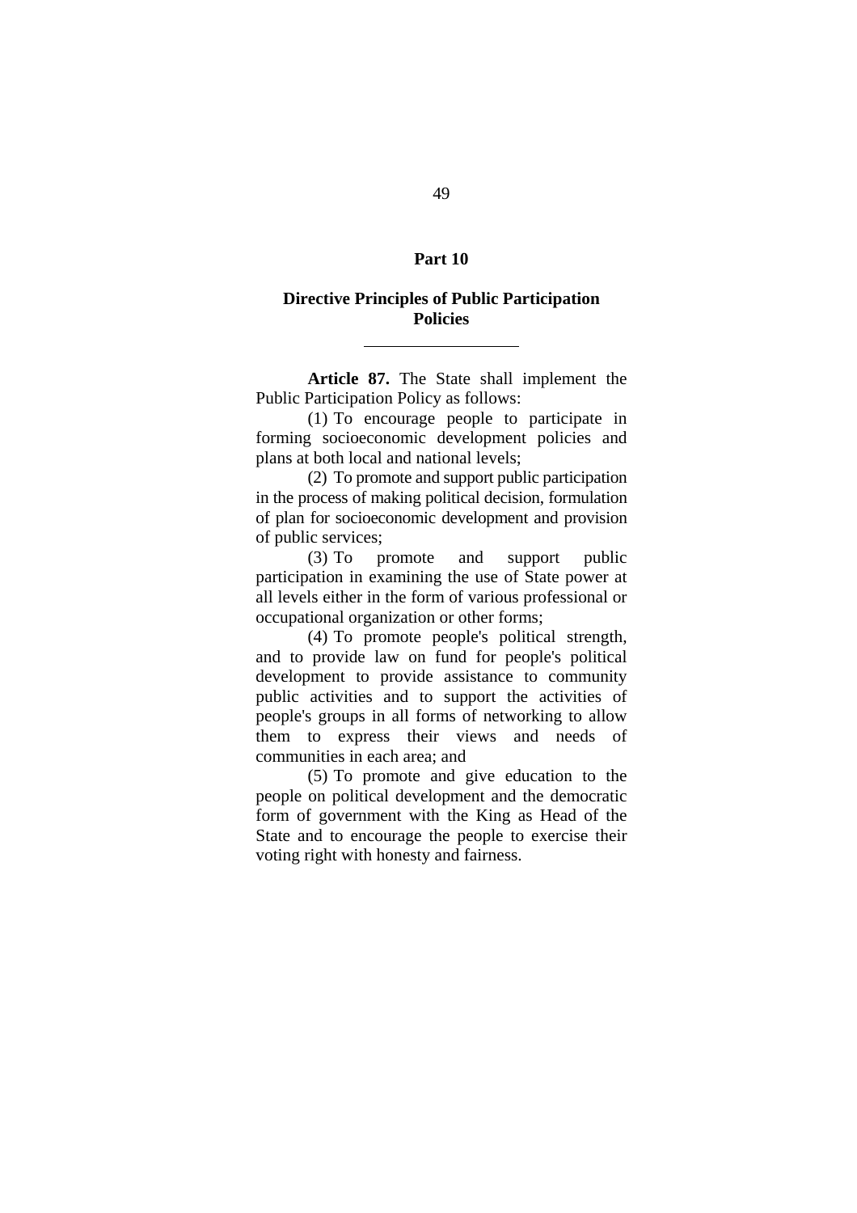## Part 10

## Directive Principles of Public Participation Policies

---

**Article 87.** The State shall implement the Public Participation Policy as follows:

(1) To encourage people to participate in forming socioeconomic development policies and plans at both local and national levels;

(2) To promote and support public participation in the process of making political decision, formulation of plan for socioeconomic development and provision of public services;

(3) To promote and support public participation in examining the use of State power at all levels either in the form of various professional or occupational organization or other forms;

(4) To promote people's political strength, and to provide law on fund for people's political development to provide assistance to community public activities and to support the activities of people's groups in all forms of networking to allow them to express their views and needs of communities in each area; and

(5) To promote and give education to the people on political development and the democratic form of government with the King as Head of the State and to encourage the people to exercise their voting right with honesty and fairness.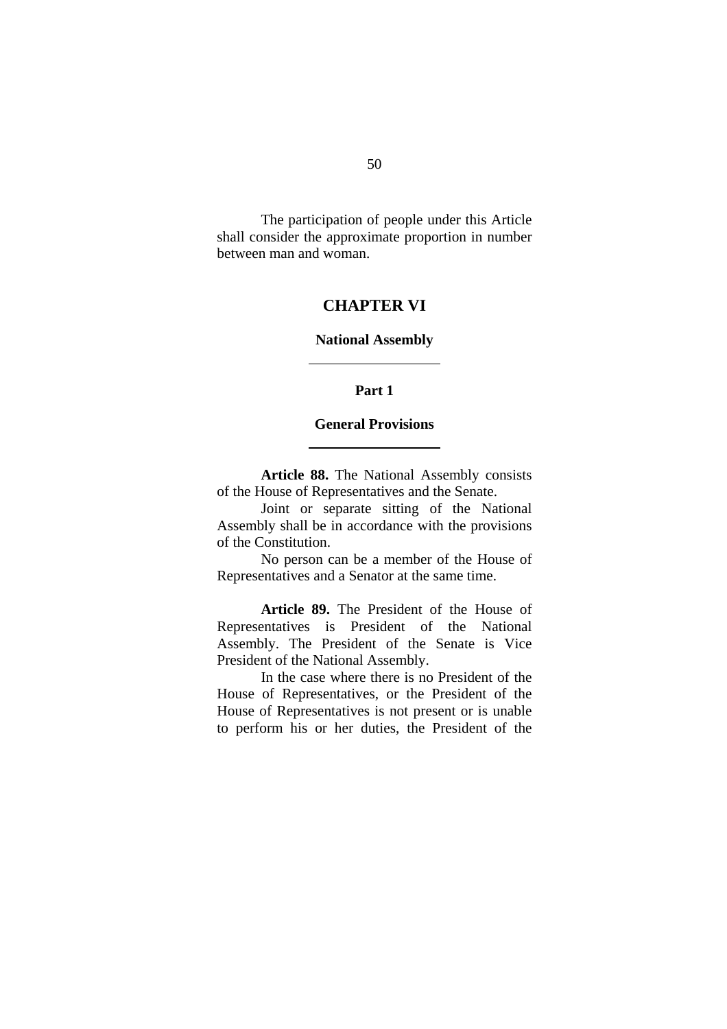The participation of people under this Article shall consider the approximate proportion in number between man and woman.

# CHAPTER VI

## National Assembly

### Part 1

### General Provisions

**Article 88.** The National Assembly consists of the House of Representatives and the Senate.

Joint or separate sitting of the National Assembly shall be in accordance with the provisions of the Constitution.

No person can be a member of the House of Representatives and a Senator at the same time.

**Article 89.** The President of the House of Representatives is President of the National Assembly. The President of the Senate is Vice President of the National Assembly.

In the case where there is no President of the House of Representatives, or the President of the House of Representatives is not present or is unable to perform his or her duties, the President of the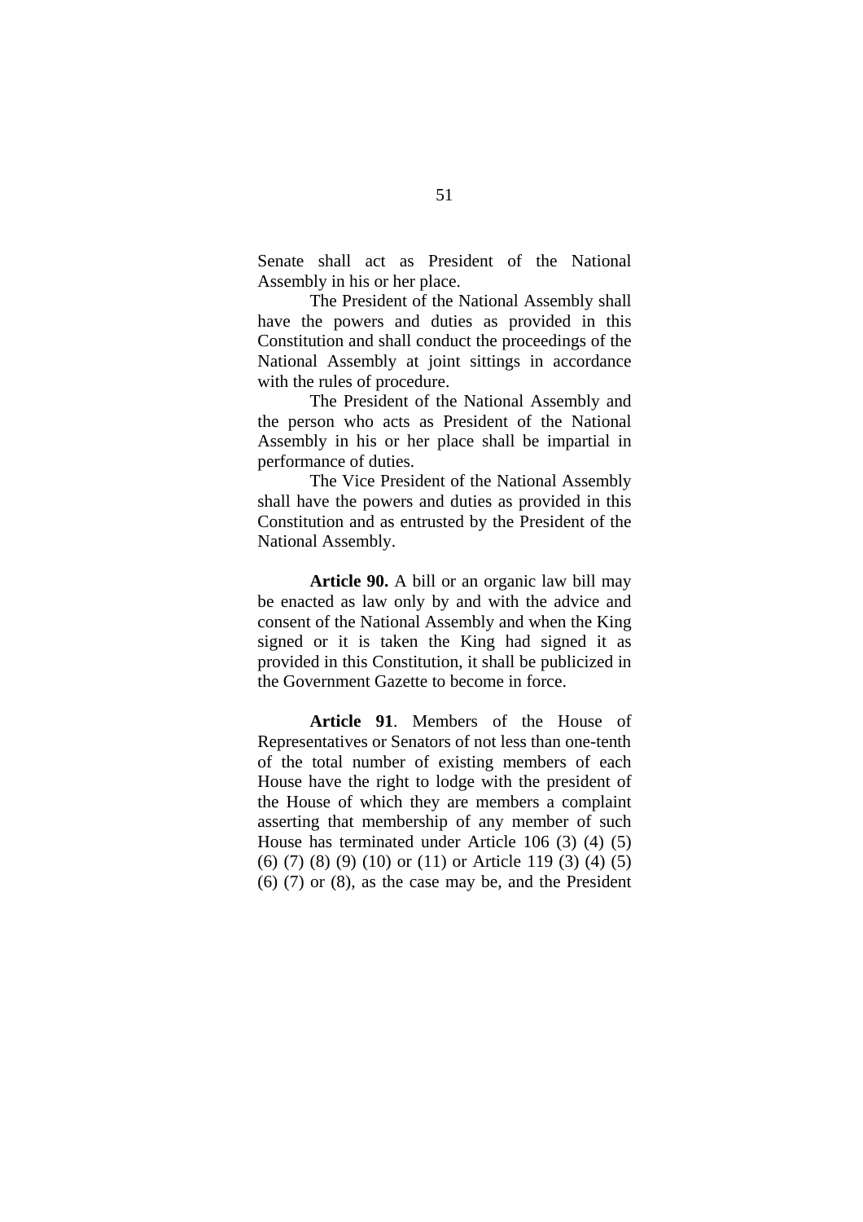Senate shall act as President of the National Assembly in his or her place.

The President of the National Assembly shall have the powers and duties as provided in this Constitution and shall conduct the proceedings of the National Assembly at joint sittings in accordance with the rules of procedure.

The President of the National Assembly and the person who acts as President of the National Assembly in his or her place shall be impartial in performance of duties.

The Vice President of the National Assembly shall have the powers and duties as provided in this Constitution and as entrusted by the President of the National Assembly.

**Article 90.** A bill or an organic law bill may be enacted as law only by and with the advice and consent of the National Assembly and when the King signed or it is taken the King had signed it as provided in this Constitution, it shall be publicized in the Government Gazette to become in force.

**Article 91**. Members of the House of Representatives or Senators of not less than one-tenth of the total number of existing members of each House have the right to lodge with the president of the House of which they are members a complaint asserting that membership of any member of such House has terminated under Article 106 (3) (4) (5) (6) (7) (8) (9) (10) or (11) or Article 119 (3) (4) (5) (6) (7) or (8), as the case may be, and the President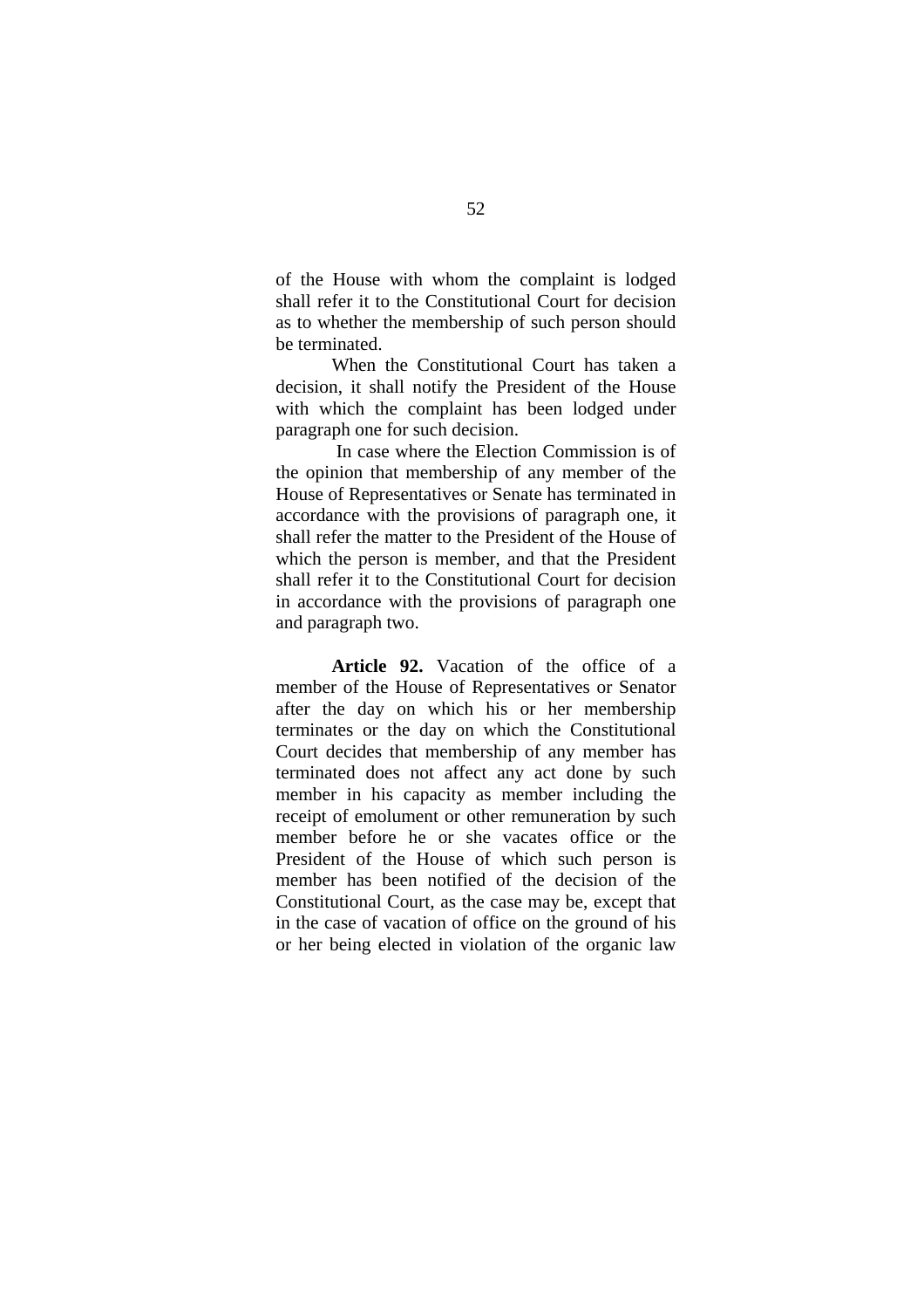of the House with whom the complaint is lodged shall refer it to the Constitutional Court for decision as to whether the membership of such person should be terminated.

When the Constitutional Court has taken a decision, it shall notify the President of the House with which the complaint has been lodged under paragraph one for such decision.

In case where the Election Commission is of the opinion that membership of any member of the House of Representatives or Senate has terminated in accordance with the provisions of paragraph one, it shall refer the matter to the President of the House of which the person is member, and that the President shall refer it to the Constitutional Court for decision in accordance with the provisions of paragraph one and paragraph two.

**Article 92.** Vacation of the office of a member of the House of Representatives or Senator after the day on which his or her membership terminates or the day on which the Constitutional Court decides that membership of any member has terminated does not affect any act done by such member in his capacity as member including the receipt of emolument or other remuneration by such member before he or she vacates office or the President of the House of which such person is member has been notified of the decision of the Constitutional Court, as the case may be, except that in the case of vacation of office on the ground of his or her being elected in violation of the organic law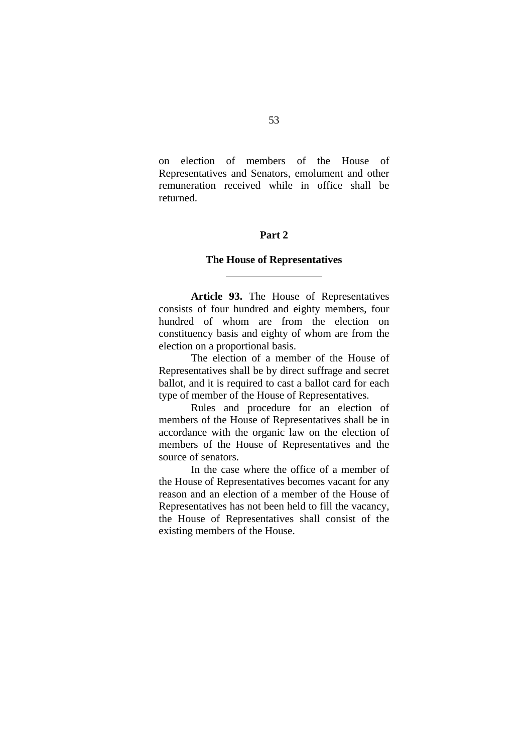on election of members of the House of Representatives and Senators, emolument and other remuneration received while in office shall be returned.

## Part 2

## The House of Representatives

---

**Article 93.** The House of Representatives consists of four hundred and eighty members, four hundred of whom are from the election on constituency basis and eighty of whom are from the election on a proportional basis.

The election of a member of the House of Representatives shall be by direct suffrage and secret ballot, and it is required to cast a ballot card for each type of member of the House of Representatives.

Rules and procedure for an election of members of the House of Representatives shall be in accordance with the organic law on the election of members of the House of Representatives and the source of senators.

In the case where the office of a member of the House of Representatives becomes vacant for any reason and an election of a member of the House of Representatives has not been held to fill the vacancy, the House of Representatives shall consist of the existing members of the House.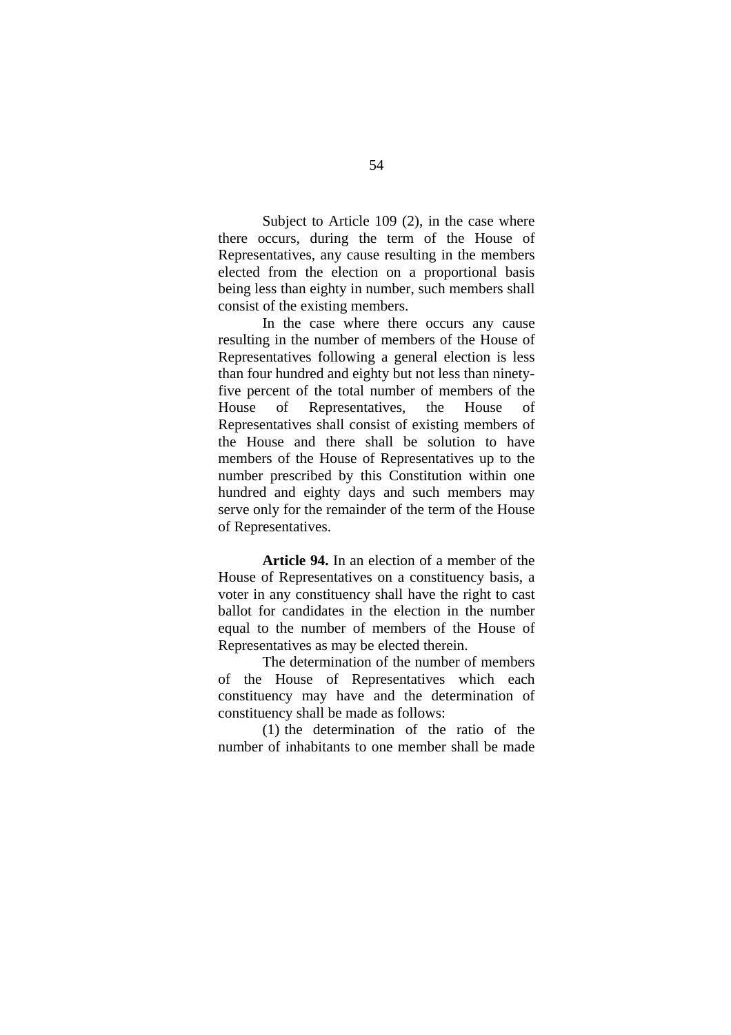Subject to Article 109 (2), in the case where there occurs, during the term of the House of Representatives, any cause resulting in the members elected from the election on a proportional basis being less than eighty in number, such members shall consist of the existing members.

In the case where there occurs any cause resulting in the number of members of the House of Representatives following a general election is less than four hundred and eighty but not less than ninety-five percent of the total number of members of the House of Representatives, the House of Representatives shall consist of existing members of the House and there shall be solution to have members of the House of Representatives up to the number prescribed by this Constitution within one hundred and eighty days and such members may serve only for the remainder of the term of the House of Representatives.

**Article 94.** In an election of a member of the House of Representatives on a constituency basis, a voter in any constituency shall have the right to cast ballot for candidates in the election in the number equal to the number of members of the House of Representatives as may be elected therein.

The determination of the number of members of the House of Representatives which each constituency may have and the determination of constituency shall be made as follows:

(1) the determination of the ratio of the number of inhabitants to one member shall be made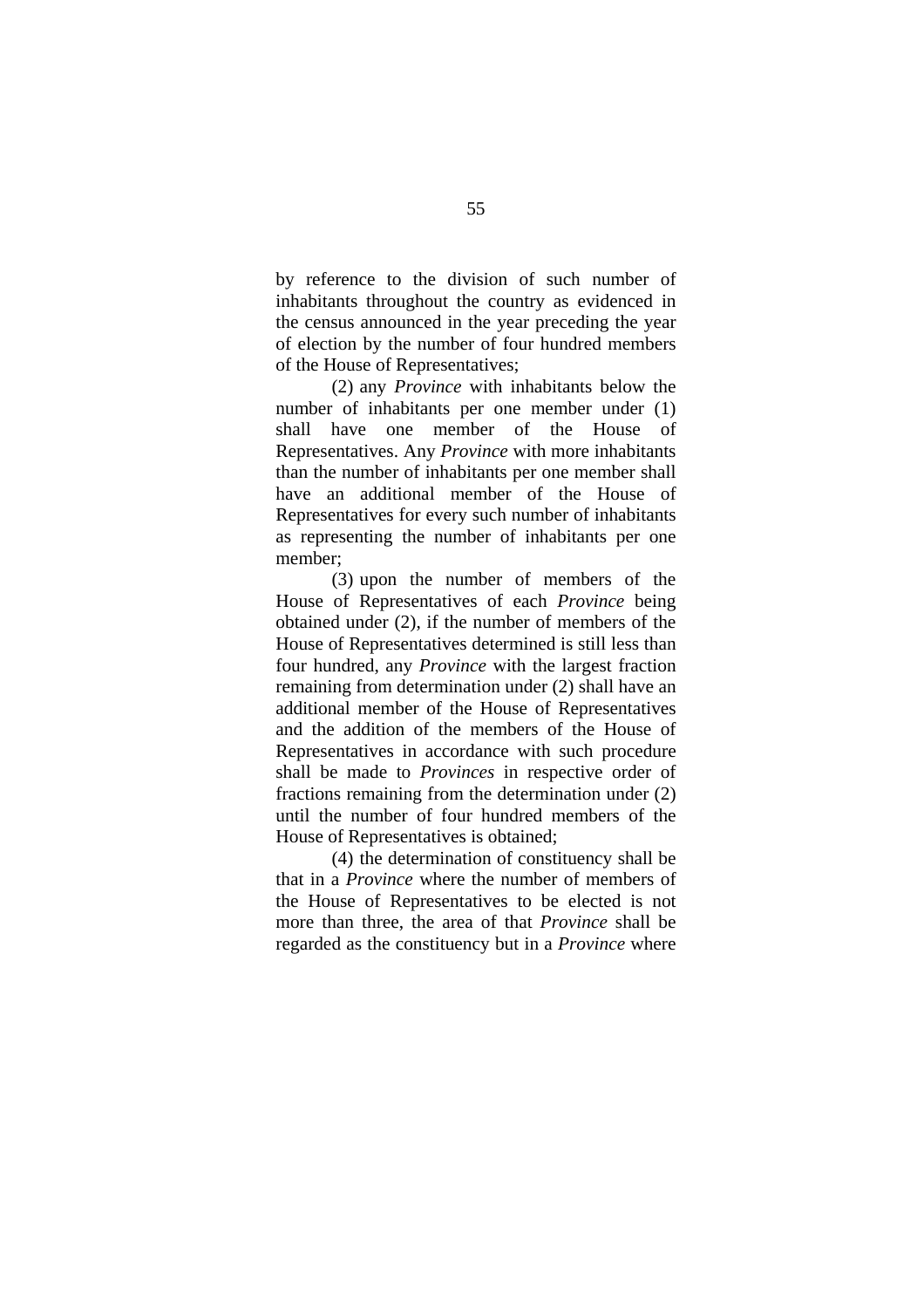by reference to the division of such number of inhabitants throughout the country as evidenced in the census announced in the year preceding the year of election by the number of four hundred members of the House of Representatives;

(2) any *Province* with inhabitants below the number of inhabitants per one member under (1) shall have one member of the House of Representatives. Any *Province* with more inhabitants than the number of inhabitants per one member shall have an additional member of the House of Representatives for every such number of inhabitants as representing the number of inhabitants per one member;

(3) upon the number of members of the House of Representatives of each *Province* being obtained under (2), if the number of members of the House of Representatives determined is still less than four hundred, any *Province* with the largest fraction remaining from determination under (2) shall have an additional member of the House of Representatives and the addition of the members of the House of Representatives in accordance with such procedure shall be made to *Provinces* in respective order of fractions remaining from the determination under (2) until the number of four hundred members of the House of Representatives is obtained;

(4) the determination of constituency shall be that in a *Province* where the number of members of the House of Representatives to be elected is not more than three, the area of that *Province* shall be regarded as the constituency but in a *Province* where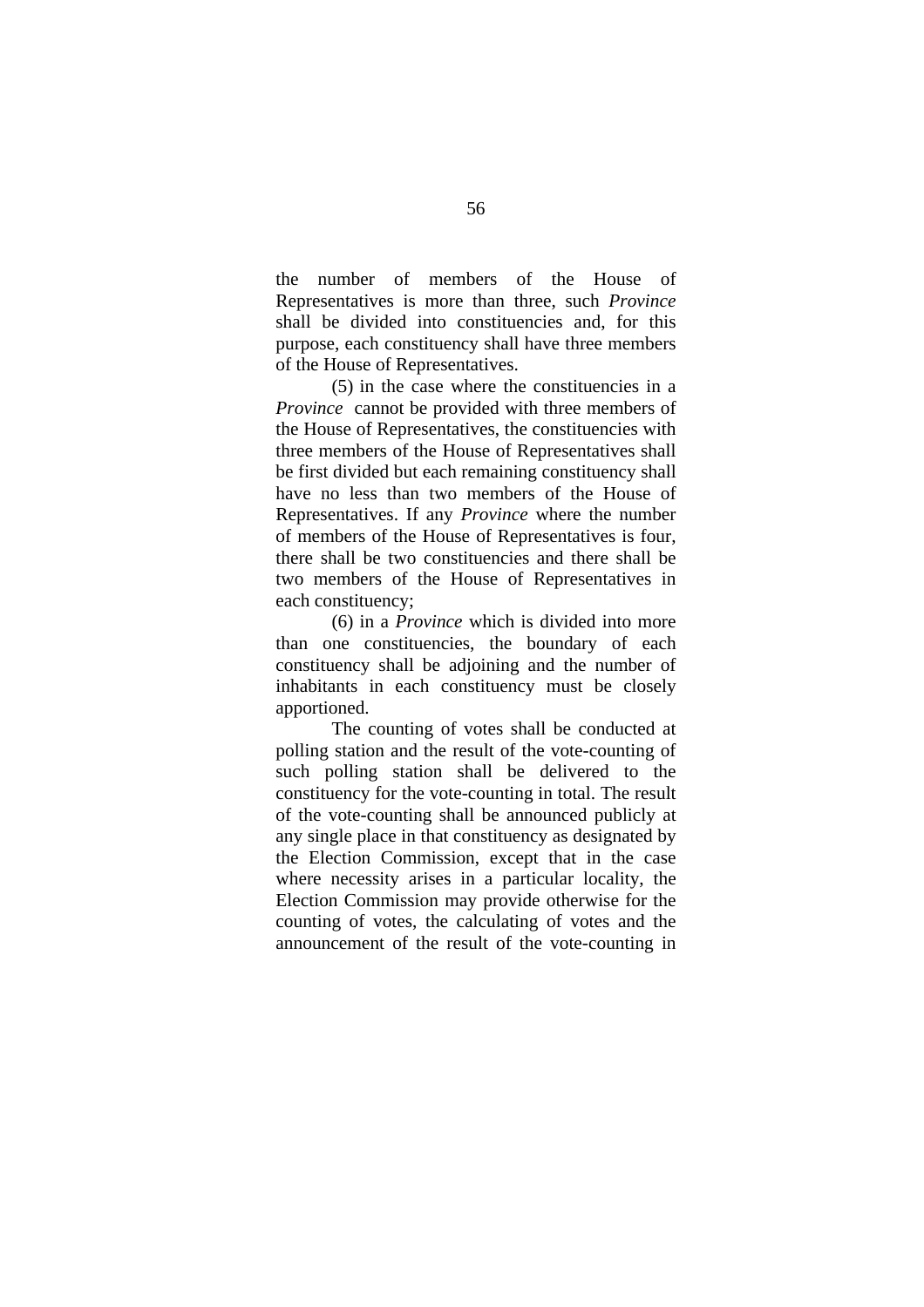the number of members of the House of Representatives is more than three, such *Province* shall be divided into constituencies and, for this purpose, each constituency shall have three members of the House of Representatives.

(5) in the case where the constituencies in a *Province* cannot be provided with three members of the House of Representatives, the constituencies with three members of the House of Representatives shall be first divided but each remaining constituency shall have no less than two members of the House of Representatives. If any *Province* where the number of members of the House of Representatives is four, there shall be two constituencies and there shall be two members of the House of Representatives in each constituency;

(6) in a *Province* which is divided into more than one constituencies, the boundary of each constituency shall be adjoining and the number of inhabitants in each constituency must be closely apportioned.

The counting of votes shall be conducted at polling station and the result of the vote-counting of such polling station shall be delivered to the constituency for the vote-counting in total. The result of the vote-counting shall be announced publicly at any single place in that constituency as designated by the Election Commission, except that in the case where necessity arises in a particular locality, the Election Commission may provide otherwise for the counting of votes, the calculating of votes and the announcement of the result of the vote-counting in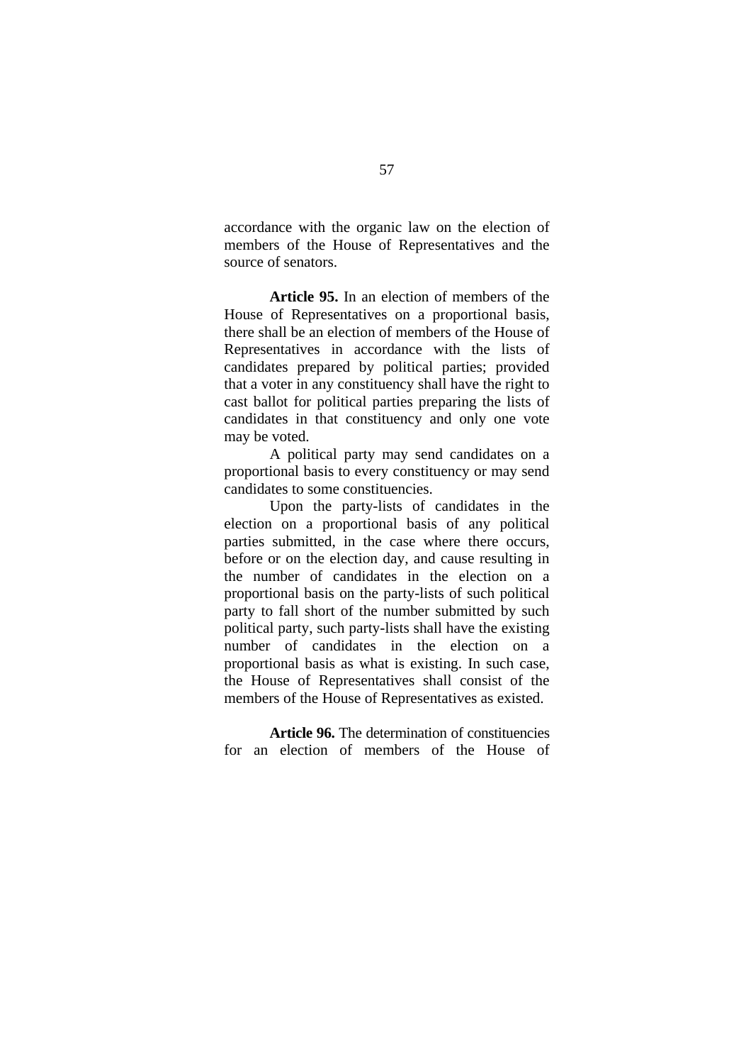accordance with the organic law on the election of members of the House of Representatives and the source of senators.

**Article 95.** In an election of members of the House of Representatives on a proportional basis, there shall be an election of members of the House of Representatives in accordance with the lists of candidates prepared by political parties; provided that a voter in any constituency shall have the right to cast ballot for political parties preparing the lists of candidates in that constituency and only one vote may be voted.

A political party may send candidates on a proportional basis to every constituency or may send candidates to some constituencies.

Upon the party-lists of candidates in the election on a proportional basis of any political parties submitted, in the case where there occurs, before or on the election day, and cause resulting in the number of candidates in the election on a proportional basis on the party-lists of such political party to fall short of the number submitted by such political party, such party-lists shall have the existing number of candidates in the election on a proportional basis as what is existing. In such case, the House of Representatives shall consist of the members of the House of Representatives as existed.

**Article 96.** The determination of constituencies for an election of members of the House of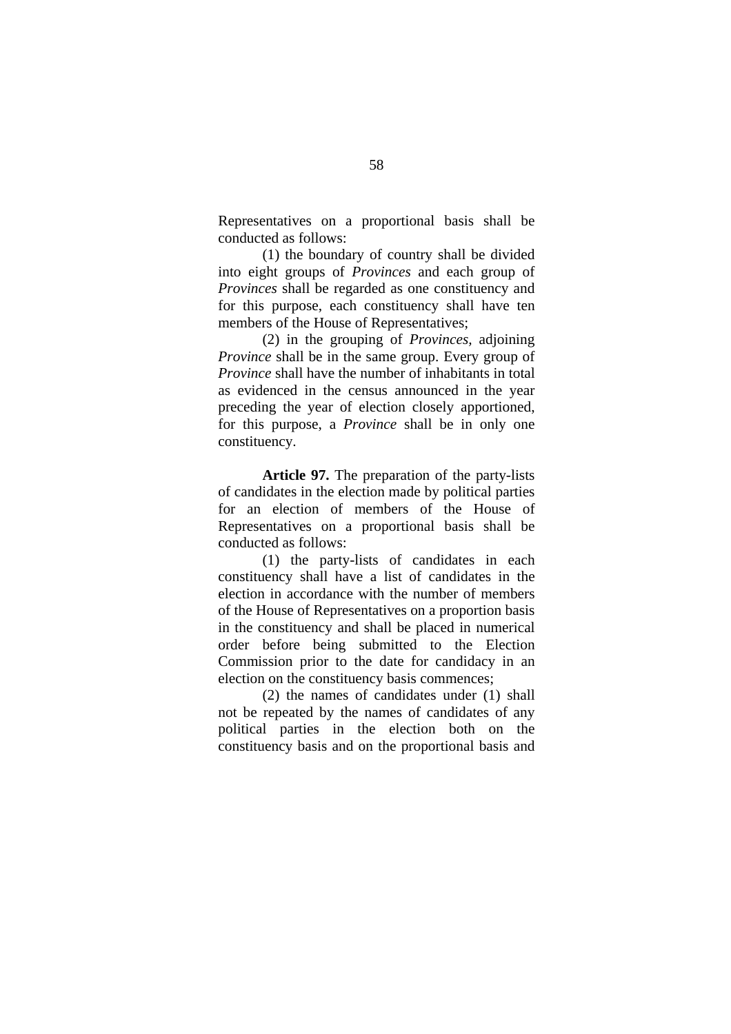Representatives on a proportional basis shall be conducted as follows:

(1) the boundary of country shall be divided into eight groups of *Provinces* and each group of *Provinces* shall be regarded as one constituency and for this purpose, each constituency shall have ten members of the House of Representatives;

(2) in the grouping of *Provinces*, adjoining *Province* shall be in the same group. Every group of *Province* shall have the number of inhabitants in total as evidenced in the census announced in the year preceding the year of election closely apportioned, for this purpose, a *Province* shall be in only one constituency.

**Article 97.** The preparation of the party-lists of candidates in the election made by political parties for an election of members of the House of Representatives on a proportional basis shall be conducted as follows:

(1) the party-lists of candidates in each constituency shall have a list of candidates in the election in accordance with the number of members of the House of Representatives on a proportion basis in the constituency and shall be placed in numerical order before being submitted to the Election Commission prior to the date for candidacy in an election on the constituency basis commences;

(2) the names of candidates under (1) shall not be repeated by the names of candidates of any political parties in the election both on the constituency basis and on the proportional basis and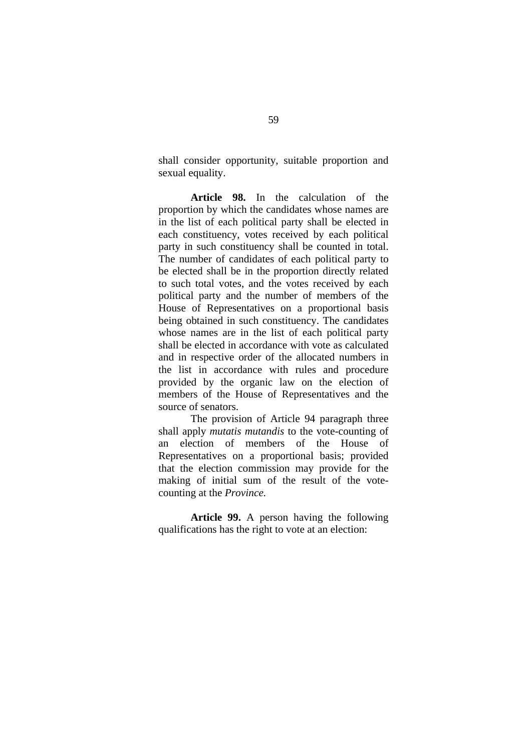shall consider opportunity, suitable proportion and sexual equality.

**Article 98.** In the calculation of the proportion by which the candidates whose names are in the list of each political party shall be elected in each constituency, votes received by each political party in such constituency shall be counted in total. The number of candidates of each political party to be elected shall be in the proportion directly related to such total votes, and the votes received by each political party and the number of members of the House of Representatives on a proportional basis being obtained in such constituency. The candidates whose names are in the list of each political party shall be elected in accordance with vote as calculated and in respective order of the allocated numbers in the list in accordance with rules and procedure provided by the organic law on the election of members of the House of Representatives and the source of senators.

The provision of Article 94 paragraph three shall apply *mutatis mutandis* to the vote-counting of an election of members of the House of Representatives on a proportional basis; provided that the election commission may provide for the making of initial sum of the result of the vote-counting at the *Province.*

**Article 99.** A person having the following qualifications has the right to vote at an election: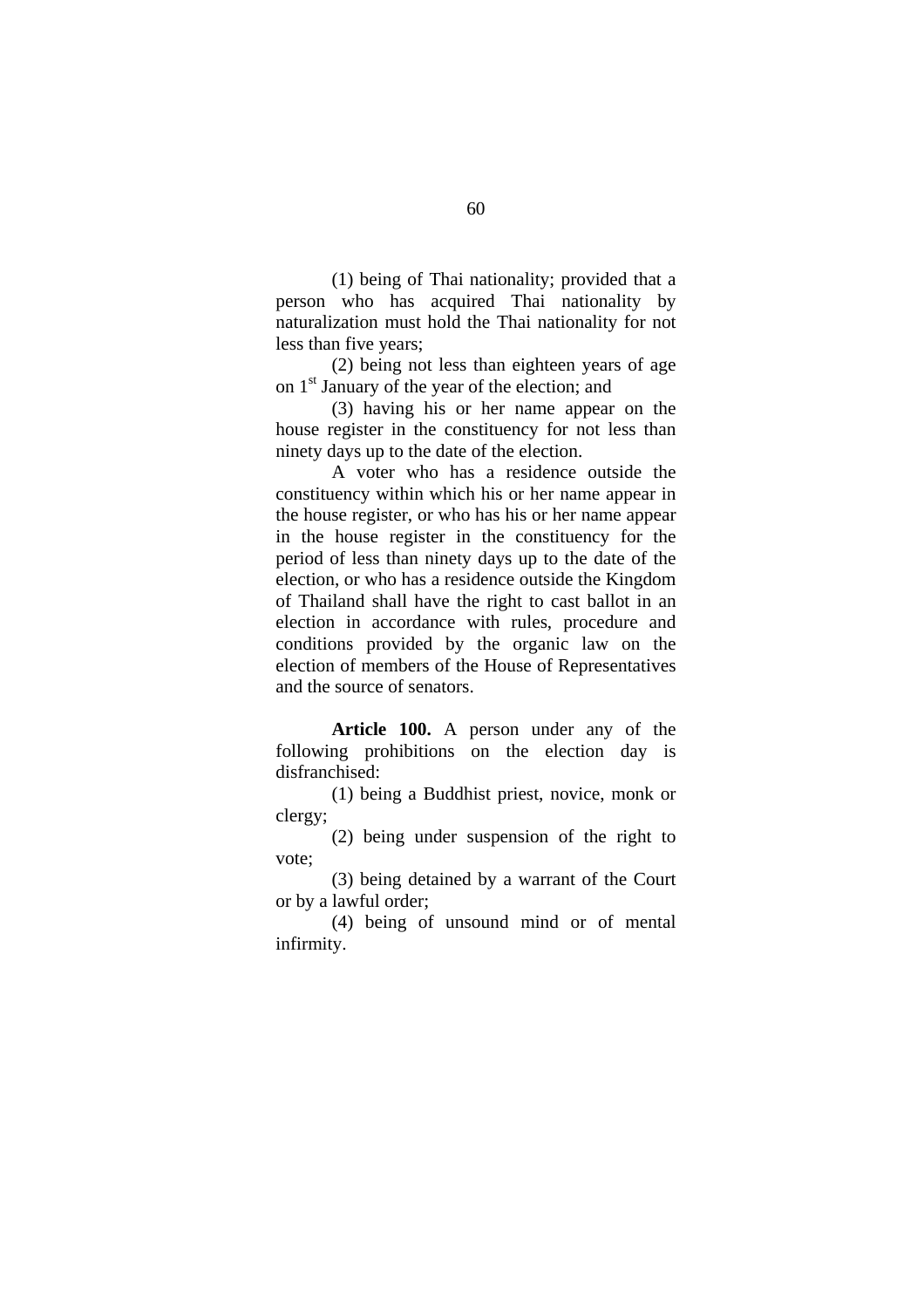(1) being of Thai nationality; provided that a person who has acquired Thai nationality by naturalization must hold the Thai nationality for not less than five years;

(2) being not less than eighteen years of age on 1st January of the year of the election; and

(3) having his or her name appear on the house register in the constituency for not less than ninety days up to the date of the election.

A voter who has a residence outside the constituency within which his or her name appear in the house register, or who has his or her name appear in the house register in the constituency for the period of less than ninety days up to the date of the election, or who has a residence outside the Kingdom of Thailand shall have the right to cast ballot in an election in accordance with rules, procedure and conditions provided by the organic law on the election of members of the House of Representatives and the source of senators.

**Article 100.** A person under any of the following prohibitions on the election day is disfranchised:

(1) being a Buddhist priest, novice, monk or clergy;

(2) being under suspension of the right to vote;

(3) being detained by a warrant of the Court or by a lawful order;

(4) being of unsound mind or of mental infirmity.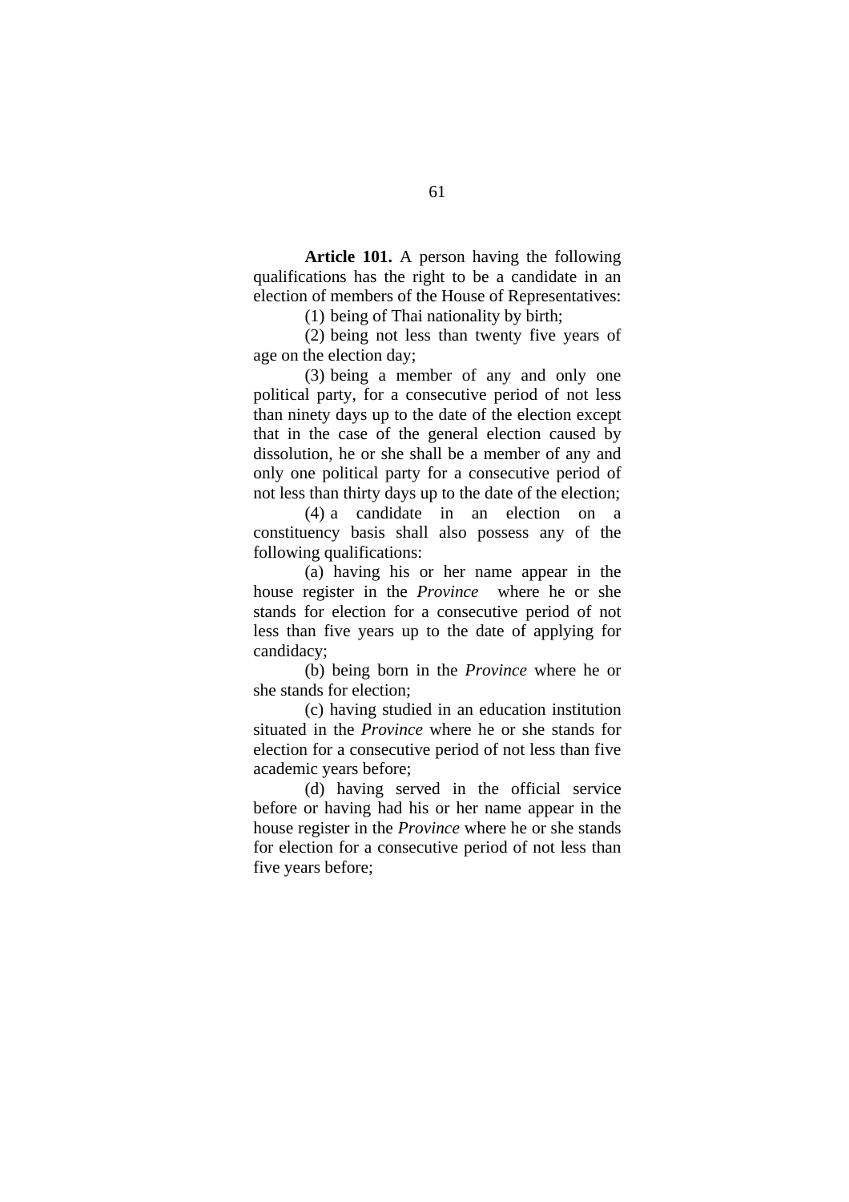**Article 101.** A person having the following qualifications has the right to be a candidate in an election of members of the House of Representatives:

(1) being of Thai nationality by birth;

(2) being not less than twenty five years of age on the election day;

(3) being a member of any and only one political party, for a consecutive period of not less than ninety days up to the date of the election except that in the case of the general election caused by dissolution, he or she shall be a member of any and only one political party for a consecutive period of not less than thirty days up to the date of the election;

(4) a candidate in an election on a constituency basis shall also possess any of the following qualifications:

(a) having his or her name appear in the house register in the *Province* where he or she stands for election for a consecutive period of not less than five years up to the date of applying for candidacy;

(b) being born in the *Province* where he or she stands for election;

(c) having studied in an education institution situated in the *Province* where he or she stands for election for a consecutive period of not less than five academic years before;

(d) having served in the official service before or having had his or her name appear in the house register in the *Province* where he or she stands for election for a consecutive period of not less than five years before;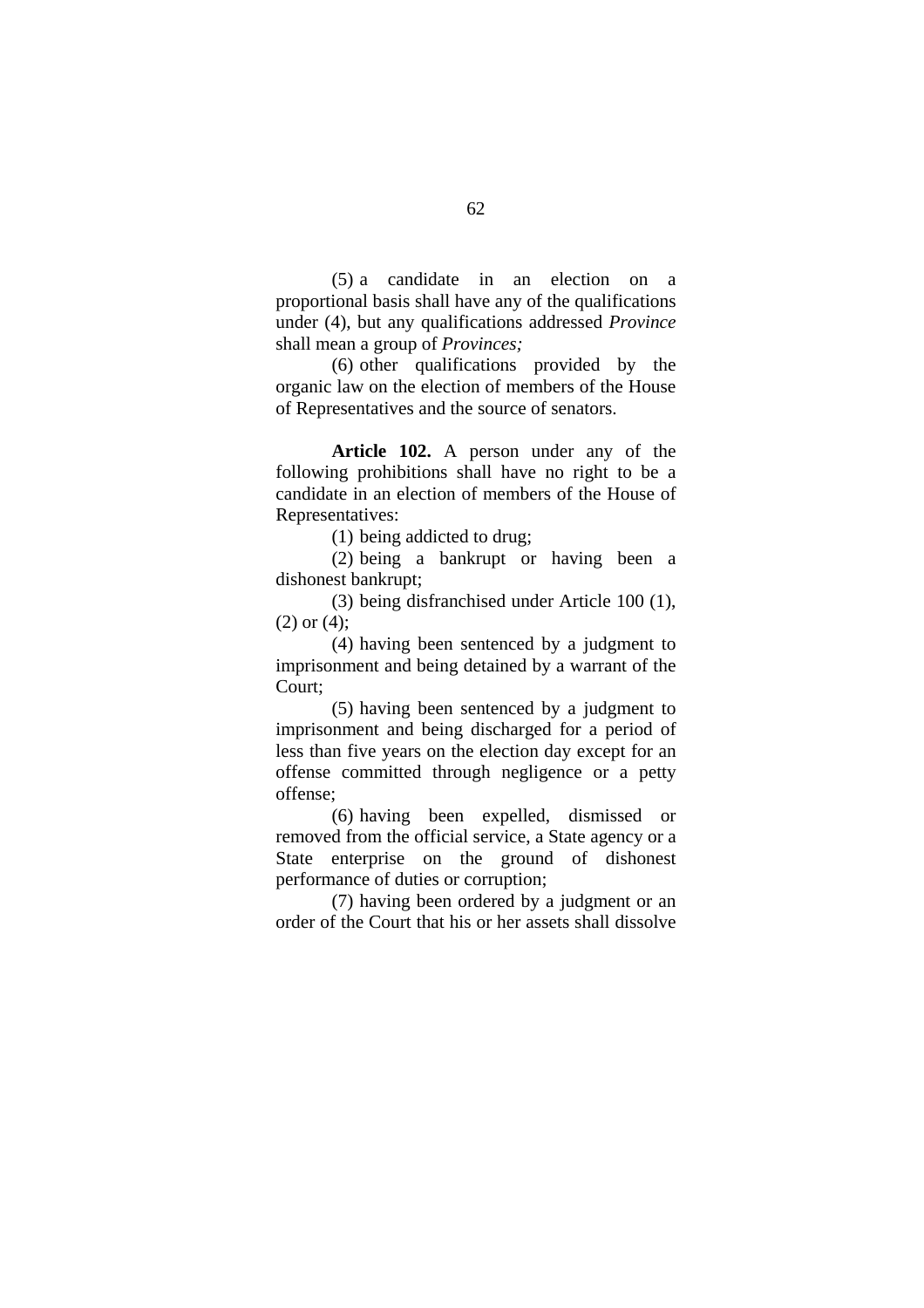(5) a candidate in an election on a proportional basis shall have any of the qualifications under (4), but any qualifications addressed *Province* shall mean a group of *Provinces;*

(6) other qualifications provided by the organic law on the election of members of the House of Representatives and the source of senators.

**Article 102.** A person under any of the following prohibitions shall have no right to be a candidate in an election of members of the House of Representatives:

(1) being addicted to drug;

(2) being a bankrupt or having been a dishonest bankrupt;

(3) being disfranchised under Article 100 (1), (2) or (4);

(4) having been sentenced by a judgment to imprisonment and being detained by a warrant of the Court;

(5) having been sentenced by a judgment to imprisonment and being discharged for a period of less than five years on the election day except for an offense committed through negligence or a petty offense;

(6) having been expelled, dismissed or removed from the official service, a State agency or a State enterprise on the ground of dishonest performance of duties or corruption;

(7) having been ordered by a judgment or an order of the Court that his or her assets shall dissolve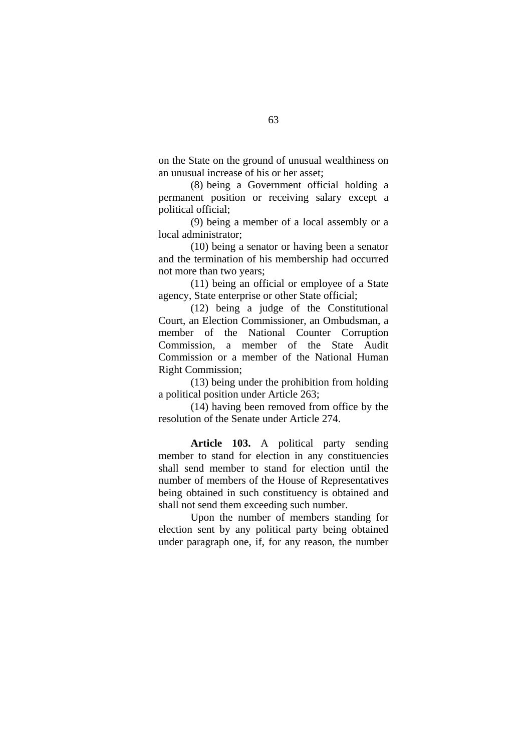on the State on the ground of unusual wealthiness on an unusual increase of his or her asset;

(8) being a Government official holding a permanent position or receiving salary except a political official;

(9) being a member of a local assembly or a local administrator;

(10) being a senator or having been a senator and the termination of his membership had occurred not more than two years;

(11) being an official or employee of a State agency, State enterprise or other State official;

(12) being a judge of the Constitutional Court, an Election Commissioner, an Ombudsman, a member of the National Counter Corruption Commission, a member of the State Audit Commission or a member of the National Human Right Commission;

(13) being under the prohibition from holding a political position under Article 263;

(14) having been removed from office by the resolution of the Senate under Article 274.

**Article 103.** A political party sending member to stand for election in any constituencies shall send member to stand for election until the number of members of the House of Representatives being obtained in such constituency is obtained and shall not send them exceeding such number.

Upon the number of members standing for election sent by any political party being obtained under paragraph one, if, for any reason, the number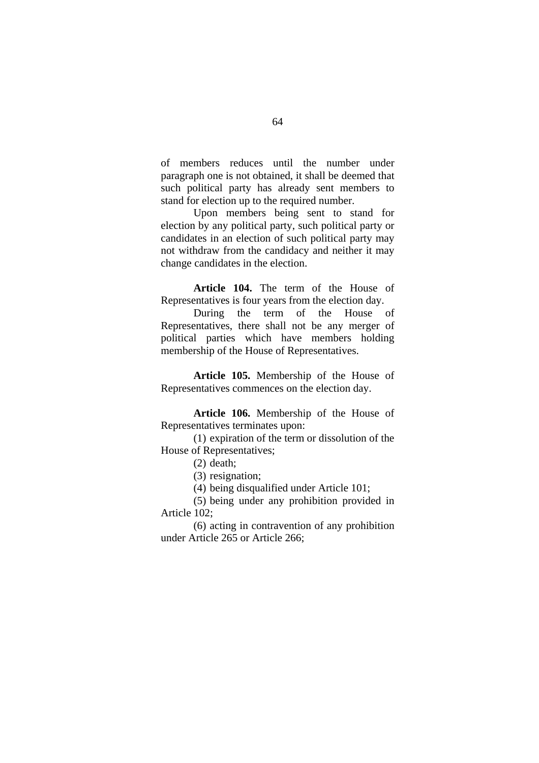of members reduces until the number under paragraph one is not obtained, it shall be deemed that such political party has already sent members to stand for election up to the required number.

Upon members being sent to stand for election by any political party, such political party or candidates in an election of such political party may not withdraw from the candidacy and neither it may change candidates in the election.

**Article 104.** The term of the House of Representatives is four years from the election day.

During the term of the House of Representatives, there shall not be any merger of political parties which have members holding membership of the House of Representatives.

**Article 105.** Membership of the House of Representatives commences on the election day.

**Article 106.** Membership of the House of Representatives terminates upon:

(1) expiration of the term or dissolution of the House of Representatives;

(2) death;

(3) resignation;

(4) being disqualified under Article 101;

(5) being under any prohibition provided in Article 102;

(6) acting in contravention of any prohibition under Article 265 or Article 266;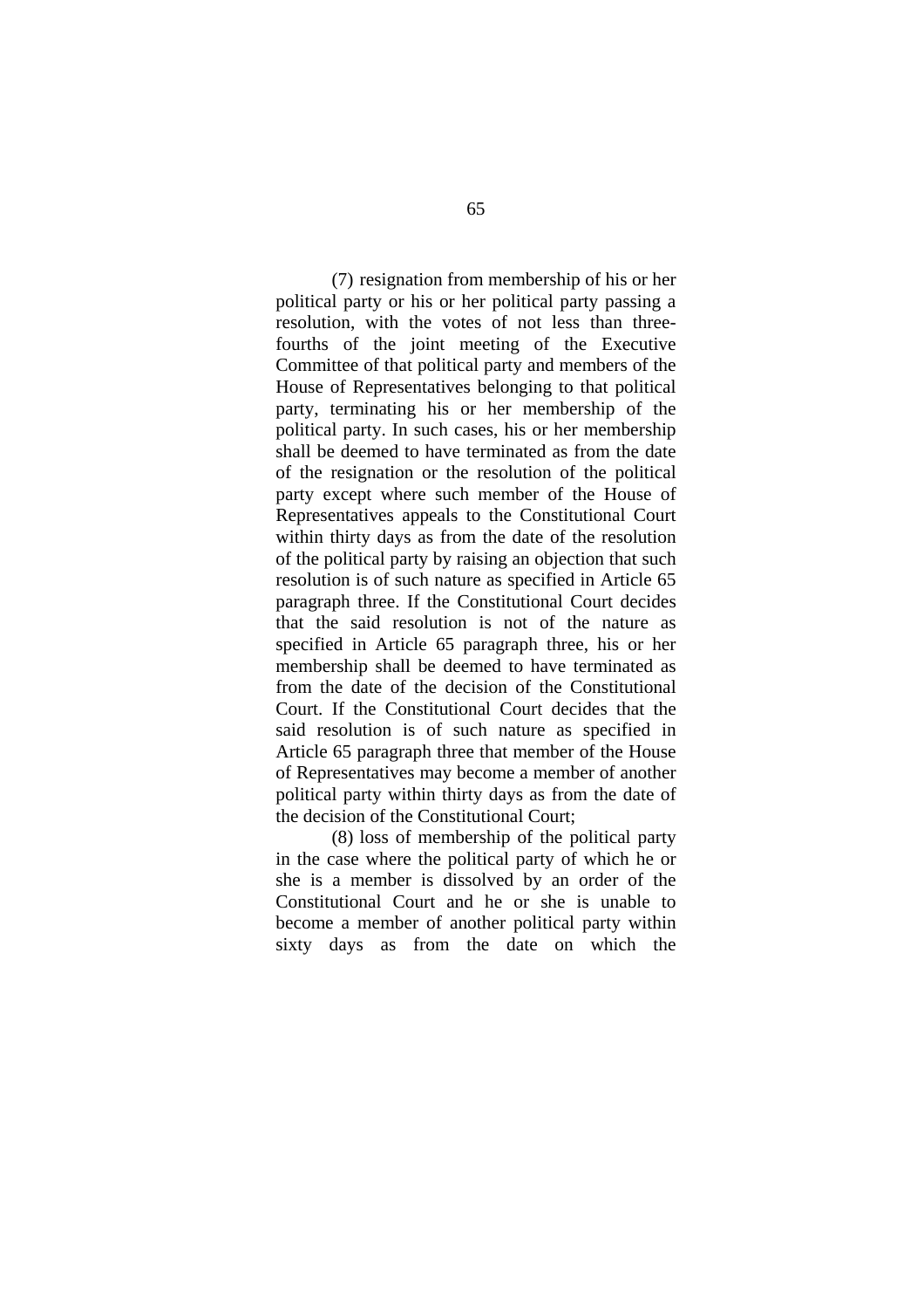(7) resignation from membership of his or her political party or his or her political party passing a resolution, with the votes of not less than three-fourths of the joint meeting of the Executive Committee of that political party and members of the House of Representatives belonging to that political party, terminating his or her membership of the political party. In such cases, his or her membership shall be deemed to have terminated as from the date of the resignation or the resolution of the political party except where such member of the House of Representatives appeals to the Constitutional Court within thirty days as from the date of the resolution of the political party by raising an objection that such resolution is of such nature as specified in Article 65 paragraph three. If the Constitutional Court decides that the said resolution is not of the nature as specified in Article 65 paragraph three, his or her membership shall be deemed to have terminated as from the date of the decision of the Constitutional Court. If the Constitutional Court decides that the said resolution is of such nature as specified in Article 65 paragraph three that member of the House of Representatives may become a member of another political party within thirty days as from the date of the decision of the Constitutional Court;

(8) loss of membership of the political party in the case where the political party of which he or she is a member is dissolved by an order of the Constitutional Court and he or she is unable to become a member of another political party within sixty days as from the date on which the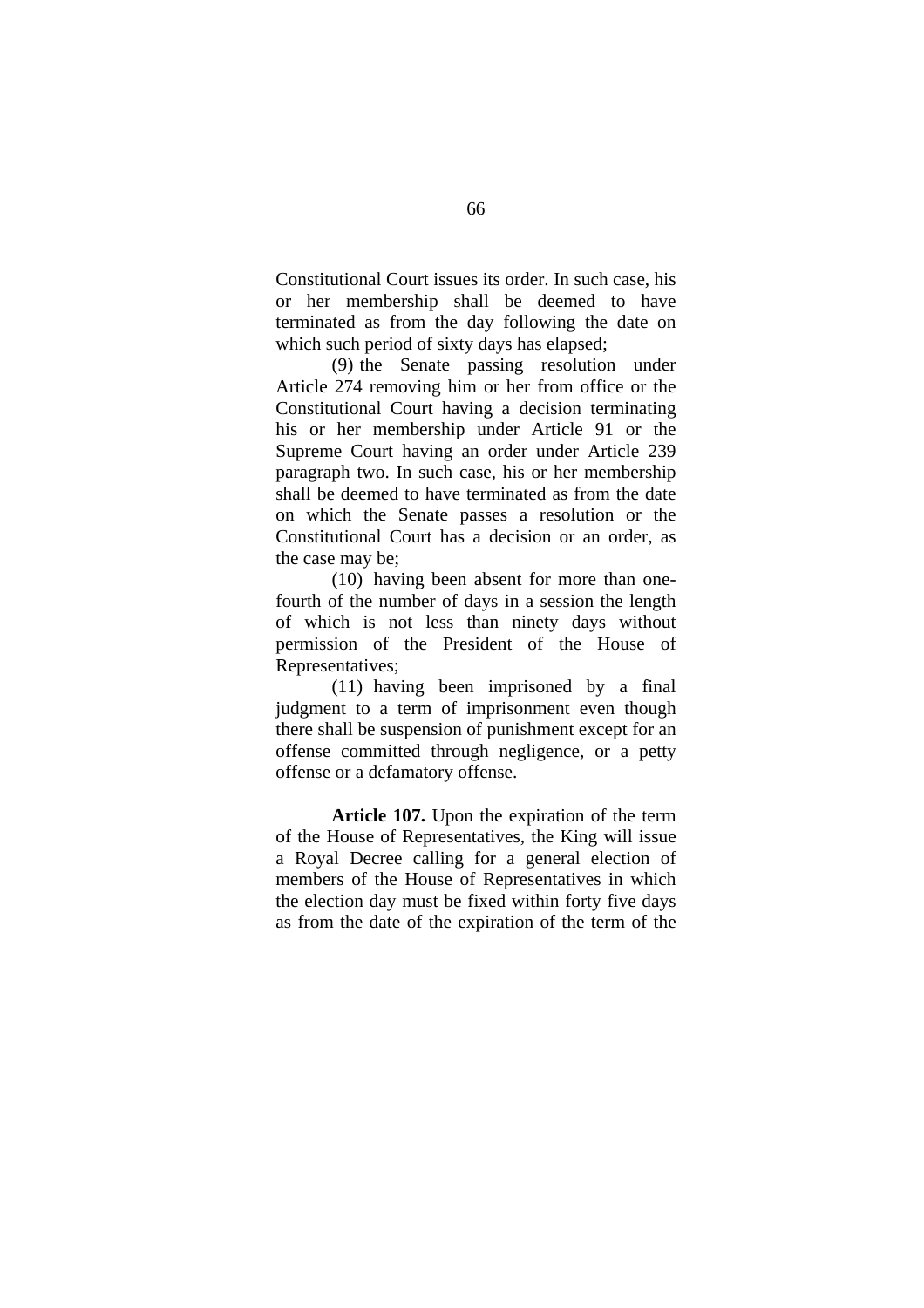Constitutional Court issues its order. In such case, his or her membership shall be deemed to have terminated as from the day following the date on which such period of sixty days has elapsed;

(9) the Senate passing resolution under Article 274 removing him or her from office or the Constitutional Court having a decision terminating his or her membership under Article 91 or the Supreme Court having an order under Article 239 paragraph two. In such case, his or her membership shall be deemed to have terminated as from the date on which the Senate passes a resolution or the Constitutional Court has a decision or an order, as the case may be;

(10) having been absent for more than one-fourth of the number of days in a session the length of which is not less than ninety days without permission of the President of the House of Representatives;

(11) having been imprisoned by a final judgment to a term of imprisonment even though there shall be suspension of punishment except for an offense committed through negligence, or a petty offense or a defamatory offense.

**Article 107.** Upon the expiration of the term of the House of Representatives, the King will issue a Royal Decree calling for a general election of members of the House of Representatives in which the election day must be fixed within forty five days as from the date of the expiration of the term of the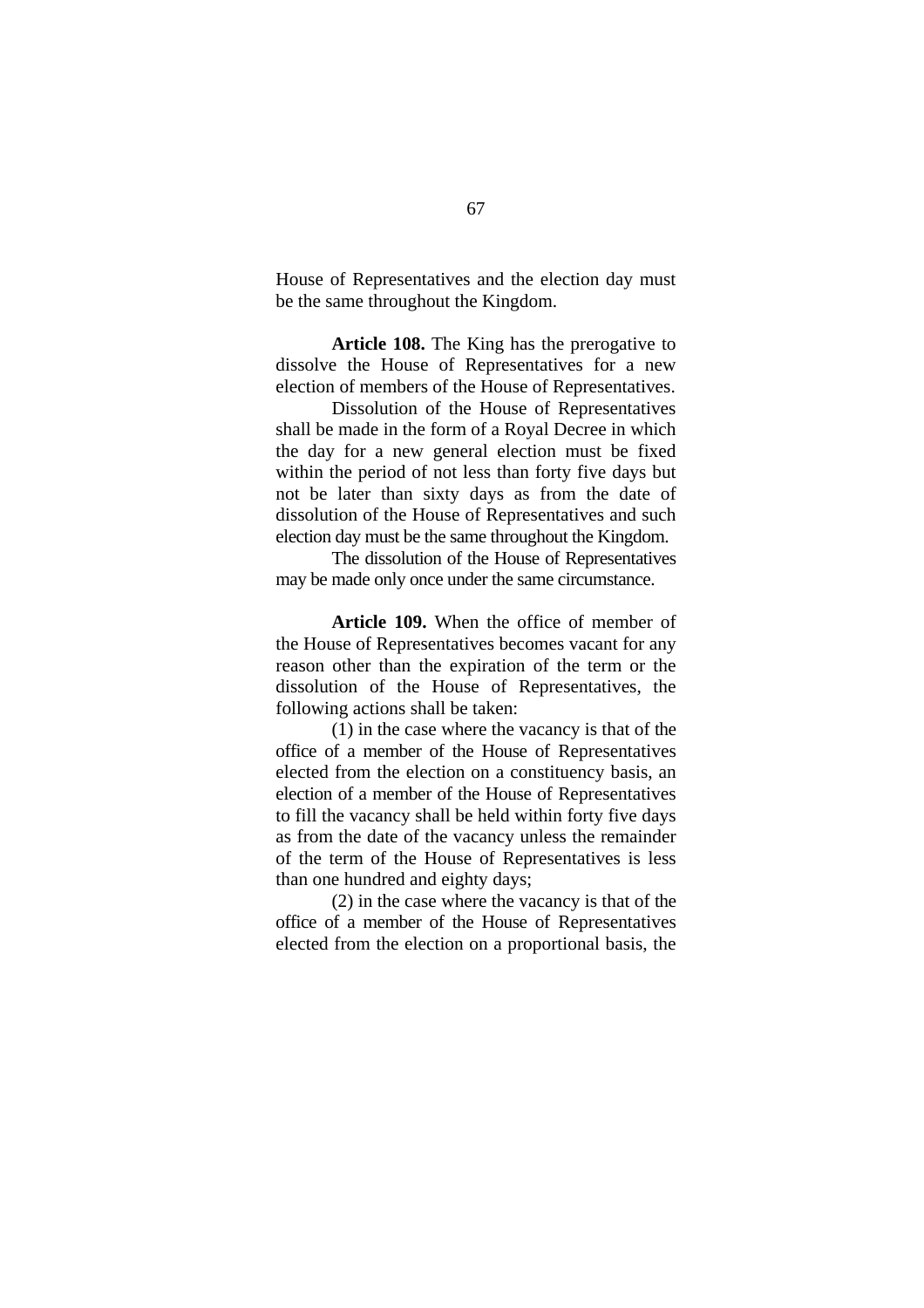House of Representatives and the election day must be the same throughout the Kingdom.

**Article 108.** The King has the prerogative to dissolve the House of Representatives for a new election of members of the House of Representatives.

Dissolution of the House of Representatives shall be made in the form of a Royal Decree in which the day for a new general election must be fixed within the period of not less than forty five days but not be later than sixty days as from the date of dissolution of the House of Representatives and such election day must be the same throughout the Kingdom.

The dissolution of the House of Representatives may be made only once under the same circumstance.

**Article 109.** When the office of member of the House of Representatives becomes vacant for any reason other than the expiration of the term or the dissolution of the House of Representatives, the following actions shall be taken:

(1) in the case where the vacancy is that of the office of a member of the House of Representatives elected from the election on a constituency basis, an election of a member of the House of Representatives to fill the vacancy shall be held within forty five days as from the date of the vacancy unless the remainder of the term of the House of Representatives is less than one hundred and eighty days;

(2) in the case where the vacancy is that of the office of a member of the House of Representatives elected from the election on a proportional basis, the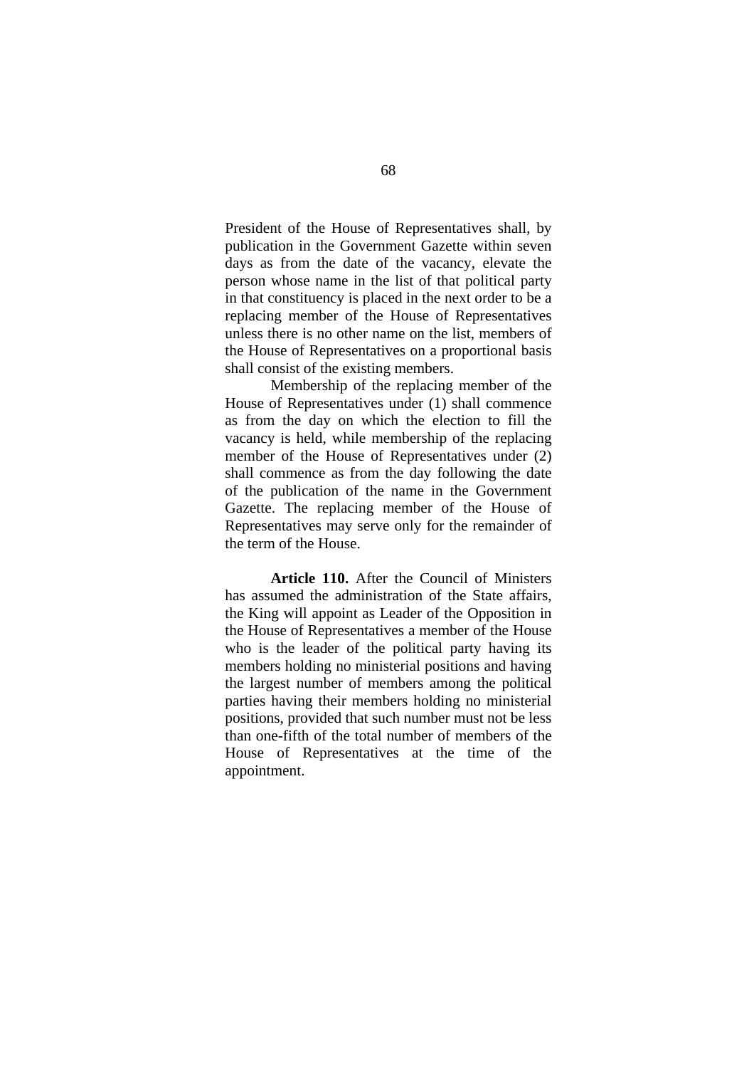President of the House of Representatives shall, by publication in the Government Gazette within seven days as from the date of the vacancy, elevate the person whose name in the list of that political party in that constituency is placed in the next order to be a replacing member of the House of Representatives unless there is no other name on the list, members of the House of Representatives on a proportional basis shall consist of the existing members.

Membership of the replacing member of the House of Representatives under (1) shall commence as from the day on which the election to fill the vacancy is held, while membership of the replacing member of the House of Representatives under (2) shall commence as from the day following the date of the publication of the name in the Government Gazette. The replacing member of the House of Representatives may serve only for the remainder of the term of the House.

**Article 110.** After the Council of Ministers has assumed the administration of the State affairs, the King will appoint as Leader of the Opposition in the House of Representatives a member of the House who is the leader of the political party having its members holding no ministerial positions and having the largest number of members among the political parties having their members holding no ministerial positions, provided that such number must not be less than one-fifth of the total number of members of the House of Representatives at the time of the appointment.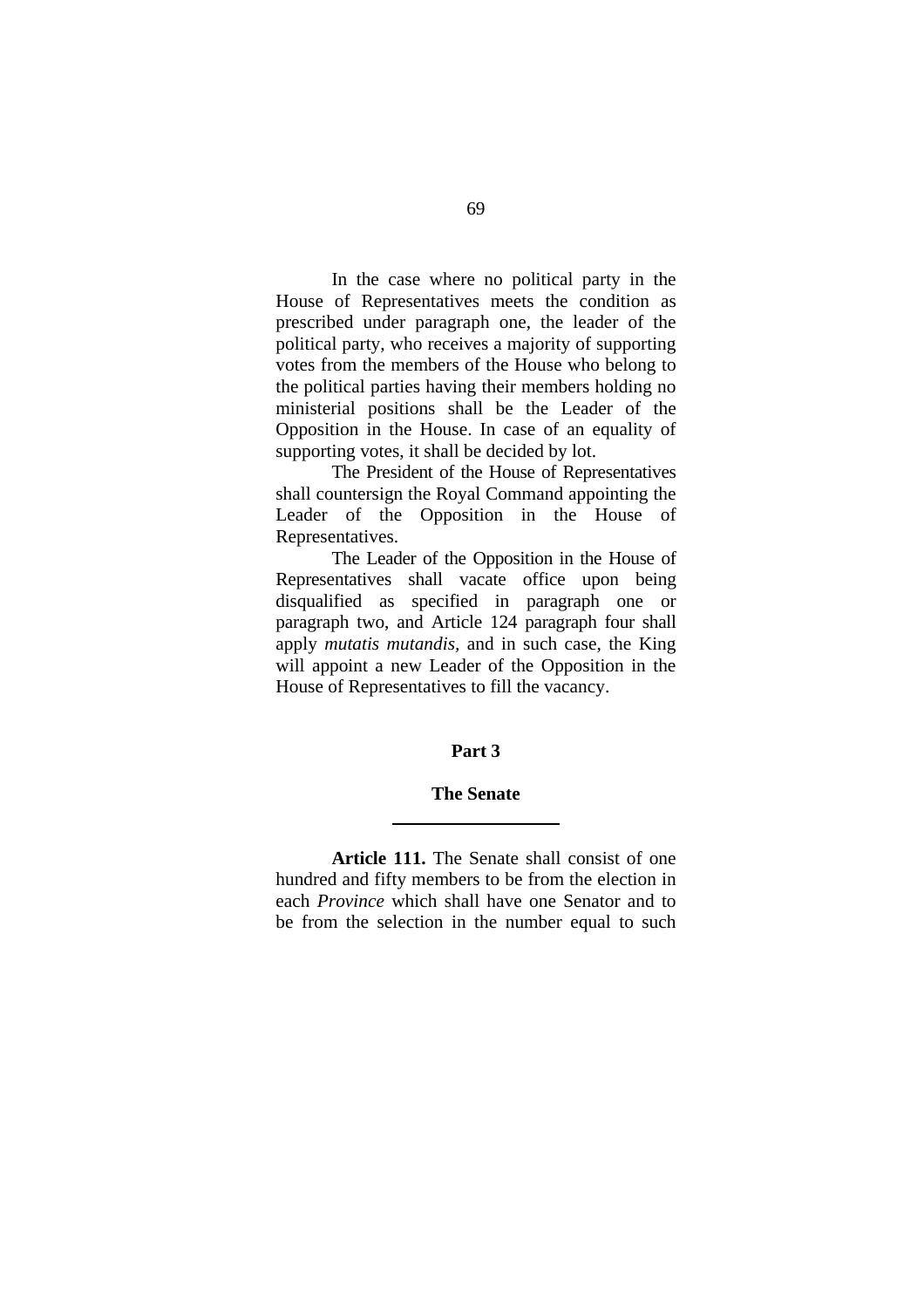In the case where no political party in the House of Representatives meets the condition as prescribed under paragraph one, the leader of the political party, who receives a majority of supporting votes from the members of the House who belong to the political parties having their members holding no ministerial positions shall be the Leader of the Opposition in the House. In case of an equality of supporting votes, it shall be decided by lot.

The President of the House of Representatives shall countersign the Royal Command appointing the Leader of the Opposition in the House of Representatives.

The Leader of the Opposition in the House of Representatives shall vacate office upon being disqualified as specified in paragraph one or paragraph two, and Article 124 paragraph four shall apply *mutatis mutandis,* and in such case, the King will appoint a new Leader of the Opposition in the House of Representatives to fill the vacancy.

## Part 3

## The Senate

---

**Article 111.** The Senate shall consist of one hundred and fifty members to be from the election in each *Province* which shall have one Senator and to be from the selection in the number equal to such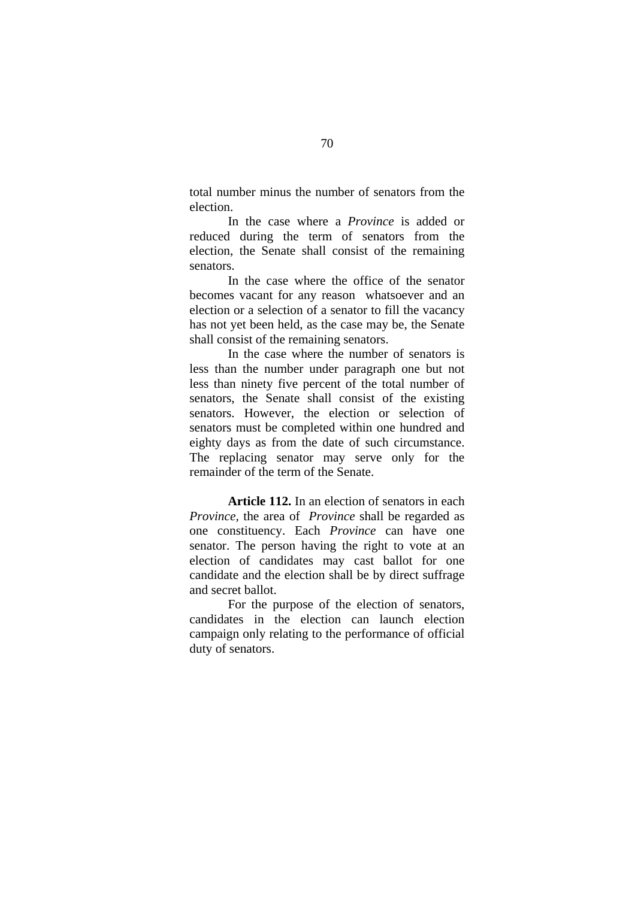total number minus the number of senators from the election.

In the case where a *Province* is added or reduced during the term of senators from the election, the Senate shall consist of the remaining senators.

In the case where the office of the senator becomes vacant for any reason whatsoever and an election or a selection of a senator to fill the vacancy has not yet been held, as the case may be, the Senate shall consist of the remaining senators.

In the case where the number of senators is less than the number under paragraph one but not less than ninety five percent of the total number of senators, the Senate shall consist of the existing senators. However, the election or selection of senators must be completed within one hundred and eighty days as from the date of such circumstance. The replacing senator may serve only for the remainder of the term of the Senate.

**Article 112.** In an election of senators in each *Province,* the area of *Province* shall be regarded as one constituency. Each *Province* can have one senator. The person having the right to vote at an election of candidates may cast ballot for one candidate and the election shall be by direct suffrage and secret ballot.

For the purpose of the election of senators, candidates in the election can launch election campaign only relating to the performance of official duty of senators.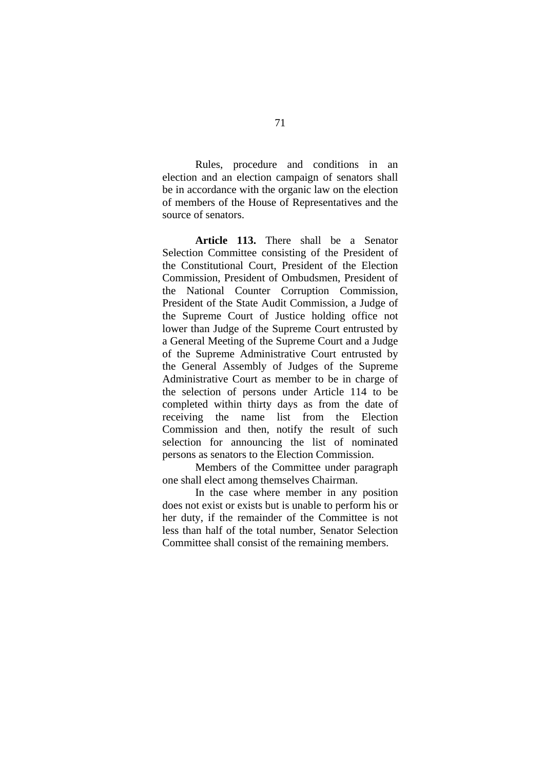Rules, procedure and conditions in an election and an election campaign of senators shall be in accordance with the organic law on the election of members of the House of Representatives and the source of senators.

**Article 113.** There shall be a Senator Selection Committee consisting of the President of the Constitutional Court, President of the Election Commission, President of Ombudsmen, President of the National Counter Corruption Commission, President of the State Audit Commission, a Judge of the Supreme Court of Justice holding office not lower than Judge of the Supreme Court entrusted by a General Meeting of the Supreme Court and a Judge of the Supreme Administrative Court entrusted by the General Assembly of Judges of the Supreme Administrative Court as member to be in charge of the selection of persons under Article 114 to be completed within thirty days as from the date of receiving the name list from the Election Commission and then, notify the result of such selection for announcing the list of nominated persons as senators to the Election Commission.

Members of the Committee under paragraph one shall elect among themselves Chairman.

In the case where member in any position does not exist or exists but is unable to perform his or her duty, if the remainder of the Committee is not less than half of the total number, Senator Selection Committee shall consist of the remaining members.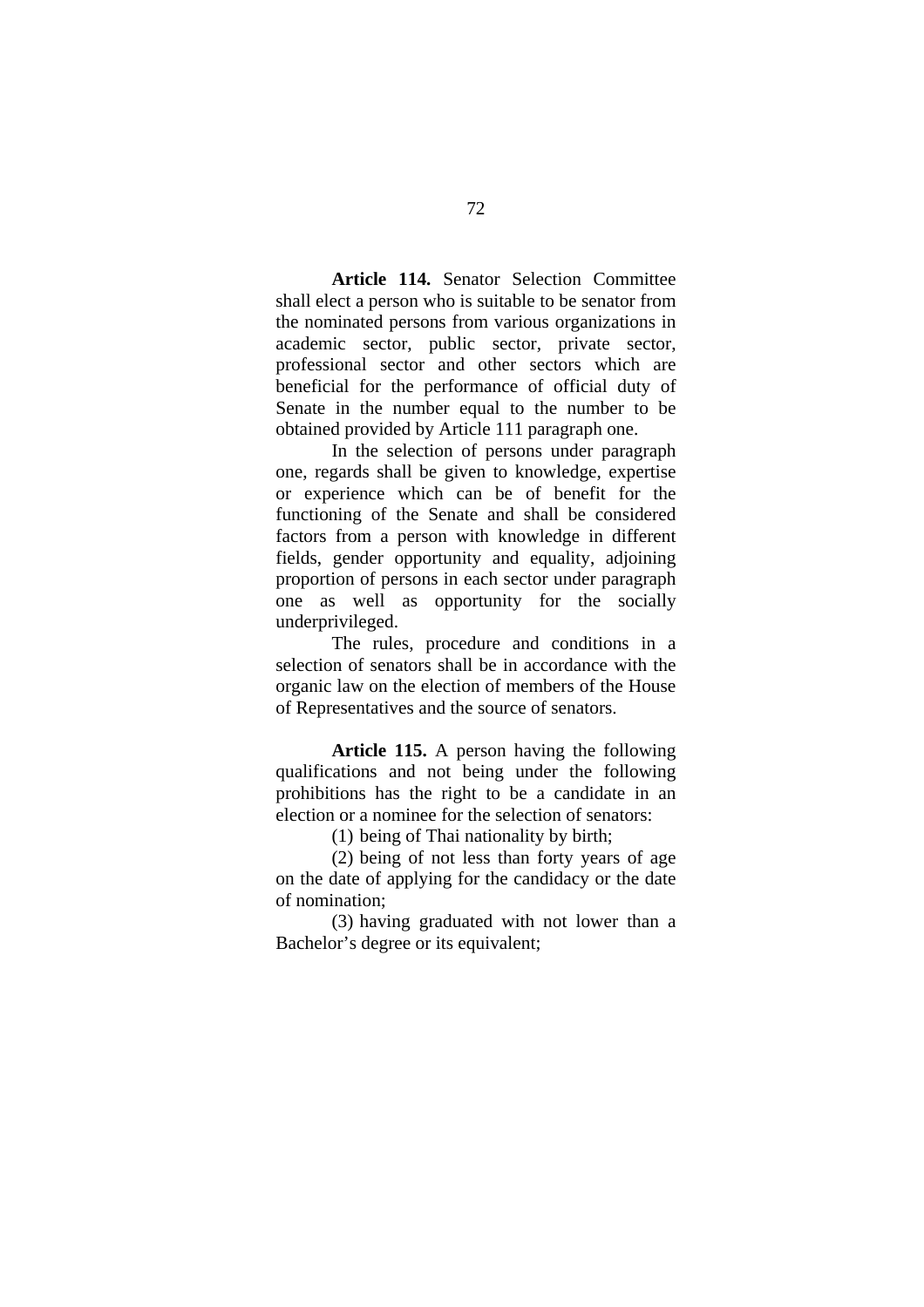**Article 114.** Senator Selection Committee shall elect a person who is suitable to be senator from the nominated persons from various organizations in academic sector, public sector, private sector, professional sector and other sectors which are beneficial for the performance of official duty of Senate in the number equal to the number to be obtained provided by Article 111 paragraph one.

In the selection of persons under paragraph one, regards shall be given to knowledge, expertise or experience which can be of benefit for the functioning of the Senate and shall be considered factors from a person with knowledge in different fields, gender opportunity and equality, adjoining proportion of persons in each sector under paragraph one as well as opportunity for the socially underprivileged.

The rules, procedure and conditions in a selection of senators shall be in accordance with the organic law on the election of members of the House of Representatives and the source of senators.

**Article 115.** A person having the following qualifications and not being under the following prohibitions has the right to be a candidate in an election or a nominee for the selection of senators:

(1) being of Thai nationality by birth;

(2) being of not less than forty years of age on the date of applying for the candidacy or the date of nomination;

(3) having graduated with not lower than a Bachelor's degree or its equivalent;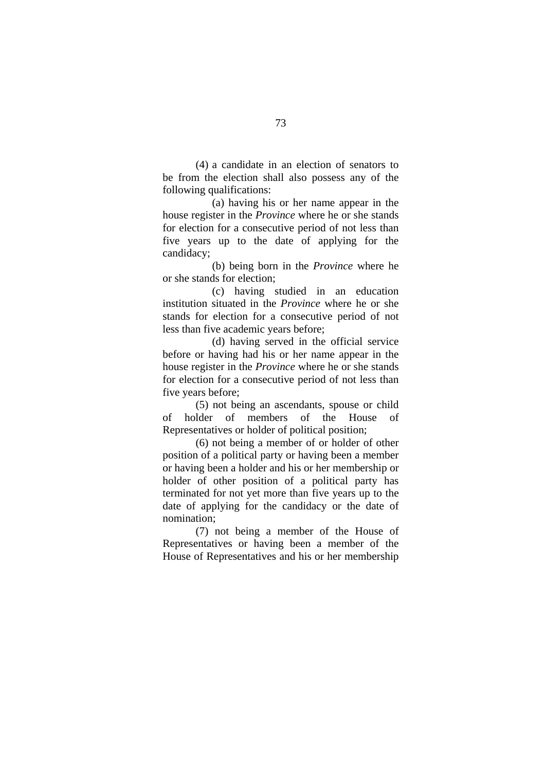(4) a candidate in an election of senators to be from the election shall also possess any of the following qualifications:

(a) having his or her name appear in the house register in the *Province* where he or she stands for election for a consecutive period of not less than five years up to the date of applying for the candidacy;

(b) being born in the *Province* where he or she stands for election;

(c) having studied in an education institution situated in the *Province* where he or she stands for election for a consecutive period of not less than five academic years before;

(d) having served in the official service before or having had his or her name appear in the house register in the *Province* where he or she stands for election for a consecutive period of not less than five years before;

(5) not being an ascendants, spouse or child of holder of members of the House of Representatives or holder of political position;

(6) not being a member of or holder of other position of a political party or having been a member or having been a holder and his or her membership or holder of other position of a political party has terminated for not yet more than five years up to the date of applying for the candidacy or the date of nomination;

(7) not being a member of the House of Representatives or having been a member of the House of Representatives and his or her membership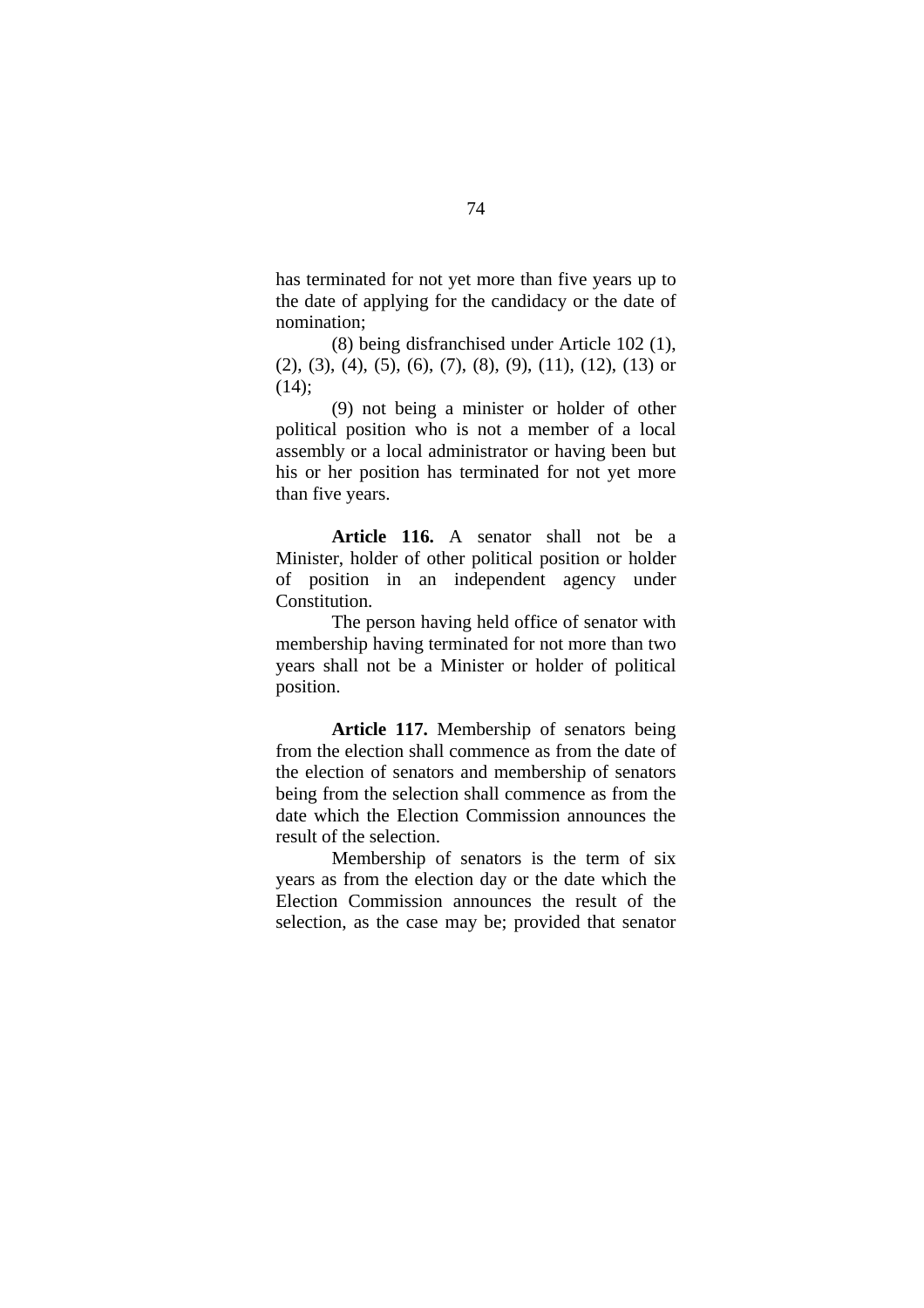has terminated for not yet more than five years up to the date of applying for the candidacy or the date of nomination;

(8) being disfranchised under Article 102 (1), (2), (3), (4), (5), (6), (7), (8), (9), (11), (12), (13) or (14);

(9) not being a minister or holder of other political position who is not a member of a local assembly or a local administrator or having been but his or her position has terminated for not yet more than five years.

**Article 116.** A senator shall not be a Minister, holder of other political position or holder of position in an independent agency under Constitution.

The person having held office of senator with membership having terminated for not more than two years shall not be a Minister or holder of political position.

**Article 117.** Membership of senators being from the election shall commence as from the date of the election of senators and membership of senators being from the selection shall commence as from the date which the Election Commission announces the result of the selection.

Membership of senators is the term of six years as from the election day or the date which the Election Commission announces the result of the selection, as the case may be; provided that senator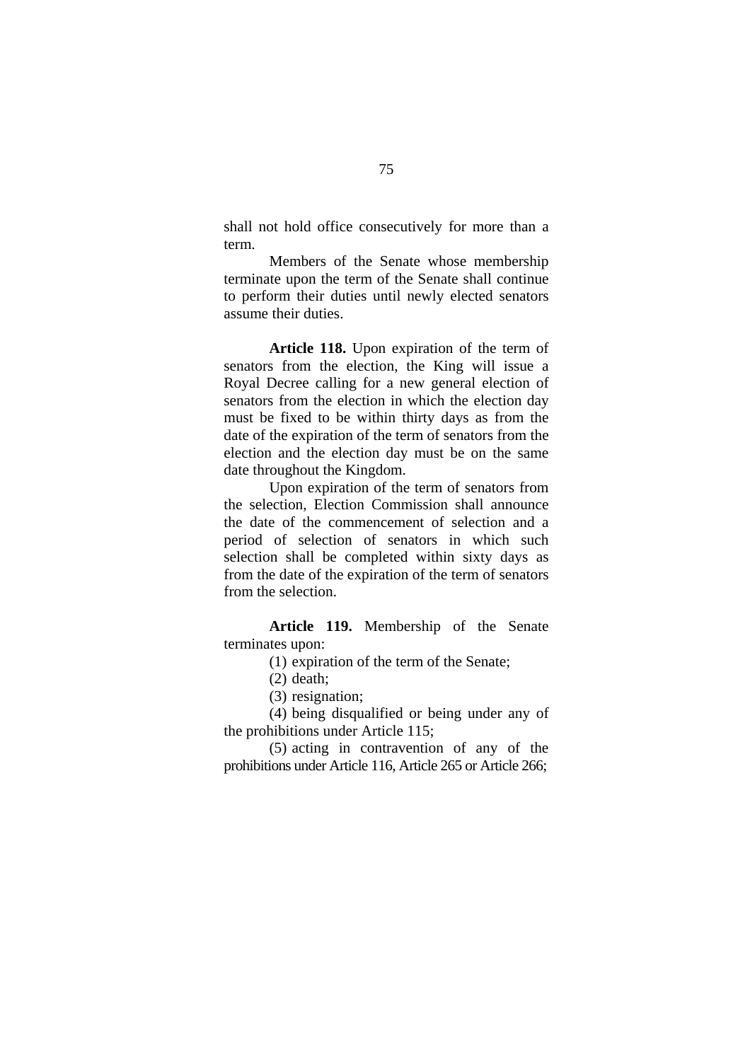shall not hold office consecutively for more than a term.

Members of the Senate whose membership terminate upon the term of the Senate shall continue to perform their duties until newly elected senators assume their duties.

**Article 118.** Upon expiration of the term of senators from the election, the King will issue a Royal Decree calling for a new general election of senators from the election in which the election day must be fixed to be within thirty days as from the date of the expiration of the term of senators from the election and the election day must be on the same date throughout the Kingdom.

Upon expiration of the term of senators from the selection, Election Commission shall announce the date of the commencement of selection and a period of selection of senators in which such selection shall be completed within sixty days as from the date of the expiration of the term of senators from the selection.

**Article 119.** Membership of the Senate terminates upon:

(1) expiration of the term of the Senate;

(2) death;

(3) resignation;

(4) being disqualified or being under any of the prohibitions under Article 115;

(5) acting in contravention of any of the prohibitions under Article 116, Article 265 or Article 266;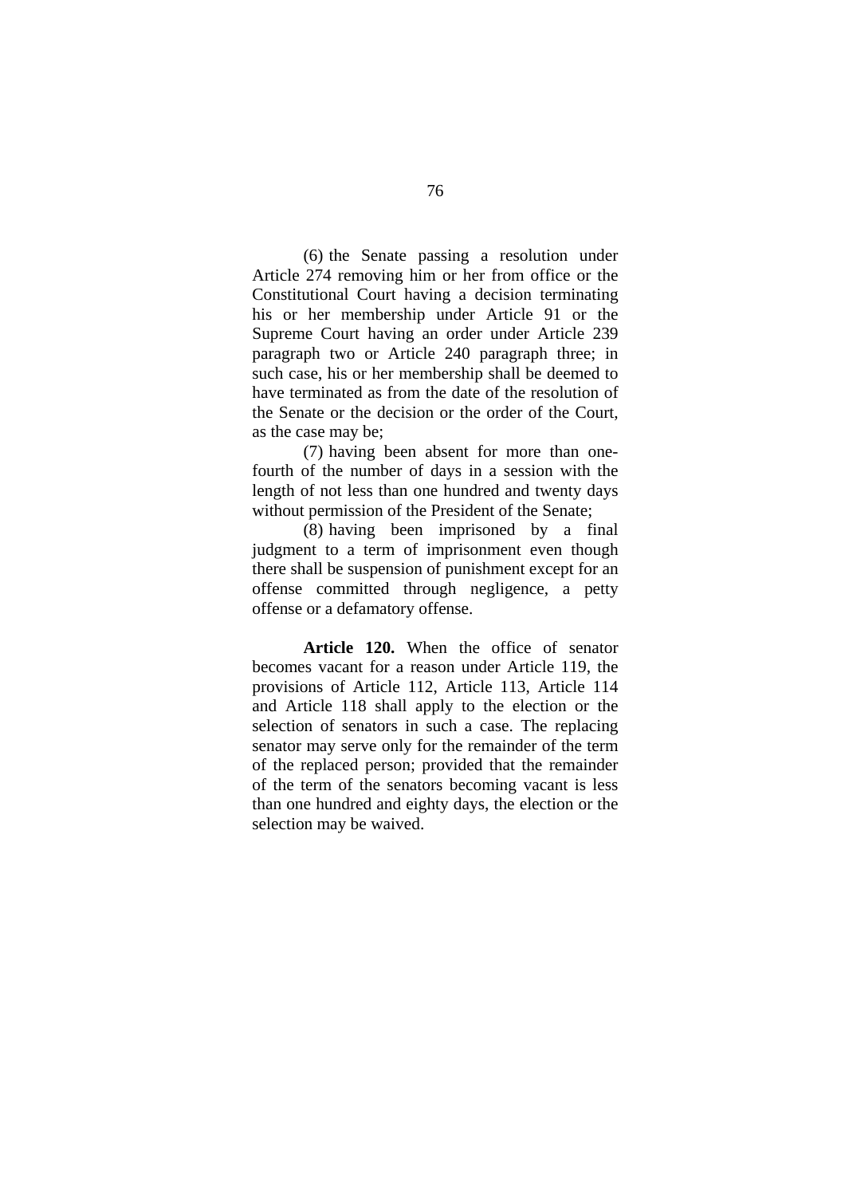(6) the Senate passing a resolution under Article 274 removing him or her from office or the Constitutional Court having a decision terminating his or her membership under Article 91 or the Supreme Court having an order under Article 239 paragraph two or Article 240 paragraph three; in such case, his or her membership shall be deemed to have terminated as from the date of the resolution of the Senate or the decision or the order of the Court, as the case may be;

(7) having been absent for more than one-fourth of the number of days in a session with the length of not less than one hundred and twenty days without permission of the President of the Senate;

(8) having been imprisoned by a final judgment to a term of imprisonment even though there shall be suspension of punishment except for an offense committed through negligence, a petty offense or a defamatory offense.

**Article 120.** When the office of senator becomes vacant for a reason under Article 119, the provisions of Article 112, Article 113, Article 114 and Article 118 shall apply to the election or the selection of senators in such a case. The replacing senator may serve only for the remainder of the term of the replaced person; provided that the remainder of the term of the senators becoming vacant is less than one hundred and eighty days, the election or the selection may be waived.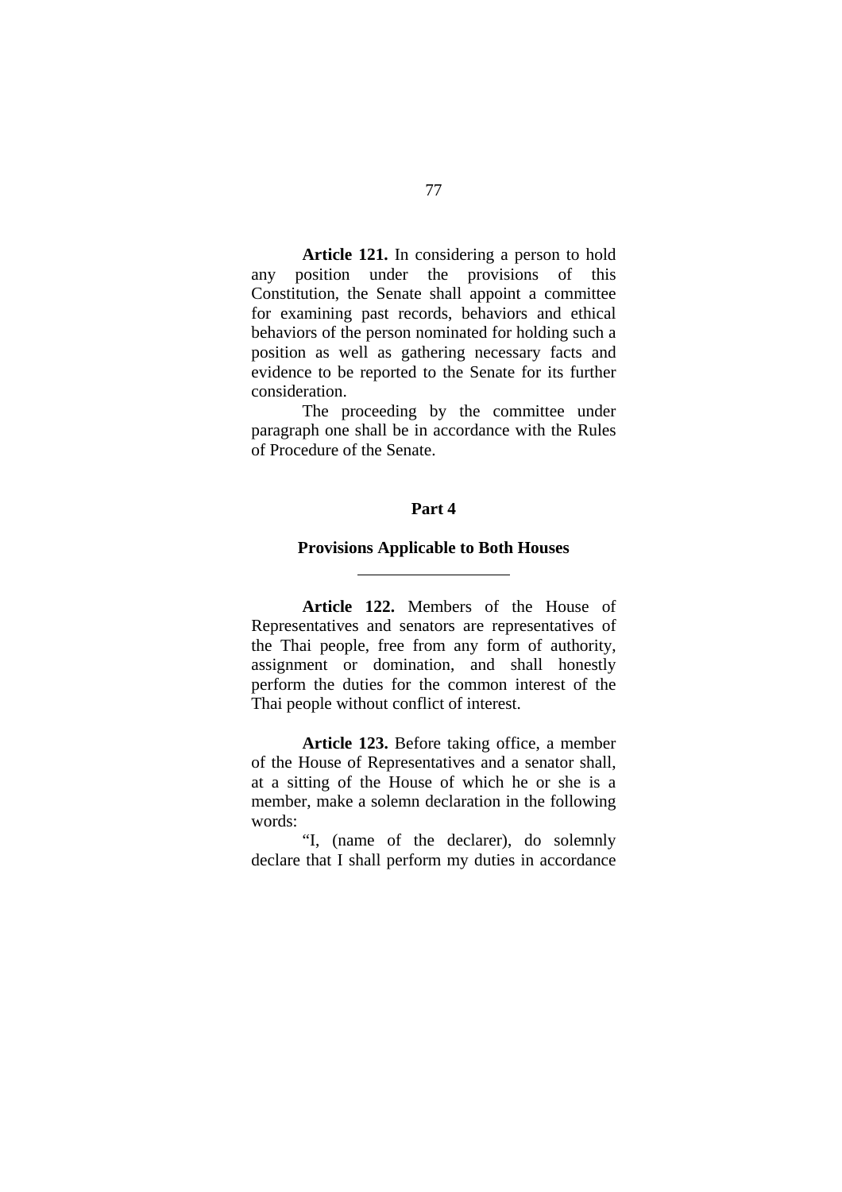**Article 121.** In considering a person to hold any position under the provisions of this Constitution, the Senate shall appoint a committee for examining past records, behaviors and ethical behaviors of the person nominated for holding such a position as well as gathering necessary facts and evidence to be reported to the Senate for its further consideration.

The proceeding by the committee under paragraph one shall be in accordance with the Rules of Procedure of the Senate.

## Part 4

## Provisions Applicable to Both Houses

---

**Article 122.** Members of the House of Representatives and senators are representatives of the Thai people, free from any form of authority, assignment or domination, and shall honestly perform the duties for the common interest of the Thai people without conflict of interest.

**Article 123.** Before taking office, a member of the House of Representatives and a senator shall, at a sitting of the House of which he or she is a member, make a solemn declaration in the following words:

"I, (name of the declarer), do solemnly declare that I shall perform my duties in accordance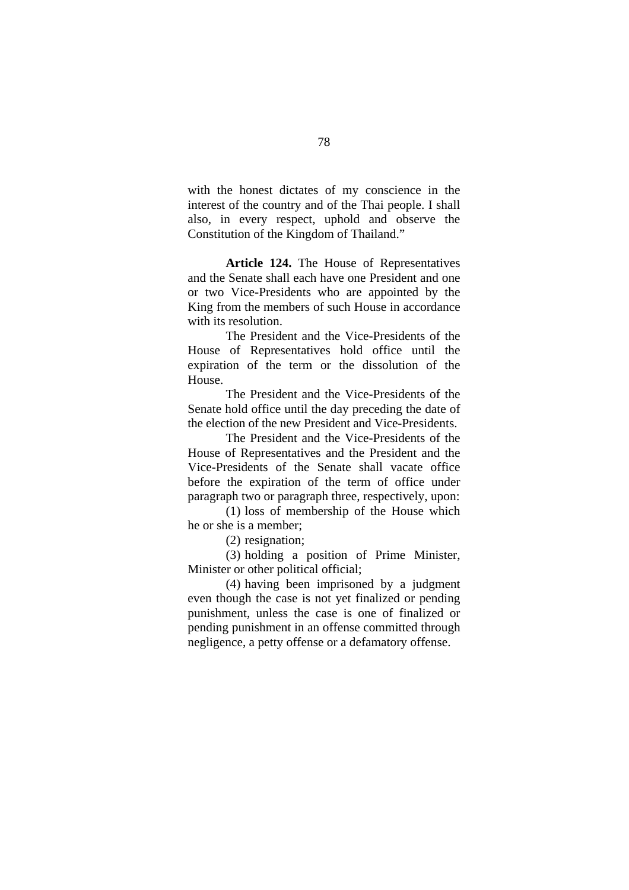with the honest dictates of my conscience in the interest of the country and of the Thai people. I shall also, in every respect, uphold and observe the Constitution of the Kingdom of Thailand."

**Article 124.** The House of Representatives and the Senate shall each have one President and one or two Vice-Presidents who are appointed by the King from the members of such House in accordance with its resolution.

The President and the Vice-Presidents of the House of Representatives hold office until the expiration of the term or the dissolution of the House.

The President and the Vice-Presidents of the Senate hold office until the day preceding the date of the election of the new President and Vice-Presidents.

The President and the Vice-Presidents of the House of Representatives and the President and the Vice-Presidents of the Senate shall vacate office before the expiration of the term of office under paragraph two or paragraph three, respectively, upon:

(1) loss of membership of the House which he or she is a member;

(2) resignation;

(3) holding a position of Prime Minister, Minister or other political official;

(4) having been imprisoned by a judgment even though the case is not yet finalized or pending punishment, unless the case is one of finalized or pending punishment in an offense committed through negligence, a petty offense or a defamatory offense.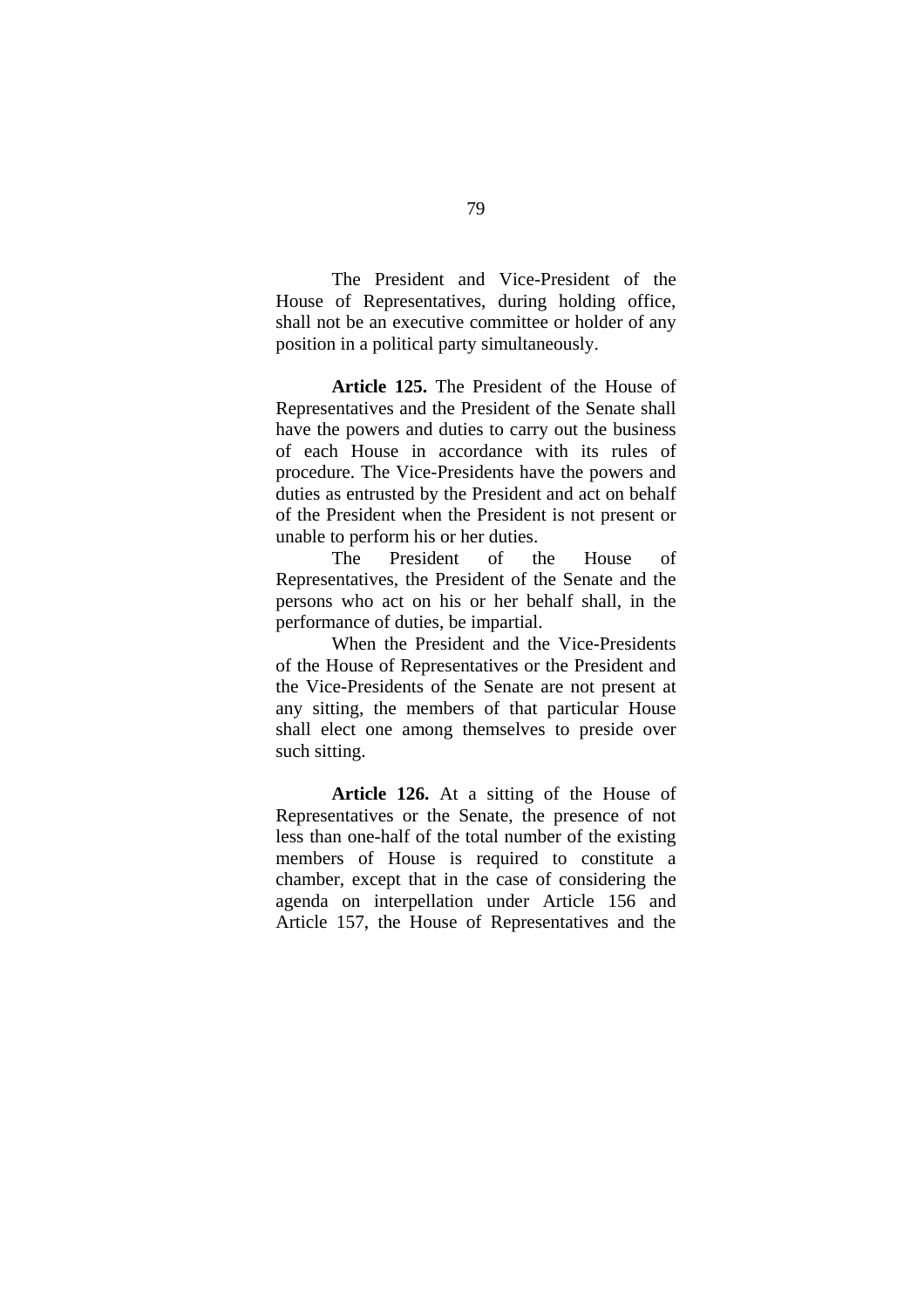The President and Vice-President of the House of Representatives, during holding office, shall not be an executive committee or holder of any position in a political party simultaneously.

**Article 125.** The President of the House of Representatives and the President of the Senate shall have the powers and duties to carry out the business of each House in accordance with its rules of procedure. The Vice-Presidents have the powers and duties as entrusted by the President and act on behalf of the President when the President is not present or unable to perform his or her duties.

The President of the House of Representatives, the President of the Senate and the persons who act on his or her behalf shall, in the performance of duties, be impartial.

When the President and the Vice-Presidents of the House of Representatives or the President and the Vice-Presidents of the Senate are not present at any sitting, the members of that particular House shall elect one among themselves to preside over such sitting.

**Article 126.** At a sitting of the House of Representatives or the Senate, the presence of not less than one-half of the total number of the existing members of House is required to constitute a chamber, except that in the case of considering the agenda on interpellation under Article 156 and Article 157, the House of Representatives and the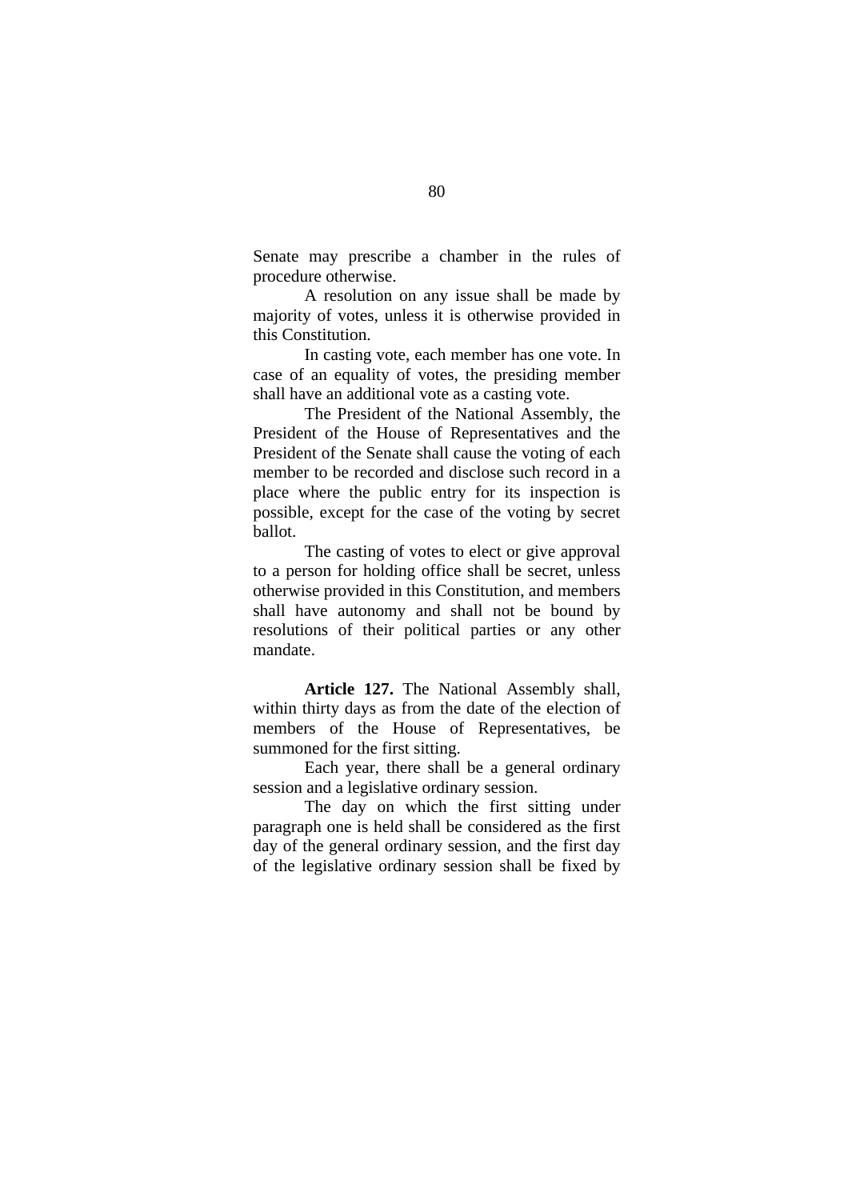Senate may prescribe a chamber in the rules of procedure otherwise.

A resolution on any issue shall be made by majority of votes, unless it is otherwise provided in this Constitution.

In casting vote, each member has one vote. In case of an equality of votes, the presiding member shall have an additional vote as a casting vote.

The President of the National Assembly, the President of the House of Representatives and the President of the Senate shall cause the voting of each member to be recorded and disclose such record in a place where the public entry for its inspection is possible, except for the case of the voting by secret ballot.

The casting of votes to elect or give approval to a person for holding office shall be secret, unless otherwise provided in this Constitution, and members shall have autonomy and shall not be bound by resolutions of their political parties or any other mandate.

**Article 127.** The National Assembly shall, within thirty days as from the date of the election of members of the House of Representatives, be summoned for the first sitting.

Each year, there shall be a general ordinary session and a legislative ordinary session.

The day on which the first sitting under paragraph one is held shall be considered as the first day of the general ordinary session, and the first day of the legislative ordinary session shall be fixed by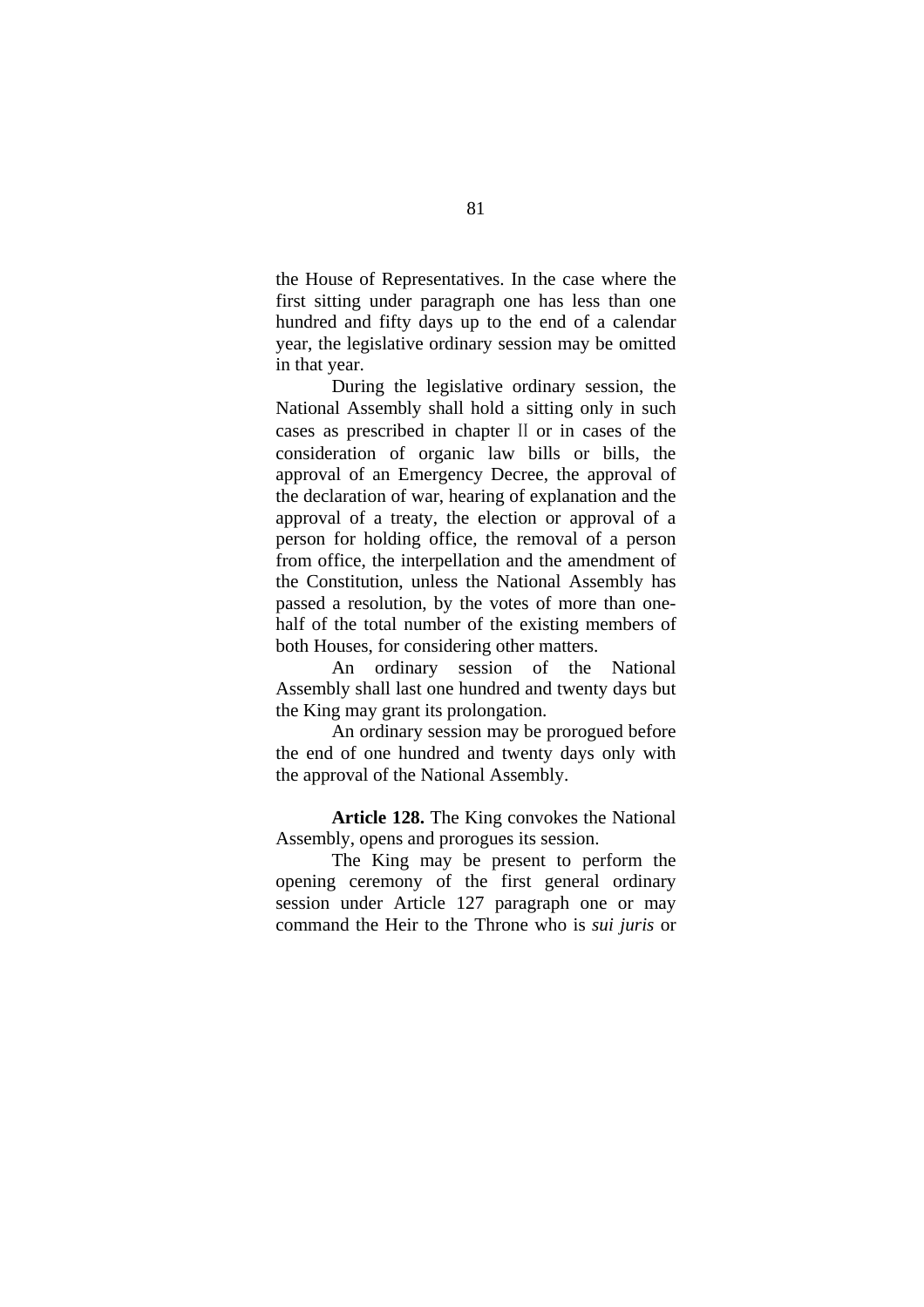the House of Representatives. In the case where the first sitting under paragraph one has less than one hundred and fifty days up to the end of a calendar year, the legislative ordinary session may be omitted in that year.

During the legislative ordinary session, the National Assembly shall hold a sitting only in such cases as prescribed in chapter II or in cases of the consideration of organic law bills or bills, the approval of an Emergency Decree, the approval of the declaration of war, hearing of explanation and the approval of a treaty, the election or approval of a person for holding office, the removal of a person from office, the interpellation and the amendment of the Constitution, unless the National Assembly has passed a resolution, by the votes of more than one-half of the total number of the existing members of both Houses, for considering other matters.

An ordinary session of the National Assembly shall last one hundred and twenty days but the King may grant its prolongation.

An ordinary session may be prorogued before the end of one hundred and twenty days only with the approval of the National Assembly.

**Article 128.** The King convokes the National Assembly, opens and prorogues its session.

The King may be present to perform the opening ceremony of the first general ordinary session under Article 127 paragraph one or may command the Heir to the Throne who is *sui juris* or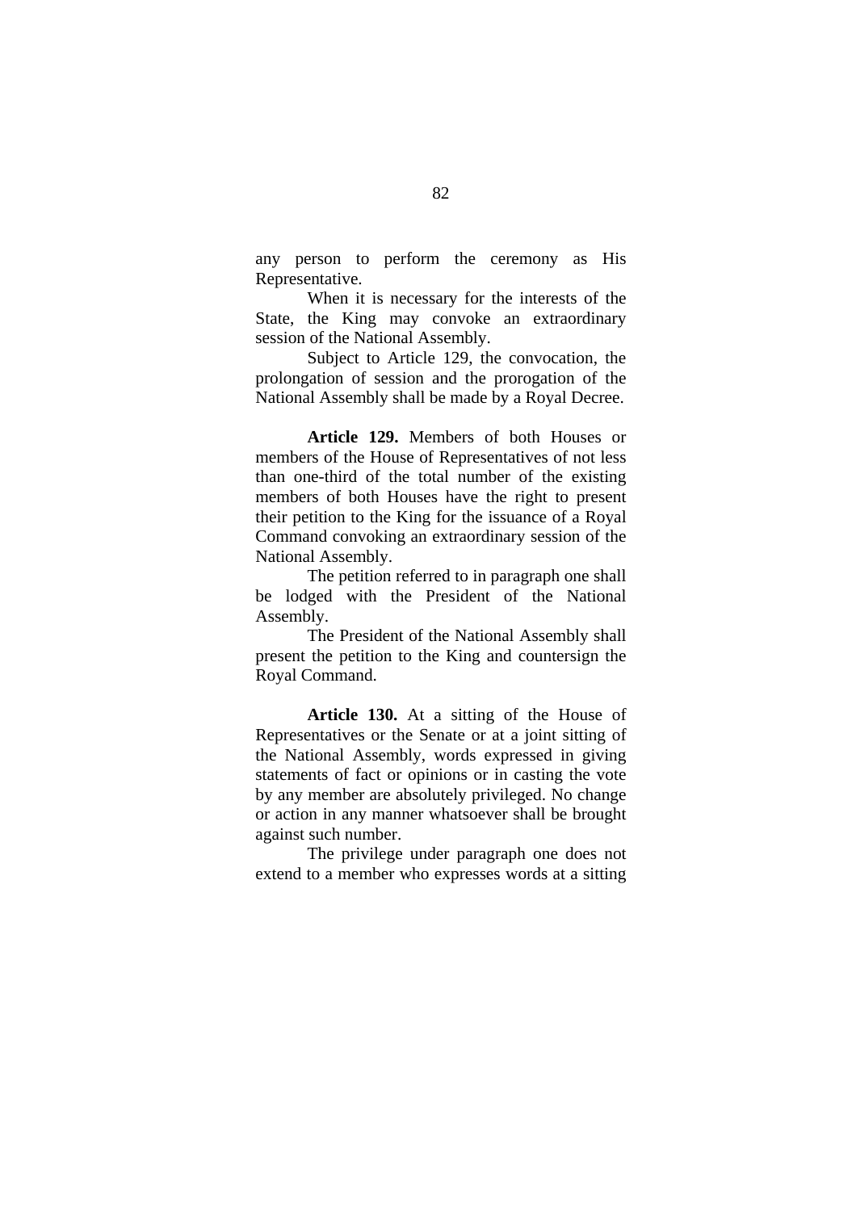any person to perform the ceremony as His Representative.

When it is necessary for the interests of the State, the King may convoke an extraordinary session of the National Assembly.

Subject to Article 129, the convocation, the prolongation of session and the prorogation of the National Assembly shall be made by a Royal Decree.

**Article 129.** Members of both Houses or members of the House of Representatives of not less than one-third of the total number of the existing members of both Houses have the right to present their petition to the King for the issuance of a Royal Command convoking an extraordinary session of the National Assembly.

The petition referred to in paragraph one shall be lodged with the President of the National Assembly.

The President of the National Assembly shall present the petition to the King and countersign the Royal Command.

**Article 130.** At a sitting of the House of Representatives or the Senate or at a joint sitting of the National Assembly, words expressed in giving statements of fact or opinions or in casting the vote by any member are absolutely privileged. No change or action in any manner whatsoever shall be brought against such number.

The privilege under paragraph one does not extend to a member who expresses words at a sitting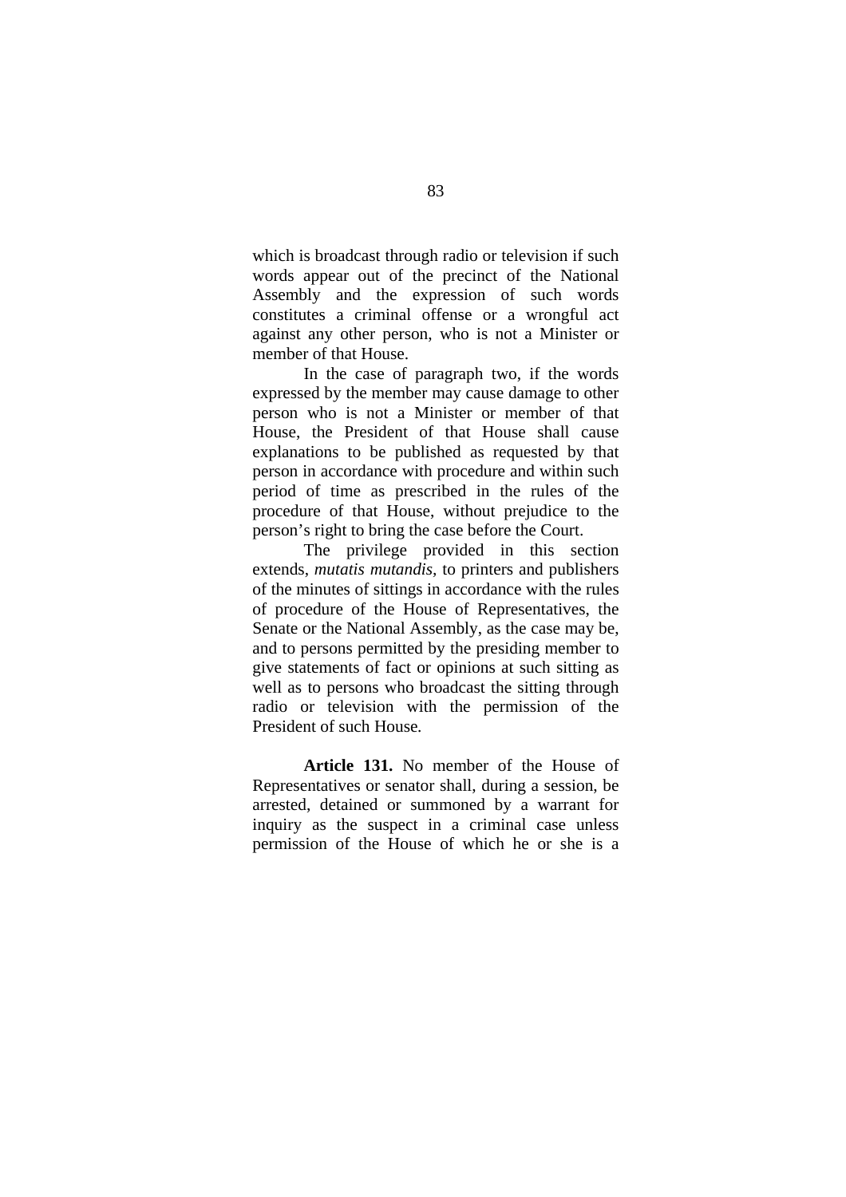which is broadcast through radio or television if such words appear out of the precinct of the National Assembly and the expression of such words constitutes a criminal offense or a wrongful act against any other person, who is not a Minister or member of that House.

In the case of paragraph two, if the words expressed by the member may cause damage to other person who is not a Minister or member of that House, the President of that House shall cause explanations to be published as requested by that person in accordance with procedure and within such period of time as prescribed in the rules of the procedure of that House, without prejudice to the person's right to bring the case before the Court.

The privilege provided in this section extends, *mutatis mutandis,* to printers and publishers of the minutes of sittings in accordance with the rules of procedure of the House of Representatives, the Senate or the National Assembly, as the case may be, and to persons permitted by the presiding member to give statements of fact or opinions at such sitting as well as to persons who broadcast the sitting through radio or television with the permission of the President of such House.

**Article 131.** No member of the House of Representatives or senator shall, during a session, be arrested, detained or summoned by a warrant for inquiry as the suspect in a criminal case unless permission of the House of which he or she is a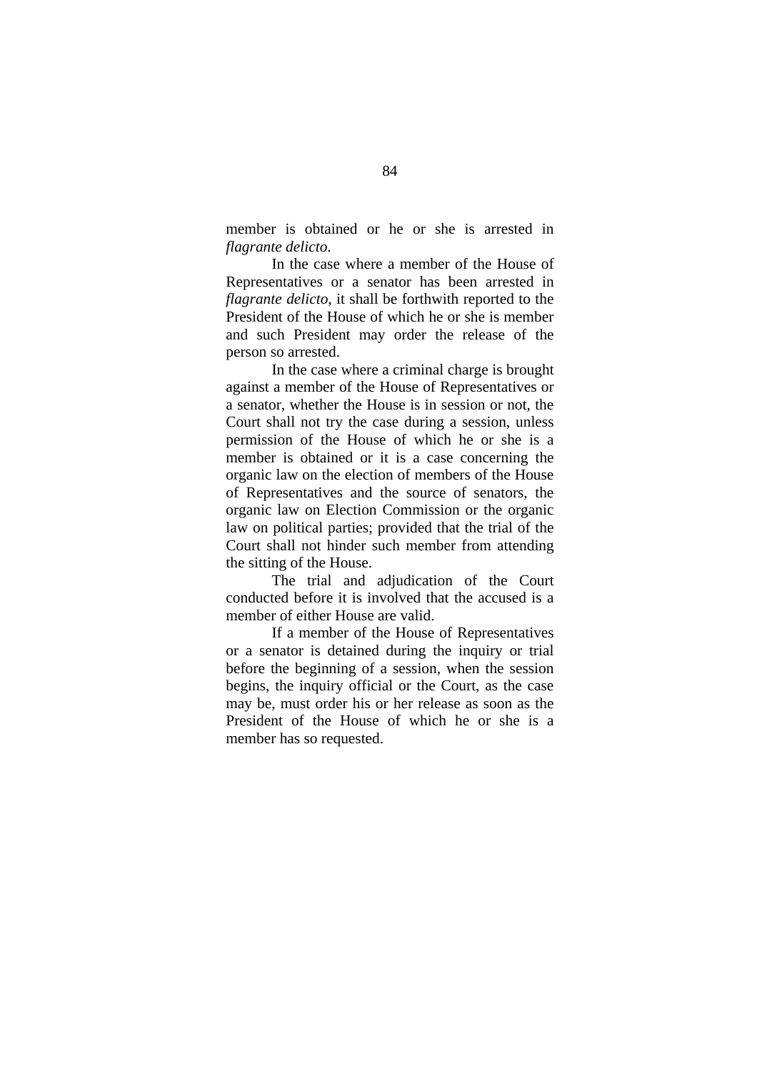member is obtained or he or she is arrested in *flagrante delicto*.

In the case where a member of the House of Representatives or a senator has been arrested in *flagrante delicto*, it shall be forthwith reported to the President of the House of which he or she is member and such President may order the release of the person so arrested.

In the case where a criminal charge is brought against a member of the House of Representatives or a senator, whether the House is in session or not, the Court shall not try the case during a session, unless permission of the House of which he or she is a member is obtained or it is a case concerning the organic law on the election of members of the House of Representatives and the source of senators, the organic law on Election Commission or the organic law on political parties; provided that the trial of the Court shall not hinder such member from attending the sitting of the House.

The trial and adjudication of the Court conducted before it is involved that the accused is a member of either House are valid.

If a member of the House of Representatives or a senator is detained during the inquiry or trial before the beginning of a session, when the session begins, the inquiry official or the Court, as the case may be, must order his or her release as soon as the President of the House of which he or she is a member has so requested.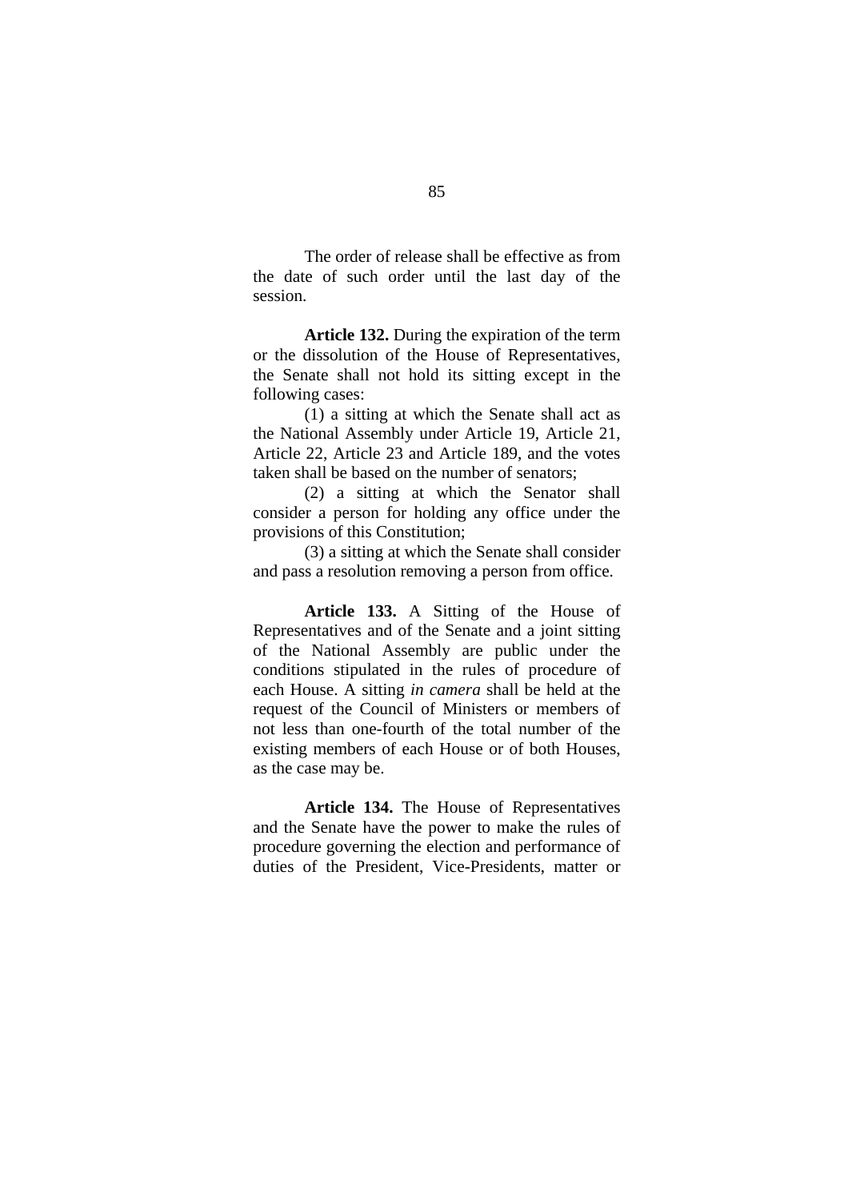The order of release shall be effective as from the date of such order until the last day of the session.

**Article 132.** During the expiration of the term or the dissolution of the House of Representatives, the Senate shall not hold its sitting except in the following cases:

(1) a sitting at which the Senate shall act as the National Assembly under Article 19, Article 21, Article 22, Article 23 and Article 189, and the votes taken shall be based on the number of senators;

(2) a sitting at which the Senator shall consider a person for holding any office under the provisions of this Constitution;

(3) a sitting at which the Senate shall consider and pass a resolution removing a person from office.

**Article 133.** A Sitting of the House of Representatives and of the Senate and a joint sitting of the National Assembly are public under the conditions stipulated in the rules of procedure of each House. A sitting *in camera* shall be held at the request of the Council of Ministers or members of not less than one-fourth of the total number of the existing members of each House or of both Houses, as the case may be.

**Article 134.** The House of Representatives and the Senate have the power to make the rules of procedure governing the election and performance of duties of the President, Vice-Presidents, matter or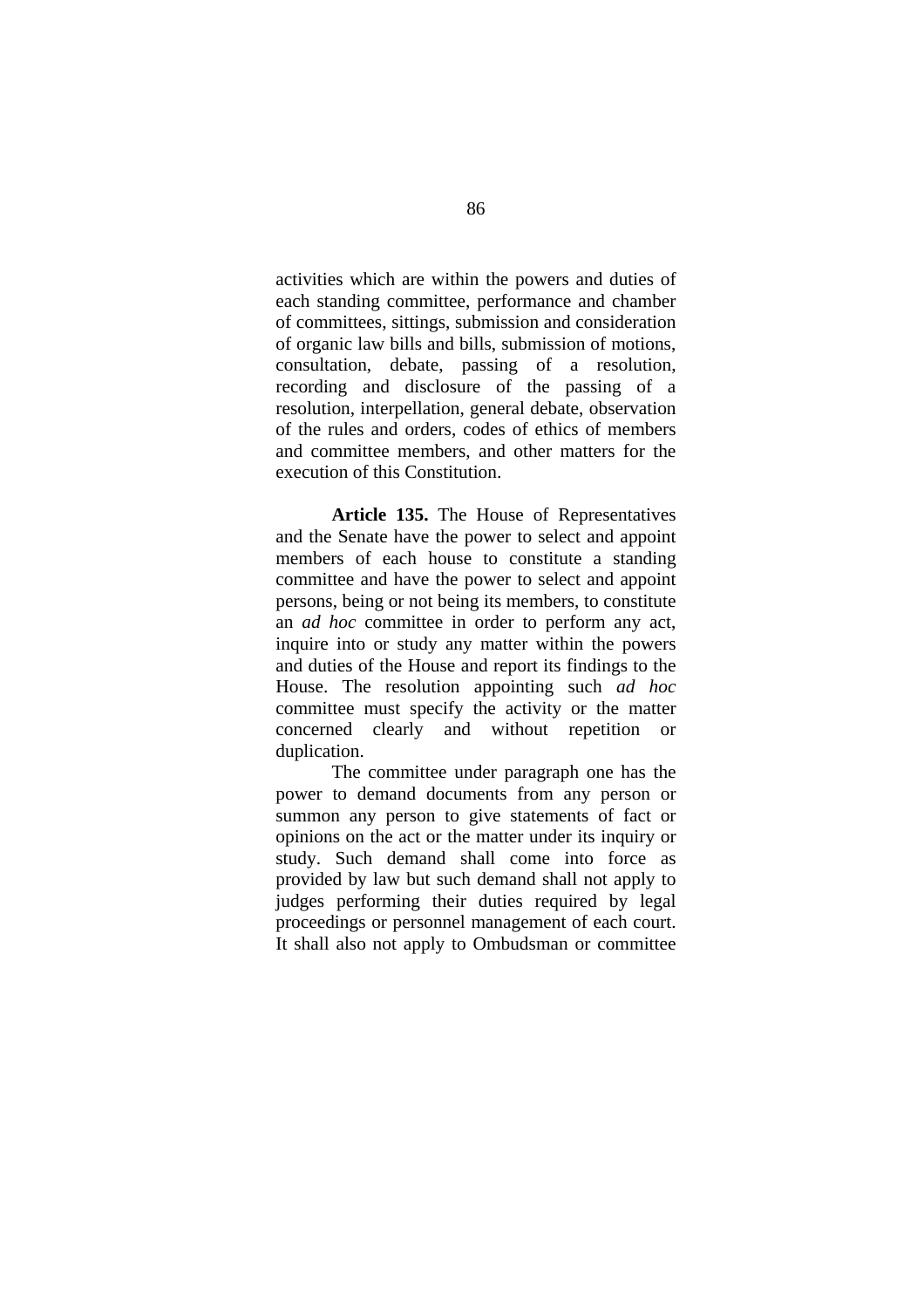activities which are within the powers and duties of each standing committee, performance and chamber of committees, sittings, submission and consideration of organic law bills and bills, submission of motions, consultation, debate, passing of a resolution, recording and disclosure of the passing of a resolution, interpellation, general debate, observation of the rules and orders, codes of ethics of members and committee members, and other matters for the execution of this Constitution.

**Article 135.** The House of Representatives and the Senate have the power to select and appoint members of each house to constitute a standing committee and have the power to select and appoint persons, being or not being its members, to constitute an *ad hoc* committee in order to perform any act, inquire into or study any matter within the powers and duties of the House and report its findings to the House. The resolution appointing such *ad hoc* committee must specify the activity or the matter concerned clearly and without repetition or duplication.

The committee under paragraph one has the power to demand documents from any person or summon any person to give statements of fact or opinions on the act or the matter under its inquiry or study. Such demand shall come into force as provided by law but such demand shall not apply to judges performing their duties required by legal proceedings or personnel management of each court. It shall also not apply to Ombudsman or committee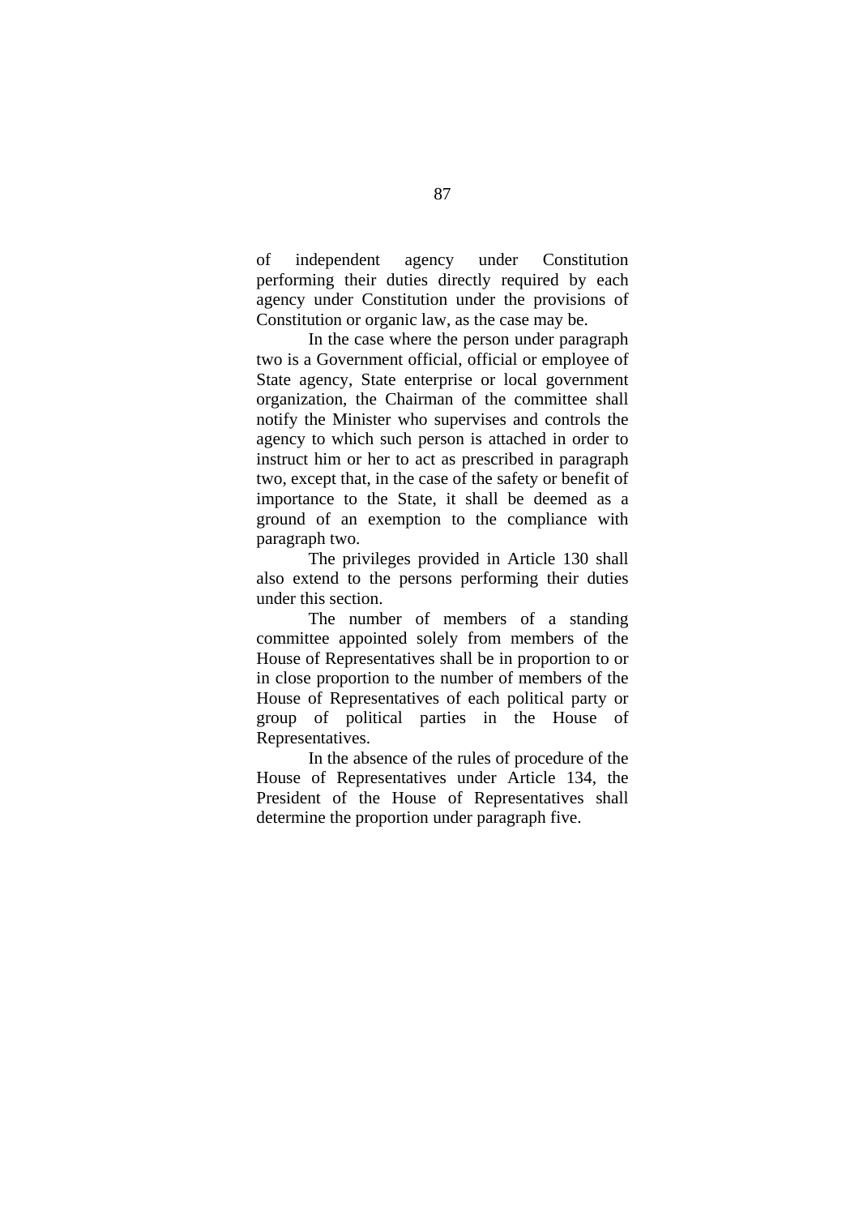of independent agency under Constitution performing their duties directly required by each agency under Constitution under the provisions of Constitution or organic law, as the case may be.

In the case where the person under paragraph two is a Government official, official or employee of State agency, State enterprise or local government organization, the Chairman of the committee shall notify the Minister who supervises and controls the agency to which such person is attached in order to instruct him or her to act as prescribed in paragraph two, except that, in the case of the safety or benefit of importance to the State, it shall be deemed as a ground of an exemption to the compliance with paragraph two.

The privileges provided in Article 130 shall also extend to the persons performing their duties under this section.

The number of members of a standing committee appointed solely from members of the House of Representatives shall be in proportion to or in close proportion to the number of members of the House of Representatives of each political party or group of political parties in the House of Representatives.

In the absence of the rules of procedure of the House of Representatives under Article 134, the President of the House of Representatives shall determine the proportion under paragraph five.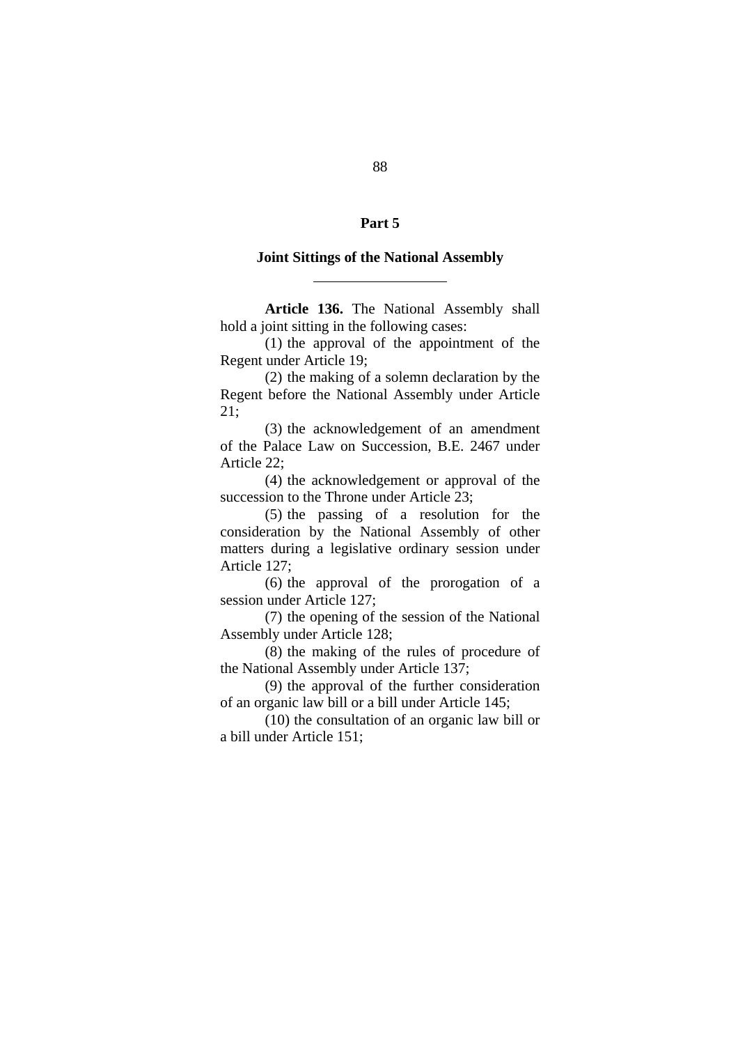## Part 5

### Joint Sittings of the National Assembly

---

**Article 136.** The National Assembly shall hold a joint sitting in the following cases:

(1) the approval of the appointment of the Regent under Article 19;

(2) the making of a solemn declaration by the Regent before the National Assembly under Article 21;

(3) the acknowledgement of an amendment of the Palace Law on Succession, B.E. 2467 under Article 22;

(4) the acknowledgement or approval of the succession to the Throne under Article 23;

(5) the passing of a resolution for the consideration by the National Assembly of other matters during a legislative ordinary session under Article 127;

(6) the approval of the prorogation of a session under Article 127;

(7) the opening of the session of the National Assembly under Article 128;

(8) the making of the rules of procedure of the National Assembly under Article 137;

(9) the approval of the further consideration of an organic law bill or a bill under Article 145;

(10) the consultation of an organic law bill or a bill under Article 151;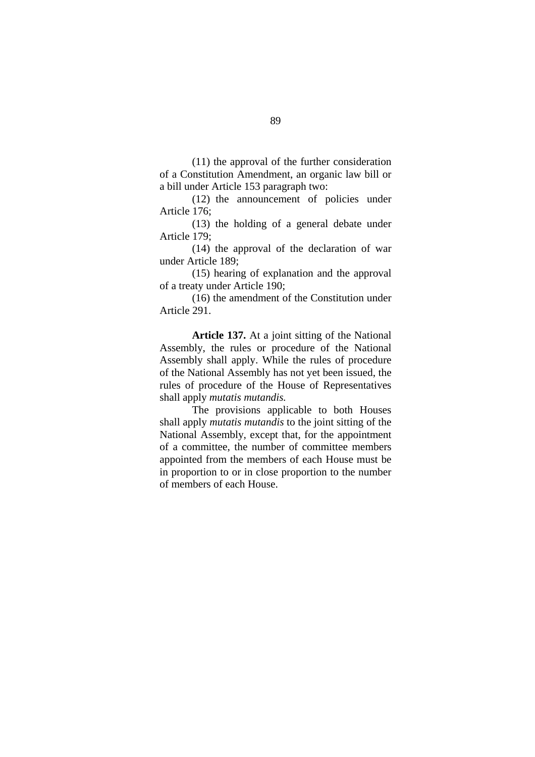(11) the approval of the further consideration of a Constitution Amendment, an organic law bill or a bill under Article 153 paragraph two:

(12) the announcement of policies under Article 176;

(13) the holding of a general debate under Article 179;

(14) the approval of the declaration of war under Article 189;

(15) hearing of explanation and the approval of a treaty under Article 190;

(16) the amendment of the Constitution under Article 291.

**Article 137.** At a joint sitting of the National Assembly, the rules or procedure of the National Assembly shall apply. While the rules of procedure of the National Assembly has not yet been issued, the rules of procedure of the House of Representatives shall apply *mutatis mutandis.*

The provisions applicable to both Houses shall apply *mutatis mutandis* to the joint sitting of the National Assembly, except that, for the appointment of a committee, the number of committee members appointed from the members of each House must be in proportion to or in close proportion to the number of members of each House.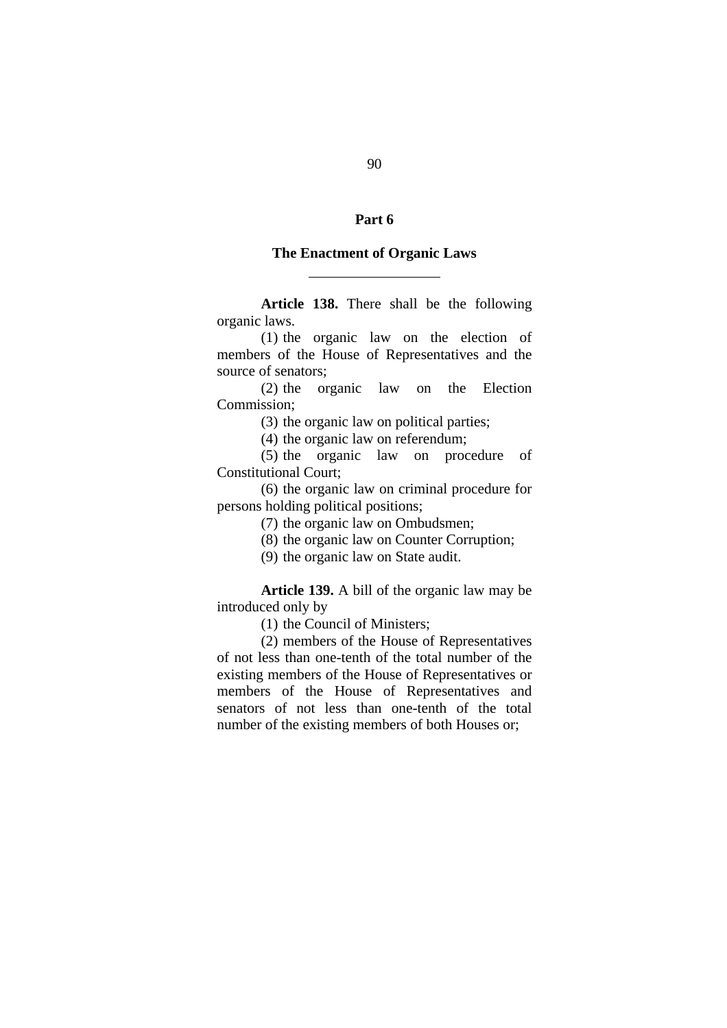## Part 6

## The Enactment of Organic Laws

---

**Article 138.** There shall be the following organic laws.

(1) the organic law on the election of members of the House of Representatives and the source of senators;

(2) the organic law on the Election Commission;

(3) the organic law on political parties;

(4) the organic law on referendum;

(5) the organic law on procedure of Constitutional Court;

(6) the organic law on criminal procedure for persons holding political positions;

(7) the organic law on Ombudsmen;

(8) the organic law on Counter Corruption;

(9) the organic law on State audit.

**Article 139.** A bill of the organic law may be introduced only by

(1) the Council of Ministers;

(2) members of the House of Representatives of not less than one-tenth of the total number of the existing members of the House of Representatives or members of the House of Representatives and senators of not less than one-tenth of the total number of the existing members of both Houses or;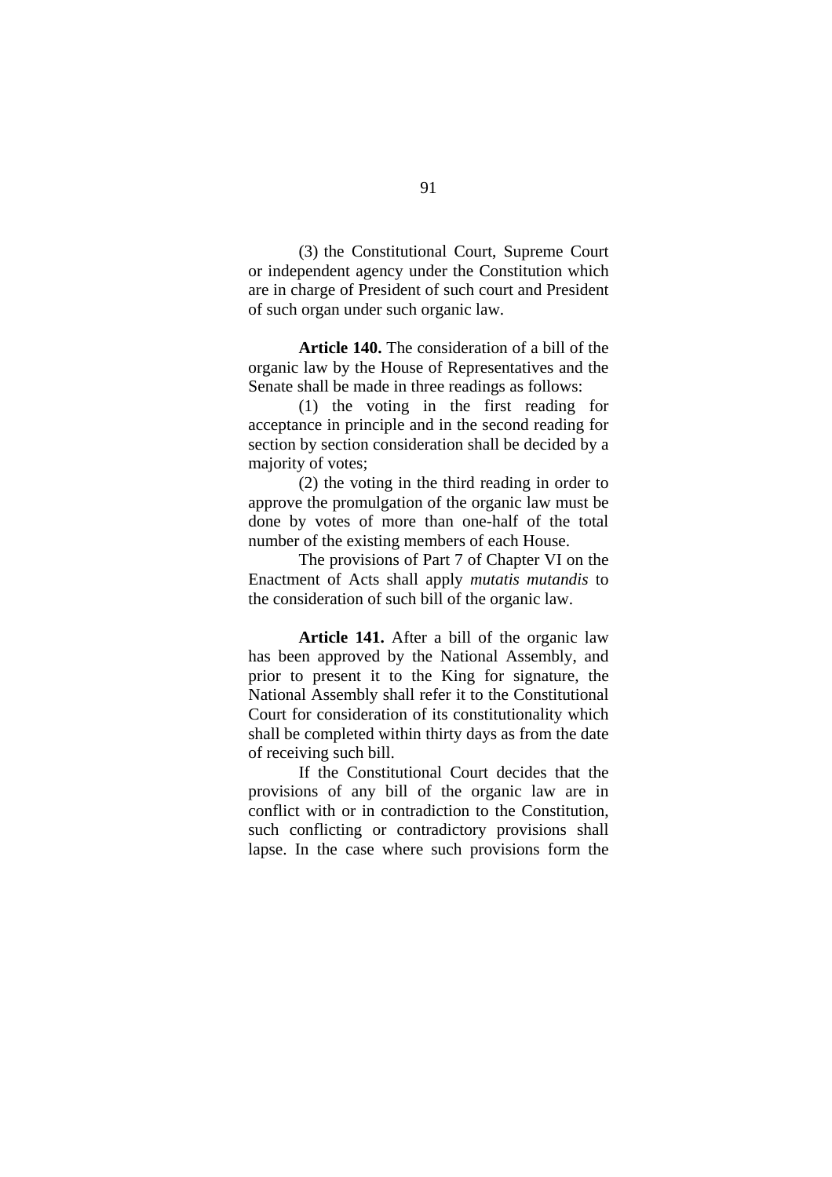(3) the Constitutional Court, Supreme Court or independent agency under the Constitution which are in charge of President of such court and President of such organ under such organic law.

**Article 140.** The consideration of a bill of the organic law by the House of Representatives and the Senate shall be made in three readings as follows:

(1) the voting in the first reading for acceptance in principle and in the second reading for section by section consideration shall be decided by a majority of votes;

(2) the voting in the third reading in order to approve the promulgation of the organic law must be done by votes of more than one-half of the total number of the existing members of each House.

The provisions of Part 7 of Chapter VI on the Enactment of Acts shall apply *mutatis mutandis* to the consideration of such bill of the organic law.

**Article 141.** After a bill of the organic law has been approved by the National Assembly, and prior to present it to the King for signature, the National Assembly shall refer it to the Constitutional Court for consideration of its constitutionality which shall be completed within thirty days as from the date of receiving such bill.

If the Constitutional Court decides that the provisions of any bill of the organic law are in conflict with or in contradiction to the Constitution, such conflicting or contradictory provisions shall lapse. In the case where such provisions form the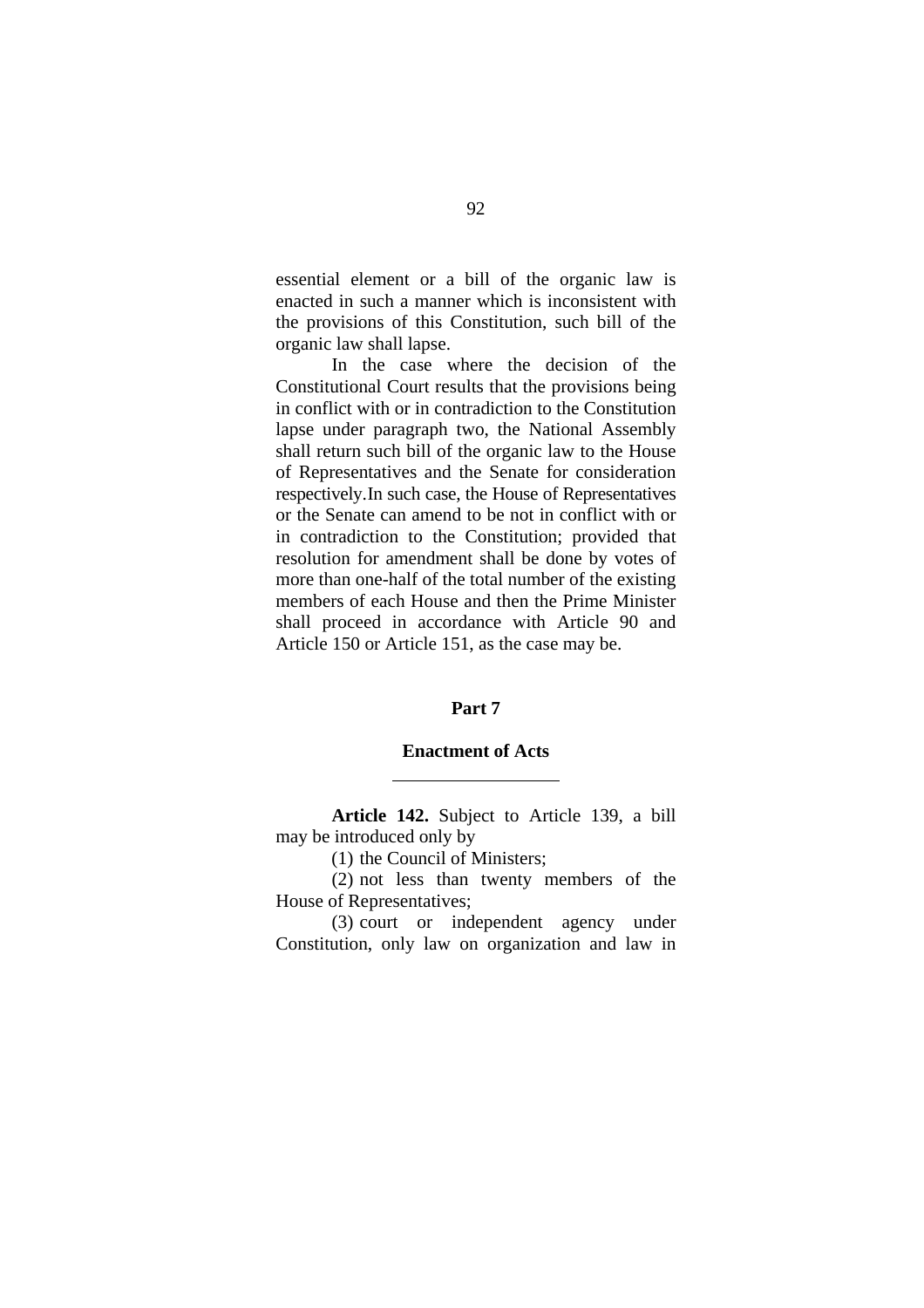essential element or a bill of the organic law is enacted in such a manner which is inconsistent with the provisions of this Constitution, such bill of the organic law shall lapse.

In the case where the decision of the Constitutional Court results that the provisions being in conflict with or in contradiction to the Constitution lapse under paragraph two, the National Assembly shall return such bill of the organic law to the House of Representatives and the Senate for consideration respectively.In such case, the House of Representatives or the Senate can amend to be not in conflict with or in contradiction to the Constitution; provided that resolution for amendment shall be done by votes of more than one-half of the total number of the existing members of each House and then the Prime Minister shall proceed in accordance with Article 90 and Article 150 or Article 151, as the case may be.

## Part 7

## Enactment of Acts

---

**Article 142.** Subject to Article 139, a bill may be introduced only by

(1) the Council of Ministers;

(2) not less than twenty members of the House of Representatives;

(3) court or independent agency under Constitution, only law on organization and law in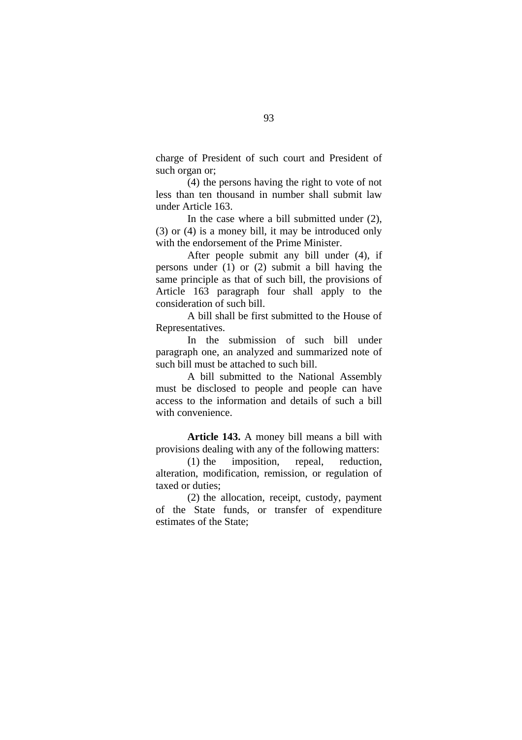charge of President of such court and President of such organ or;

(4) the persons having the right to vote of not less than ten thousand in number shall submit law under Article 163.

In the case where a bill submitted under (2), (3) or (4) is a money bill, it may be introduced only with the endorsement of the Prime Minister.

After people submit any bill under (4), if persons under (1) or (2) submit a bill having the same principle as that of such bill, the provisions of Article 163 paragraph four shall apply to the consideration of such bill.

A bill shall be first submitted to the House of Representatives.

In the submission of such bill under paragraph one, an analyzed and summarized note of such bill must be attached to such bill.

A bill submitted to the National Assembly must be disclosed to people and people can have access to the information and details of such a bill with convenience.

**Article 143.** A money bill means a bill with provisions dealing with any of the following matters:

(1) the imposition, repeal, reduction, alteration, modification, remission, or regulation of taxed or duties;

(2) the allocation, receipt, custody, payment of the State funds, or transfer of expenditure estimates of the State;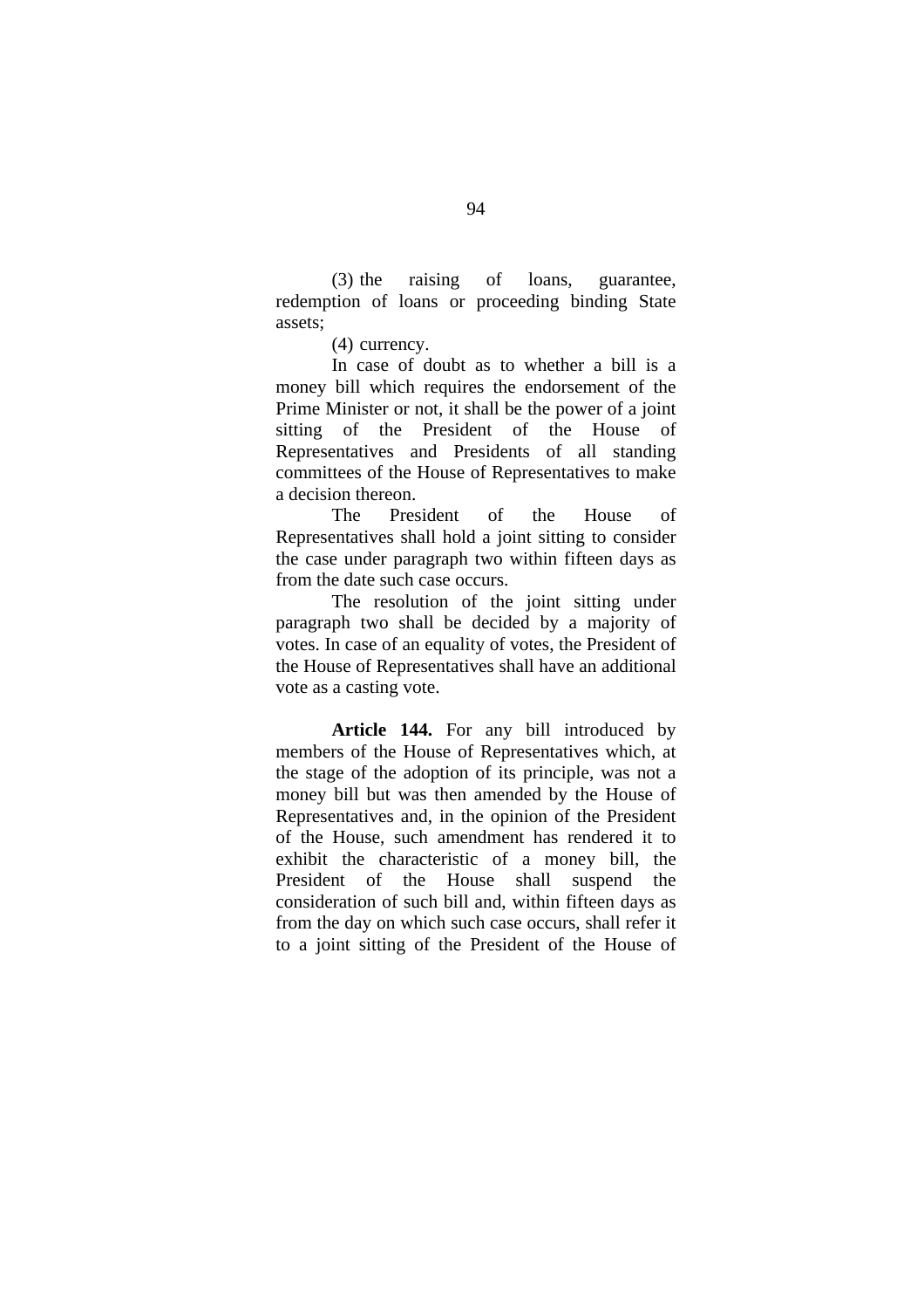(3) the raising of loans, guarantee, redemption of loans or proceeding binding State assets;

(4) currency.

In case of doubt as to whether a bill is a money bill which requires the endorsement of the Prime Minister or not, it shall be the power of a joint sitting of the President of the House of Representatives and Presidents of all standing committees of the House of Representatives to make a decision thereon.

The President of the House of Representatives shall hold a joint sitting to consider the case under paragraph two within fifteen days as from the date such case occurs.

The resolution of the joint sitting under paragraph two shall be decided by a majority of votes. In case of an equality of votes, the President of the House of Representatives shall have an additional vote as a casting vote.

**Article 144.** For any bill introduced by members of the House of Representatives which, at the stage of the adoption of its principle, was not a money bill but was then amended by the House of Representatives and, in the opinion of the President of the House, such amendment has rendered it to exhibit the characteristic of a money bill, the President of the House shall suspend the consideration of such bill and, within fifteen days as from the day on which such case occurs, shall refer it to a joint sitting of the President of the House of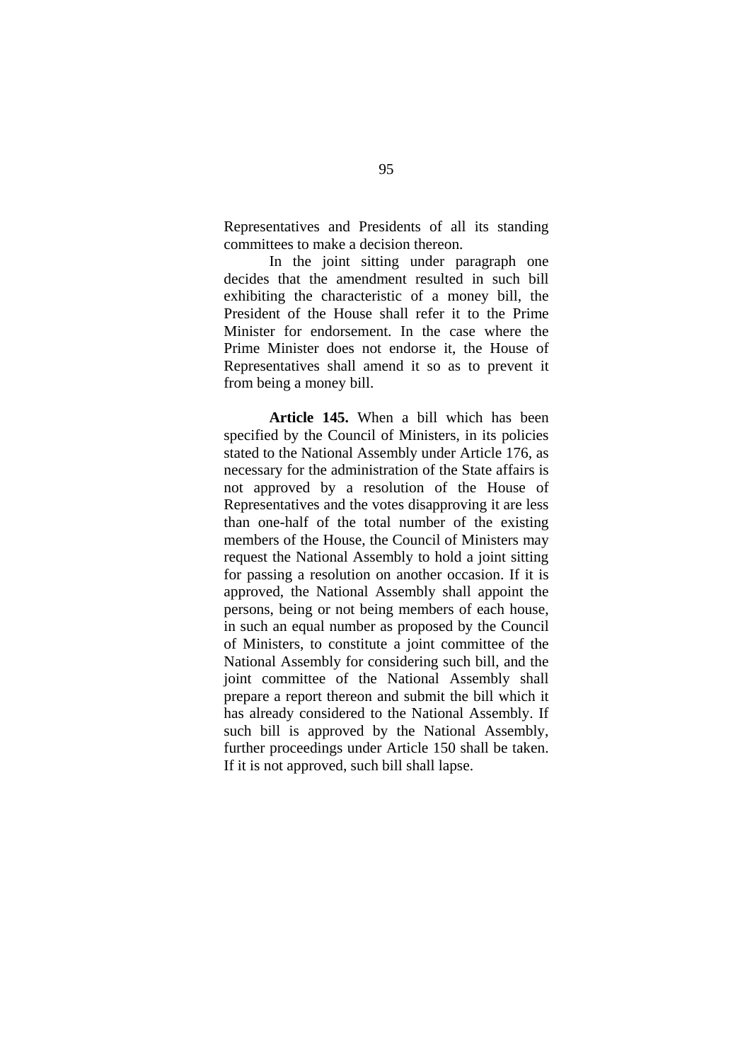Representatives and Presidents of all its standing committees to make a decision thereon.

In the joint sitting under paragraph one decides that the amendment resulted in such bill exhibiting the characteristic of a money bill, the President of the House shall refer it to the Prime Minister for endorsement. In the case where the Prime Minister does not endorse it, the House of Representatives shall amend it so as to prevent it from being a money bill.

**Article 145.** When a bill which has been specified by the Council of Ministers, in its policies stated to the National Assembly under Article 176, as necessary for the administration of the State affairs is not approved by a resolution of the House of Representatives and the votes disapproving it are less than one-half of the total number of the existing members of the House, the Council of Ministers may request the National Assembly to hold a joint sitting for passing a resolution on another occasion. If it is approved, the National Assembly shall appoint the persons, being or not being members of each house, in such an equal number as proposed by the Council of Ministers, to constitute a joint committee of the National Assembly for considering such bill, and the joint committee of the National Assembly shall prepare a report thereon and submit the bill which it has already considered to the National Assembly. If such bill is approved by the National Assembly, further proceedings under Article 150 shall be taken. If it is not approved, such bill shall lapse.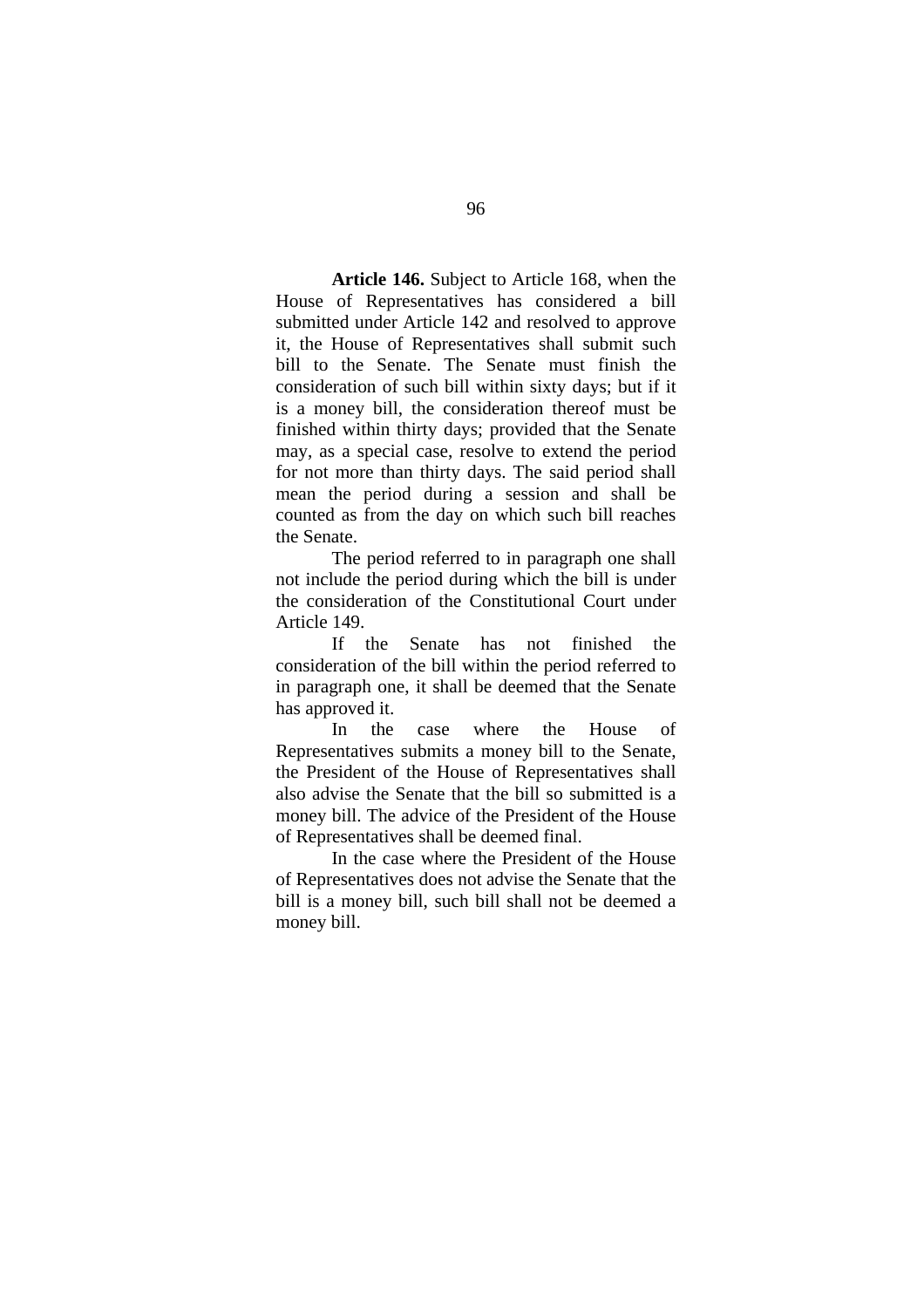**Article 146.** Subject to Article 168, when the House of Representatives has considered a bill submitted under Article 142 and resolved to approve it, the House of Representatives shall submit such bill to the Senate. The Senate must finish the consideration of such bill within sixty days; but if it is a money bill, the consideration thereof must be finished within thirty days; provided that the Senate may, as a special case, resolve to extend the period for not more than thirty days. The said period shall mean the period during a session and shall be counted as from the day on which such bill reaches the Senate.

The period referred to in paragraph one shall not include the period during which the bill is under the consideration of the Constitutional Court under Article 149.

If the Senate has not finished the consideration of the bill within the period referred to in paragraph one, it shall be deemed that the Senate has approved it.

In the case where the House of Representatives submits a money bill to the Senate, the President of the House of Representatives shall also advise the Senate that the bill so submitted is a money bill. The advice of the President of the House of Representatives shall be deemed final.

In the case where the President of the House of Representatives does not advise the Senate that the bill is a money bill, such bill shall not be deemed a money bill.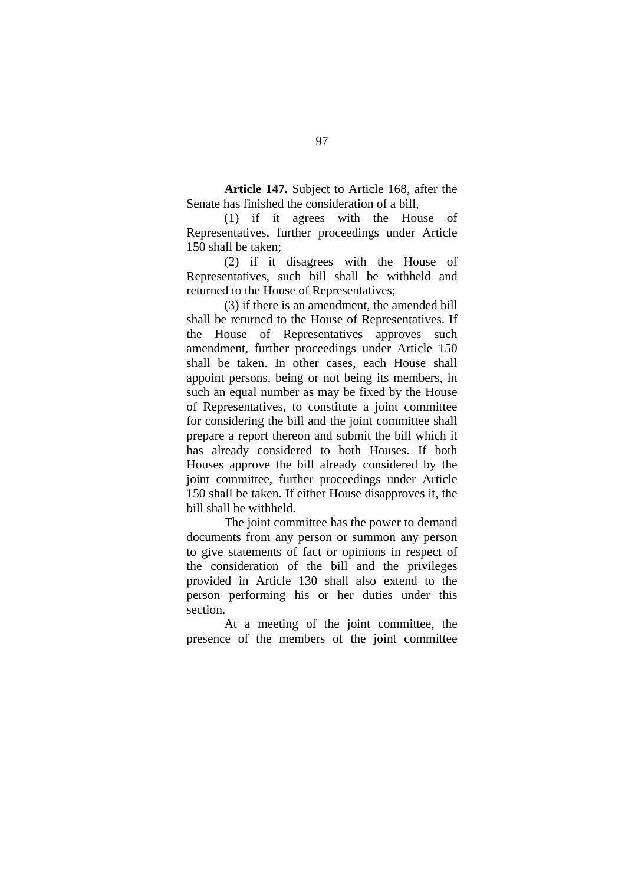**Article 147.** Subject to Article 168, after the Senate has finished the consideration of a bill,

(1) if it agrees with the House of Representatives, further proceedings under Article 150 shall be taken;

(2) if it disagrees with the House of Representatives, such bill shall be withheld and returned to the House of Representatives;

(3) if there is an amendment, the amended bill shall be returned to the House of Representatives. If the House of Representatives approves such amendment, further proceedings under Article 150 shall be taken. In other cases, each House shall appoint persons, being or not being its members, in such an equal number as may be fixed by the House of Representatives, to constitute a joint committee for considering the bill and the joint committee shall prepare a report thereon and submit the bill which it has already considered to both Houses. If both Houses approve the bill already considered by the joint committee, further proceedings under Article 150 shall be taken. If either House disapproves it, the bill shall be withheld.

The joint committee has the power to demand documents from any person or summon any person to give statements of fact or opinions in respect of the consideration of the bill and the privileges provided in Article 130 shall also extend to the person performing his or her duties under this section.

At a meeting of the joint committee, the presence of the members of the joint committee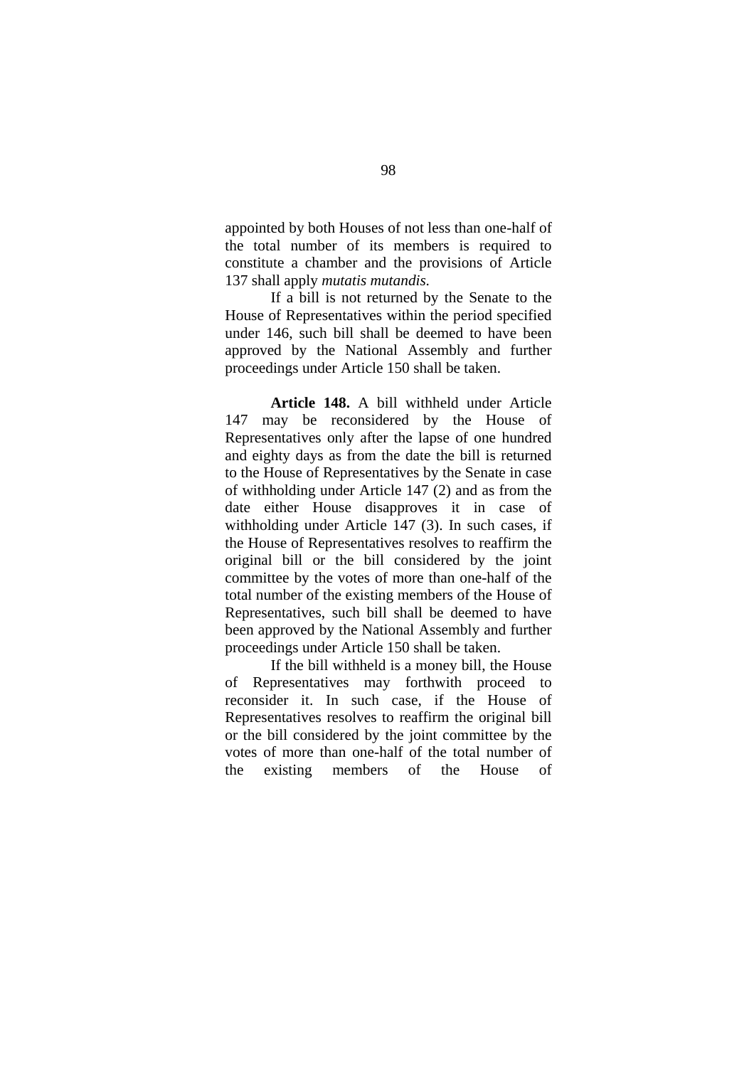appointed by both Houses of not less than one-half of the total number of its members is required to constitute a chamber and the provisions of Article 137 shall apply *mutatis mutandis.*

If a bill is not returned by the Senate to the House of Representatives within the period specified under 146, such bill shall be deemed to have been approved by the National Assembly and further proceedings under Article 150 shall be taken.

**Article 148.** A bill withheld under Article 147 may be reconsidered by the House of Representatives only after the lapse of one hundred and eighty days as from the date the bill is returned to the House of Representatives by the Senate in case of withholding under Article 147 (2) and as from the date either House disapproves it in case of withholding under Article 147 (3). In such cases, if the House of Representatives resolves to reaffirm the original bill or the bill considered by the joint committee by the votes of more than one-half of the total number of the existing members of the House of Representatives, such bill shall be deemed to have been approved by the National Assembly and further proceedings under Article 150 shall be taken.

If the bill withheld is a money bill, the House of Representatives may forthwith proceed to reconsider it. In such case, if the House of Representatives resolves to reaffirm the original bill or the bill considered by the joint committee by the votes of more than one-half of the total number of the existing members of the House of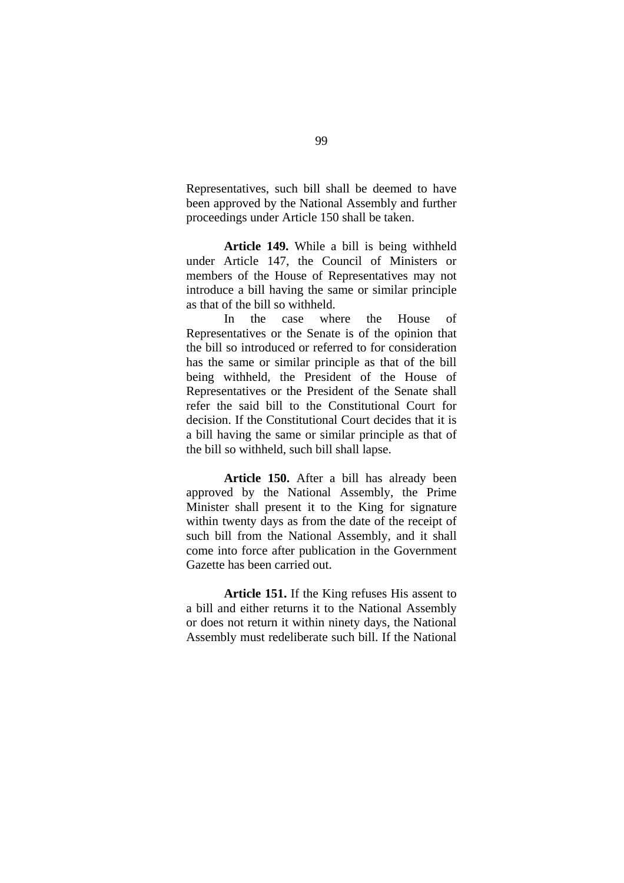Representatives, such bill shall be deemed to have been approved by the National Assembly and further proceedings under Article 150 shall be taken.

**Article 149.** While a bill is being withheld under Article 147, the Council of Ministers or members of the House of Representatives may not introduce a bill having the same or similar principle as that of the bill so withheld.

In the case where the House of Representatives or the Senate is of the opinion that the bill so introduced or referred to for consideration has the same or similar principle as that of the bill being withheld, the President of the House of Representatives or the President of the Senate shall refer the said bill to the Constitutional Court for decision. If the Constitutional Court decides that it is a bill having the same or similar principle as that of the bill so withheld, such bill shall lapse.

**Article 150.** After a bill has already been approved by the National Assembly, the Prime Minister shall present it to the King for signature within twenty days as from the date of the receipt of such bill from the National Assembly, and it shall come into force after publication in the Government Gazette has been carried out.

**Article 151.** If the King refuses His assent to a bill and either returns it to the National Assembly or does not return it within ninety days, the National Assembly must redeliberate such bill. If the National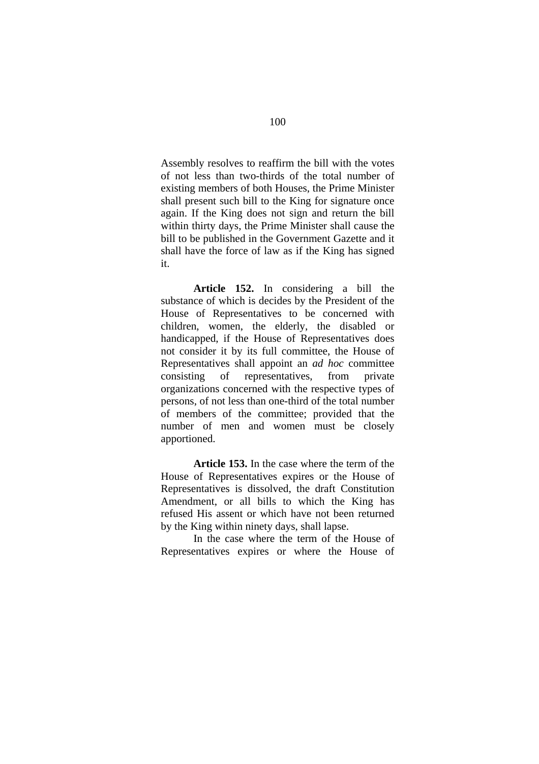Assembly resolves to reaffirm the bill with the votes of not less than two-thirds of the total number of existing members of both Houses, the Prime Minister shall present such bill to the King for signature once again. If the King does not sign and return the bill within thirty days, the Prime Minister shall cause the bill to be published in the Government Gazette and it shall have the force of law as if the King has signed it.

**Article 152.** In considering a bill the substance of which is decides by the President of the House of Representatives to be concerned with children, women, the elderly, the disabled or handicapped, if the House of Representatives does not consider it by its full committee, the House of Representatives shall appoint an *ad hoc* committee consisting of representatives, from private organizations concerned with the respective types of persons, of not less than one-third of the total number of members of the committee; provided that the number of men and women must be closely apportioned.

**Article 153.** In the case where the term of the House of Representatives expires or the House of Representatives is dissolved, the draft Constitution Amendment, or all bills to which the King has refused His assent or which have not been returned by the King within ninety days, shall lapse.

In the case where the term of the House of Representatives expires or where the House of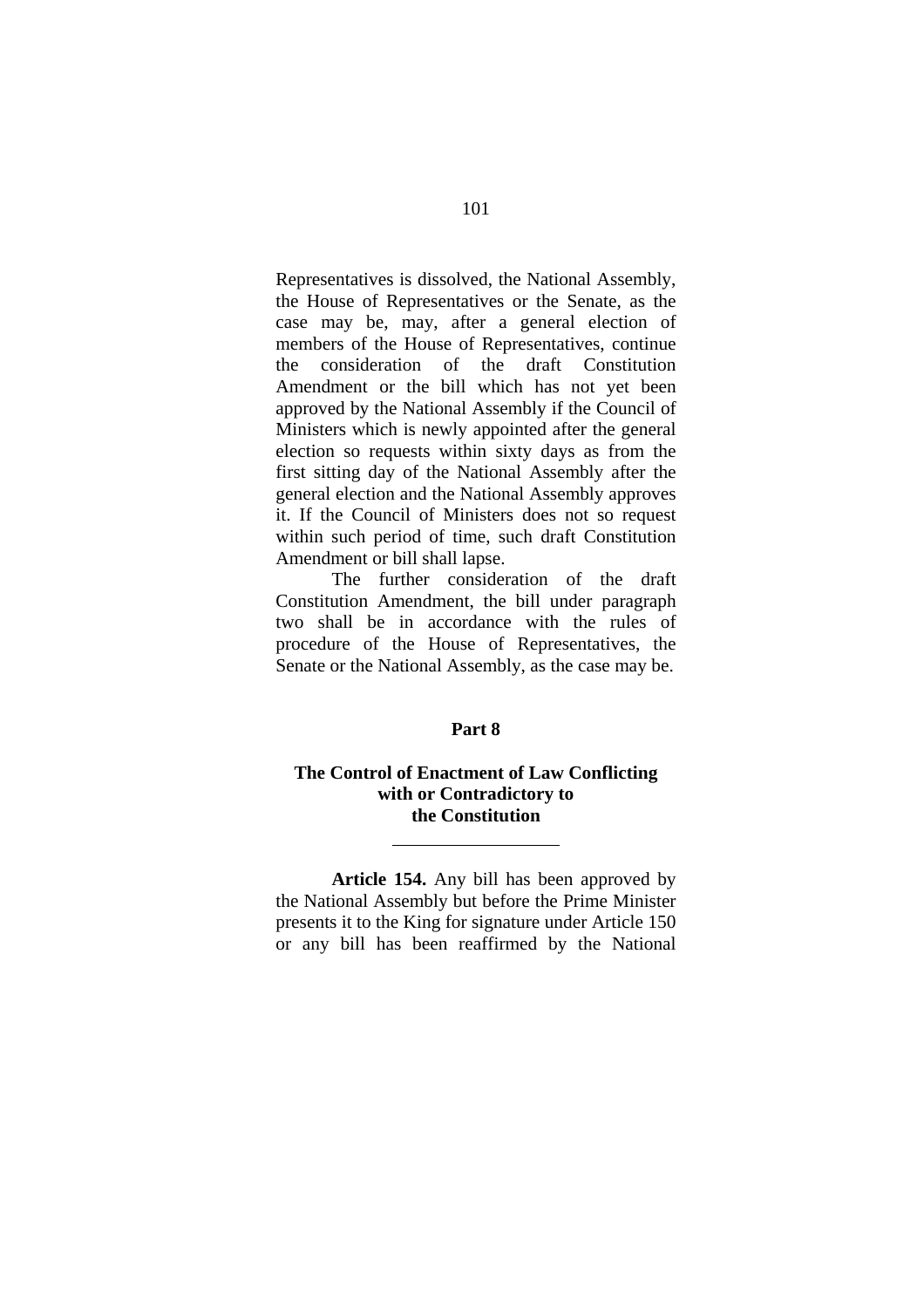Representatives is dissolved, the National Assembly, the House of Representatives or the Senate, as the case may be, may, after a general election of members of the House of Representatives, continue the consideration of the draft Constitution Amendment or the bill which has not yet been approved by the National Assembly if the Council of Ministers which is newly appointed after the general election so requests within sixty days as from the first sitting day of the National Assembly after the general election and the National Assembly approves it. If the Council of Ministers does not so request within such period of time, such draft Constitution Amendment or bill shall lapse.

The further consideration of the draft Constitution Amendment, the bill under paragraph two shall be in accordance with the rules of procedure of the House of Representatives, the Senate or the National Assembly, as the case may be.

## Part 8

## The Control of Enactment of Law Conflicting with or Contradictory to the Constitution

---

**Article 154.** Any bill has been approved by the National Assembly but before the Prime Minister presents it to the King for signature under Article 150 or any bill has been reaffirmed by the National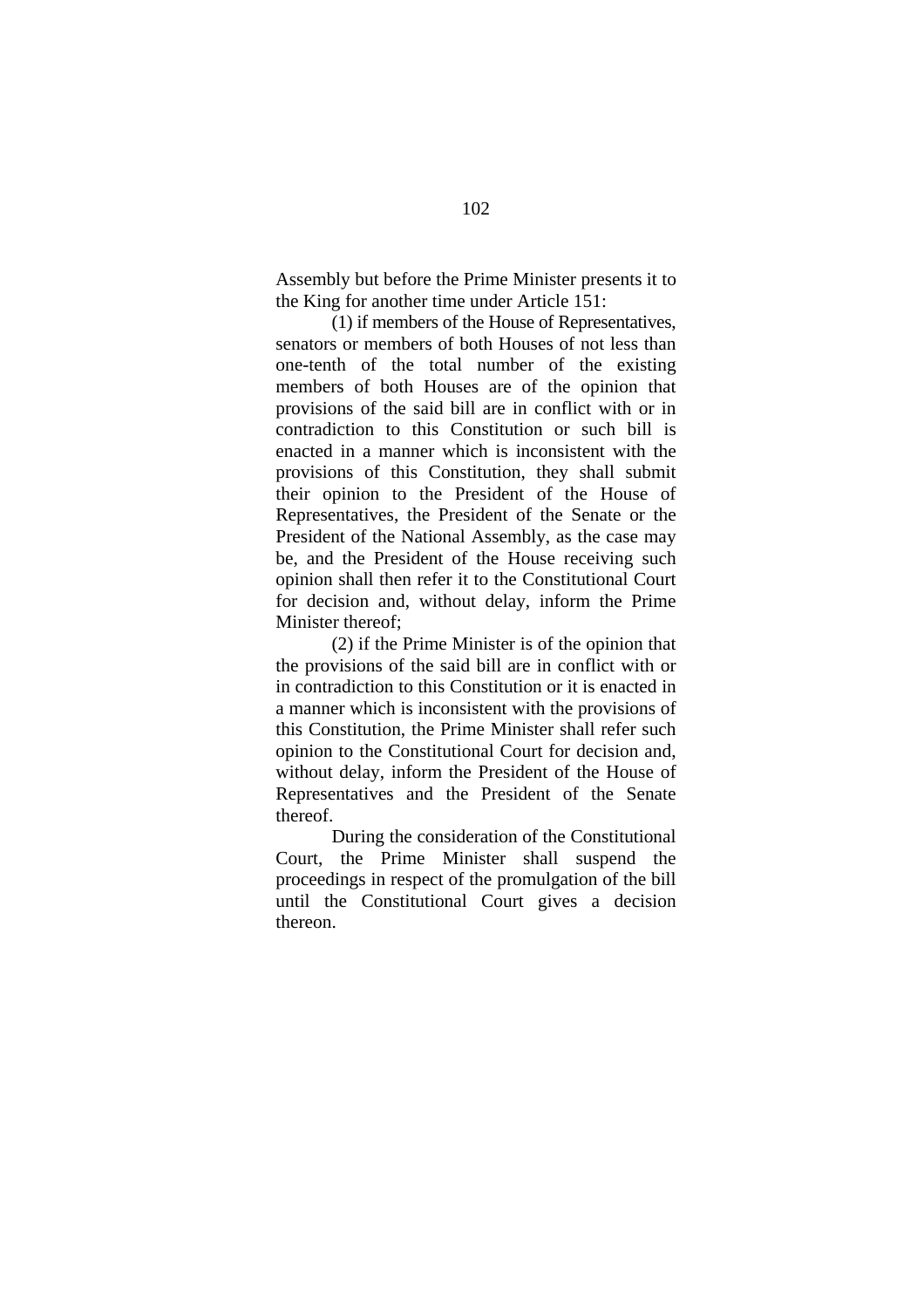Assembly but before the Prime Minister presents it to the King for another time under Article 151:

(1) if members of the House of Representatives, senators or members of both Houses of not less than one-tenth of the total number of the existing members of both Houses are of the opinion that provisions of the said bill are in conflict with or in contradiction to this Constitution or such bill is enacted in a manner which is inconsistent with the provisions of this Constitution, they shall submit their opinion to the President of the House of Representatives, the President of the Senate or the President of the National Assembly, as the case may be, and the President of the House receiving such opinion shall then refer it to the Constitutional Court for decision and, without delay, inform the Prime Minister thereof;

(2) if the Prime Minister is of the opinion that the provisions of the said bill are in conflict with or in contradiction to this Constitution or it is enacted in a manner which is inconsistent with the provisions of this Constitution, the Prime Minister shall refer such opinion to the Constitutional Court for decision and, without delay, inform the President of the House of Representatives and the President of the Senate thereof.

During the consideration of the Constitutional Court, the Prime Minister shall suspend the proceedings in respect of the promulgation of the bill until the Constitutional Court gives a decision thereon.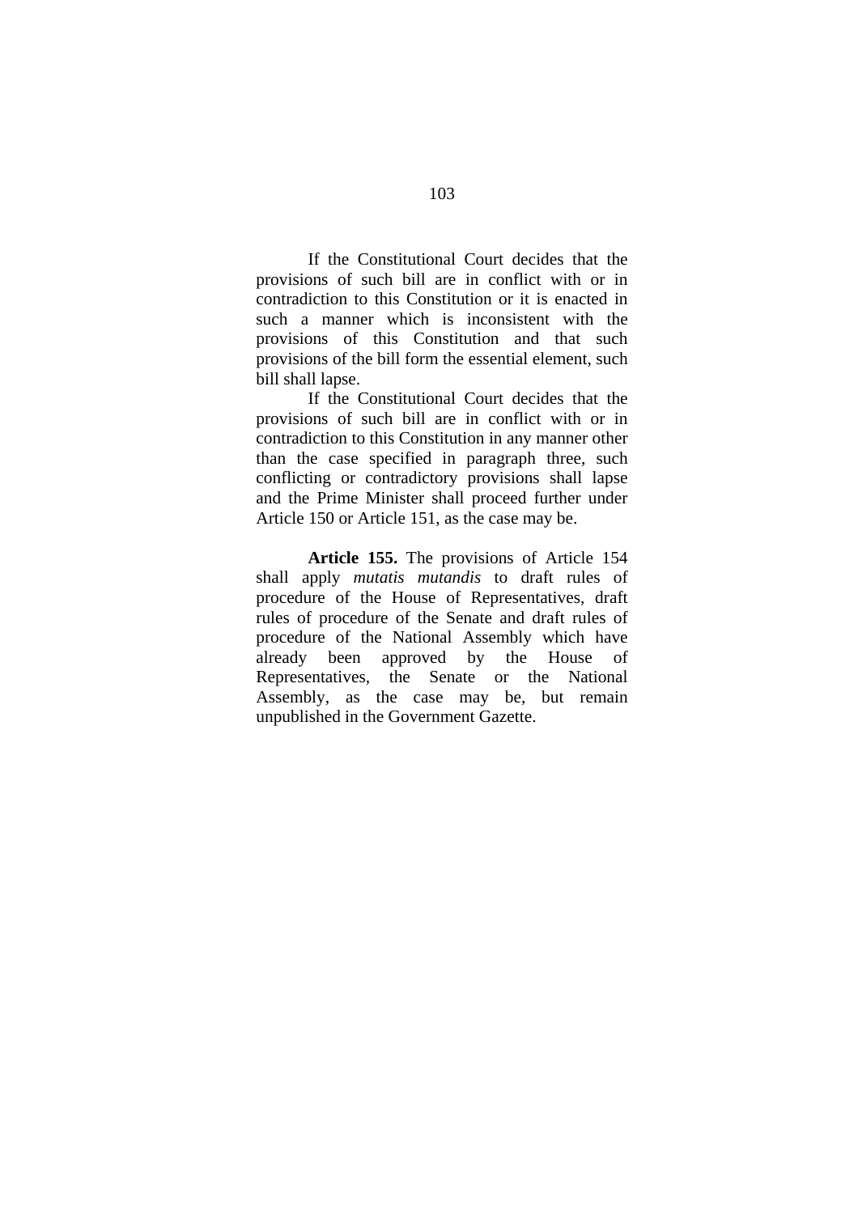If the Constitutional Court decides that the provisions of such bill are in conflict with or in contradiction to this Constitution or it is enacted in such a manner which is inconsistent with the provisions of this Constitution and that such provisions of the bill form the essential element, such bill shall lapse.

If the Constitutional Court decides that the provisions of such bill are in conflict with or in contradiction to this Constitution in any manner other than the case specified in paragraph three, such conflicting or contradictory provisions shall lapse and the Prime Minister shall proceed further under Article 150 or Article 151, as the case may be.

**Article 155.** The provisions of Article 154 shall apply *mutatis mutandis* to draft rules of procedure of the House of Representatives, draft rules of procedure of the Senate and draft rules of procedure of the National Assembly which have already been approved by the House of Representatives, the Senate or the National Assembly, as the case may be, but remain unpublished in the Government Gazette.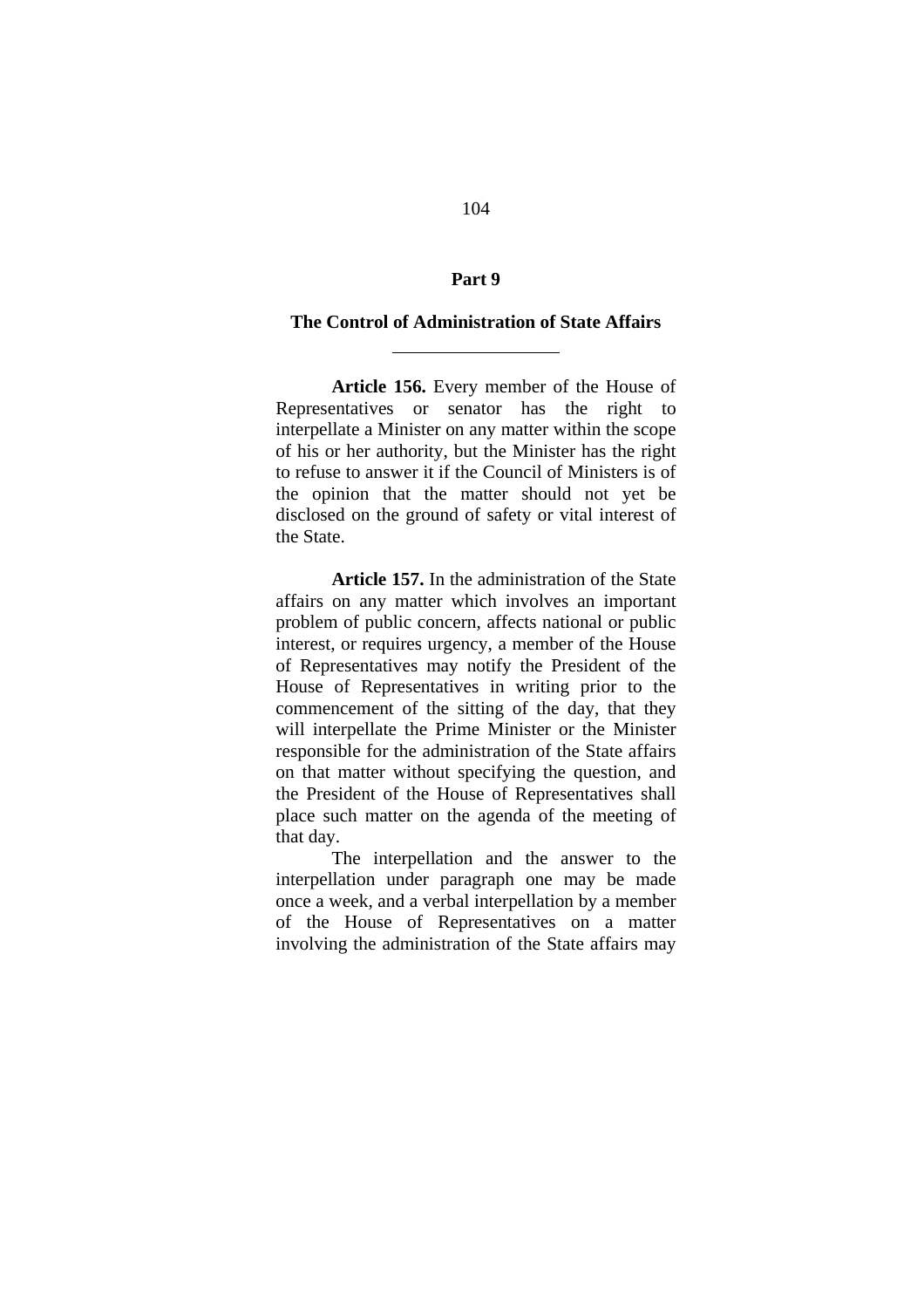## Part 9

## The Control of Administration of State Affairs

---

**Article 156.** Every member of the House of Representatives or senator has the right to interpellate a Minister on any matter within the scope of his or her authority, but the Minister has the right to refuse to answer it if the Council of Ministers is of the opinion that the matter should not yet be disclosed on the ground of safety or vital interest of the State.

**Article 157.** In the administration of the State affairs on any matter which involves an important problem of public concern, affects national or public interest, or requires urgency, a member of the House of Representatives may notify the President of the House of Representatives in writing prior to the commencement of the sitting of the day, that they will interpellate the Prime Minister or the Minister responsible for the administration of the State affairs on that matter without specifying the question, and the President of the House of Representatives shall place such matter on the agenda of the meeting of that day.

The interpellation and the answer to the interpellation under paragraph one may be made once a week, and a verbal interpellation by a member of the House of Representatives on a matter involving the administration of the State affairs may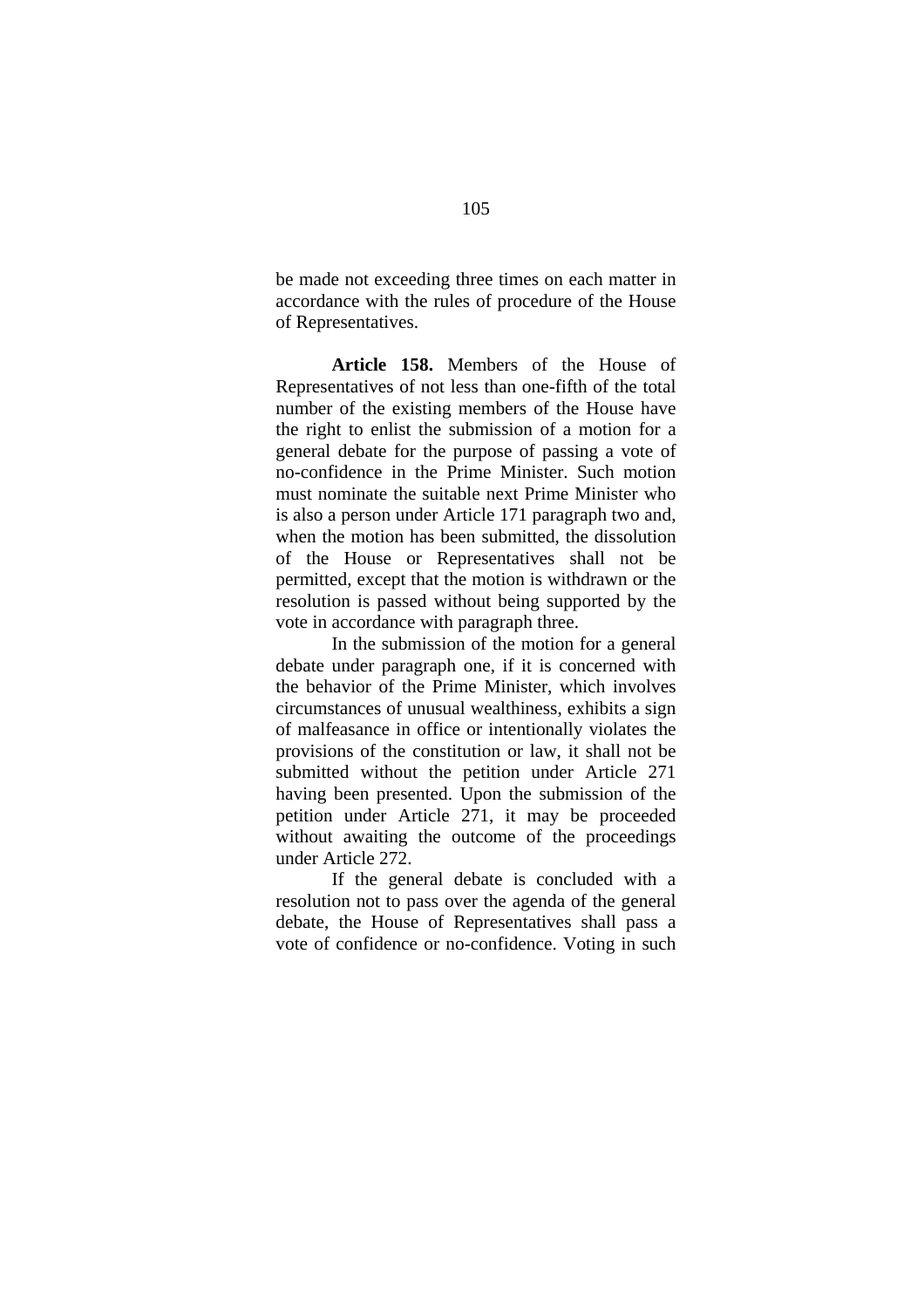be made not exceeding three times on each matter in accordance with the rules of procedure of the House of Representatives.

**Article 158.** Members of the House of Representatives of not less than one-fifth of the total number of the existing members of the House have the right to enlist the submission of a motion for a general debate for the purpose of passing a vote of no-confidence in the Prime Minister. Such motion must nominate the suitable next Prime Minister who is also a person under Article 171 paragraph two and, when the motion has been submitted, the dissolution of the House or Representatives shall not be permitted, except that the motion is withdrawn or the resolution is passed without being supported by the vote in accordance with paragraph three.

In the submission of the motion for a general debate under paragraph one, if it is concerned with the behavior of the Prime Minister, which involves circumstances of unusual wealthiness, exhibits a sign of malfeasance in office or intentionally violates the provisions of the constitution or law, it shall not be submitted without the petition under Article 271 having been presented. Upon the submission of the petition under Article 271, it may be proceeded without awaiting the outcome of the proceedings under Article 272.

If the general debate is concluded with a resolution not to pass over the agenda of the general debate, the House of Representatives shall pass a vote of confidence or no-confidence. Voting in such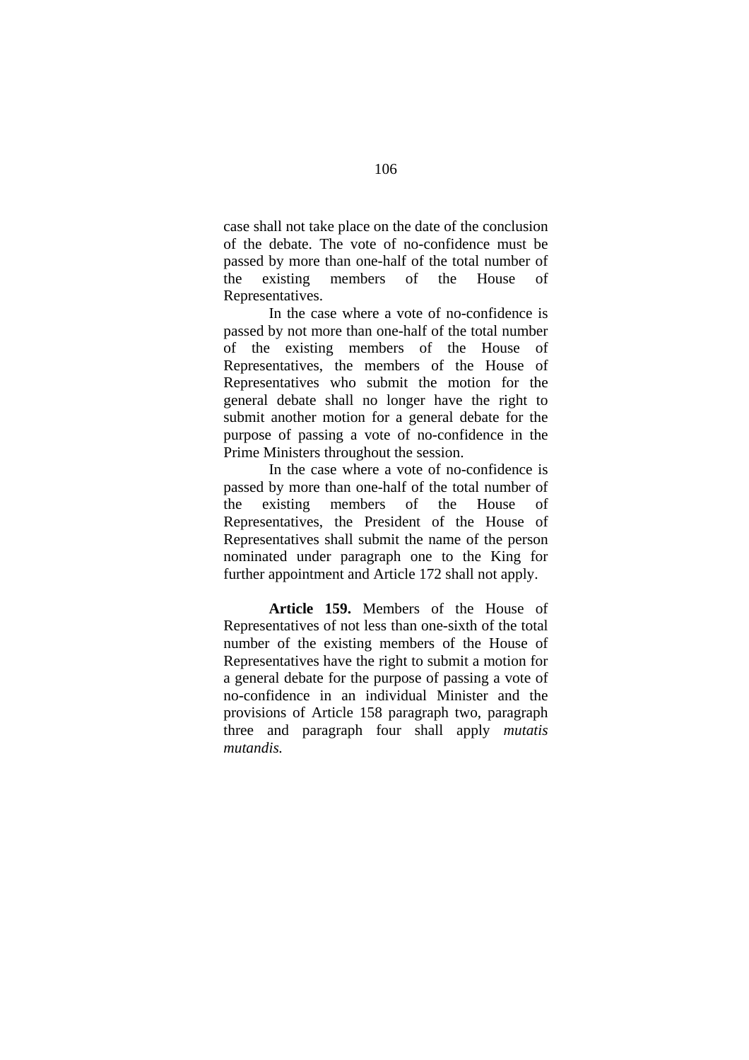case shall not take place on the date of the conclusion of the debate. The vote of no-confidence must be passed by more than one-half of the total number of the existing members of the House of Representatives.

In the case where a vote of no-confidence is passed by not more than one-half of the total number of the existing members of the House of Representatives, the members of the House of Representatives who submit the motion for the general debate shall no longer have the right to submit another motion for a general debate for the purpose of passing a vote of no-confidence in the Prime Ministers throughout the session.

In the case where a vote of no-confidence is passed by more than one-half of the total number of the existing members of the House of Representatives, the President of the House of Representatives shall submit the name of the person nominated under paragraph one to the King for further appointment and Article 172 shall not apply.

**Article 159.** Members of the House of Representatives of not less than one-sixth of the total number of the existing members of the House of Representatives have the right to submit a motion for a general debate for the purpose of passing a vote of no-confidence in an individual Minister and the provisions of Article 158 paragraph two, paragraph three and paragraph four shall apply *mutatis mutandis.*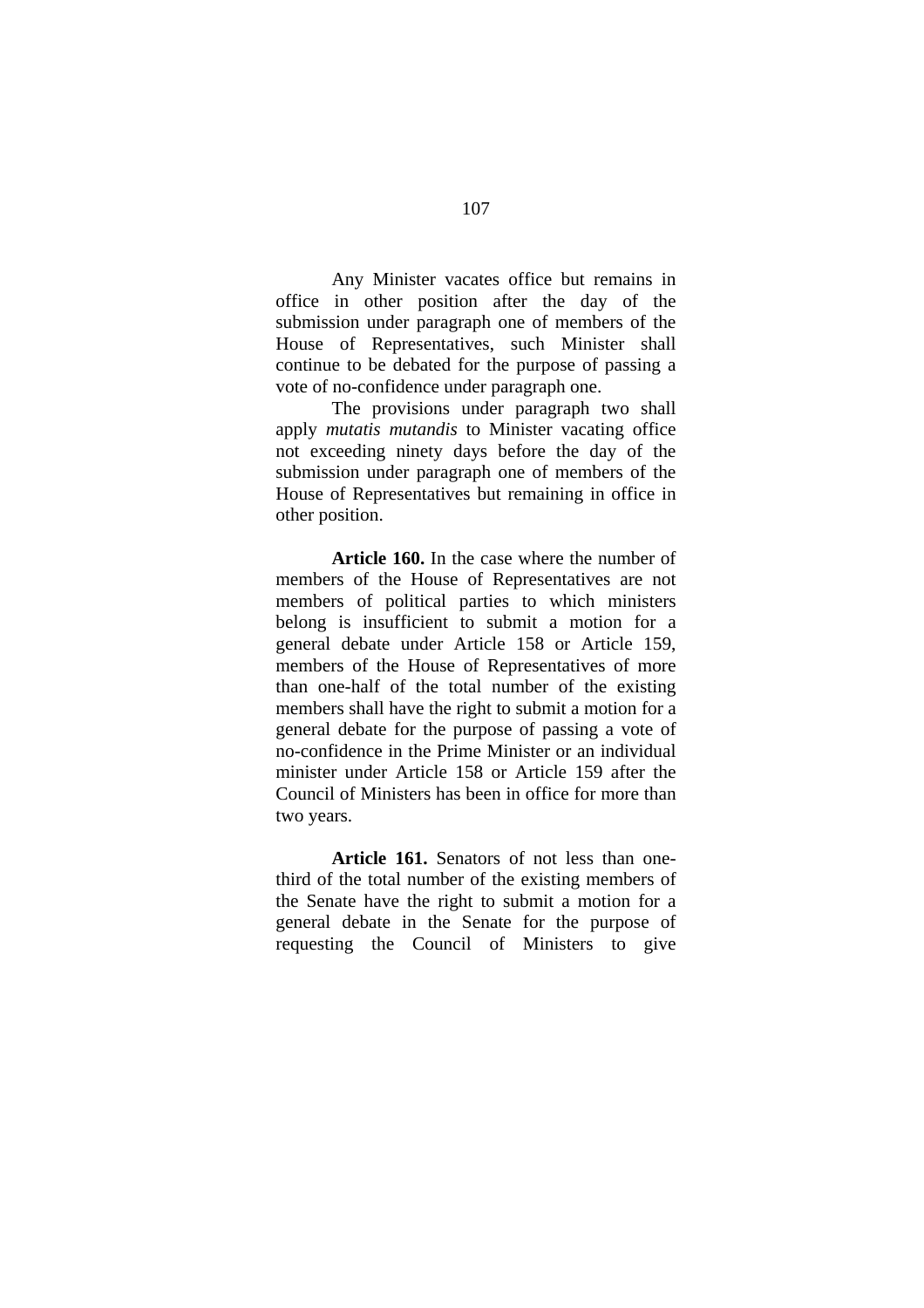Any Minister vacates office but remains in office in other position after the day of the submission under paragraph one of members of the House of Representatives, such Minister shall continue to be debated for the purpose of passing a vote of no-confidence under paragraph one.

The provisions under paragraph two shall apply *mutatis mutandis* to Minister vacating office not exceeding ninety days before the day of the submission under paragraph one of members of the House of Representatives but remaining in office in other position.

**Article 160.** In the case where the number of members of the House of Representatives are not members of political parties to which ministers belong is insufficient to submit a motion for a general debate under Article 158 or Article 159, members of the House of Representatives of more than one-half of the total number of the existing members shall have the right to submit a motion for a general debate for the purpose of passing a vote of no-confidence in the Prime Minister or an individual minister under Article 158 or Article 159 after the Council of Ministers has been in office for more than two years.

**Article 161.** Senators of not less than one-third of the total number of the existing members of the Senate have the right to submit a motion for a general debate in the Senate for the purpose of requesting the Council of Ministers to give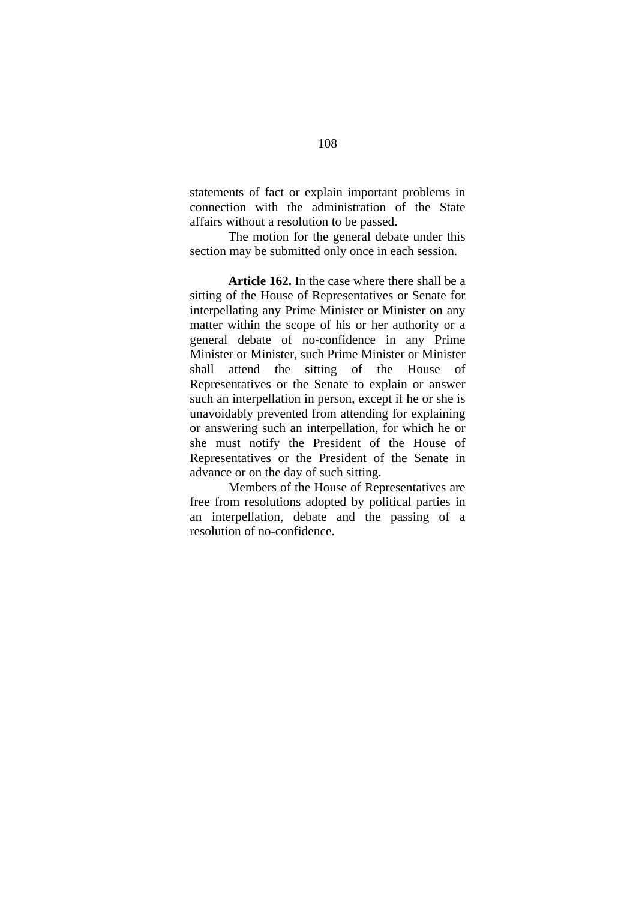statements of fact or explain important problems in connection with the administration of the State affairs without a resolution to be passed.

The motion for the general debate under this section may be submitted only once in each session.

**Article 162.** In the case where there shall be a sitting of the House of Representatives or Senate for interpellating any Prime Minister or Minister on any matter within the scope of his or her authority or a general debate of no-confidence in any Prime Minister or Minister, such Prime Minister or Minister shall attend the sitting of the House of Representatives or the Senate to explain or answer such an interpellation in person, except if he or she is unavoidably prevented from attending for explaining or answering such an interpellation, for which he or she must notify the President of the House of Representatives or the President of the Senate in advance or on the day of such sitting.

Members of the House of Representatives are free from resolutions adopted by political parties in an interpellation, debate and the passing of a resolution of no-confidence.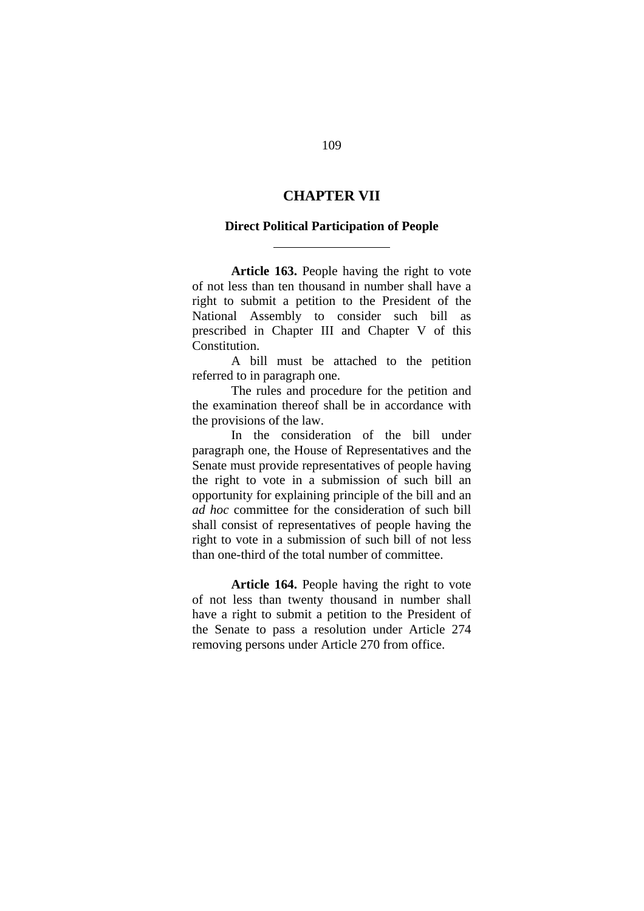# CHAPTER VII

## Direct Political Participation of People

---

**Article 163.** People having the right to vote of not less than ten thousand in number shall have a right to submit a petition to the President of the National Assembly to consider such bill as prescribed in Chapter III and Chapter V of this Constitution.

A bill must be attached to the petition referred to in paragraph one.

The rules and procedure for the petition and the examination thereof shall be in accordance with the provisions of the law.

In the consideration of the bill under paragraph one, the House of Representatives and the Senate must provide representatives of people having the right to vote in a submission of such bill an opportunity for explaining principle of the bill and an *ad hoc* committee for the consideration of such bill shall consist of representatives of people having the right to vote in a submission of such bill of not less than one-third of the total number of committee.

**Article 164.** People having the right to vote of not less than twenty thousand in number shall have a right to submit a petition to the President of the Senate to pass a resolution under Article 274 removing persons under Article 270 from office.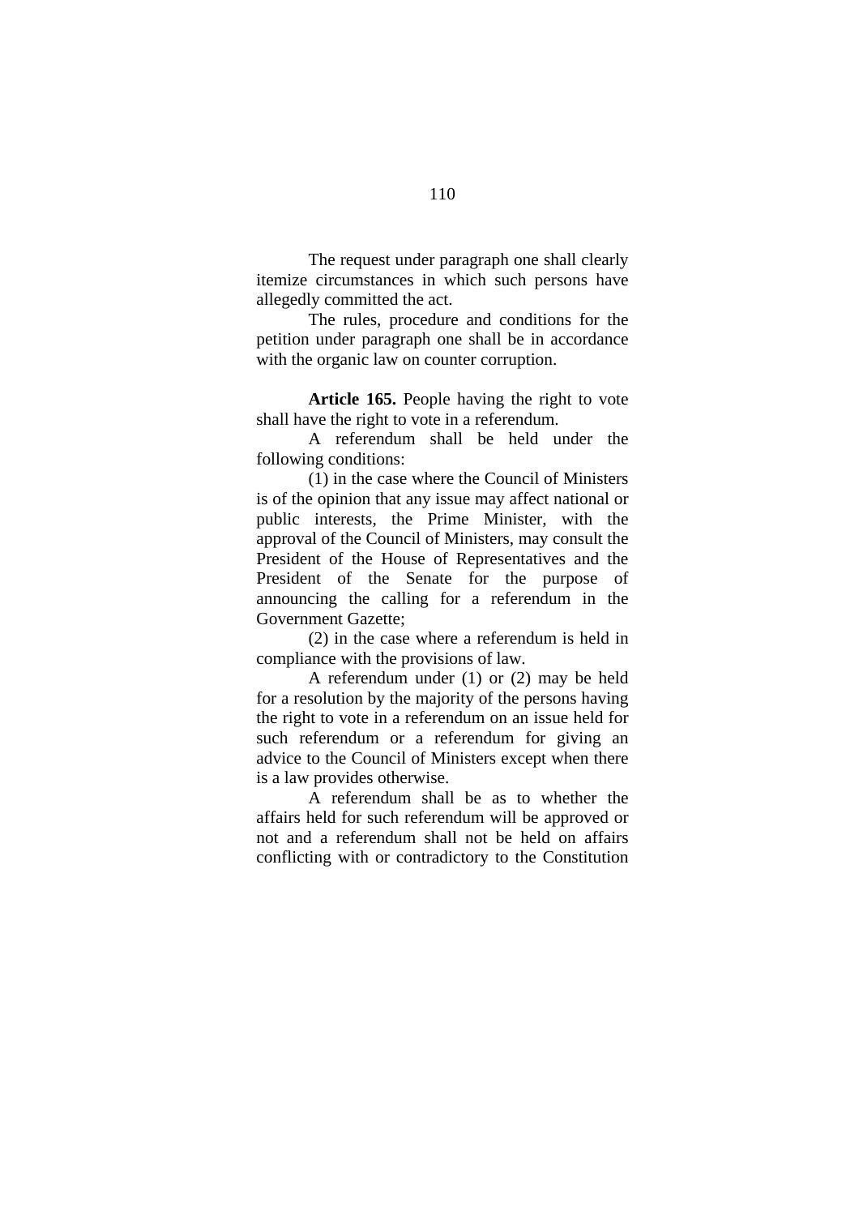The request under paragraph one shall clearly itemize circumstances in which such persons have allegedly committed the act.

The rules, procedure and conditions for the petition under paragraph one shall be in accordance with the organic law on counter corruption.

**Article 165.** People having the right to vote shall have the right to vote in a referendum.

A referendum shall be held under the following conditions:

(1) in the case where the Council of Ministers is of the opinion that any issue may affect national or public interests, the Prime Minister, with the approval of the Council of Ministers, may consult the President of the House of Representatives and the President of the Senate for the purpose of announcing the calling for a referendum in the Government Gazette;

(2) in the case where a referendum is held in compliance with the provisions of law.

A referendum under (1) or (2) may be held for a resolution by the majority of the persons having the right to vote in a referendum on an issue held for such referendum or a referendum for giving an advice to the Council of Ministers except when there is a law provides otherwise.

A referendum shall be as to whether the affairs held for such referendum will be approved or not and a referendum shall not be held on affairs conflicting with or contradictory to the Constitution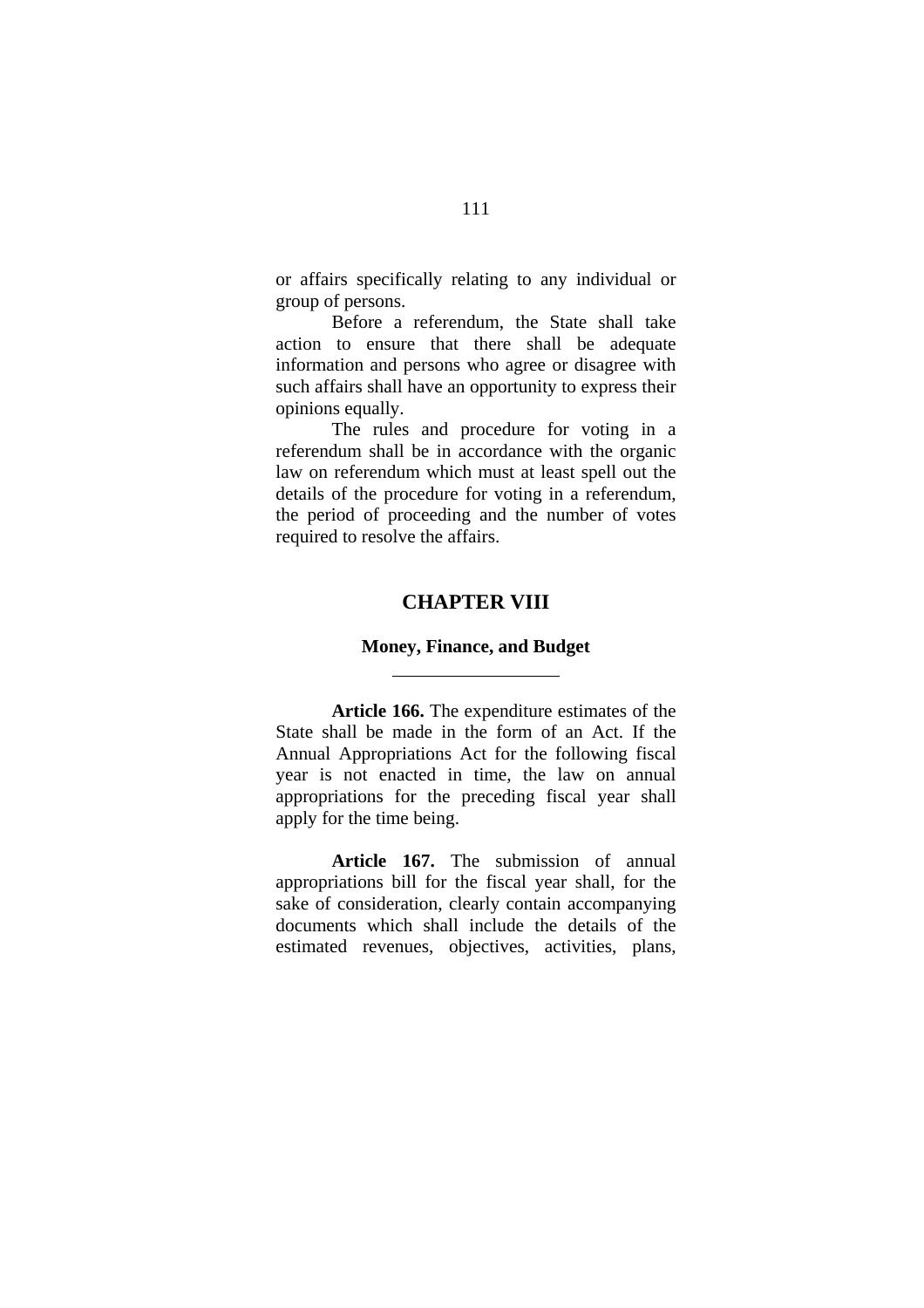or affairs specifically relating to any individual or group of persons.

Before a referendum, the State shall take action to ensure that there shall be adequate information and persons who agree or disagree with such affairs shall have an opportunity to express their opinions equally.

The rules and procedure for voting in a referendum shall be in accordance with the organic law on referendum which must at least spell out the details of the procedure for voting in a referendum, the period of proceeding and the number of votes required to resolve the affairs.

## CHAPTER VIII

### Money, Finance, and Budget

---

**Article 166.** The expenditure estimates of the State shall be made in the form of an Act. If the Annual Appropriations Act for the following fiscal year is not enacted in time, the law on annual appropriations for the preceding fiscal year shall apply for the time being.

**Article 167.** The submission of annual appropriations bill for the fiscal year shall, for the sake of consideration, clearly contain accompanying documents which shall include the details of the estimated revenues, objectives, activities, plans,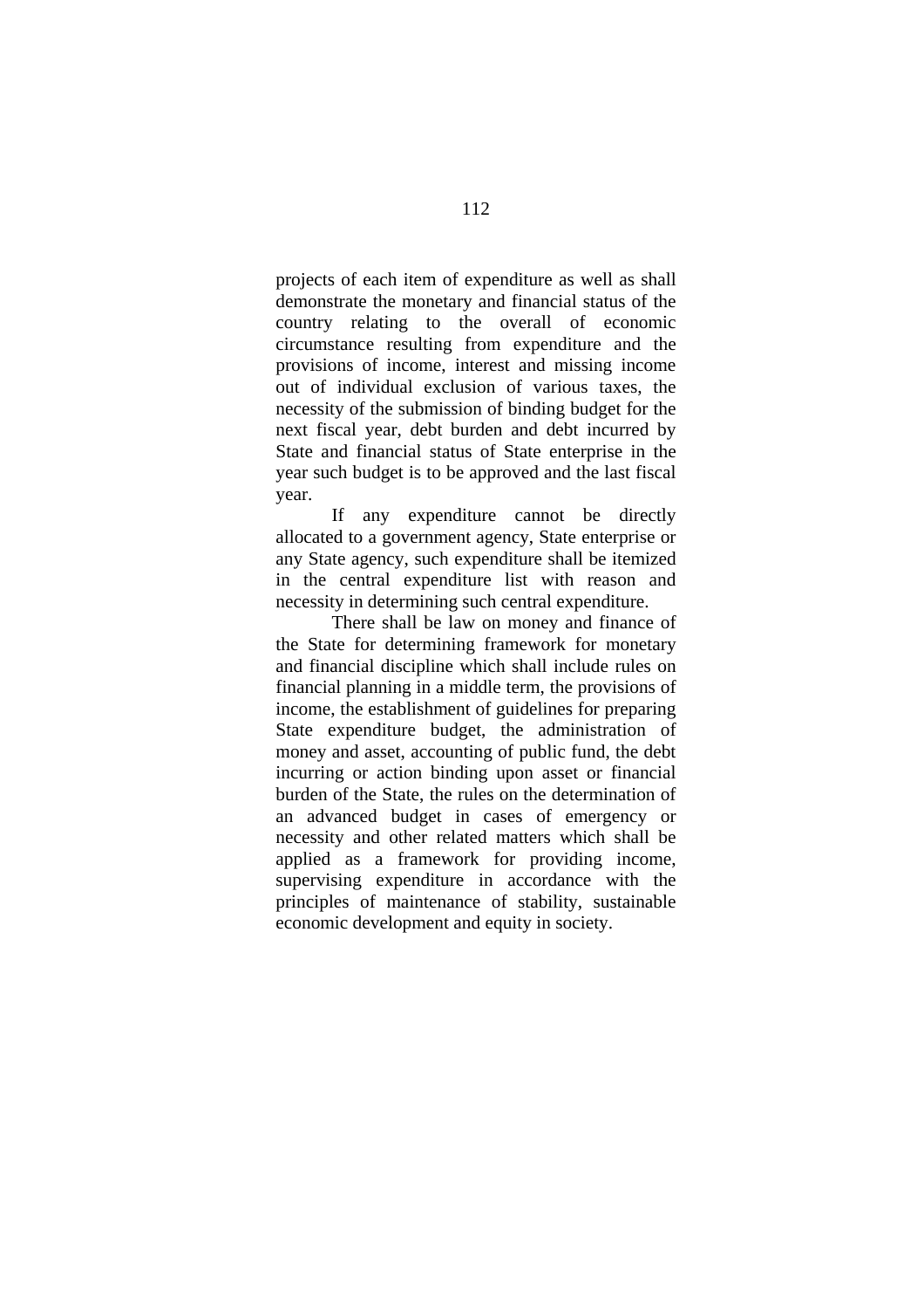projects of each item of expenditure as well as shall demonstrate the monetary and financial status of the country relating to the overall of economic circumstance resulting from expenditure and the provisions of income, interest and missing income out of individual exclusion of various taxes, the necessity of the submission of binding budget for the next fiscal year, debt burden and debt incurred by State and financial status of State enterprise in the year such budget is to be approved and the last fiscal year.

If any expenditure cannot be directly allocated to a government agency, State enterprise or any State agency, such expenditure shall be itemized in the central expenditure list with reason and necessity in determining such central expenditure.

There shall be law on money and finance of the State for determining framework for monetary and financial discipline which shall include rules on financial planning in a middle term, the provisions of income, the establishment of guidelines for preparing State expenditure budget, the administration of money and asset, accounting of public fund, the debt incurring or action binding upon asset or financial burden of the State, the rules on the determination of an advanced budget in cases of emergency or necessity and other related matters which shall be applied as a framework for providing income, supervising expenditure in accordance with the principles of maintenance of stability, sustainable economic development and equity in society.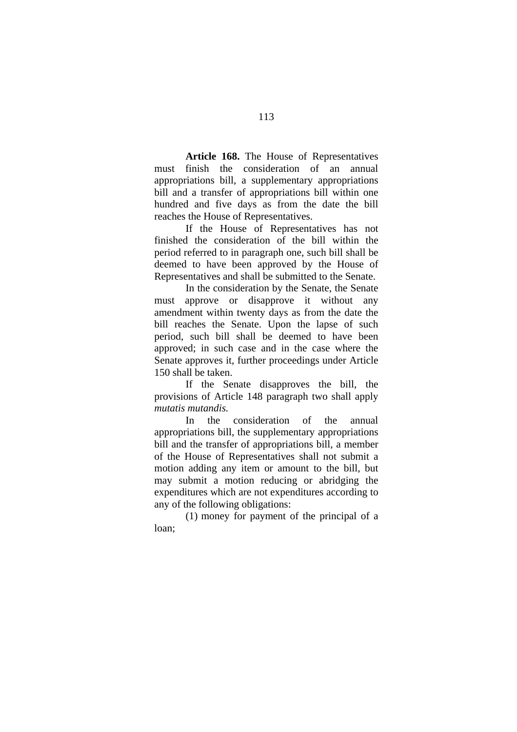**Article 168.** The House of Representatives must finish the consideration of an annual appropriations bill, a supplementary appropriations bill and a transfer of appropriations bill within one hundred and five days as from the date the bill reaches the House of Representatives.

If the House of Representatives has not finished the consideration of the bill within the period referred to in paragraph one, such bill shall be deemed to have been approved by the House of Representatives and shall be submitted to the Senate.

In the consideration by the Senate, the Senate must approve or disapprove it without any amendment within twenty days as from the date the bill reaches the Senate. Upon the lapse of such period, such bill shall be deemed to have been approved; in such case and in the case where the Senate approves it, further proceedings under Article 150 shall be taken.

If the Senate disapproves the bill, the provisions of Article 148 paragraph two shall apply *mutatis mutandis.*

In the consideration of the annual appropriations bill, the supplementary appropriations bill and the transfer of appropriations bill, a member of the House of Representatives shall not submit a motion adding any item or amount to the bill, but may submit a motion reducing or abridging the expenditures which are not expenditures according to any of the following obligations:

(1) money for payment of the principal of a loan;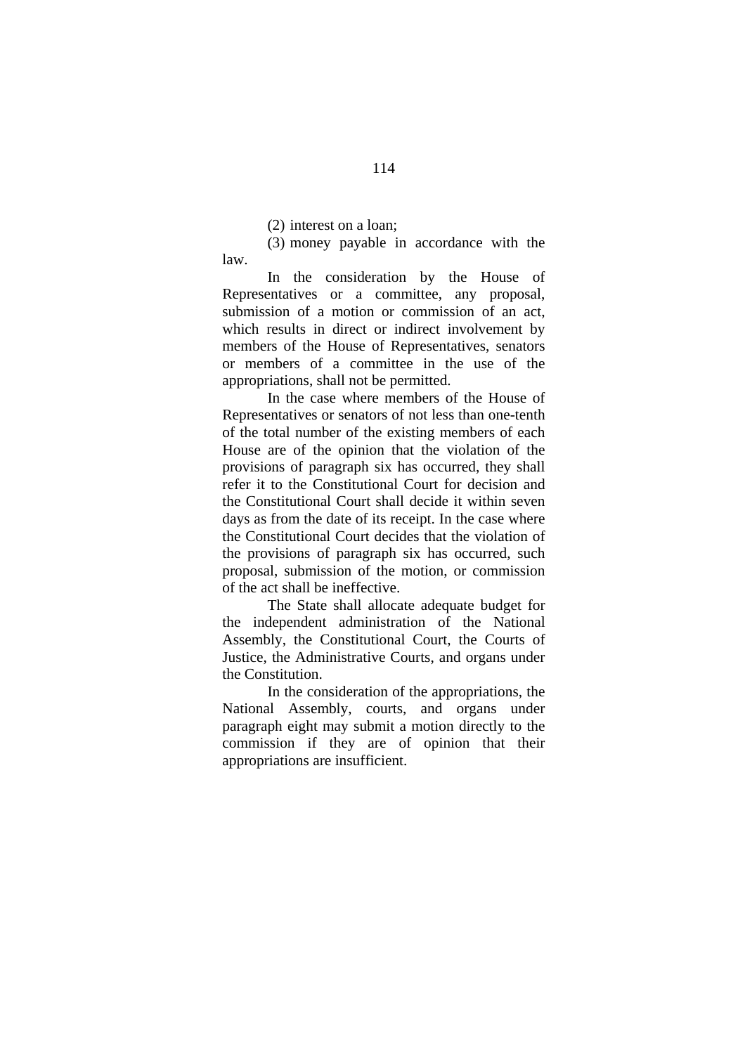(2) interest on a loan;

(3) money payable in accordance with the law.

In the consideration by the House of Representatives or a committee, any proposal, submission of a motion or commission of an act, which results in direct or indirect involvement by members of the House of Representatives, senators or members of a committee in the use of the appropriations, shall not be permitted.

In the case where members of the House of Representatives or senators of not less than one-tenth of the total number of the existing members of each House are of the opinion that the violation of the provisions of paragraph six has occurred, they shall refer it to the Constitutional Court for decision and the Constitutional Court shall decide it within seven days as from the date of its receipt. In the case where the Constitutional Court decides that the violation of the provisions of paragraph six has occurred, such proposal, submission of the motion, or commission of the act shall be ineffective.

The State shall allocate adequate budget for the independent administration of the National Assembly, the Constitutional Court, the Courts of Justice, the Administrative Courts, and organs under the Constitution.

In the consideration of the appropriations, the National Assembly, courts, and organs under paragraph eight may submit a motion directly to the commission if they are of opinion that their appropriations are insufficient.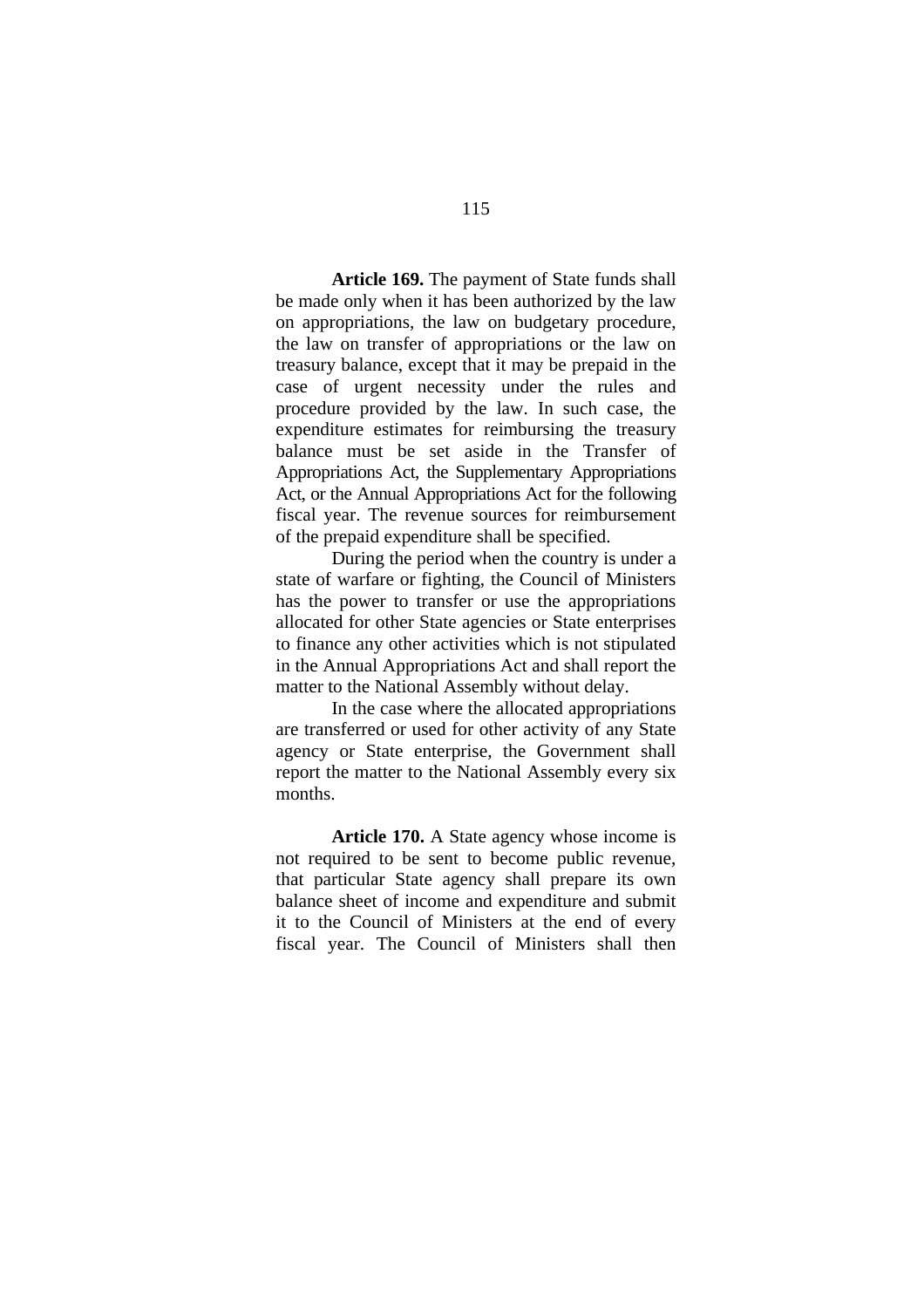**Article 169.** The payment of State funds shall be made only when it has been authorized by the law on appropriations, the law on budgetary procedure, the law on transfer of appropriations or the law on treasury balance, except that it may be prepaid in the case of urgent necessity under the rules and procedure provided by the law. In such case, the expenditure estimates for reimbursing the treasury balance must be set aside in the Transfer of Appropriations Act, the Supplementary Appropriations Act, or the Annual Appropriations Act for the following fiscal year. The revenue sources for reimbursement of the prepaid expenditure shall be specified.

During the period when the country is under a state of warfare or fighting, the Council of Ministers has the power to transfer or use the appropriations allocated for other State agencies or State enterprises to finance any other activities which is not stipulated in the Annual Appropriations Act and shall report the matter to the National Assembly without delay.

In the case where the allocated appropriations are transferred or used for other activity of any State agency or State enterprise, the Government shall report the matter to the National Assembly every six months.

**Article 170.** A State agency whose income is not required to be sent to become public revenue, that particular State agency shall prepare its own balance sheet of income and expenditure and submit it to the Council of Ministers at the end of every fiscal year. The Council of Ministers shall then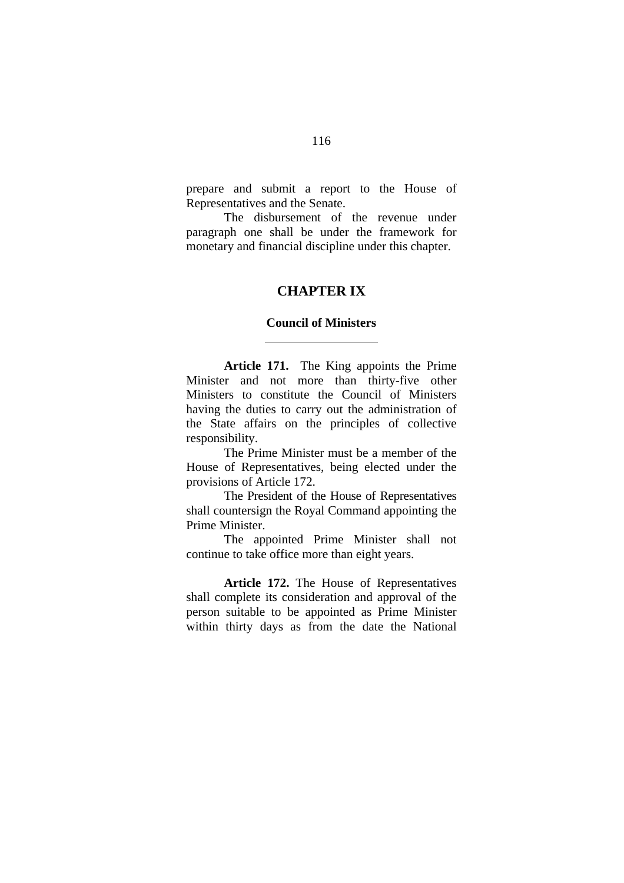prepare and submit a report to the House of Representatives and the Senate.

The disbursement of the revenue under paragraph one shall be under the framework for monetary and financial discipline under this chapter.

## CHAPTER IX

### Council of Ministers

---

**Article 171.** The King appoints the Prime Minister and not more than thirty-five other Ministers to constitute the Council of Ministers having the duties to carry out the administration of the State affairs on the principles of collective responsibility.

The Prime Minister must be a member of the House of Representatives, being elected under the provisions of Article 172.

The President of the House of Representatives shall countersign the Royal Command appointing the Prime Minister.

The appointed Prime Minister shall not continue to take office more than eight years.

**Article 172.** The House of Representatives shall complete its consideration and approval of the person suitable to be appointed as Prime Minister within thirty days as from the date the National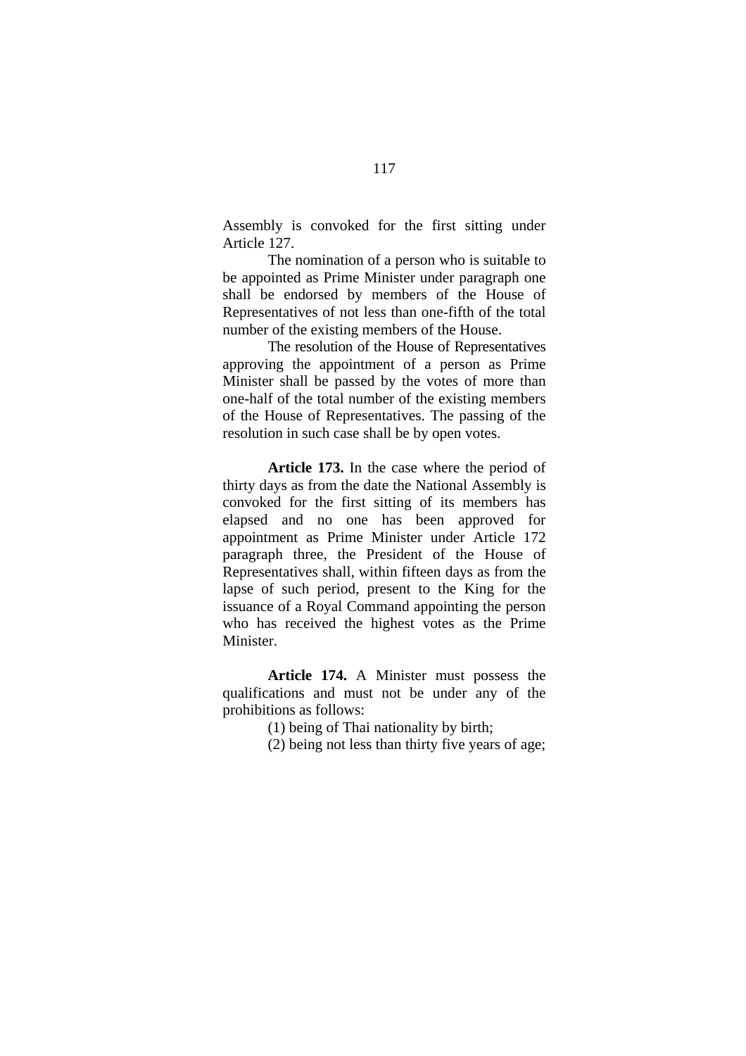Assembly is convoked for the first sitting under Article 127.

The nomination of a person who is suitable to be appointed as Prime Minister under paragraph one shall be endorsed by members of the House of Representatives of not less than one-fifth of the total number of the existing members of the House.

The resolution of the House of Representatives approving the appointment of a person as Prime Minister shall be passed by the votes of more than one-half of the total number of the existing members of the House of Representatives. The passing of the resolution in such case shall be by open votes.

**Article 173.** In the case where the period of thirty days as from the date the National Assembly is convoked for the first sitting of its members has elapsed and no one has been approved for appointment as Prime Minister under Article 172 paragraph three, the President of the House of Representatives shall, within fifteen days as from the lapse of such period, present to the King for the issuance of a Royal Command appointing the person who has received the highest votes as the Prime Minister.

**Article 174.** A Minister must possess the qualifications and must not be under any of the prohibitions as follows:

(1) being of Thai nationality by birth;

(2) being not less than thirty five years of age;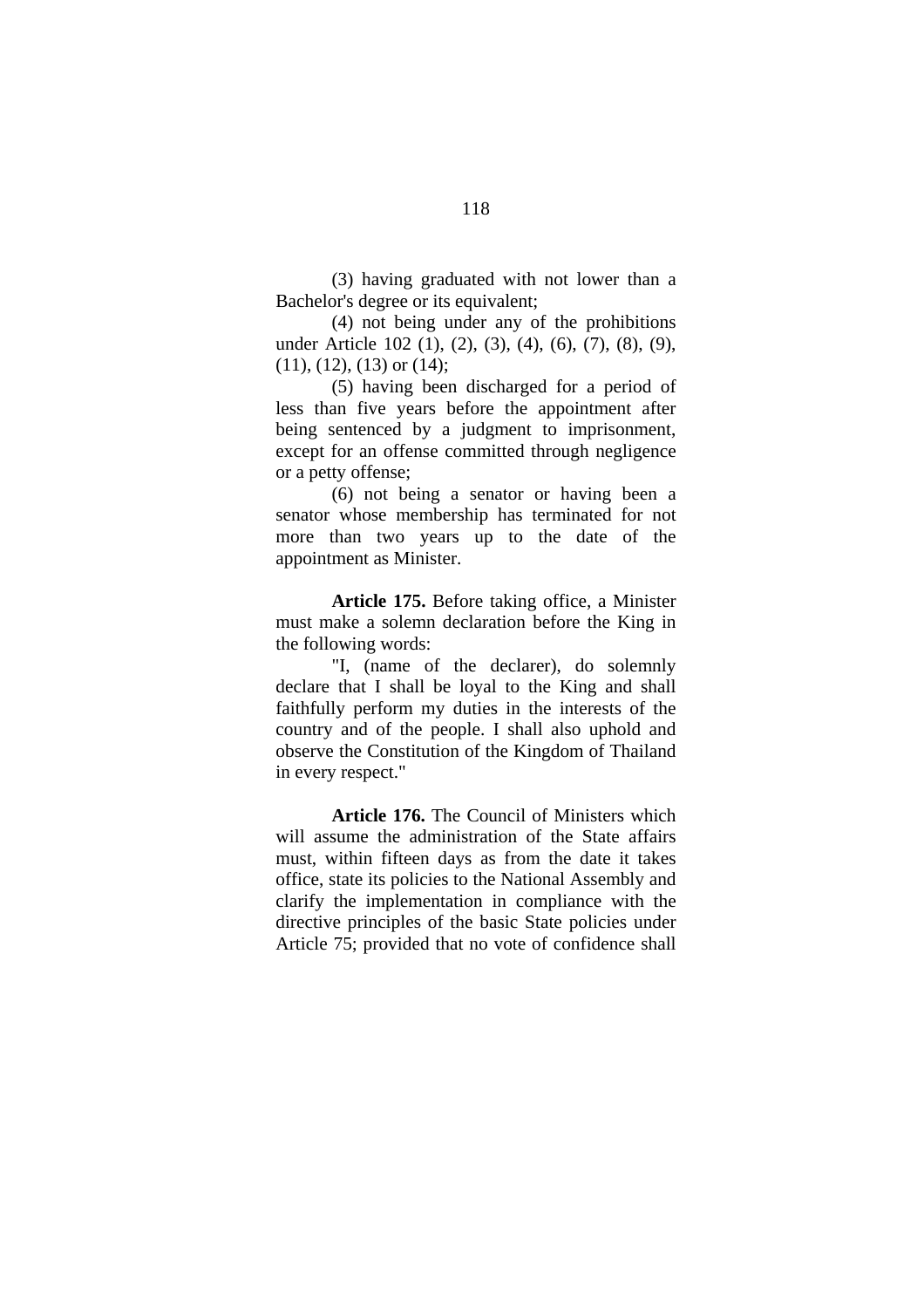(3) having graduated with not lower than a Bachelor's degree or its equivalent;

(4) not being under any of the prohibitions under Article 102 (1), (2), (3), (4), (6), (7), (8), (9), (11), (12), (13) or (14);

(5) having been discharged for a period of less than five years before the appointment after being sentenced by a judgment to imprisonment, except for an offense committed through negligence or a petty offense;

(6) not being a senator or having been a senator whose membership has terminated for not more than two years up to the date of the appointment as Minister.

**Article 175.** Before taking office, a Minister must make a solemn declaration before the King in the following words:

"I, (name of the declarer), do solemnly declare that I shall be loyal to the King and shall faithfully perform my duties in the interests of the country and of the people. I shall also uphold and observe the Constitution of the Kingdom of Thailand in every respect."

**Article 176.** The Council of Ministers which will assume the administration of the State affairs must, within fifteen days as from the date it takes office, state its policies to the National Assembly and clarify the implementation in compliance with the directive principles of the basic State policies under Article 75; provided that no vote of confidence shall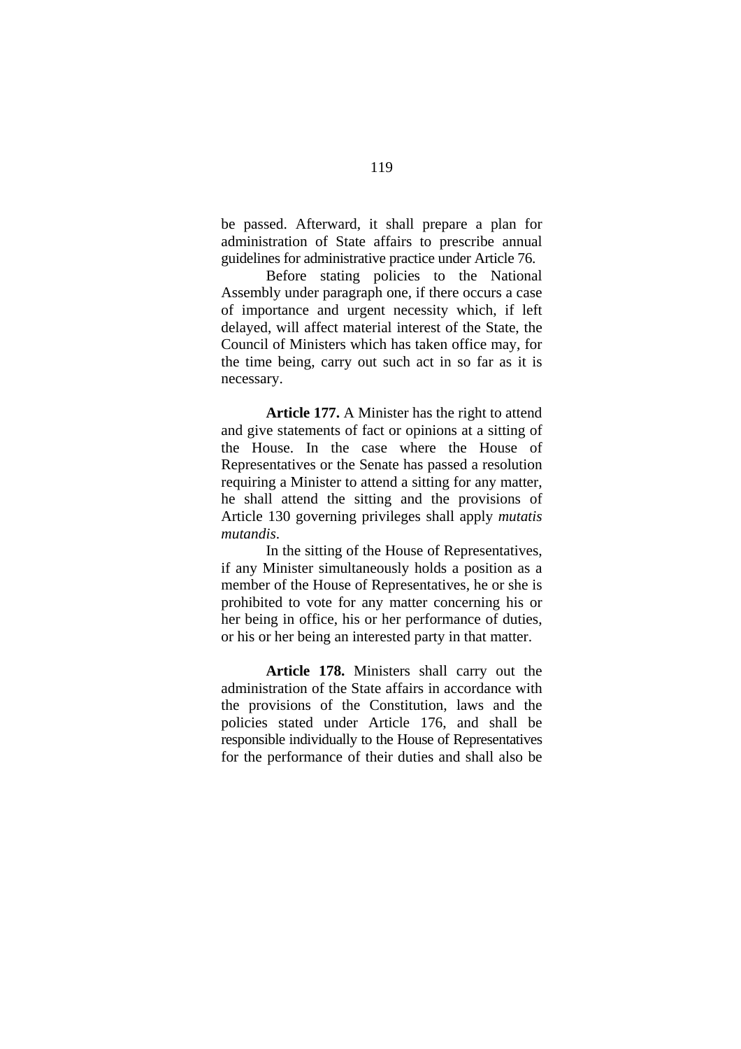be passed. Afterward, it shall prepare a plan for administration of State affairs to prescribe annual guidelines for administrative practice under Article 76.

Before stating policies to the National Assembly under paragraph one, if there occurs a case of importance and urgent necessity which, if left delayed, will affect material interest of the State, the Council of Ministers which has taken office may, for the time being, carry out such act in so far as it is necessary.

**Article 177.** A Minister has the right to attend and give statements of fact or opinions at a sitting of the House. In the case where the House of Representatives or the Senate has passed a resolution requiring a Minister to attend a sitting for any matter, he shall attend the sitting and the provisions of Article 130 governing privileges shall apply *mutatis mutandis*.

In the sitting of the House of Representatives, if any Minister simultaneously holds a position as a member of the House of Representatives, he or she is prohibited to vote for any matter concerning his or her being in office, his or her performance of duties, or his or her being an interested party in that matter.

**Article 178.** Ministers shall carry out the administration of the State affairs in accordance with the provisions of the Constitution, laws and the policies stated under Article 176, and shall be responsible individually to the House of Representatives for the performance of their duties and shall also be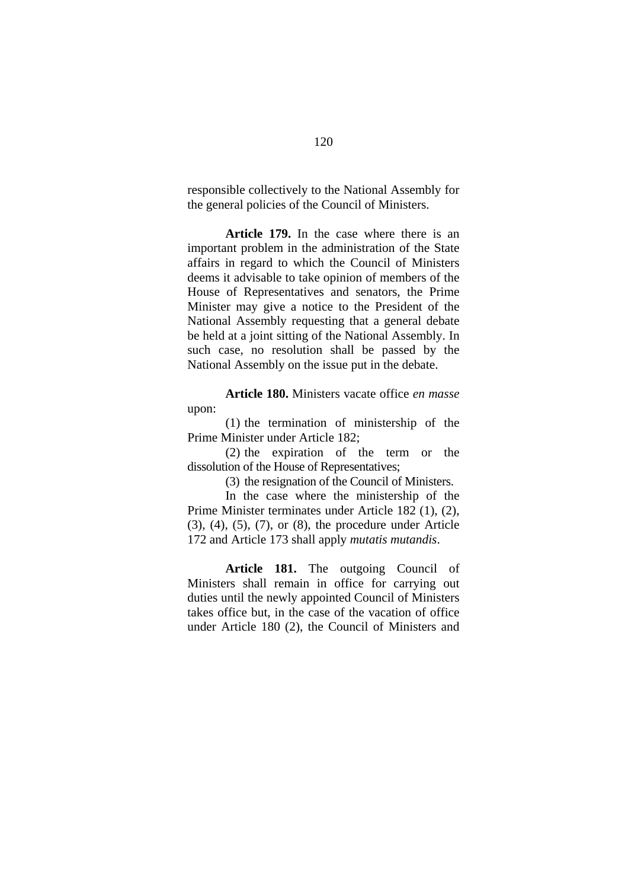responsible collectively to the National Assembly for the general policies of the Council of Ministers.

**Article 179.** In the case where there is an important problem in the administration of the State affairs in regard to which the Council of Ministers deems it advisable to take opinion of members of the House of Representatives and senators, the Prime Minister may give a notice to the President of the National Assembly requesting that a general debate be held at a joint sitting of the National Assembly. In such case, no resolution shall be passed by the National Assembly on the issue put in the debate.

**Article 180.** Ministers vacate office *en masse* upon:

(1) the termination of ministership of the Prime Minister under Article 182;

(2) the expiration of the term or the dissolution of the House of Representatives;

(3) the resignation of the Council of Ministers.

In the case where the ministership of the Prime Minister terminates under Article 182 (1), (2), (3), (4), (5), (7), or (8), the procedure under Article 172 and Article 173 shall apply *mutatis mutandis*.

**Article 181.** The outgoing Council of Ministers shall remain in office for carrying out duties until the newly appointed Council of Ministers takes office but, in the case of the vacation of office under Article 180 (2), the Council of Ministers and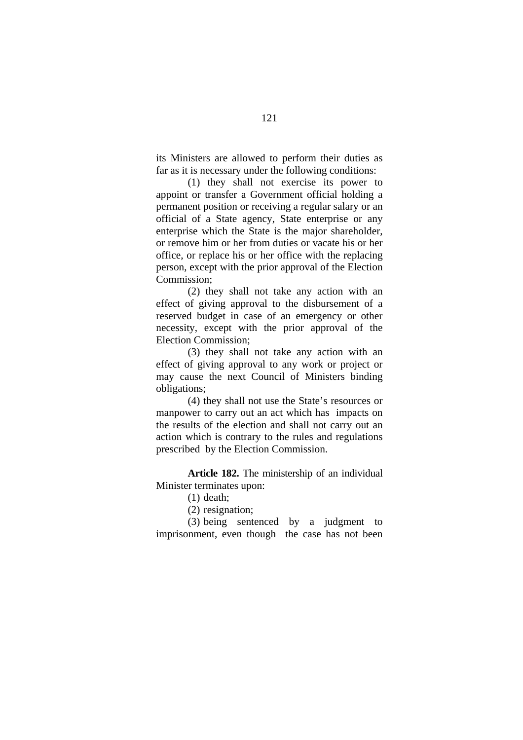its Ministers are allowed to perform their duties as far as it is necessary under the following conditions:

(1) they shall not exercise its power to appoint or transfer a Government official holding a permanent position or receiving a regular salary or an official of a State agency, State enterprise or any enterprise which the State is the major shareholder, or remove him or her from duties or vacate his or her office, or replace his or her office with the replacing person, except with the prior approval of the Election Commission;

(2) they shall not take any action with an effect of giving approval to the disbursement of a reserved budget in case of an emergency or other necessity, except with the prior approval of the Election Commission;

(3) they shall not take any action with an effect of giving approval to any work or project or may cause the next Council of Ministers binding obligations;

(4) they shall not use the State's resources or manpower to carry out an act which has impacts on the results of the election and shall not carry out an action which is contrary to the rules and regulations prescribed by the Election Commission.

**Article 182.** The ministership of an individual Minister terminates upon:

(1) death;

(2) resignation;

(3) being sentenced by a judgment to imprisonment, even though the case has not been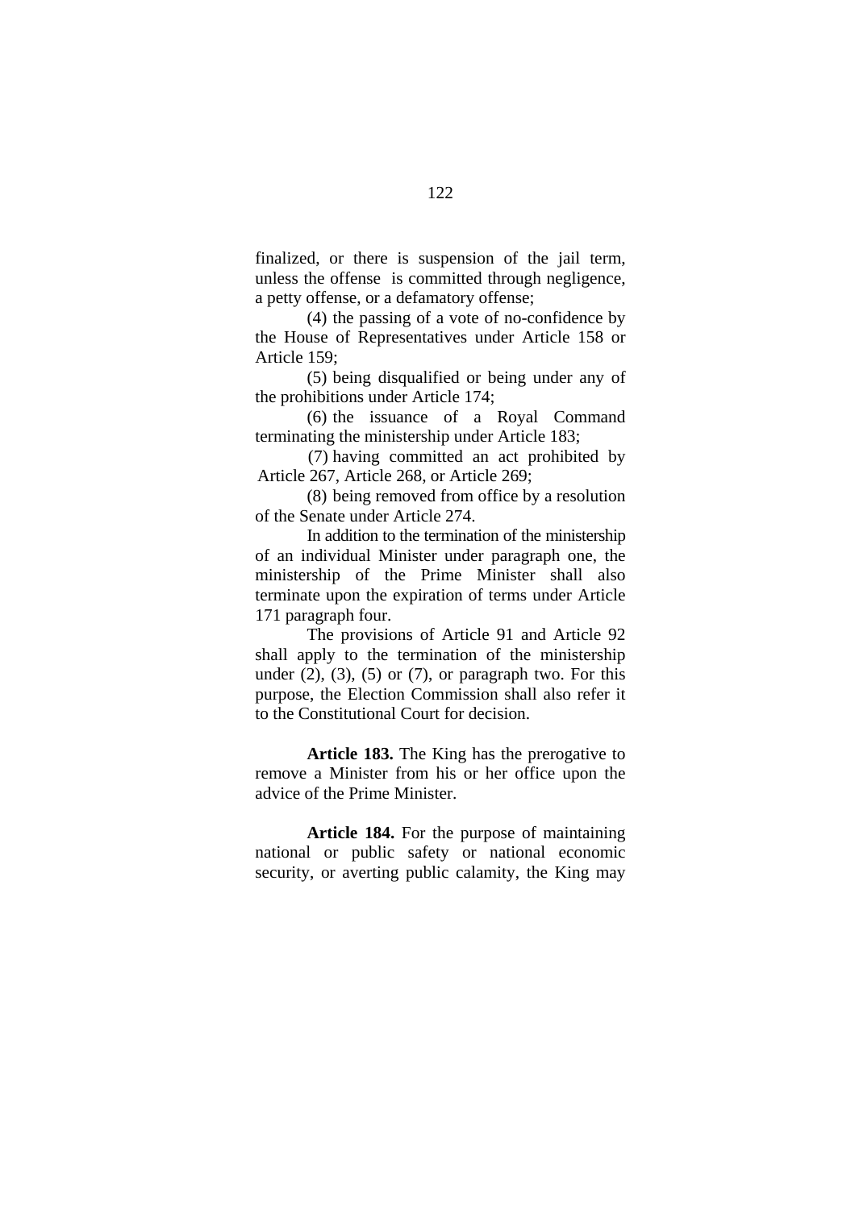finalized, or there is suspension of the jail term, unless the offense is committed through negligence, a petty offense, or a defamatory offense;

(4) the passing of a vote of no-confidence by the House of Representatives under Article 158 or Article 159;

(5) being disqualified or being under any of the prohibitions under Article 174;

(6) the issuance of a Royal Command terminating the ministership under Article 183;

(7) having committed an act prohibited by Article 267, Article 268, or Article 269;

(8) being removed from office by a resolution of the Senate under Article 274.

In addition to the termination of the ministership of an individual Minister under paragraph one, the ministership of the Prime Minister shall also terminate upon the expiration of terms under Article 171 paragraph four.

The provisions of Article 91 and Article 92 shall apply to the termination of the ministership under (2), (3), (5) or (7), or paragraph two. For this purpose, the Election Commission shall also refer it to the Constitutional Court for decision.

**Article 183.** The King has the prerogative to remove a Minister from his or her office upon the advice of the Prime Minister.

**Article 184.** For the purpose of maintaining national or public safety or national economic security, or averting public calamity, the King may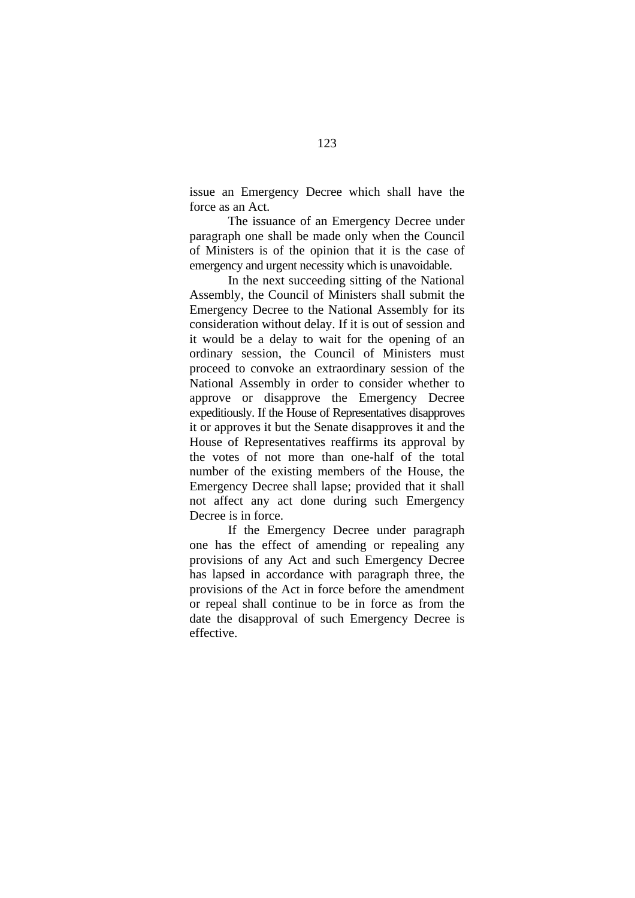issue an Emergency Decree which shall have the force as an Act.

The issuance of an Emergency Decree under paragraph one shall be made only when the Council of Ministers is of the opinion that it is the case of emergency and urgent necessity which is unavoidable.

In the next succeeding sitting of the National Assembly, the Council of Ministers shall submit the Emergency Decree to the National Assembly for its consideration without delay. If it is out of session and it would be a delay to wait for the opening of an ordinary session, the Council of Ministers must proceed to convoke an extraordinary session of the National Assembly in order to consider whether to approve or disapprove the Emergency Decree expeditiously. If the House of Representatives disapproves it or approves it but the Senate disapproves it and the House of Representatives reaffirms its approval by the votes of not more than one-half of the total number of the existing members of the House, the Emergency Decree shall lapse; provided that it shall not affect any act done during such Emergency Decree is in force.

If the Emergency Decree under paragraph one has the effect of amending or repealing any provisions of any Act and such Emergency Decree has lapsed in accordance with paragraph three, the provisions of the Act in force before the amendment or repeal shall continue to be in force as from the date the disapproval of such Emergency Decree is effective.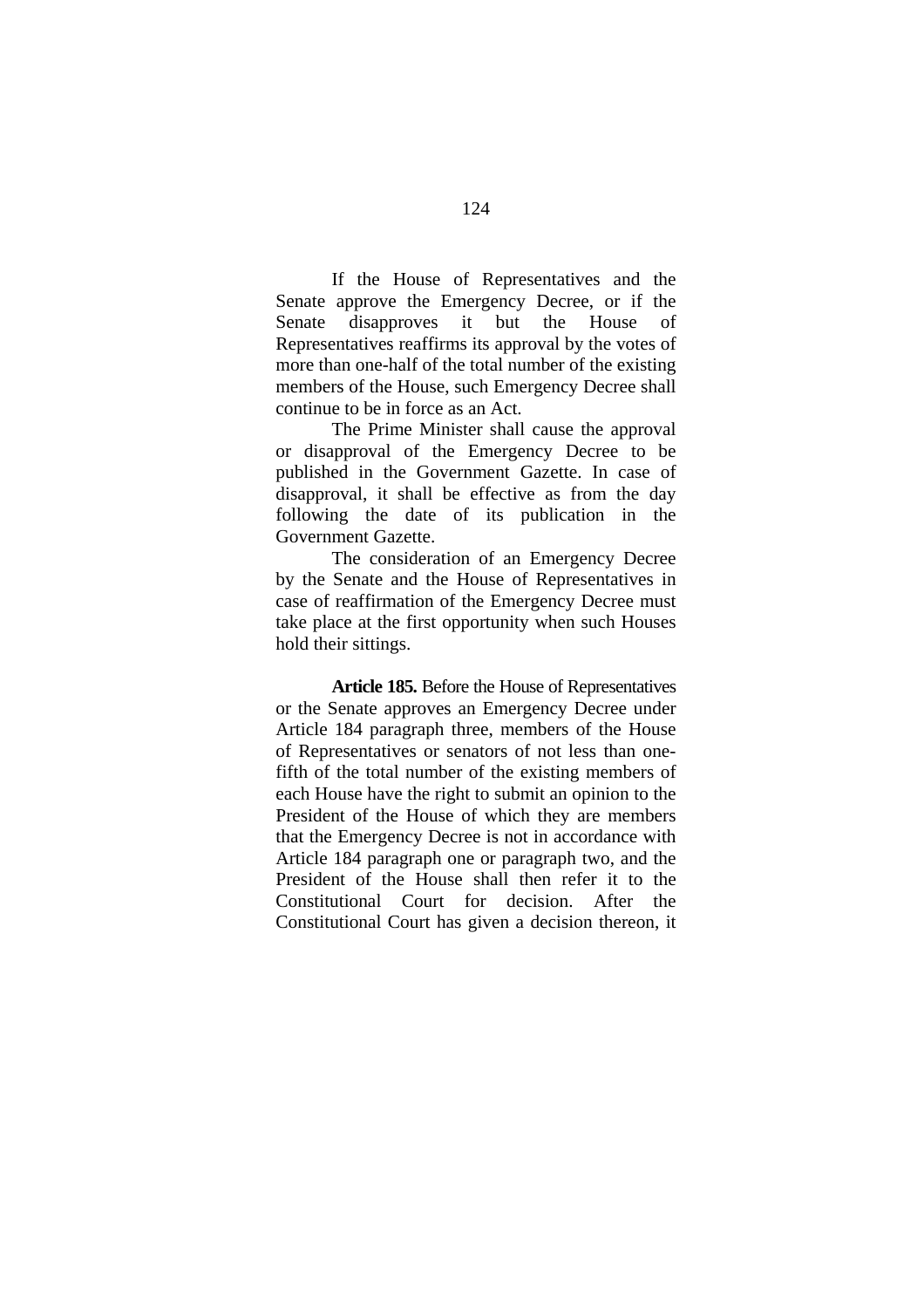If the House of Representatives and the Senate approve the Emergency Decree, or if the Senate disapproves it but the House of Representatives reaffirms its approval by the votes of more than one-half of the total number of the existing members of the House, such Emergency Decree shall continue to be in force as an Act.

The Prime Minister shall cause the approval or disapproval of the Emergency Decree to be published in the Government Gazette. In case of disapproval, it shall be effective as from the day following the date of its publication in the Government Gazette.

The consideration of an Emergency Decree by the Senate and the House of Representatives in case of reaffirmation of the Emergency Decree must take place at the first opportunity when such Houses hold their sittings.

**Article 185.** Before the House of Representatives or the Senate approves an Emergency Decree under Article 184 paragraph three, members of the House of Representatives or senators of not less than one-fifth of the total number of the existing members of each House have the right to submit an opinion to the President of the House of which they are members that the Emergency Decree is not in accordance with Article 184 paragraph one or paragraph two, and the President of the House shall then refer it to the Constitutional Court for decision. After the Constitutional Court has given a decision thereon, it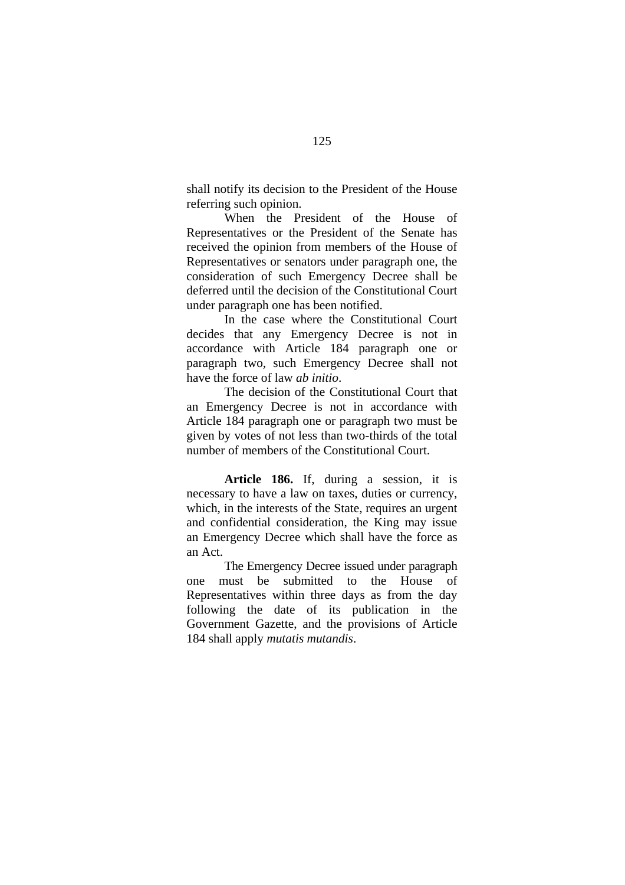shall notify its decision to the President of the House referring such opinion.

When the President of the House of Representatives or the President of the Senate has received the opinion from members of the House of Representatives or senators under paragraph one, the consideration of such Emergency Decree shall be deferred until the decision of the Constitutional Court under paragraph one has been notified.

In the case where the Constitutional Court decides that any Emergency Decree is not in accordance with Article 184 paragraph one or paragraph two, such Emergency Decree shall not have the force of law *ab initio*.

The decision of the Constitutional Court that an Emergency Decree is not in accordance with Article 184 paragraph one or paragraph two must be given by votes of not less than two-thirds of the total number of members of the Constitutional Court.

**Article 186.** If, during a session, it is necessary to have a law on taxes, duties or currency, which, in the interests of the State, requires an urgent and confidential consideration, the King may issue an Emergency Decree which shall have the force as an Act.

The Emergency Decree issued under paragraph one must be submitted to the House of Representatives within three days as from the day following the date of its publication in the Government Gazette, and the provisions of Article 184 shall apply *mutatis mutandis*.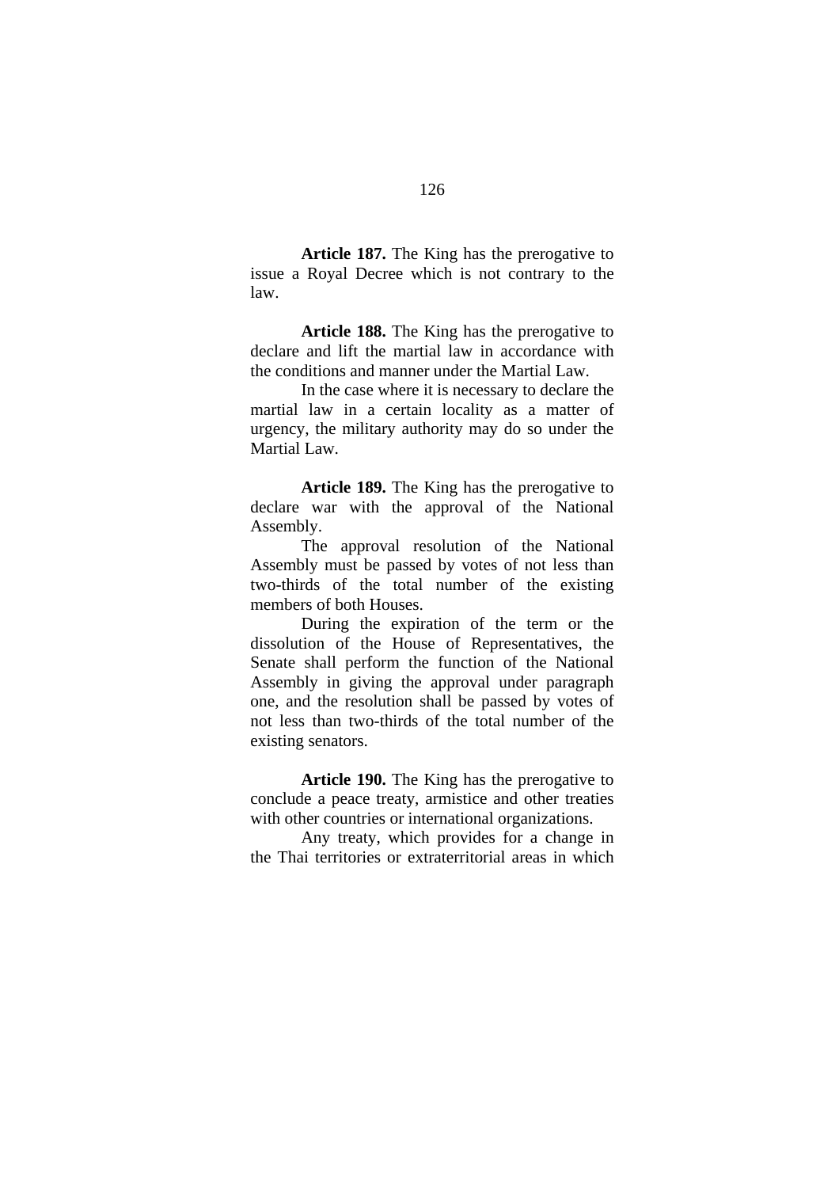**Article 187.** The King has the prerogative to issue a Royal Decree which is not contrary to the law.

**Article 188.** The King has the prerogative to declare and lift the martial law in accordance with the conditions and manner under the Martial Law.

In the case where it is necessary to declare the martial law in a certain locality as a matter of urgency, the military authority may do so under the Martial Law.

**Article 189.** The King has the prerogative to declare war with the approval of the National Assembly.

The approval resolution of the National Assembly must be passed by votes of not less than two-thirds of the total number of the existing members of both Houses.

During the expiration of the term or the dissolution of the House of Representatives, the Senate shall perform the function of the National Assembly in giving the approval under paragraph one, and the resolution shall be passed by votes of not less than two-thirds of the total number of the existing senators.

**Article 190.** The King has the prerogative to conclude a peace treaty, armistice and other treaties with other countries or international organizations.

Any treaty, which provides for a change in the Thai territories or extraterritorial areas in which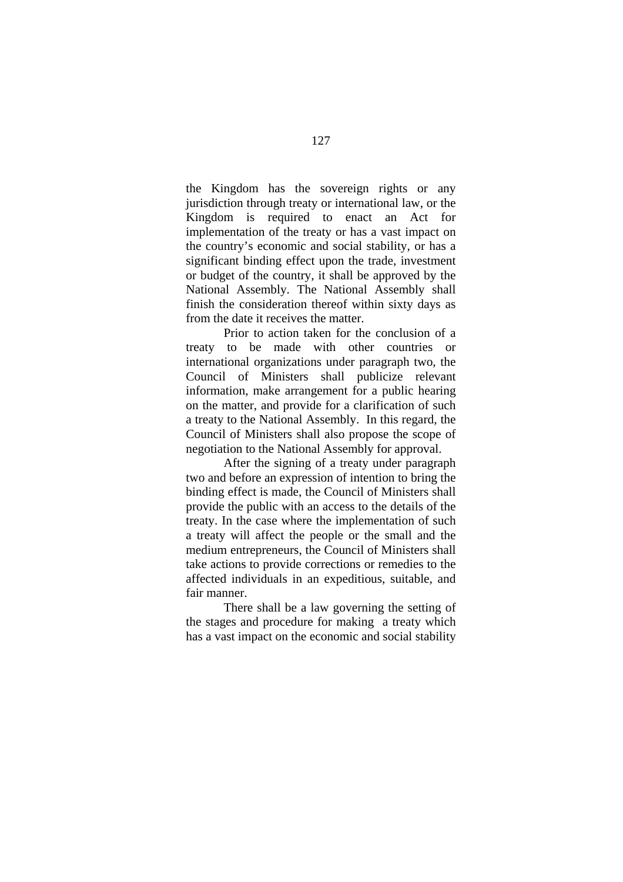the Kingdom has the sovereign rights or any jurisdiction through treaty or international law, or the Kingdom is required to enact an Act for implementation of the treaty or has a vast impact on the country's economic and social stability, or has a significant binding effect upon the trade, investment or budget of the country, it shall be approved by the National Assembly. The National Assembly shall finish the consideration thereof within sixty days as from the date it receives the matter.

Prior to action taken for the conclusion of a treaty to be made with other countries or international organizations under paragraph two, the Council of Ministers shall publicize relevant information, make arrangement for a public hearing on the matter, and provide for a clarification of such a treaty to the National Assembly. In this regard, the Council of Ministers shall also propose the scope of negotiation to the National Assembly for approval.

After the signing of a treaty under paragraph two and before an expression of intention to bring the binding effect is made, the Council of Ministers shall provide the public with an access to the details of the treaty. In the case where the implementation of such a treaty will affect the people or the small and the medium entrepreneurs, the Council of Ministers shall take actions to provide corrections or remedies to the affected individuals in an expeditious, suitable, and fair manner.

There shall be a law governing the setting of the stages and procedure for making a treaty which has a vast impact on the economic and social stability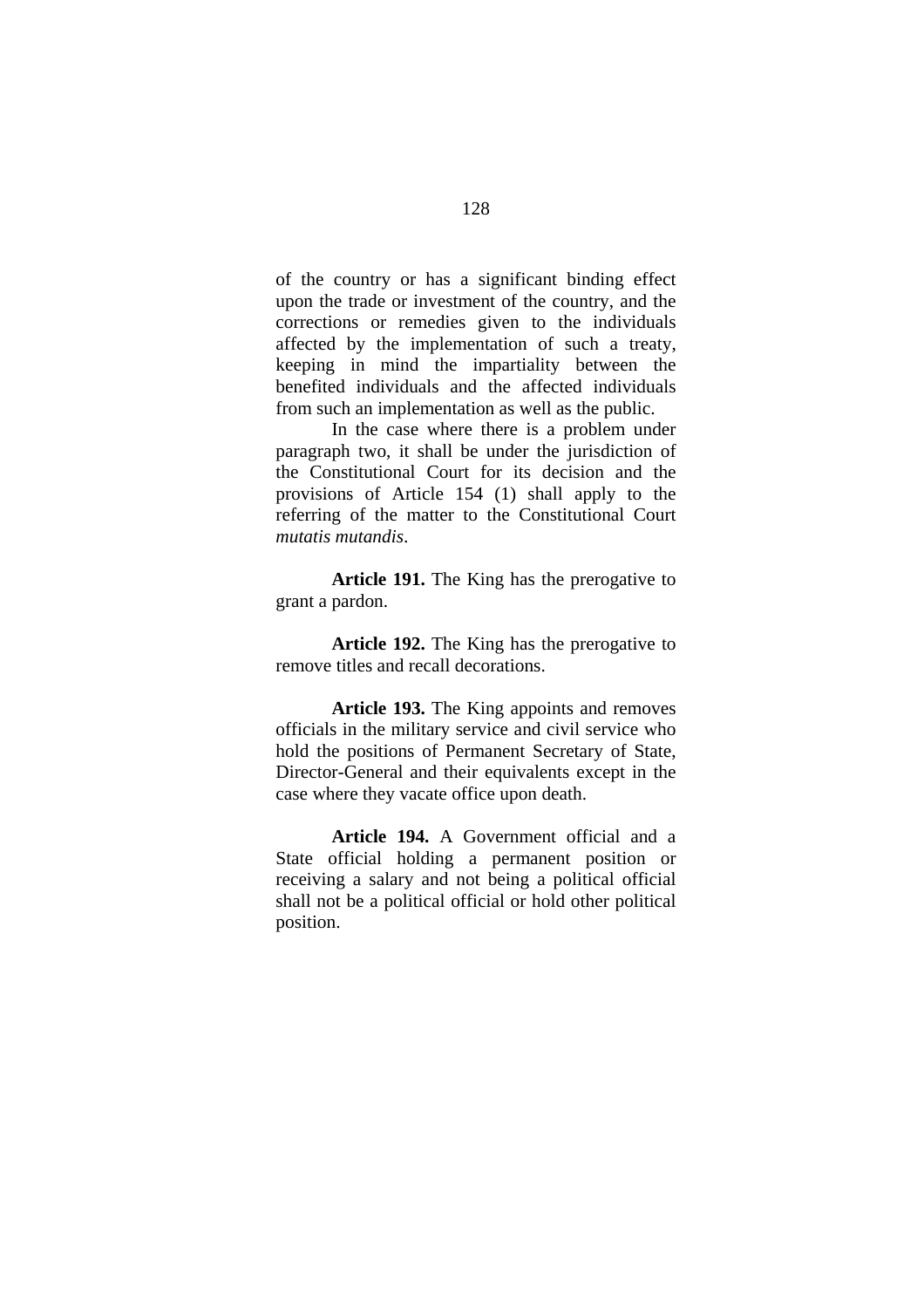of the country or has a significant binding effect upon the trade or investment of the country, and the corrections or remedies given to the individuals affected by the implementation of such a treaty, keeping in mind the impartiality between the benefited individuals and the affected individuals from such an implementation as well as the public.

In the case where there is a problem under paragraph two, it shall be under the jurisdiction of the Constitutional Court for its decision and the provisions of Article 154 (1) shall apply to the referring of the matter to the Constitutional Court *mutatis mutandis*.

**Article 191.** The King has the prerogative to grant a pardon.

**Article 192.** The King has the prerogative to remove titles and recall decorations.

**Article 193.** The King appoints and removes officials in the military service and civil service who hold the positions of Permanent Secretary of State, Director-General and their equivalents except in the case where they vacate office upon death.

**Article 194.** A Government official and a State official holding a permanent position or receiving a salary and not being a political official shall not be a political official or hold other political position.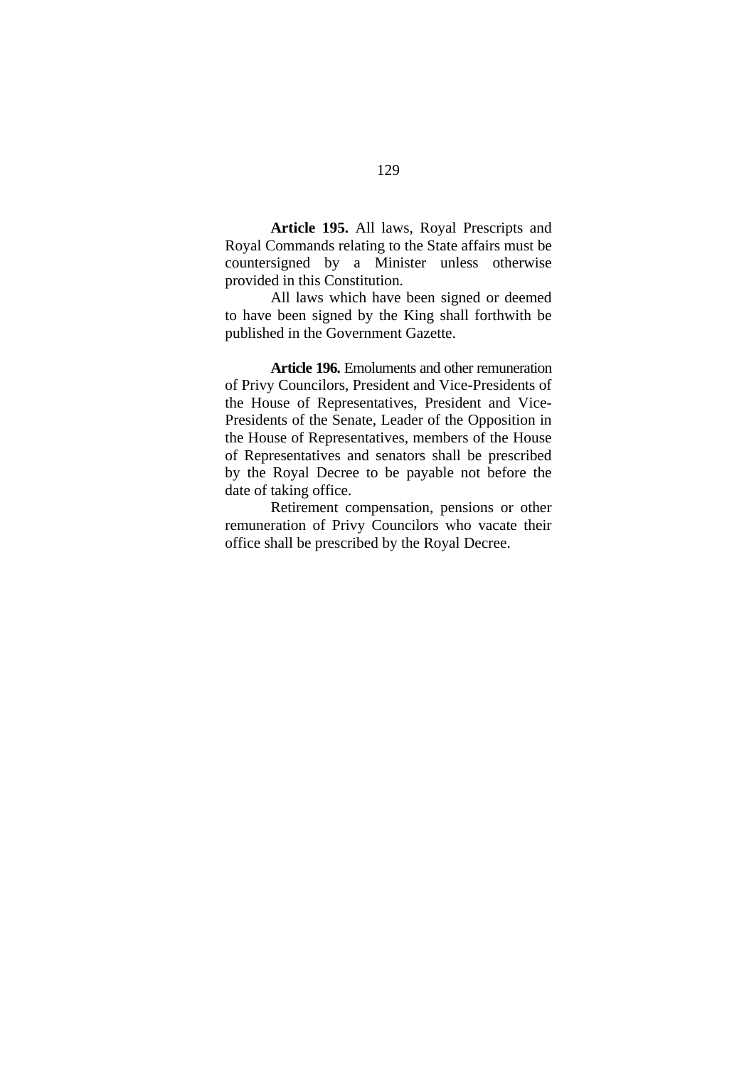**Article 195.** All laws, Royal Prescripts and Royal Commands relating to the State affairs must be countersigned by a Minister unless otherwise provided in this Constitution.

All laws which have been signed or deemed to have been signed by the King shall forthwith be published in the Government Gazette.

**Article 196.** Emoluments and other remuneration of Privy Councilors, President and Vice-Presidents of the House of Representatives, President and Vice-Presidents of the Senate, Leader of the Opposition in the House of Representatives, members of the House of Representatives and senators shall be prescribed by the Royal Decree to be payable not before the date of taking office.

Retirement compensation, pensions or other remuneration of Privy Councilors who vacate their office shall be prescribed by the Royal Decree.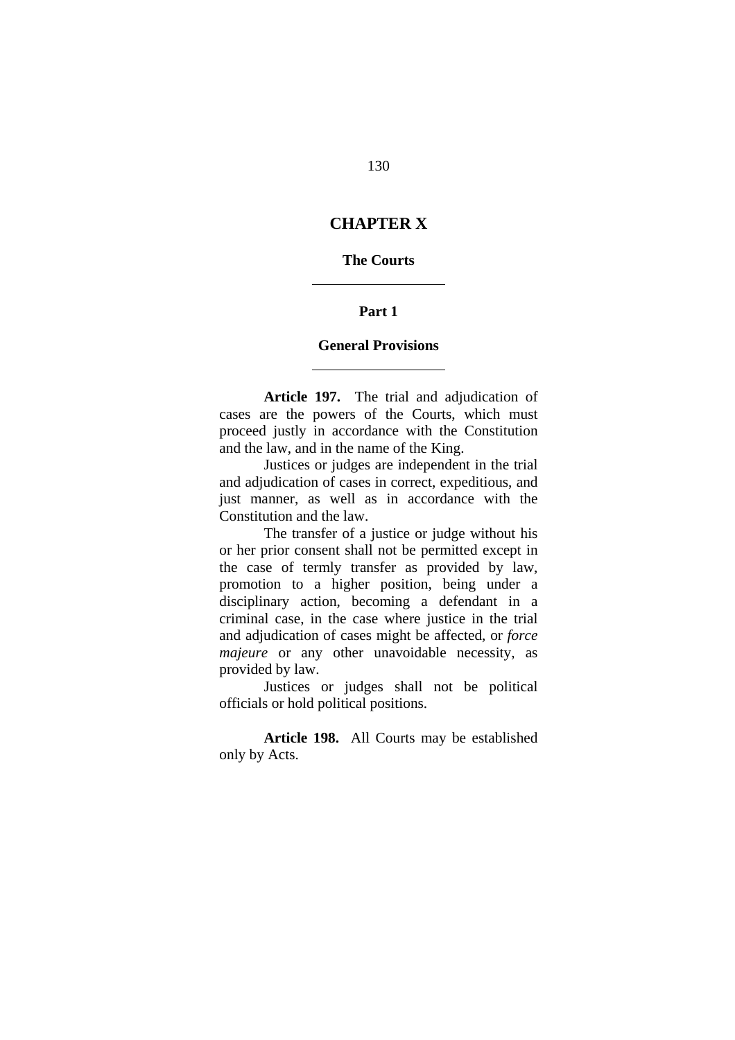# CHAPTER X

## The Courts

### Part 1

### General Provisions

**Article 197.** The trial and adjudication of cases are the powers of the Courts, which must proceed justly in accordance with the Constitution and the law, and in the name of the King.

Justices or judges are independent in the trial and adjudication of cases in correct, expeditious, and just manner, as well as in accordance with the Constitution and the law.

The transfer of a justice or judge without his or her prior consent shall not be permitted except in the case of termly transfer as provided by law, promotion to a higher position, being under a disciplinary action, becoming a defendant in a criminal case, in the case where justice in the trial and adjudication of cases might be affected, or *force majeure* or any other unavoidable necessity, as provided by law.

Justices or judges shall not be political officials or hold political positions.

**Article 198.** All Courts may be established only by Acts.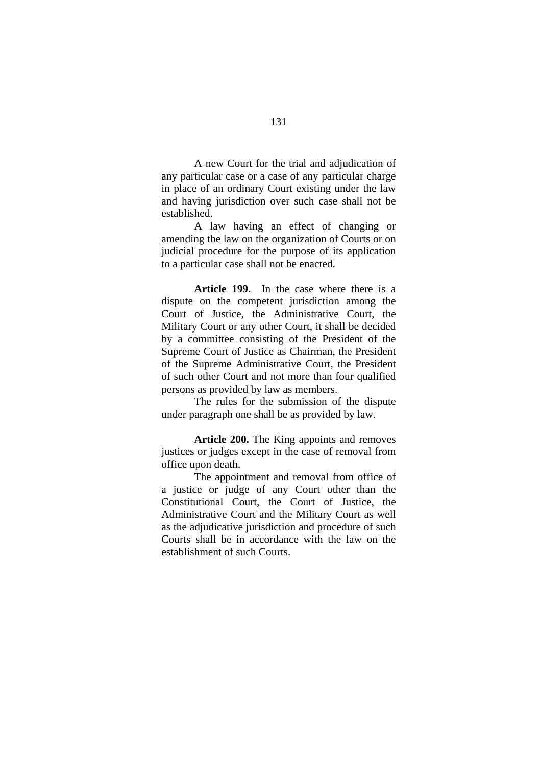A new Court for the trial and adjudication of any particular case or a case of any particular charge in place of an ordinary Court existing under the law and having jurisdiction over such case shall not be established.

A law having an effect of changing or amending the law on the organization of Courts or on judicial procedure for the purpose of its application to a particular case shall not be enacted.

**Article 199.** In the case where there is a dispute on the competent jurisdiction among the Court of Justice, the Administrative Court, the Military Court or any other Court, it shall be decided by a committee consisting of the President of the Supreme Court of Justice as Chairman, the President of the Supreme Administrative Court, the President of such other Court and not more than four qualified persons as provided by law as members.

The rules for the submission of the dispute under paragraph one shall be as provided by law.

**Article 200.** The King appoints and removes justices or judges except in the case of removal from office upon death.

The appointment and removal from office of a justice or judge of any Court other than the Constitutional Court, the Court of Justice, the Administrative Court and the Military Court as well as the adjudicative jurisdiction and procedure of such Courts shall be in accordance with the law on the establishment of such Courts.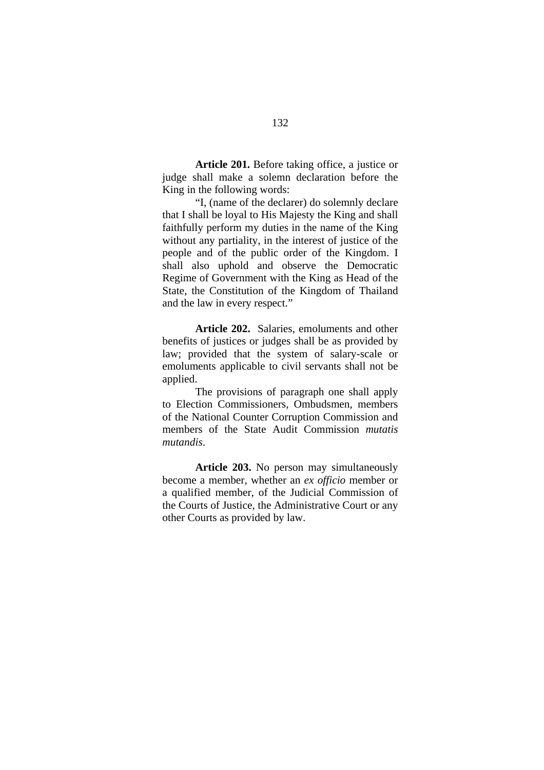**Article 201.** Before taking office, a justice or judge shall make a solemn declaration before the King in the following words:

"I, (name of the declarer) do solemnly declare that I shall be loyal to His Majesty the King and shall faithfully perform my duties in the name of the King without any partiality, in the interest of justice of the people and of the public order of the Kingdom. I shall also uphold and observe the Democratic Regime of Government with the King as Head of the State, the Constitution of the Kingdom of Thailand and the law in every respect."

**Article 202.** Salaries, emoluments and other benefits of justices or judges shall be as provided by law; provided that the system of salary-scale or emoluments applicable to civil servants shall not be applied.

The provisions of paragraph one shall apply to Election Commissioners, Ombudsmen, members of the National Counter Corruption Commission and members of the State Audit Commission *mutatis mutandis*.

**Article 203.** No person may simultaneously become a member, whether an *ex officio* member or a qualified member, of the Judicial Commission of the Courts of Justice, the Administrative Court or any other Courts as provided by law.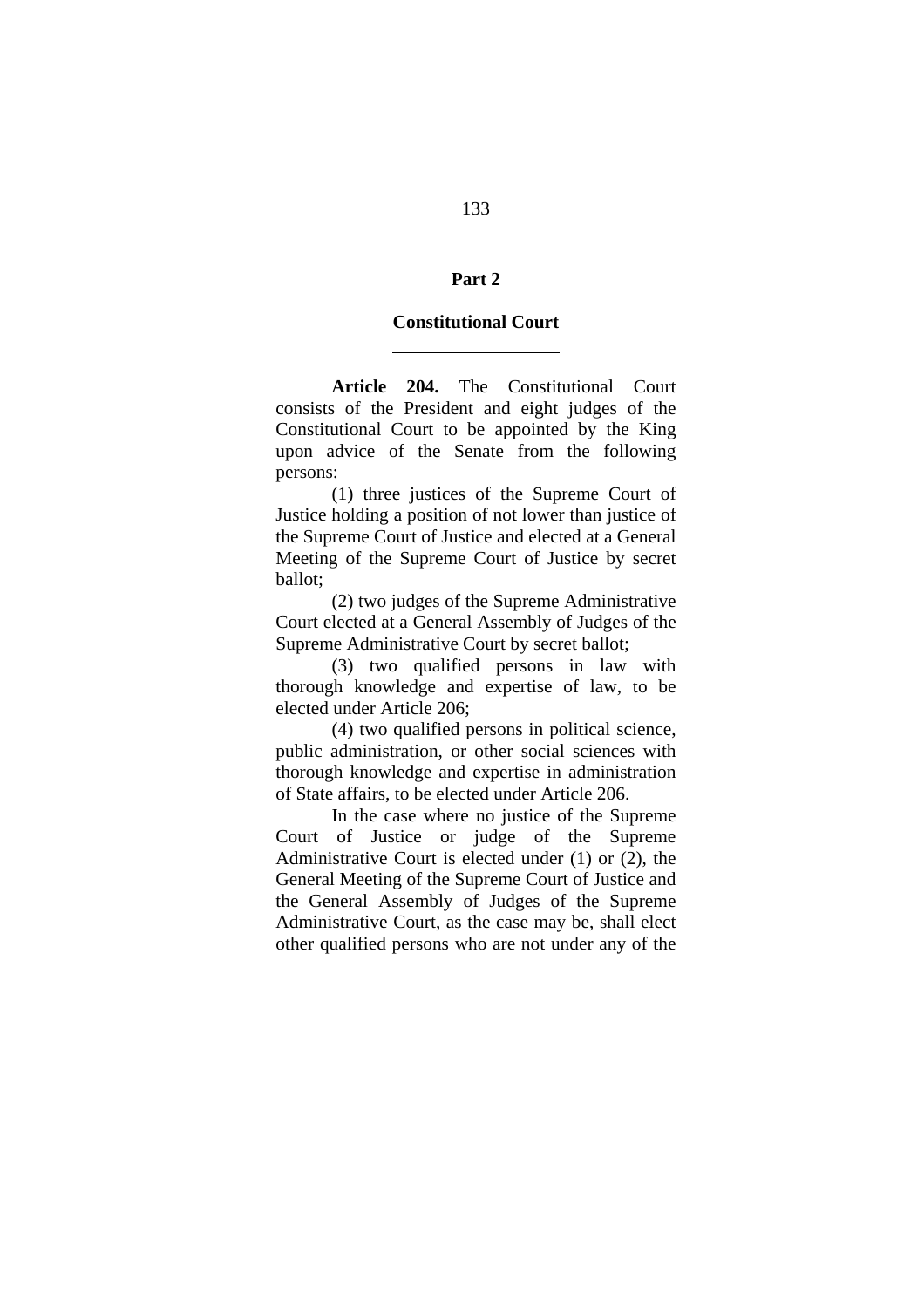## Part 2

## Constitutional Court

**Article 204.** The Constitutional Court consists of the President and eight judges of the Constitutional Court to be appointed by the King upon advice of the Senate from the following persons:

(1) three justices of the Supreme Court of Justice holding a position of not lower than justice of the Supreme Court of Justice and elected at a General Meeting of the Supreme Court of Justice by secret ballot;

(2) two judges of the Supreme Administrative Court elected at a General Assembly of Judges of the Supreme Administrative Court by secret ballot;

(3) two qualified persons in law with thorough knowledge and expertise of law, to be elected under Article 206;

(4) two qualified persons in political science, public administration, or other social sciences with thorough knowledge and expertise in administration of State affairs, to be elected under Article 206.

In the case where no justice of the Supreme Court of Justice or judge of the Supreme Administrative Court is elected under (1) or (2), the General Meeting of the Supreme Court of Justice and the General Assembly of Judges of the Supreme Administrative Court, as the case may be, shall elect other qualified persons who are not under any of the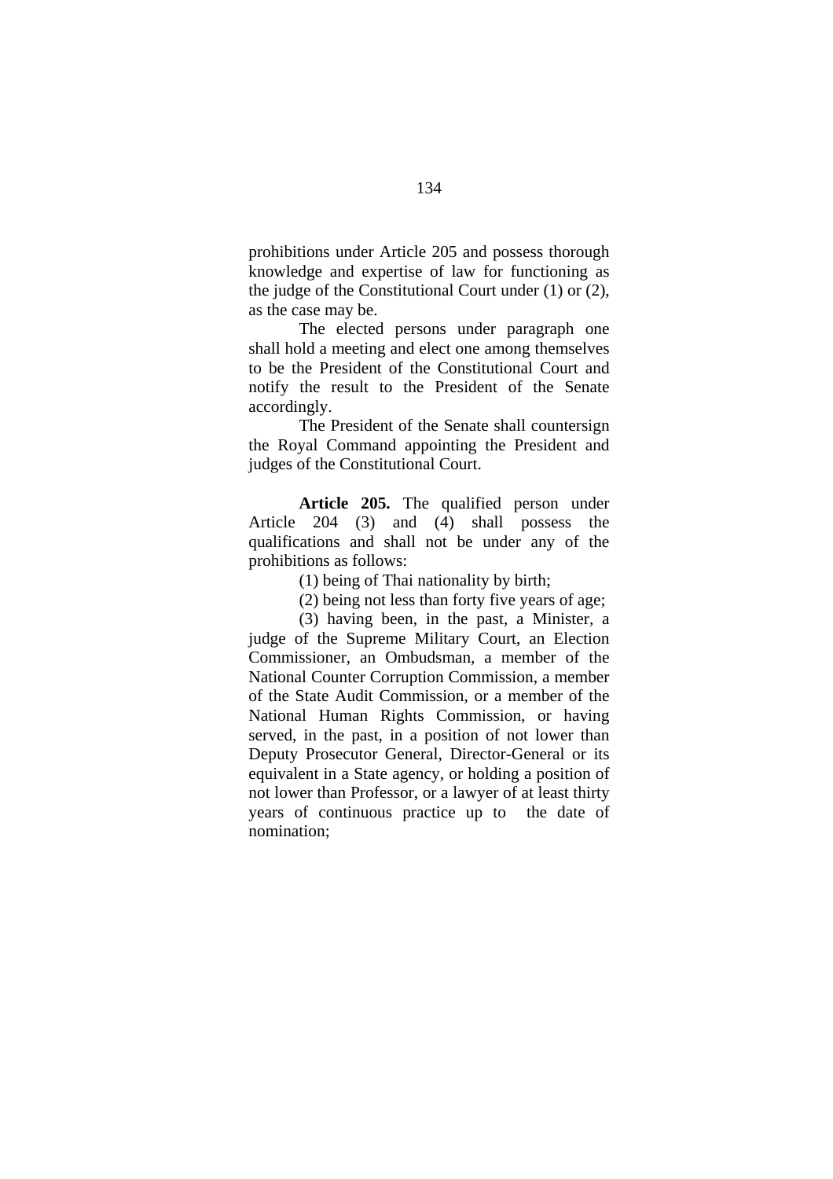prohibitions under Article 205 and possess thorough knowledge and expertise of law for functioning as the judge of the Constitutional Court under (1) or (2), as the case may be.

The elected persons under paragraph one shall hold a meeting and elect one among themselves to be the President of the Constitutional Court and notify the result to the President of the Senate accordingly.

The President of the Senate shall countersign the Royal Command appointing the President and judges of the Constitutional Court.

**Article 205.** The qualified person under Article 204 (3) and (4) shall possess the qualifications and shall not be under any of the prohibitions as follows:

(1) being of Thai nationality by birth;

(2) being not less than forty five years of age;

(3) having been, in the past, a Minister, a judge of the Supreme Military Court, an Election Commissioner, an Ombudsman, a member of the National Counter Corruption Commission, a member of the State Audit Commission, or a member of the National Human Rights Commission, or having served, in the past, in a position of not lower than Deputy Prosecutor General, Director-General or its equivalent in a State agency, or holding a position of not lower than Professor, or a lawyer of at least thirty years of continuous practice up to the date of nomination;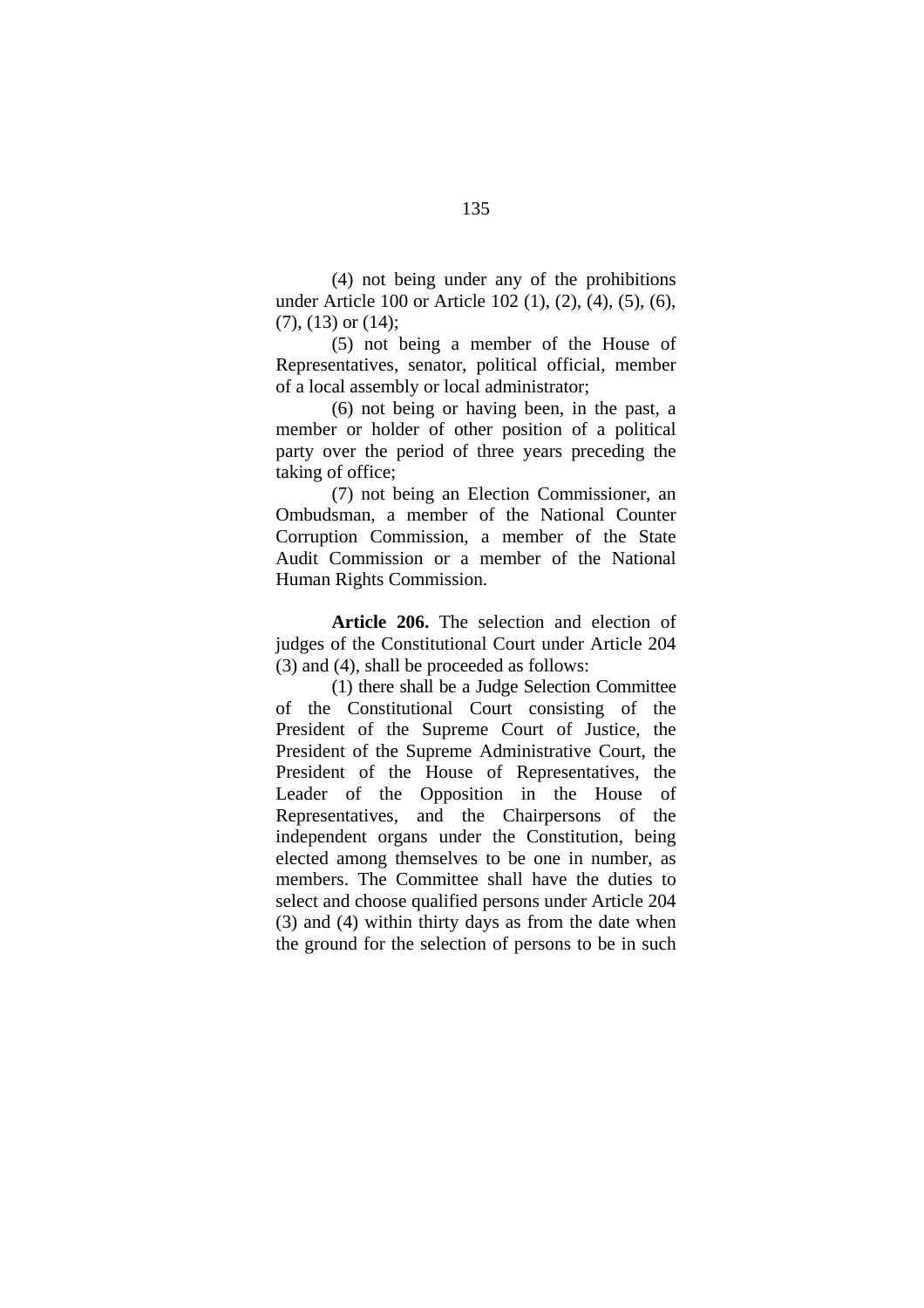(4) not being under any of the prohibitions under Article 100 or Article 102 (1), (2), (4), (5), (6), (7), (13) or (14);

(5) not being a member of the House of Representatives, senator, political official, member of a local assembly or local administrator;

(6) not being or having been, in the past, a member or holder of other position of a political party over the period of three years preceding the taking of office;

(7) not being an Election Commissioner, an Ombudsman, a member of the National Counter Corruption Commission, a member of the State Audit Commission or a member of the National Human Rights Commission.

**Article 206.** The selection and election of judges of the Constitutional Court under Article 204 (3) and (4), shall be proceeded as follows:

(1) there shall be a Judge Selection Committee of the Constitutional Court consisting of the President of the Supreme Court of Justice, the President of the Supreme Administrative Court, the President of the House of Representatives, the Leader of the Opposition in the House of Representatives, and the Chairpersons of the independent organs under the Constitution, being elected among themselves to be one in number, as members. The Committee shall have the duties to select and choose qualified persons under Article 204 (3) and (4) within thirty days as from the date when the ground for the selection of persons to be in such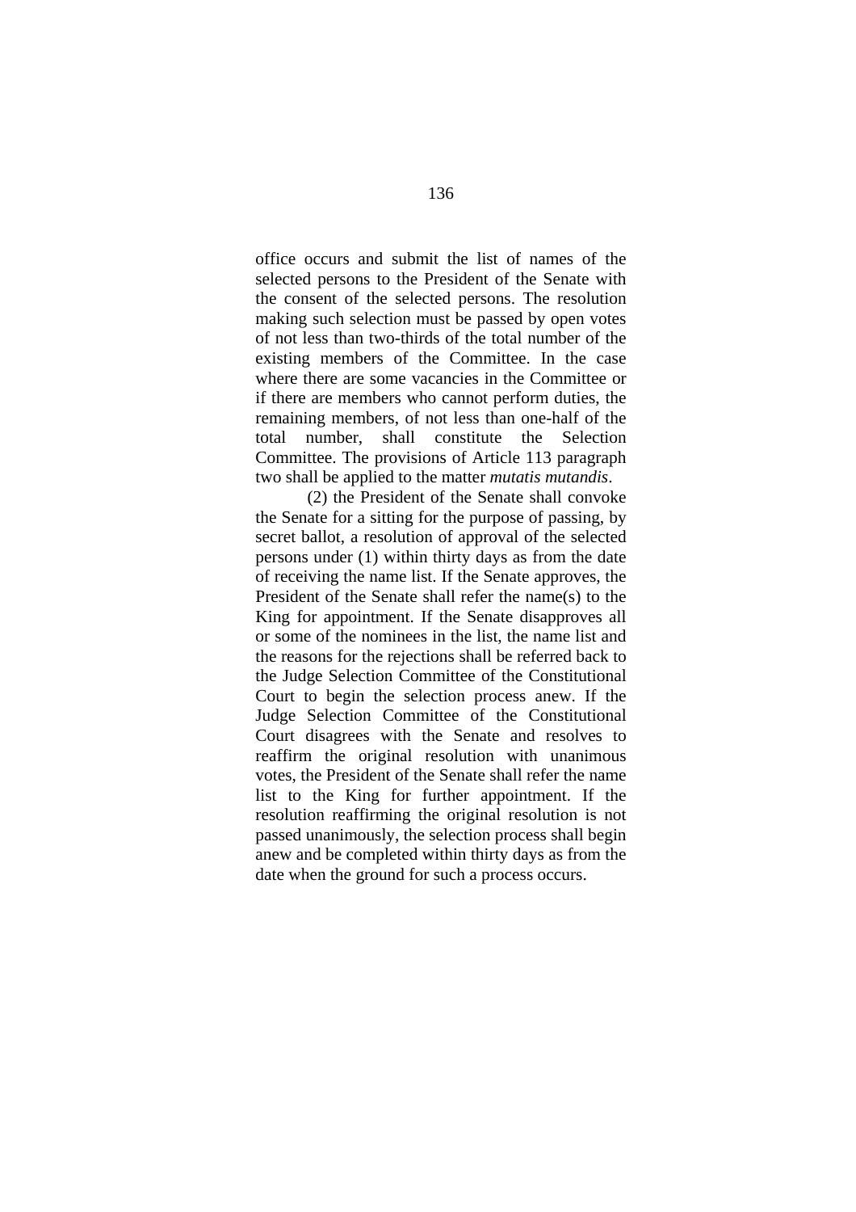office occurs and submit the list of names of the selected persons to the President of the Senate with the consent of the selected persons. The resolution making such selection must be passed by open votes of not less than two-thirds of the total number of the existing members of the Committee. In the case where there are some vacancies in the Committee or if there are members who cannot perform duties, the remaining members, of not less than one-half of the total number, shall constitute the Selection Committee. The provisions of Article 113 paragraph two shall be applied to the matter *mutatis mutandis*.

(2) the President of the Senate shall convoke the Senate for a sitting for the purpose of passing, by secret ballot, a resolution of approval of the selected persons under (1) within thirty days as from the date of receiving the name list. If the Senate approves, the President of the Senate shall refer the name(s) to the King for appointment. If the Senate disapproves all or some of the nominees in the list, the name list and the reasons for the rejections shall be referred back to the Judge Selection Committee of the Constitutional Court to begin the selection process anew. If the Judge Selection Committee of the Constitutional Court disagrees with the Senate and resolves to reaffirm the original resolution with unanimous votes, the President of the Senate shall refer the name list to the King for further appointment. If the resolution reaffirming the original resolution is not passed unanimously, the selection process shall begin anew and be completed within thirty days as from the date when the ground for such a process occurs.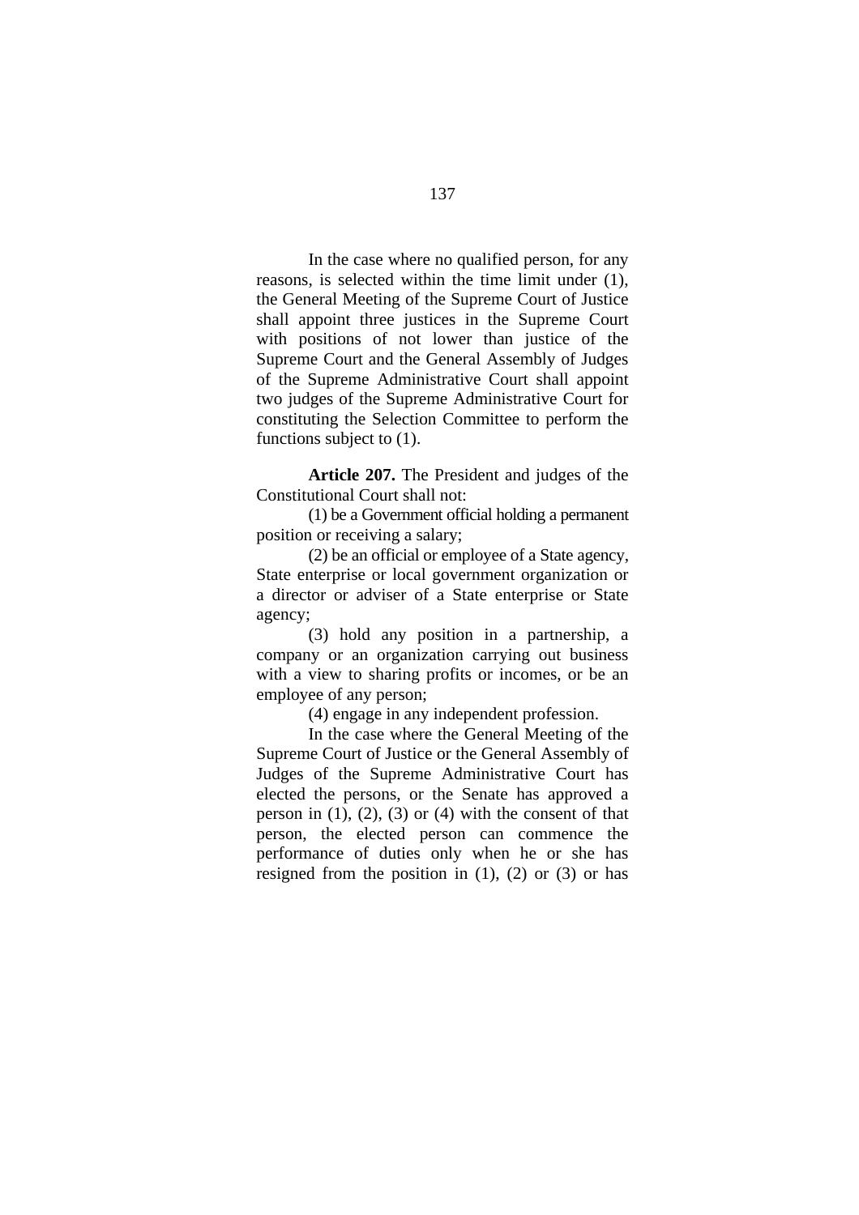In the case where no qualified person, for any reasons, is selected within the time limit under (1), the General Meeting of the Supreme Court of Justice shall appoint three justices in the Supreme Court with positions of not lower than justice of the Supreme Court and the General Assembly of Judges of the Supreme Administrative Court shall appoint two judges of the Supreme Administrative Court for constituting the Selection Committee to perform the functions subject to (1).

**Article 207.** The President and judges of the Constitutional Court shall not:

(1) be a Government official holding a permanent position or receiving a salary;

(2) be an official or employee of a State agency, State enterprise or local government organization or a director or adviser of a State enterprise or State agency;

(3) hold any position in a partnership, a company or an organization carrying out business with a view to sharing profits or incomes, or be an employee of any person;

(4) engage in any independent profession.

In the case where the General Meeting of the Supreme Court of Justice or the General Assembly of Judges of the Supreme Administrative Court has elected the persons, or the Senate has approved a person in (1), (2), (3) or (4) with the consent of that person, the elected person can commence the performance of duties only when he or she has resigned from the position in (1), (2) or (3) or has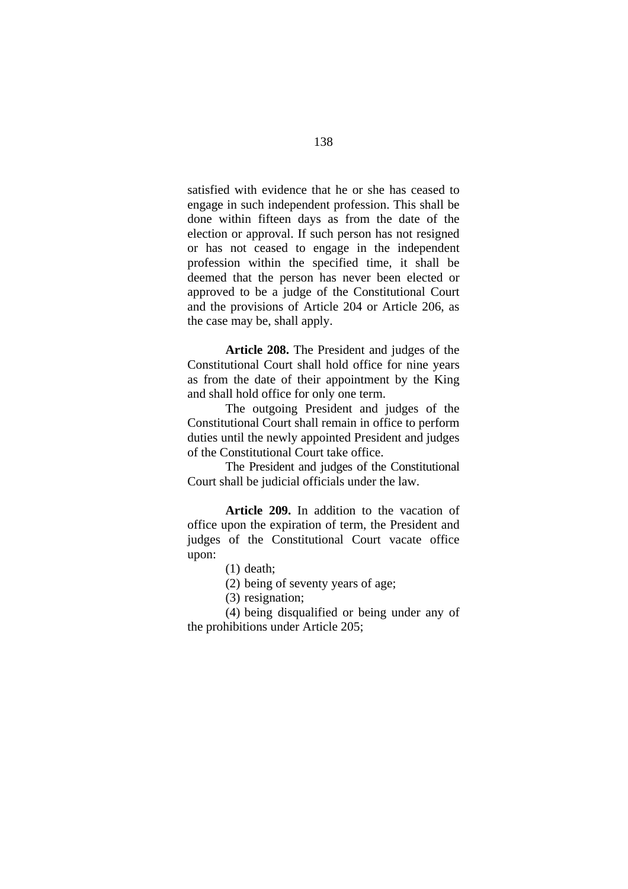satisfied with evidence that he or she has ceased to engage in such independent profession. This shall be done within fifteen days as from the date of the election or approval. If such person has not resigned or has not ceased to engage in the independent profession within the specified time, it shall be deemed that the person has never been elected or approved to be a judge of the Constitutional Court and the provisions of Article 204 or Article 206, as the case may be, shall apply.

**Article 208.** The President and judges of the Constitutional Court shall hold office for nine years as from the date of their appointment by the King and shall hold office for only one term.

The outgoing President and judges of the Constitutional Court shall remain in office to perform duties until the newly appointed President and judges of the Constitutional Court take office.

The President and judges of the Constitutional Court shall be judicial officials under the law.

**Article 209.** In addition to the vacation of office upon the expiration of term, the President and judges of the Constitutional Court vacate office upon:

(1) death;

(2) being of seventy years of age;

(3) resignation;

(4) being disqualified or being under any of the prohibitions under Article 205;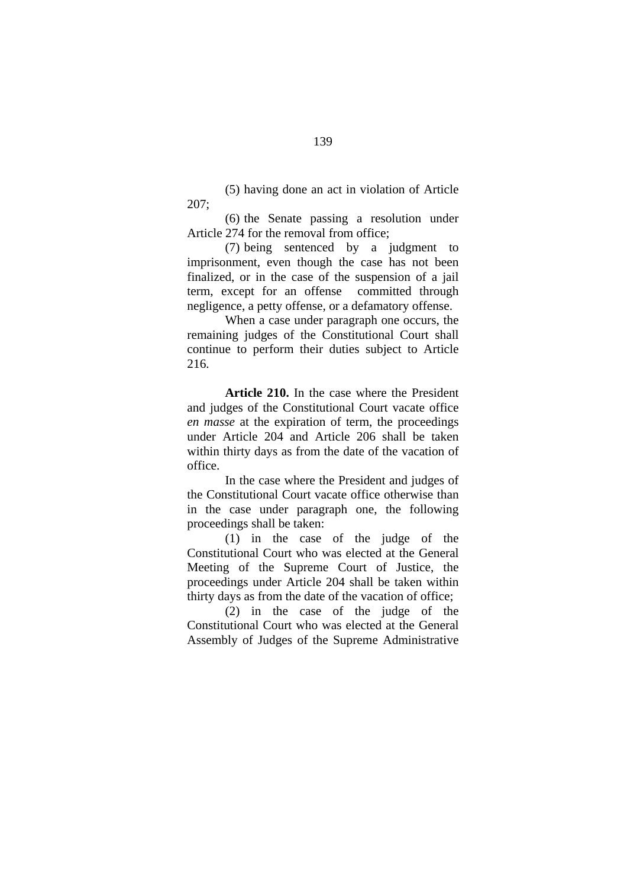(5) having done an act in violation of Article 207;

(6) the Senate passing a resolution under Article 274 for the removal from office;

(7) being sentenced by a judgment to imprisonment, even though the case has not been finalized, or in the case of the suspension of a jail term, except for an offense committed through negligence, a petty offense, or a defamatory offense.

When a case under paragraph one occurs, the remaining judges of the Constitutional Court shall continue to perform their duties subject to Article 216.

**Article 210.** In the case where the President and judges of the Constitutional Court vacate office *en masse* at the expiration of term, the proceedings under Article 204 and Article 206 shall be taken within thirty days as from the date of the vacation of office.

In the case where the President and judges of the Constitutional Court vacate office otherwise than in the case under paragraph one, the following proceedings shall be taken:

(1) in the case of the judge of the Constitutional Court who was elected at the General Meeting of the Supreme Court of Justice, the proceedings under Article 204 shall be taken within thirty days as from the date of the vacation of office;

(2) in the case of the judge of the Constitutional Court who was elected at the General Assembly of Judges of the Supreme Administrative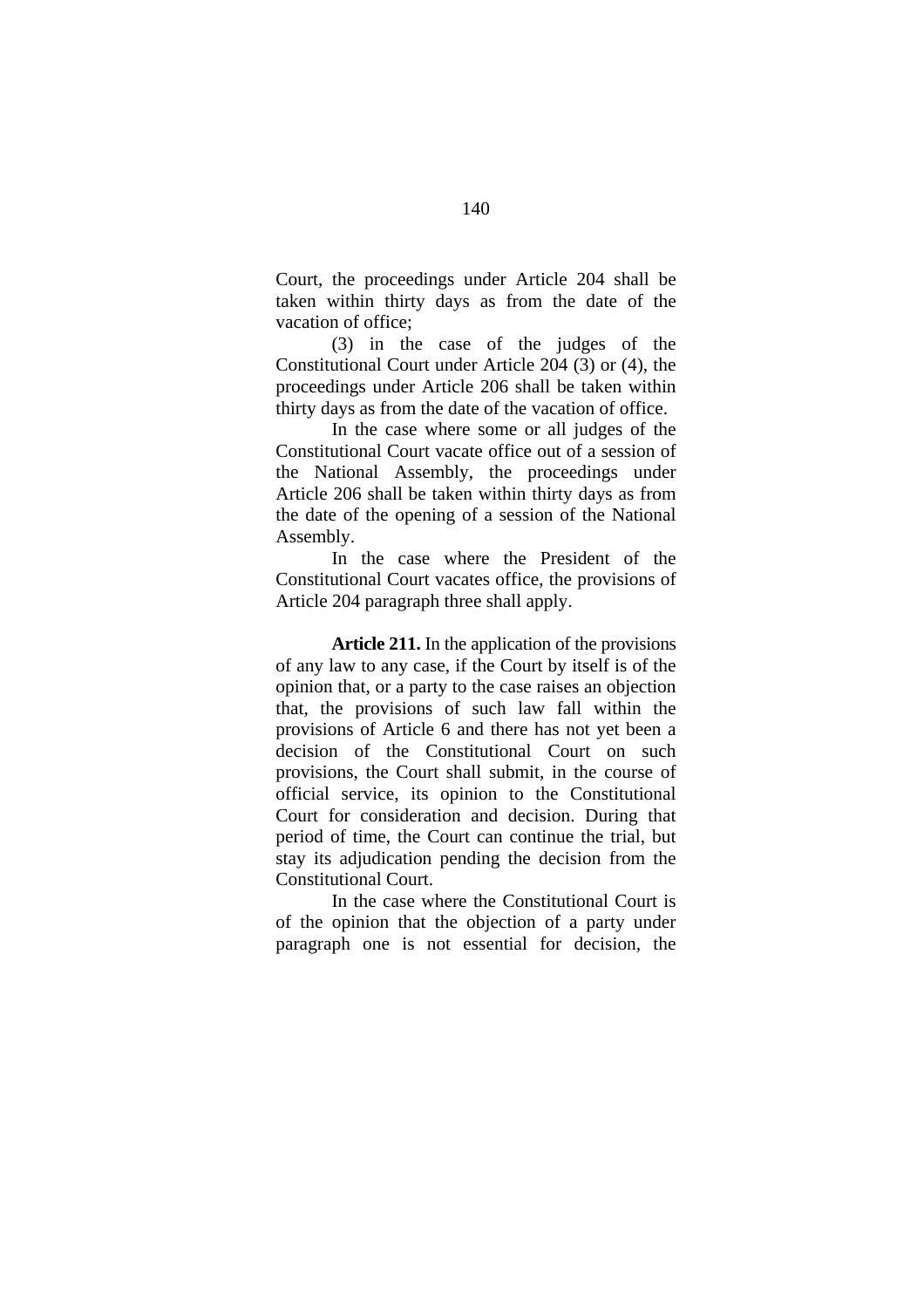Court, the proceedings under Article 204 shall be taken within thirty days as from the date of the vacation of office;

(3) in the case of the judges of the Constitutional Court under Article 204 (3) or (4), the proceedings under Article 206 shall be taken within thirty days as from the date of the vacation of office.

In the case where some or all judges of the Constitutional Court vacate office out of a session of the National Assembly, the proceedings under Article 206 shall be taken within thirty days as from the date of the opening of a session of the National Assembly.

In the case where the President of the Constitutional Court vacates office, the provisions of Article 204 paragraph three shall apply.

**Article 211.** In the application of the provisions of any law to any case, if the Court by itself is of the opinion that, or a party to the case raises an objection that, the provisions of such law fall within the provisions of Article 6 and there has not yet been a decision of the Constitutional Court on such provisions, the Court shall submit, in the course of official service, its opinion to the Constitutional Court for consideration and decision. During that period of time, the Court can continue the trial, but stay its adjudication pending the decision from the Constitutional Court.

In the case where the Constitutional Court is of the opinion that the objection of a party under paragraph one is not essential for decision, the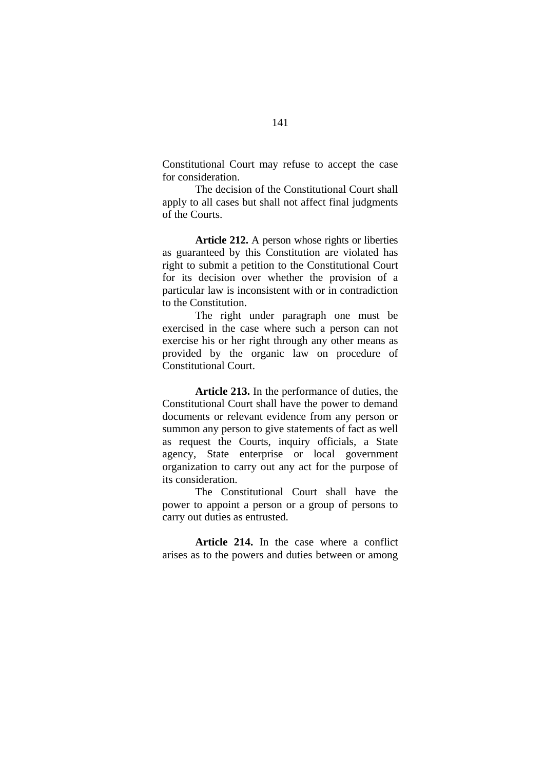Constitutional Court may refuse to accept the case for consideration.

The decision of the Constitutional Court shall apply to all cases but shall not affect final judgments of the Courts.

**Article 212.** A person whose rights or liberties as guaranteed by this Constitution are violated has right to submit a petition to the Constitutional Court for its decision over whether the provision of a particular law is inconsistent with or in contradiction to the Constitution.

The right under paragraph one must be exercised in the case where such a person can not exercise his or her right through any other means as provided by the organic law on procedure of Constitutional Court.

**Article 213.** In the performance of duties, the Constitutional Court shall have the power to demand documents or relevant evidence from any person or summon any person to give statements of fact as well as request the Courts, inquiry officials, a State agency, State enterprise or local government organization to carry out any act for the purpose of its consideration.

The Constitutional Court shall have the power to appoint a person or a group of persons to carry out duties as entrusted.

**Article 214.** In the case where a conflict arises as to the powers and duties between or among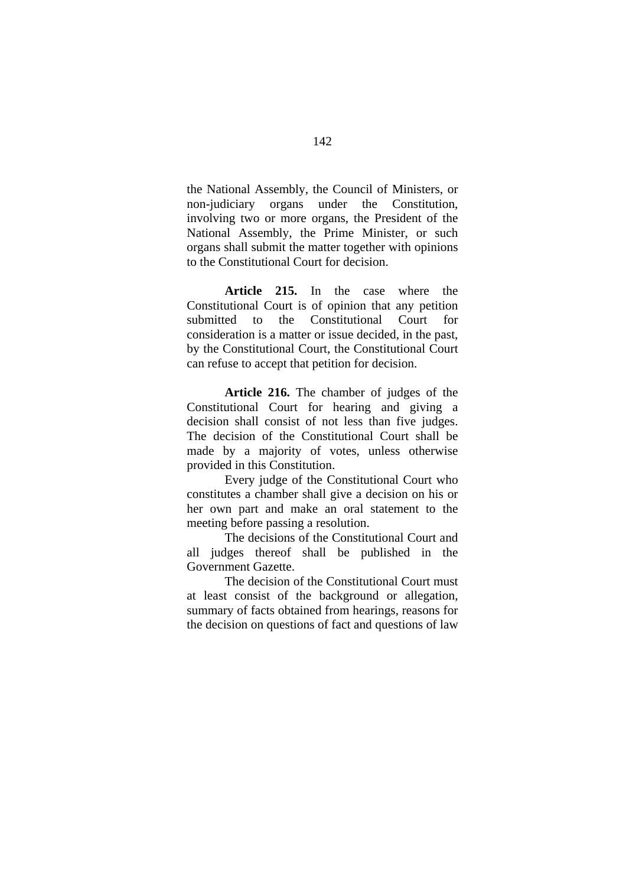the National Assembly, the Council of Ministers, or non-judiciary organs under the Constitution, involving two or more organs, the President of the National Assembly, the Prime Minister, or such organs shall submit the matter together with opinions to the Constitutional Court for decision.

**Article 215.** In the case where the Constitutional Court is of opinion that any petition submitted to the Constitutional Court for consideration is a matter or issue decided, in the past, by the Constitutional Court, the Constitutional Court can refuse to accept that petition for decision.

**Article 216.** The chamber of judges of the Constitutional Court for hearing and giving a decision shall consist of not less than five judges. The decision of the Constitutional Court shall be made by a majority of votes, unless otherwise provided in this Constitution.

Every judge of the Constitutional Court who constitutes a chamber shall give a decision on his or her own part and make an oral statement to the meeting before passing a resolution.

The decisions of the Constitutional Court and all judges thereof shall be published in the Government Gazette.

The decision of the Constitutional Court must at least consist of the background or allegation, summary of facts obtained from hearings, reasons for the decision on questions of fact and questions of law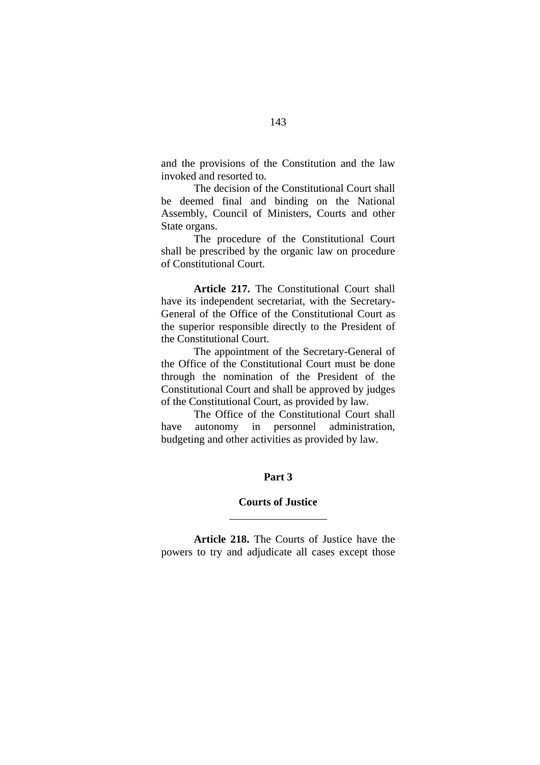and the provisions of the Constitution and the law invoked and resorted to.

The decision of the Constitutional Court shall be deemed final and binding on the National Assembly, Council of Ministers, Courts and other State organs.

The procedure of the Constitutional Court shall be prescribed by the organic law on procedure of Constitutional Court.

**Article 217.** The Constitutional Court shall have its independent secretariat, with the Secretary-General of the Office of the Constitutional Court as the superior responsible directly to the President of the Constitutional Court.

The appointment of the Secretary-General of the Office of the Constitutional Court must be done through the nomination of the President of the Constitutional Court and shall be approved by judges of the Constitutional Court, as provided by law.

The Office of the Constitutional Court shall have autonomy in personnel administration, budgeting and other activities as provided by law.

## Part 3

## Courts of Justice

**Article 218.** The Courts of Justice have the powers to try and adjudicate all cases except those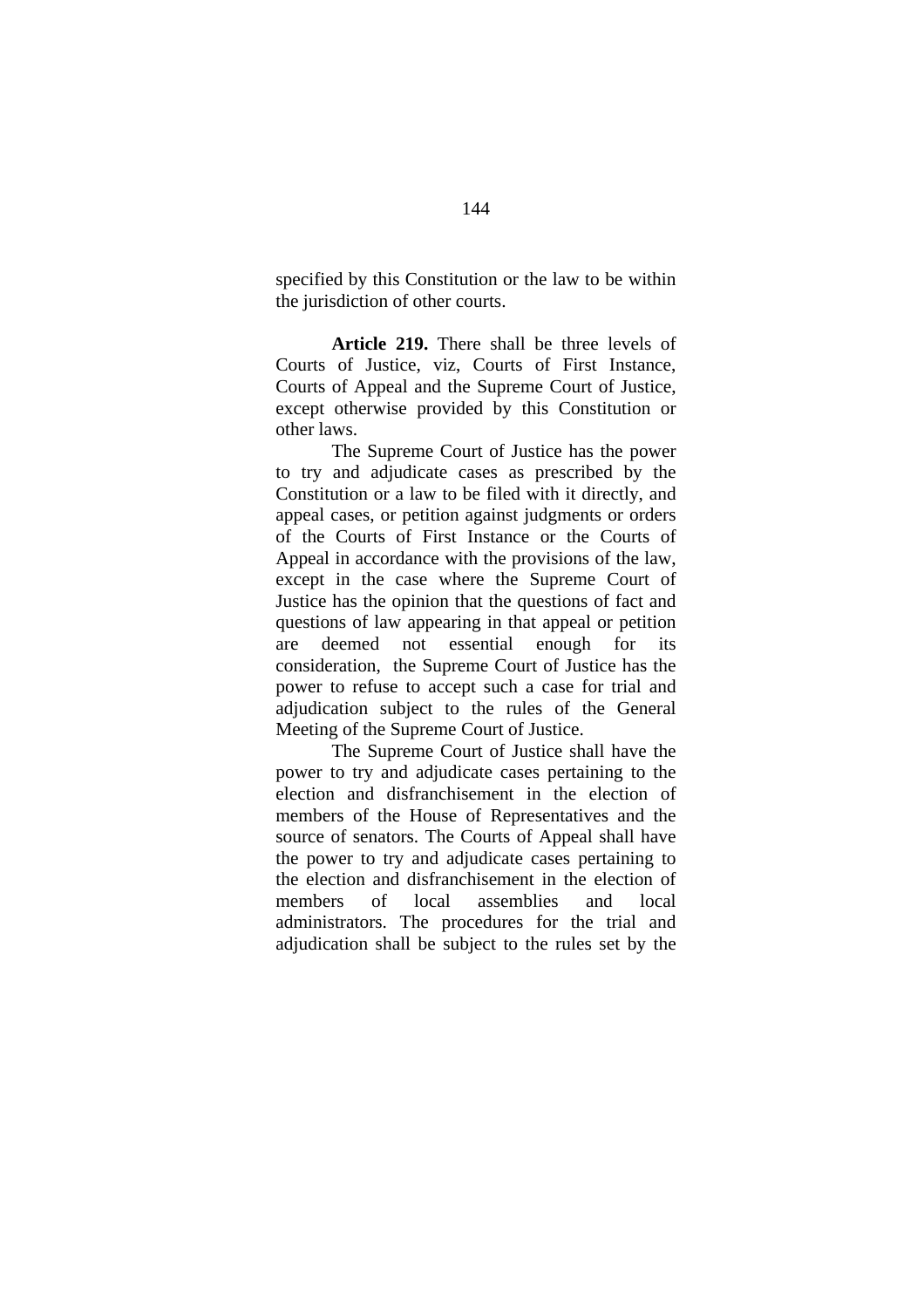specified by this Constitution or the law to be within the jurisdiction of other courts.

**Article 219.** There shall be three levels of Courts of Justice, viz, Courts of First Instance, Courts of Appeal and the Supreme Court of Justice, except otherwise provided by this Constitution or other laws.

The Supreme Court of Justice has the power to try and adjudicate cases as prescribed by the Constitution or a law to be filed with it directly, and appeal cases, or petition against judgments or orders of the Courts of First Instance or the Courts of Appeal in accordance with the provisions of the law, except in the case where the Supreme Court of Justice has the opinion that the questions of fact and questions of law appearing in that appeal or petition are deemed not essential enough for its consideration, the Supreme Court of Justice has the power to refuse to accept such a case for trial and adjudication subject to the rules of the General Meeting of the Supreme Court of Justice.

The Supreme Court of Justice shall have the power to try and adjudicate cases pertaining to the election and disfranchisement in the election of members of the House of Representatives and the source of senators. The Courts of Appeal shall have the power to try and adjudicate cases pertaining to the election and disfranchisement in the election of members of local assemblies and local administrators. The procedures for the trial and adjudication shall be subject to the rules set by the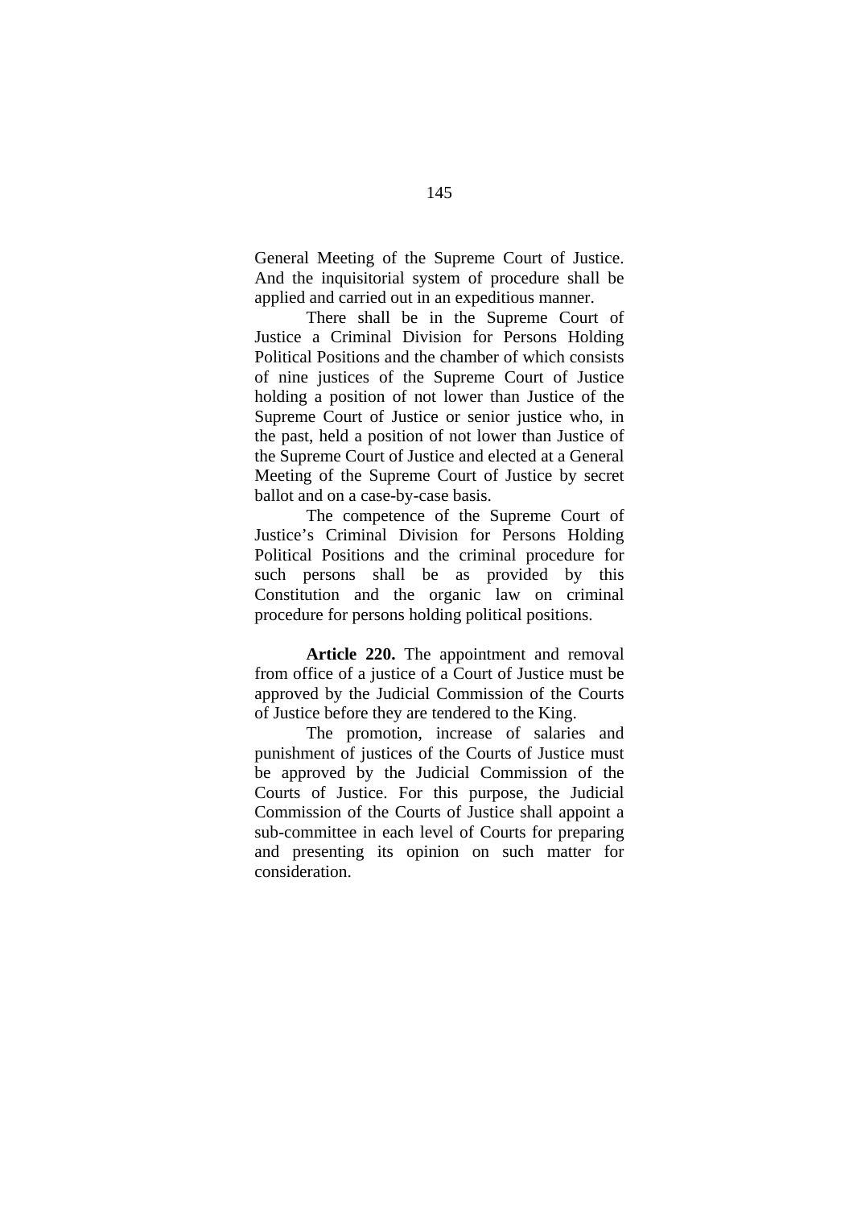General Meeting of the Supreme Court of Justice. And the inquisitorial system of procedure shall be applied and carried out in an expeditious manner.

There shall be in the Supreme Court of Justice a Criminal Division for Persons Holding Political Positions and the chamber of which consists of nine justices of the Supreme Court of Justice holding a position of not lower than Justice of the Supreme Court of Justice or senior justice who, in the past, held a position of not lower than Justice of the Supreme Court of Justice and elected at a General Meeting of the Supreme Court of Justice by secret ballot and on a case-by-case basis.

The competence of the Supreme Court of Justice's Criminal Division for Persons Holding Political Positions and the criminal procedure for such persons shall be as provided by this Constitution and the organic law on criminal procedure for persons holding political positions.

**Article 220.** The appointment and removal from office of a justice of a Court of Justice must be approved by the Judicial Commission of the Courts of Justice before they are tendered to the King.

The promotion, increase of salaries and punishment of justices of the Courts of Justice must be approved by the Judicial Commission of the Courts of Justice. For this purpose, the Judicial Commission of the Courts of Justice shall appoint a sub-committee in each level of Courts for preparing and presenting its opinion on such matter for consideration.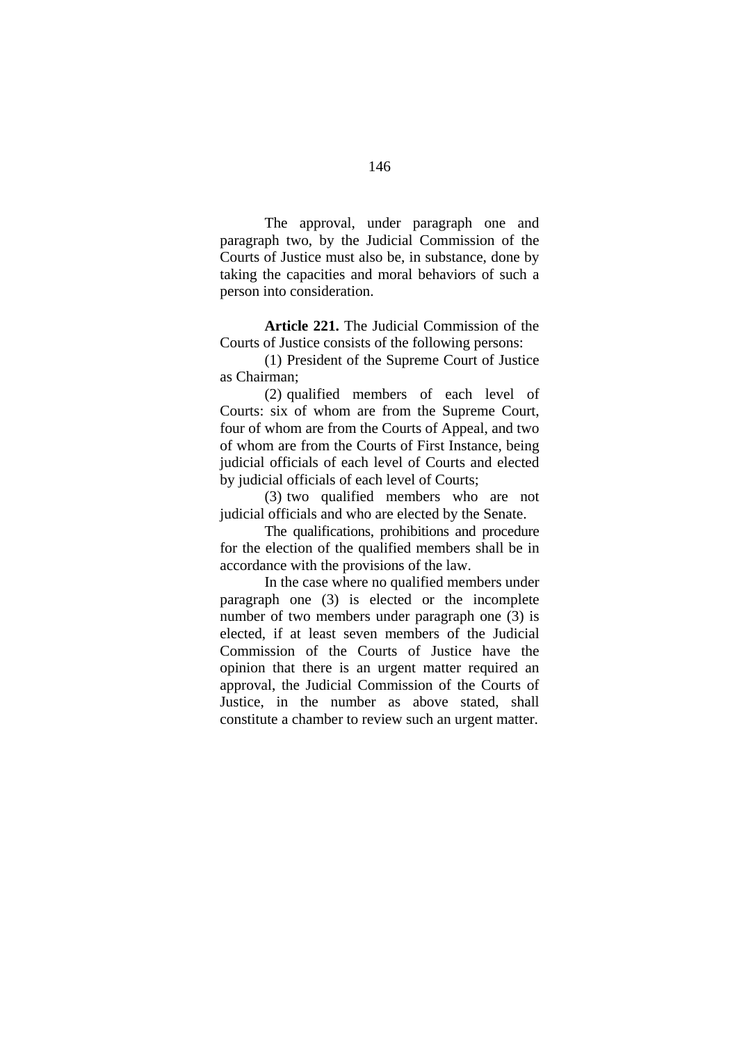The approval, under paragraph one and paragraph two, by the Judicial Commission of the Courts of Justice must also be, in substance, done by taking the capacities and moral behaviors of such a person into consideration.

**Article 221.** The Judicial Commission of the Courts of Justice consists of the following persons:

(1) President of the Supreme Court of Justice as Chairman;

(2) qualified members of each level of Courts: six of whom are from the Supreme Court, four of whom are from the Courts of Appeal, and two of whom are from the Courts of First Instance, being judicial officials of each level of Courts and elected by judicial officials of each level of Courts;

(3) two qualified members who are not judicial officials and who are elected by the Senate.

The qualifications, prohibitions and procedure for the election of the qualified members shall be in accordance with the provisions of the law.

In the case where no qualified members under paragraph one (3) is elected or the incomplete number of two members under paragraph one (3) is elected, if at least seven members of the Judicial Commission of the Courts of Justice have the opinion that there is an urgent matter required an approval, the Judicial Commission of the Courts of Justice, in the number as above stated, shall constitute a chamber to review such an urgent matter.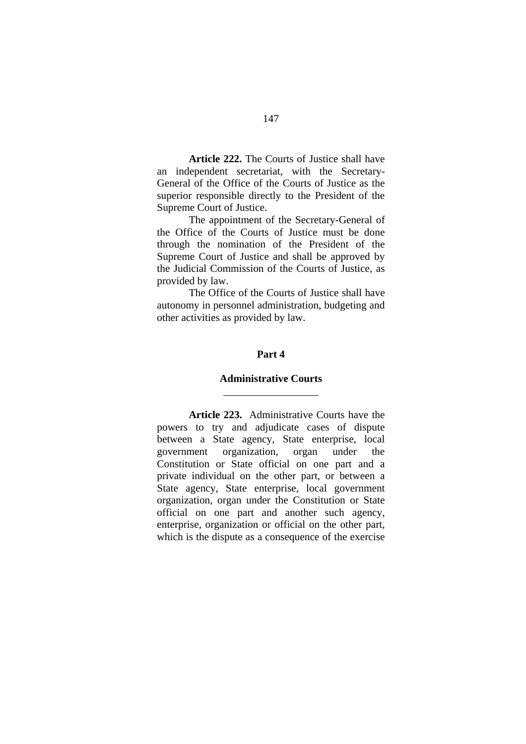**Article 222.** The Courts of Justice shall have an independent secretariat, with the Secretary-General of the Office of the Courts of Justice as the superior responsible directly to the President of the Supreme Court of Justice.

The appointment of the Secretary-General of the Office of the Courts of Justice must be done through the nomination of the President of the Supreme Court of Justice and shall be approved by the Judicial Commission of the Courts of Justice, as provided by law.

The Office of the Courts of Justice shall have autonomy in personnel administration, budgeting and other activities as provided by law.

## Part 4

## Administrative Courts

---

**Article 223.** Administrative Courts have the powers to try and adjudicate cases of dispute between a State agency, State enterprise, local government organization, organ under the Constitution or State official on one part and a private individual on the other part, or between a State agency, State enterprise, local government organization, organ under the Constitution or State official on one part and another such agency, enterprise, organization or official on the other part, which is the dispute as a consequence of the exercise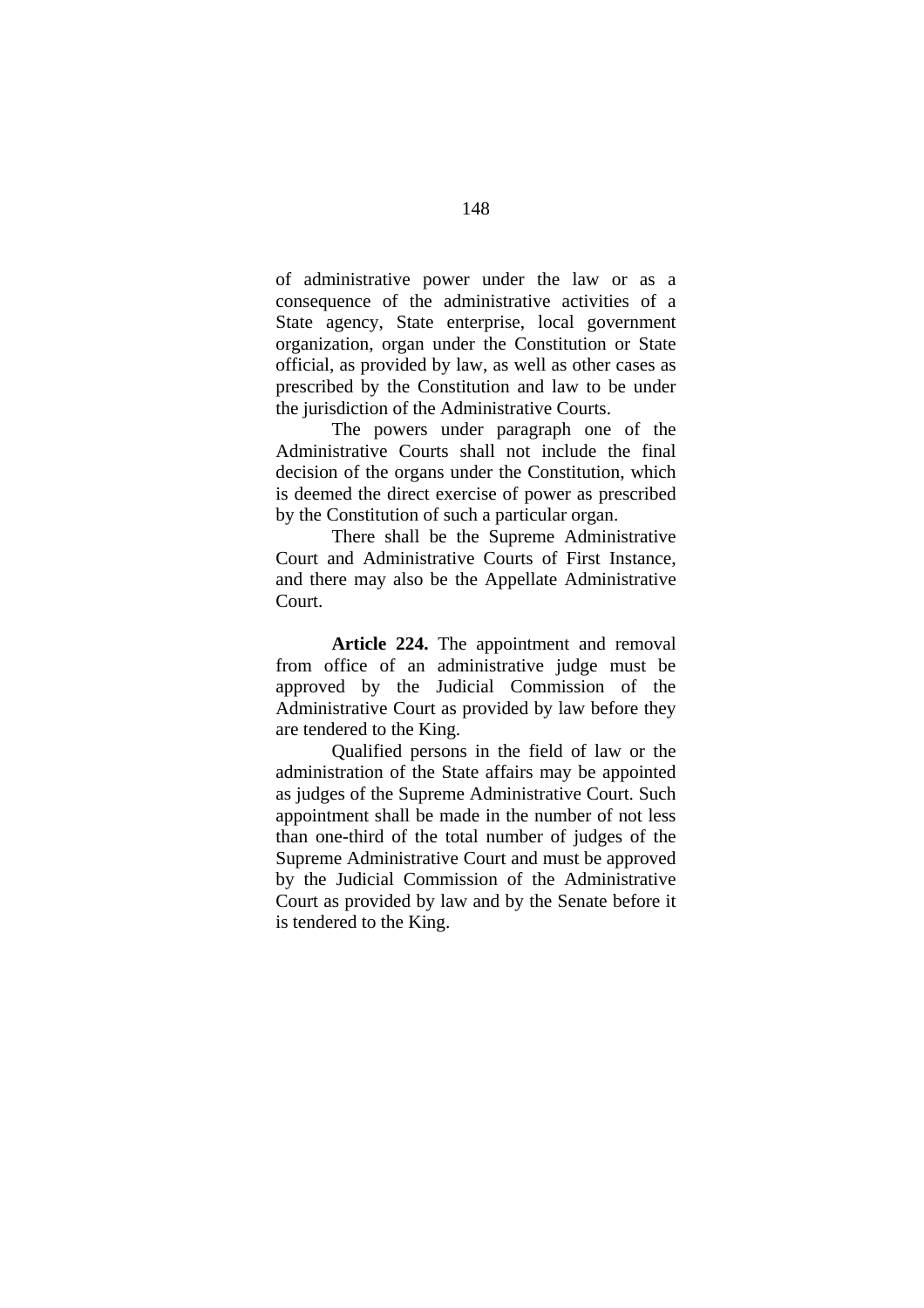of administrative power under the law or as a consequence of the administrative activities of a State agency, State enterprise, local government organization, organ under the Constitution or State official, as provided by law, as well as other cases as prescribed by the Constitution and law to be under the jurisdiction of the Administrative Courts.

The powers under paragraph one of the Administrative Courts shall not include the final decision of the organs under the Constitution, which is deemed the direct exercise of power as prescribed by the Constitution of such a particular organ.

There shall be the Supreme Administrative Court and Administrative Courts of First Instance, and there may also be the Appellate Administrative Court.

**Article 224.** The appointment and removal from office of an administrative judge must be approved by the Judicial Commission of the Administrative Court as provided by law before they are tendered to the King.

Qualified persons in the field of law or the administration of the State affairs may be appointed as judges of the Supreme Administrative Court. Such appointment shall be made in the number of not less than one-third of the total number of judges of the Supreme Administrative Court and must be approved by the Judicial Commission of the Administrative Court as provided by law and by the Senate before it is tendered to the King.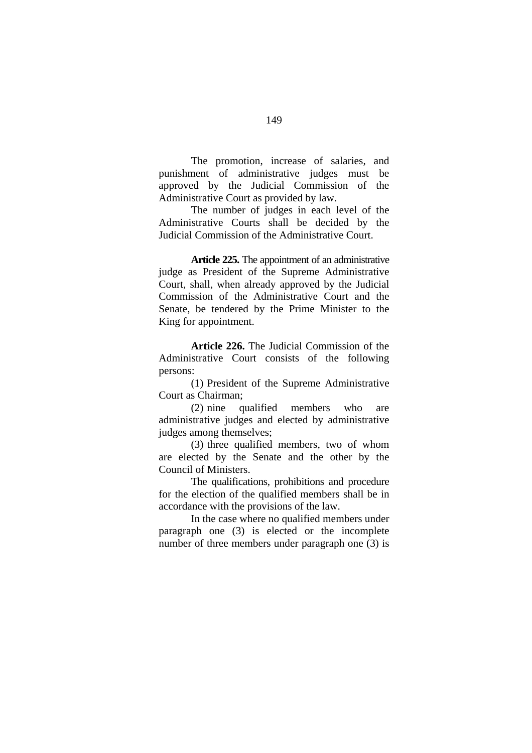The promotion, increase of salaries, and punishment of administrative judges must be approved by the Judicial Commission of the Administrative Court as provided by law.

The number of judges in each level of the Administrative Courts shall be decided by the Judicial Commission of the Administrative Court.

**Article 225.** The appointment of an administrative judge as President of the Supreme Administrative Court, shall, when already approved by the Judicial Commission of the Administrative Court and the Senate, be tendered by the Prime Minister to the King for appointment.

**Article 226.** The Judicial Commission of the Administrative Court consists of the following persons:

(1) President of the Supreme Administrative Court as Chairman;

(2) nine qualified members who are administrative judges and elected by administrative judges among themselves;

(3) three qualified members, two of whom are elected by the Senate and the other by the Council of Ministers.

The qualifications, prohibitions and procedure for the election of the qualified members shall be in accordance with the provisions of the law.

In the case where no qualified members under paragraph one (3) is elected or the incomplete number of three members under paragraph one (3) is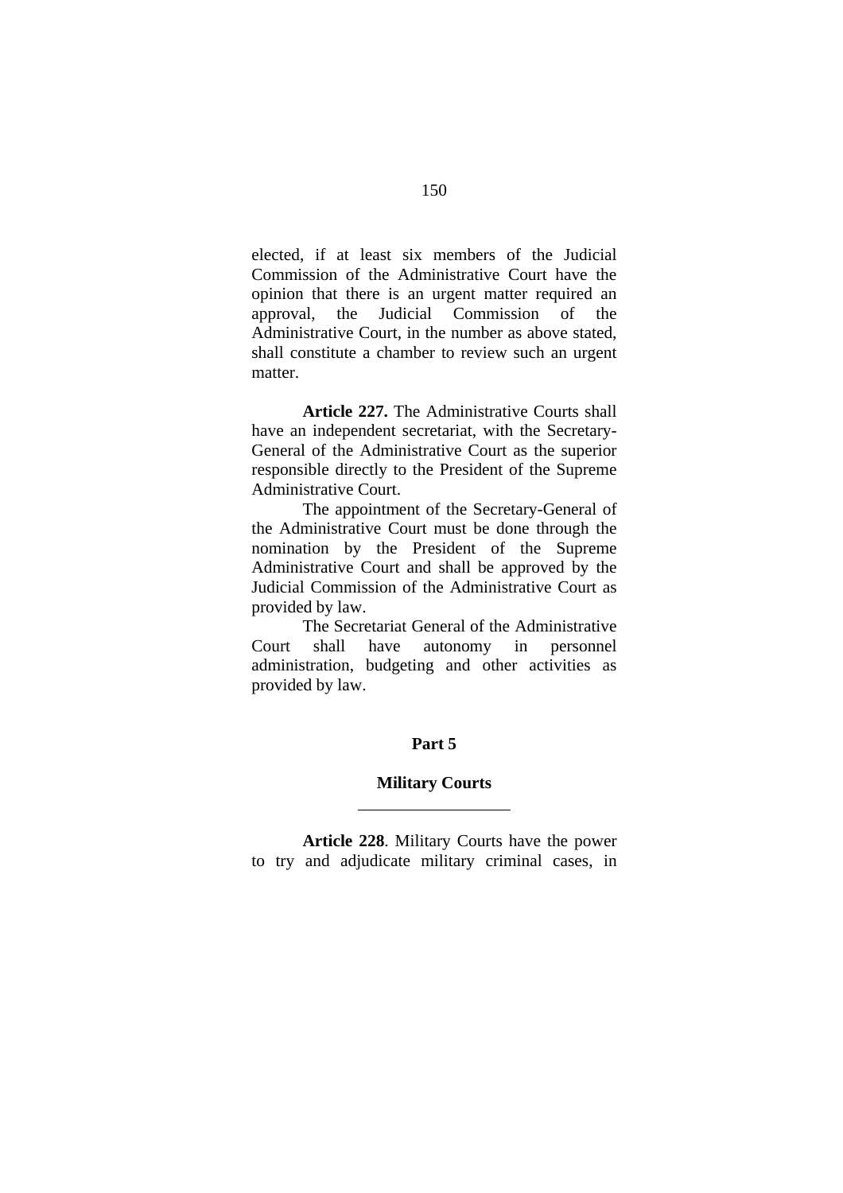elected, if at least six members of the Judicial Commission of the Administrative Court have the opinion that there is an urgent matter required an approval, the Judicial Commission of the Administrative Court, in the number as above stated, shall constitute a chamber to review such an urgent matter.

**Article 227.** The Administrative Courts shall have an independent secretariat, with the Secretary-General of the Administrative Court as the superior responsible directly to the President of the Supreme Administrative Court.

The appointment of the Secretary-General of the Administrative Court must be done through the nomination by the President of the Supreme Administrative Court and shall be approved by the Judicial Commission of the Administrative Court as provided by law.

The Secretariat General of the Administrative Court shall have autonomy in personnel administration, budgeting and other activities as provided by law.

## Part 5

## Military Courts

**Article 228**. Military Courts have the power to try and adjudicate military criminal cases, in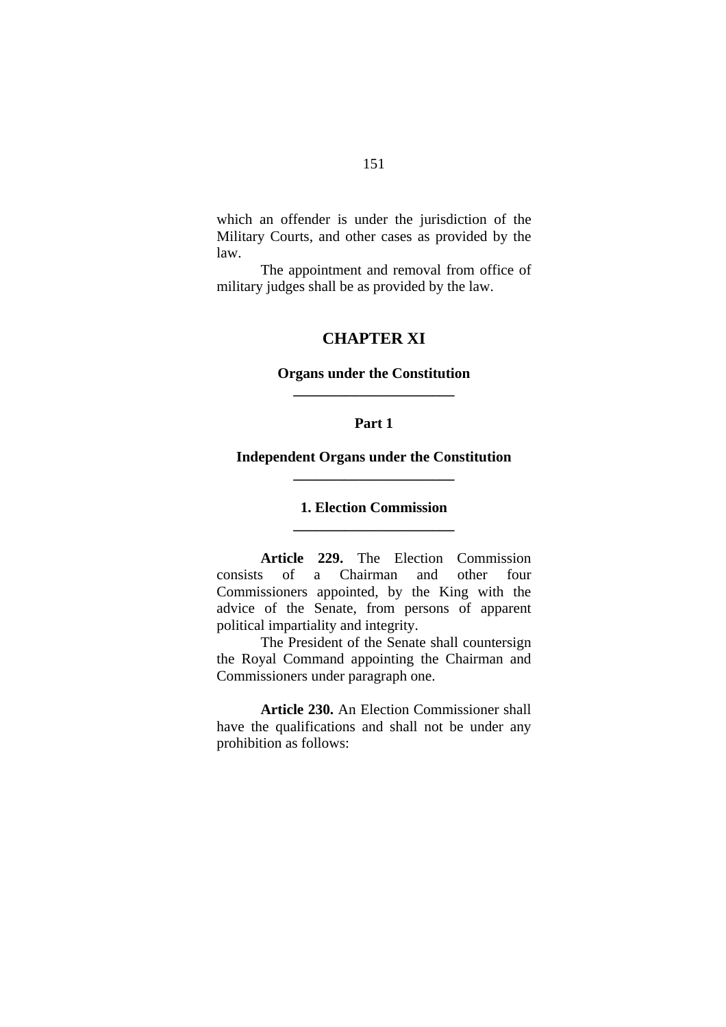which an offender is under the jurisdiction of the Military Courts, and other cases as provided by the law.

The appointment and removal from office of military judges shall be as provided by the law.

# CHAPTER XI

## Organs under the Constitution

### Part 1

### Independent Organs under the Constitution

#### 1. Election Commission

**Article 229.** The Election Commission consists of a Chairman and other four Commissioners appointed, by the King with the advice of the Senate, from persons of apparent political impartiality and integrity.

The President of the Senate shall countersign the Royal Command appointing the Chairman and Commissioners under paragraph one.

**Article 230.** An Election Commissioner shall have the qualifications and shall not be under any prohibition as follows: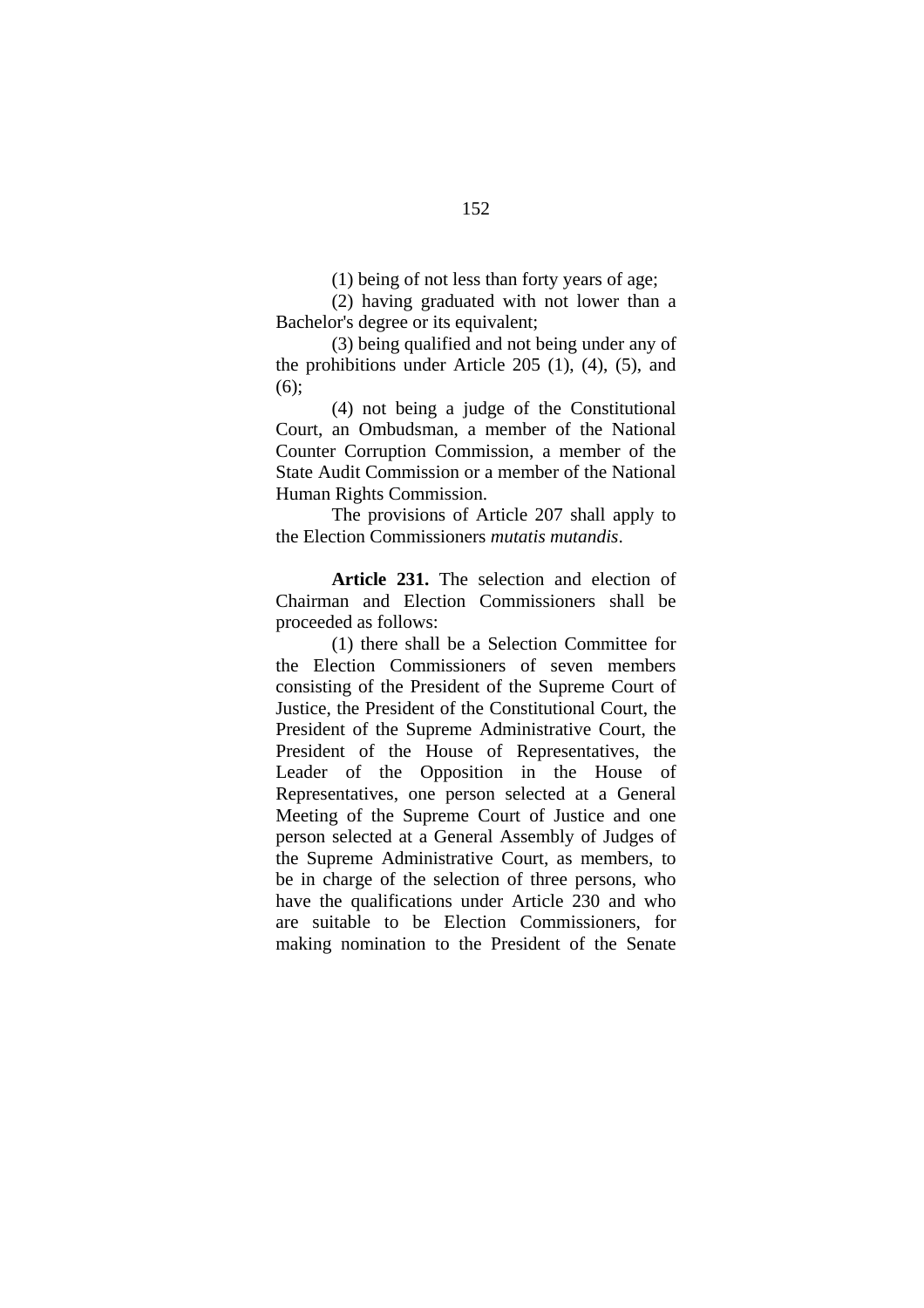(1) being of not less than forty years of age;

(2) having graduated with not lower than a Bachelor's degree or its equivalent;

(3) being qualified and not being under any of the prohibitions under Article 205 (1), (4), (5), and (6);

(4) not being a judge of the Constitutional Court, an Ombudsman, a member of the National Counter Corruption Commission, a member of the State Audit Commission or a member of the National Human Rights Commission.

The provisions of Article 207 shall apply to the Election Commissioners *mutatis mutandis*.

**Article 231.** The selection and election of Chairman and Election Commissioners shall be proceeded as follows:

(1) there shall be a Selection Committee for the Election Commissioners of seven members consisting of the President of the Supreme Court of Justice, the President of the Constitutional Court, the President of the Supreme Administrative Court, the President of the House of Representatives, the Leader of the Opposition in the House of Representatives, one person selected at a General Meeting of the Supreme Court of Justice and one person selected at a General Assembly of Judges of the Supreme Administrative Court, as members, to be in charge of the selection of three persons, who have the qualifications under Article 230 and who are suitable to be Election Commissioners, for making nomination to the President of the Senate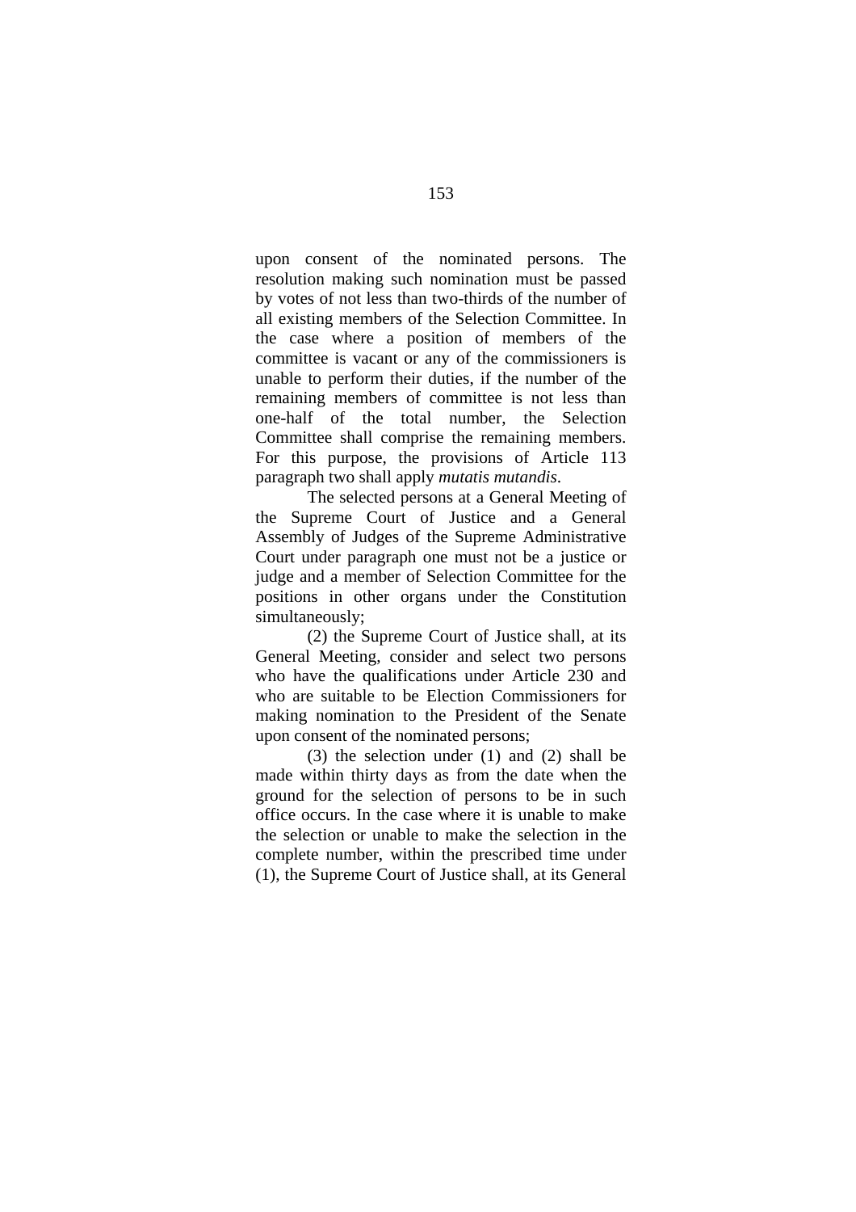upon consent of the nominated persons. The resolution making such nomination must be passed by votes of not less than two-thirds of the number of all existing members of the Selection Committee. In the case where a position of members of the committee is vacant or any of the commissioners is unable to perform their duties, if the number of the remaining members of committee is not less than one-half of the total number, the Selection Committee shall comprise the remaining members. For this purpose, the provisions of Article 113 paragraph two shall apply *mutatis mutandis*.

The selected persons at a General Meeting of the Supreme Court of Justice and a General Assembly of Judges of the Supreme Administrative Court under paragraph one must not be a justice or judge and a member of Selection Committee for the positions in other organs under the Constitution simultaneously;

(2) the Supreme Court of Justice shall, at its General Meeting, consider and select two persons who have the qualifications under Article 230 and who are suitable to be Election Commissioners for making nomination to the President of the Senate upon consent of the nominated persons;

(3) the selection under (1) and (2) shall be made within thirty days as from the date when the ground for the selection of persons to be in such office occurs. In the case where it is unable to make the selection or unable to make the selection in the complete number, within the prescribed time under (1), the Supreme Court of Justice shall, at its General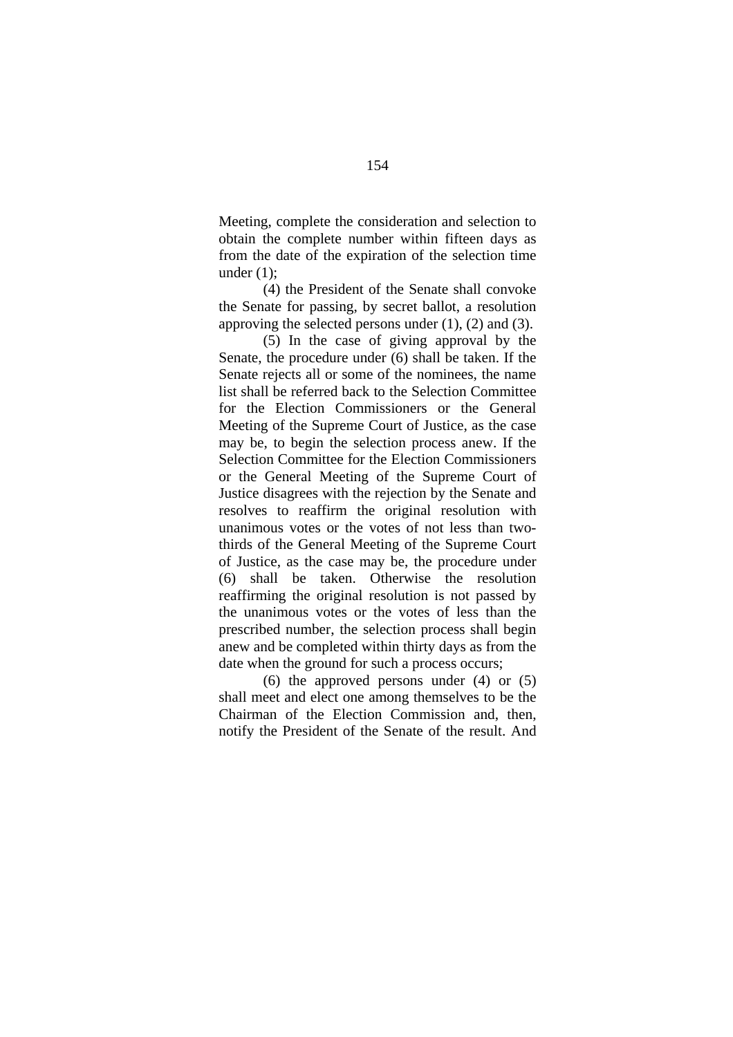Meeting, complete the consideration and selection to obtain the complete number within fifteen days as from the date of the expiration of the selection time under (1);

(4) the President of the Senate shall convoke the Senate for passing, by secret ballot, a resolution approving the selected persons under (1), (2) and (3).

(5) In the case of giving approval by the Senate, the procedure under (6) shall be taken. If the Senate rejects all or some of the nominees, the name list shall be referred back to the Selection Committee for the Election Commissioners or the General Meeting of the Supreme Court of Justice, as the case may be, to begin the selection process anew. If the Selection Committee for the Election Commissioners or the General Meeting of the Supreme Court of Justice disagrees with the rejection by the Senate and resolves to reaffirm the original resolution with unanimous votes or the votes of not less than two-thirds of the General Meeting of the Supreme Court of Justice, as the case may be, the procedure under (6) shall be taken. Otherwise the resolution reaffirming the original resolution is not passed by the unanimous votes or the votes of less than the prescribed number, the selection process shall begin anew and be completed within thirty days as from the date when the ground for such a process occurs;

(6) the approved persons under (4) or (5) shall meet and elect one among themselves to be the Chairman of the Election Commission and, then, notify the President of the Senate of the result. And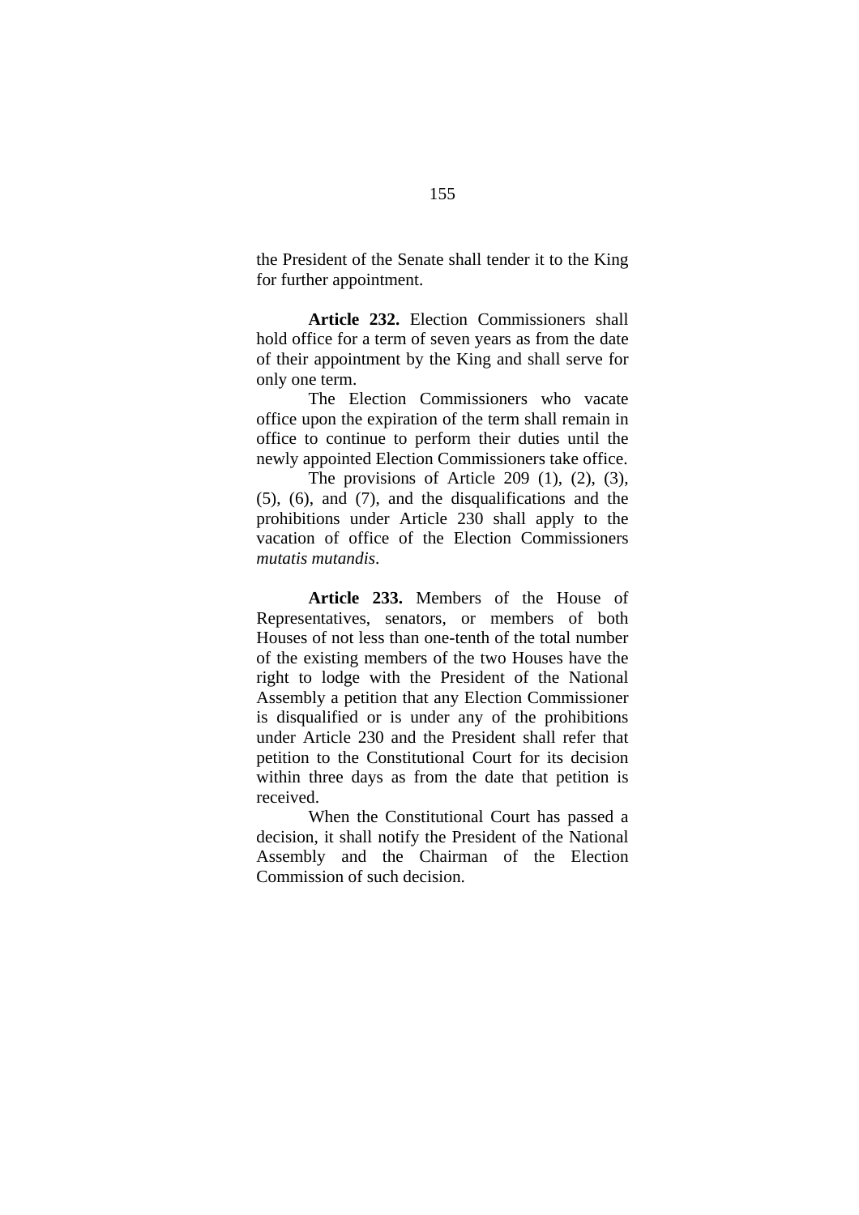the President of the Senate shall tender it to the King for further appointment.

**Article 232.** Election Commissioners shall hold office for a term of seven years as from the date of their appointment by the King and shall serve for only one term.

The Election Commissioners who vacate office upon the expiration of the term shall remain in office to continue to perform their duties until the newly appointed Election Commissioners take office.

The provisions of Article 209 (1), (2), (3), (5), (6), and (7), and the disqualifications and the prohibitions under Article 230 shall apply to the vacation of office of the Election Commissioners *mutatis mutandis*.

**Article 233.** Members of the House of Representatives, senators, or members of both Houses of not less than one-tenth of the total number of the existing members of the two Houses have the right to lodge with the President of the National Assembly a petition that any Election Commissioner is disqualified or is under any of the prohibitions under Article 230 and the President shall refer that petition to the Constitutional Court for its decision within three days as from the date that petition is received.

When the Constitutional Court has passed a decision, it shall notify the President of the National Assembly and the Chairman of the Election Commission of such decision.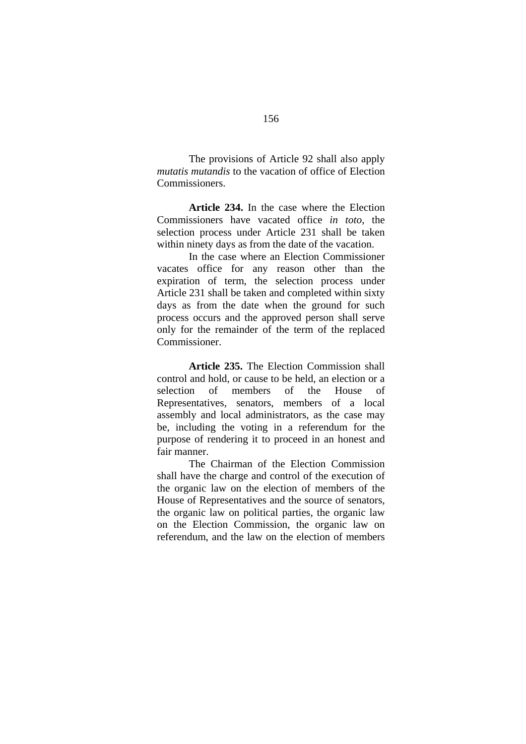The provisions of Article 92 shall also apply *mutatis mutandis* to the vacation of office of Election Commissioners.

**Article 234.** In the case where the Election Commissioners have vacated office *in toto*, the selection process under Article 231 shall be taken within ninety days as from the date of the vacation.

In the case where an Election Commissioner vacates office for any reason other than the expiration of term, the selection process under Article 231 shall be taken and completed within sixty days as from the date when the ground for such process occurs and the approved person shall serve only for the remainder of the term of the replaced Commissioner.

**Article 235.** The Election Commission shall control and hold, or cause to be held, an election or a selection of members of the House of Representatives, senators, members of a local assembly and local administrators, as the case may be, including the voting in a referendum for the purpose of rendering it to proceed in an honest and fair manner.

The Chairman of the Election Commission shall have the charge and control of the execution of the organic law on the election of members of the House of Representatives and the source of senators, the organic law on political parties, the organic law on the Election Commission, the organic law on referendum, and the law on the election of members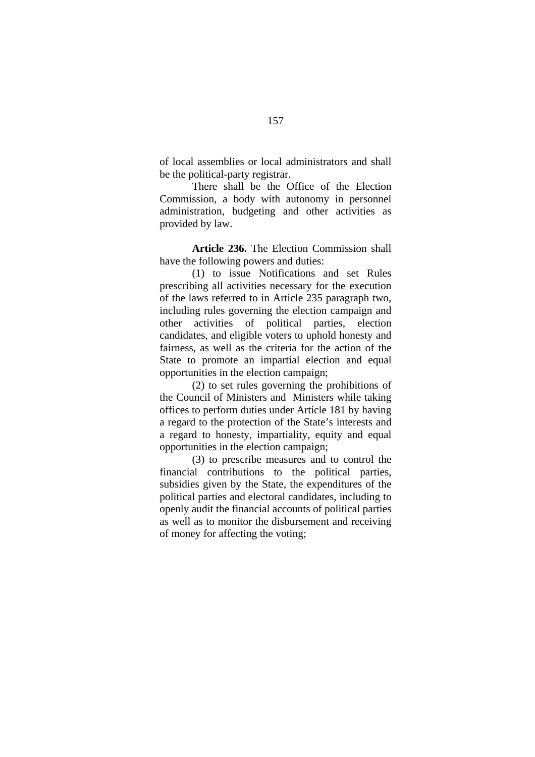of local assemblies or local administrators and shall be the political-party registrar.

There shall be the Office of the Election Commission, a body with autonomy in personnel administration, budgeting and other activities as provided by law.

**Article 236.** The Election Commission shall have the following powers and duties:

(1) to issue Notifications and set Rules prescribing all activities necessary for the execution of the laws referred to in Article 235 paragraph two, including rules governing the election campaign and other activities of political parties, election candidates, and eligible voters to uphold honesty and fairness, as well as the criteria for the action of the State to promote an impartial election and equal opportunities in the election campaign;

(2) to set rules governing the prohibitions of the Council of Ministers and Ministers while taking offices to perform duties under Article 181 by having a regard to the protection of the State's interests and a regard to honesty, impartiality, equity and equal opportunities in the election campaign;

(3) to prescribe measures and to control the financial contributions to the political parties, subsidies given by the State, the expenditures of the political parties and electoral candidates, including to openly audit the financial accounts of political parties as well as to monitor the disbursement and receiving of money for affecting the voting;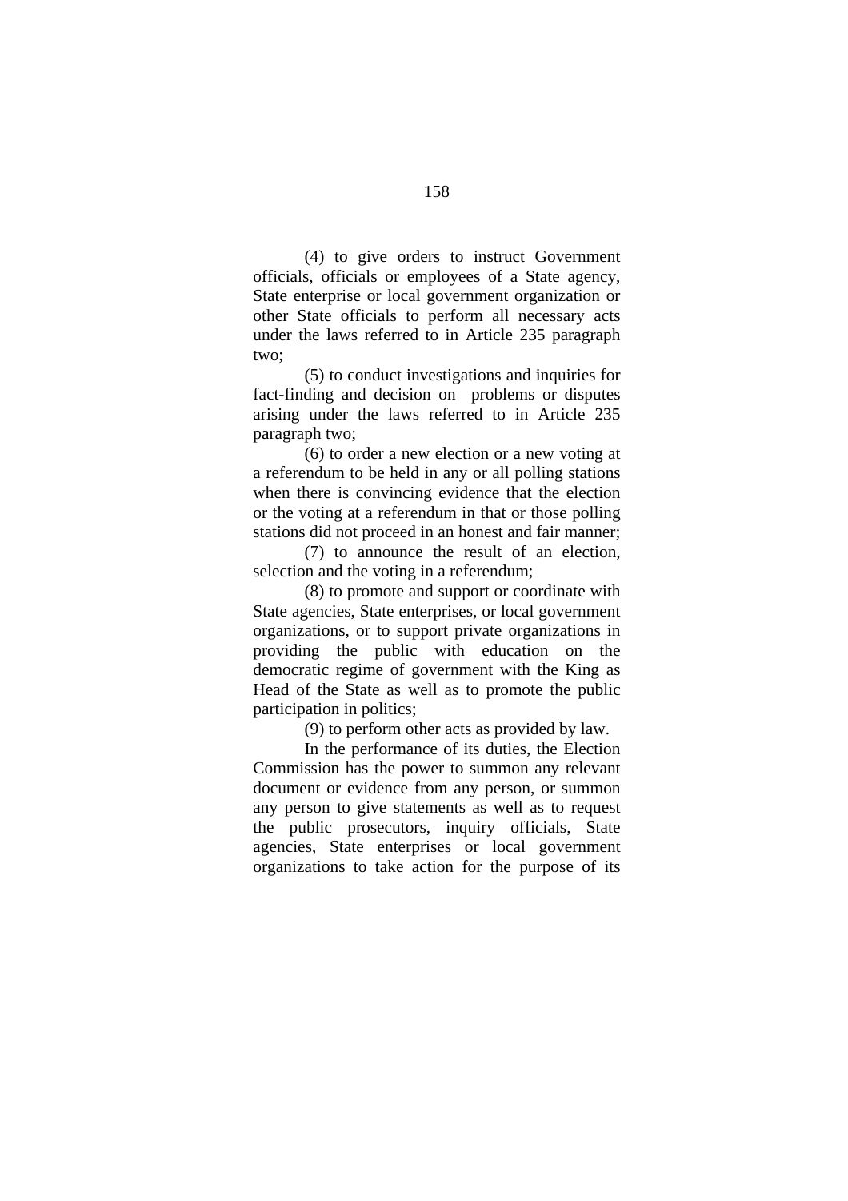(4) to give orders to instruct Government officials, officials or employees of a State agency, State enterprise or local government organization or other State officials to perform all necessary acts under the laws referred to in Article 235 paragraph two;

(5) to conduct investigations and inquiries for fact-finding and decision on problems or disputes arising under the laws referred to in Article 235 paragraph two;

(6) to order a new election or a new voting at a referendum to be held in any or all polling stations when there is convincing evidence that the election or the voting at a referendum in that or those polling stations did not proceed in an honest and fair manner;

(7) to announce the result of an election, selection and the voting in a referendum;

(8) to promote and support or coordinate with State agencies, State enterprises, or local government organizations, or to support private organizations in providing the public with education on the democratic regime of government with the King as Head of the State as well as to promote the public participation in politics;

(9) to perform other acts as provided by law.

In the performance of its duties, the Election Commission has the power to summon any relevant document or evidence from any person, or summon any person to give statements as well as to request the public prosecutors, inquiry officials, State agencies, State enterprises or local government organizations to take action for the purpose of its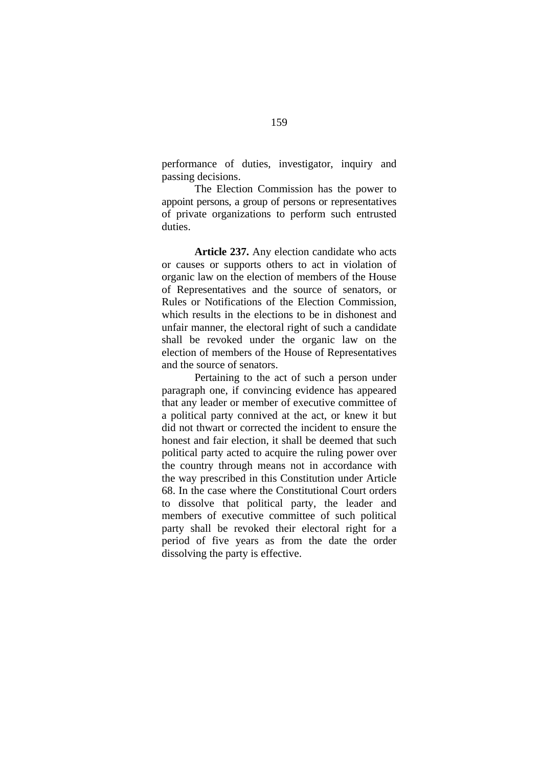performance of duties, investigator, inquiry and passing decisions.

The Election Commission has the power to appoint persons, a group of persons or representatives of private organizations to perform such entrusted duties.

**Article 237.** Any election candidate who acts or causes or supports others to act in violation of organic law on the election of members of the House of Representatives and the source of senators, or Rules or Notifications of the Election Commission, which results in the elections to be in dishonest and unfair manner, the electoral right of such a candidate shall be revoked under the organic law on the election of members of the House of Representatives and the source of senators.

Pertaining to the act of such a person under paragraph one, if convincing evidence has appeared that any leader or member of executive committee of a political party connived at the act, or knew it but did not thwart or corrected the incident to ensure the honest and fair election, it shall be deemed that such political party acted to acquire the ruling power over the country through means not in accordance with the way prescribed in this Constitution under Article 68. In the case where the Constitutional Court orders to dissolve that political party, the leader and members of executive committee of such political party shall be revoked their electoral right for a period of five years as from the date the order dissolving the party is effective.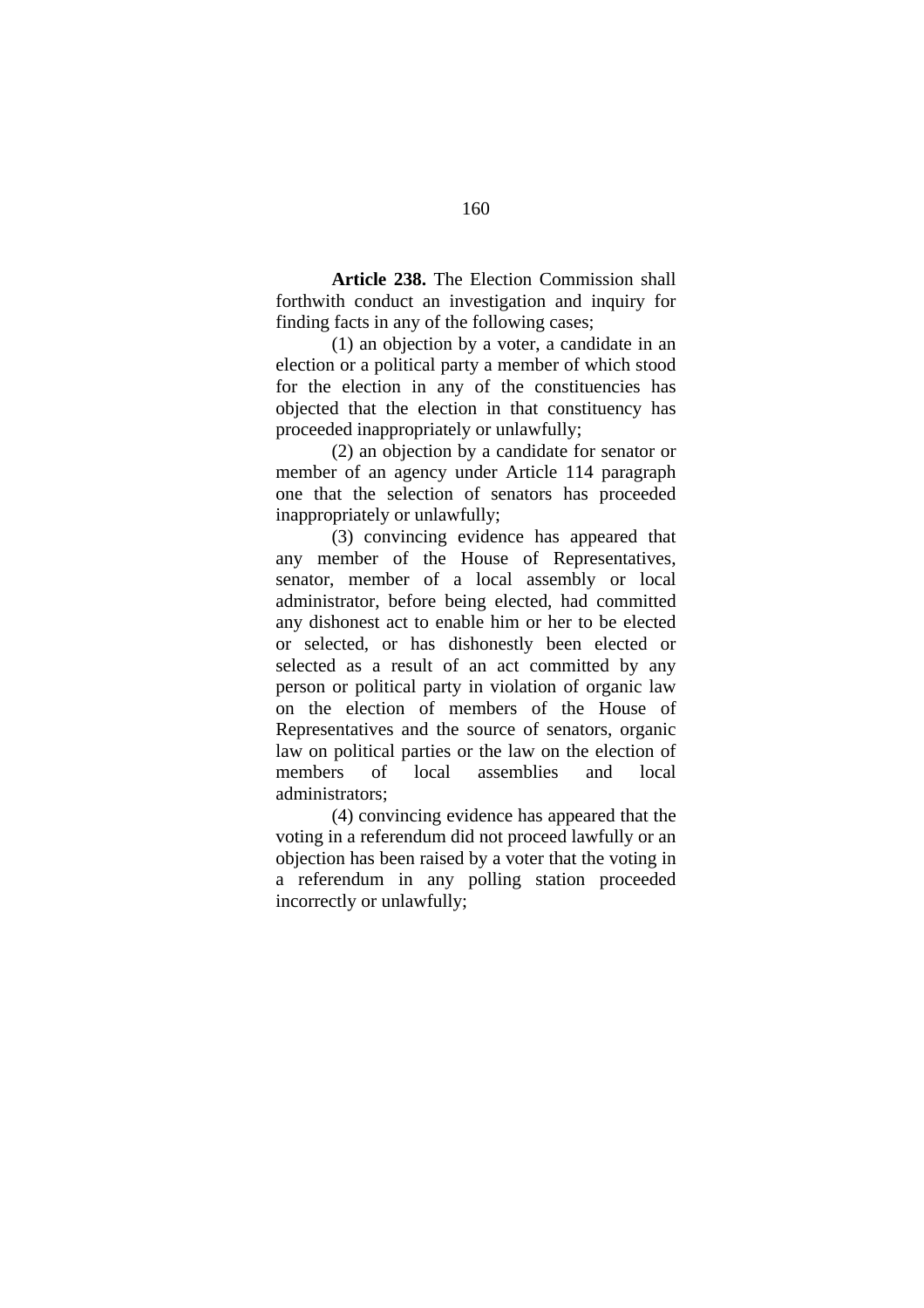**Article 238.** The Election Commission shall forthwith conduct an investigation and inquiry for finding facts in any of the following cases;

(1) an objection by a voter, a candidate in an election or a political party a member of which stood for the election in any of the constituencies has objected that the election in that constituency has proceeded inappropriately or unlawfully;

(2) an objection by a candidate for senator or member of an agency under Article 114 paragraph one that the selection of senators has proceeded inappropriately or unlawfully;

(3) convincing evidence has appeared that any member of the House of Representatives, senator, member of a local assembly or local administrator, before being elected, had committed any dishonest act to enable him or her to be elected or selected, or has dishonestly been elected or selected as a result of an act committed by any person or political party in violation of organic law on the election of members of the House of Representatives and the source of senators, organic law on political parties or the law on the election of members of local assemblies and local administrators;

(4) convincing evidence has appeared that the voting in a referendum did not proceed lawfully or an objection has been raised by a voter that the voting in a referendum in any polling station proceeded incorrectly or unlawfully;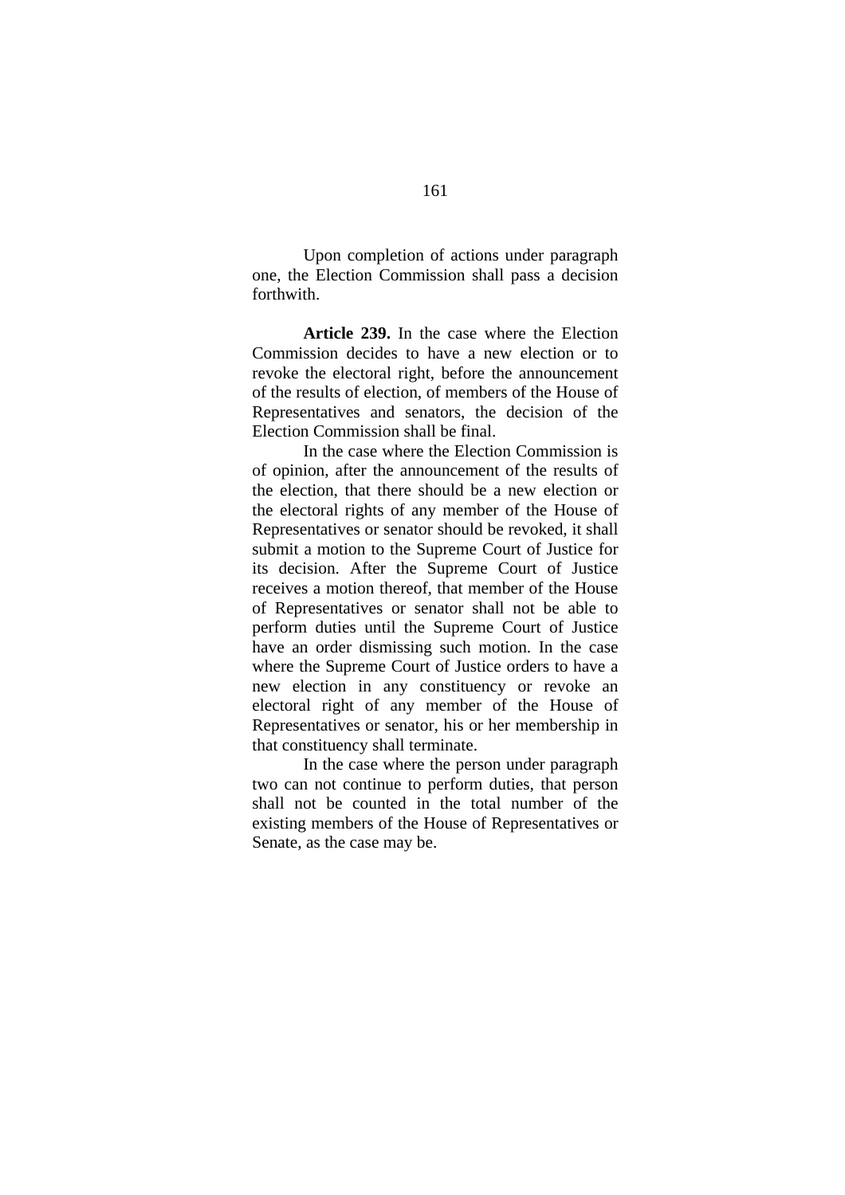Upon completion of actions under paragraph one, the Election Commission shall pass a decision forthwith.

**Article 239.** In the case where the Election Commission decides to have a new election or to revoke the electoral right, before the announcement of the results of election, of members of the House of Representatives and senators, the decision of the Election Commission shall be final.

In the case where the Election Commission is of opinion, after the announcement of the results of the election, that there should be a new election or the electoral rights of any member of the House of Representatives or senator should be revoked, it shall submit a motion to the Supreme Court of Justice for its decision. After the Supreme Court of Justice receives a motion thereof, that member of the House of Representatives or senator shall not be able to perform duties until the Supreme Court of Justice have an order dismissing such motion. In the case where the Supreme Court of Justice orders to have a new election in any constituency or revoke an electoral right of any member of the House of Representatives or senator, his or her membership in that constituency shall terminate.

In the case where the person under paragraph two can not continue to perform duties, that person shall not be counted in the total number of the existing members of the House of Representatives or Senate, as the case may be.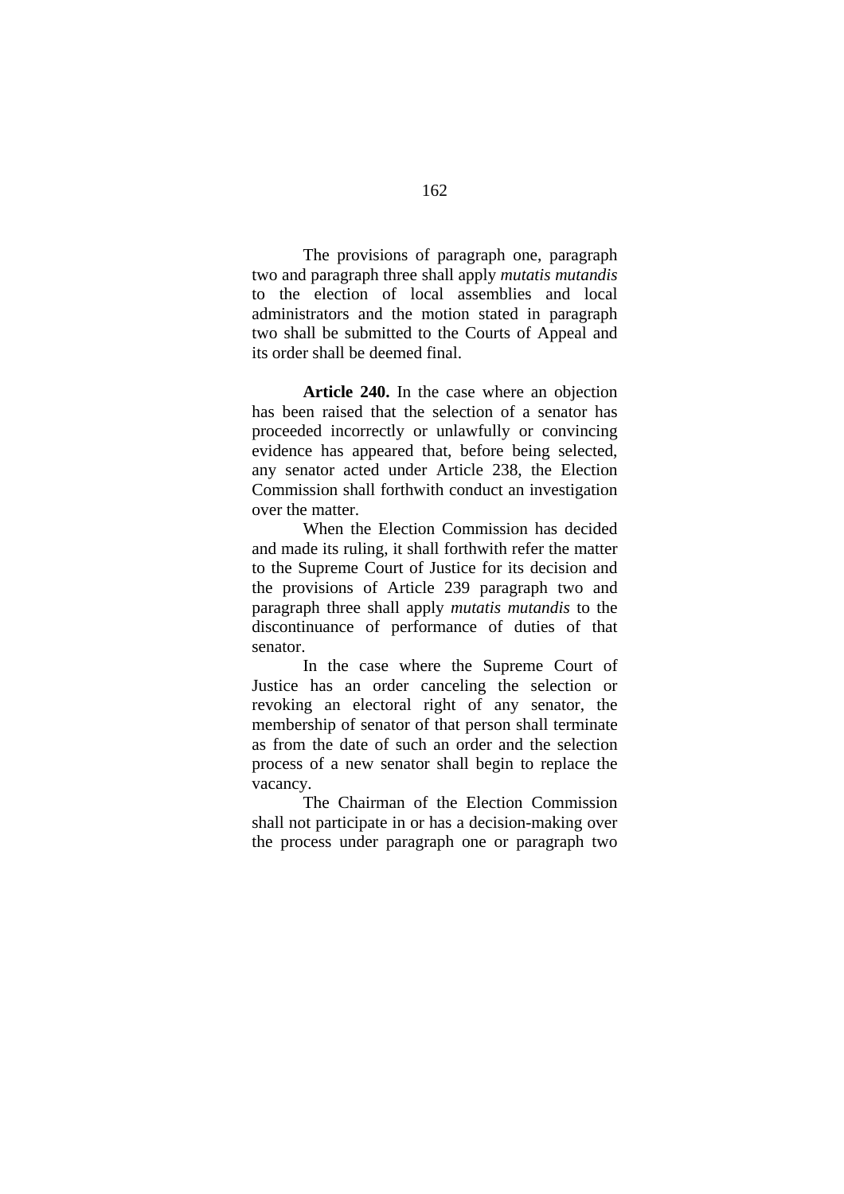The provisions of paragraph one, paragraph two and paragraph three shall apply *mutatis mutandis* to the election of local assemblies and local administrators and the motion stated in paragraph two shall be submitted to the Courts of Appeal and its order shall be deemed final.

**Article 240.** In the case where an objection has been raised that the selection of a senator has proceeded incorrectly or unlawfully or convincing evidence has appeared that, before being selected, any senator acted under Article 238, the Election Commission shall forthwith conduct an investigation over the matter.

When the Election Commission has decided and made its ruling, it shall forthwith refer the matter to the Supreme Court of Justice for its decision and the provisions of Article 239 paragraph two and paragraph three shall apply *mutatis mutandis* to the discontinuance of performance of duties of that senator.

In the case where the Supreme Court of Justice has an order canceling the selection or revoking an electoral right of any senator, the membership of senator of that person shall terminate as from the date of such an order and the selection process of a new senator shall begin to replace the vacancy.

The Chairman of the Election Commission shall not participate in or has a decision-making over the process under paragraph one or paragraph two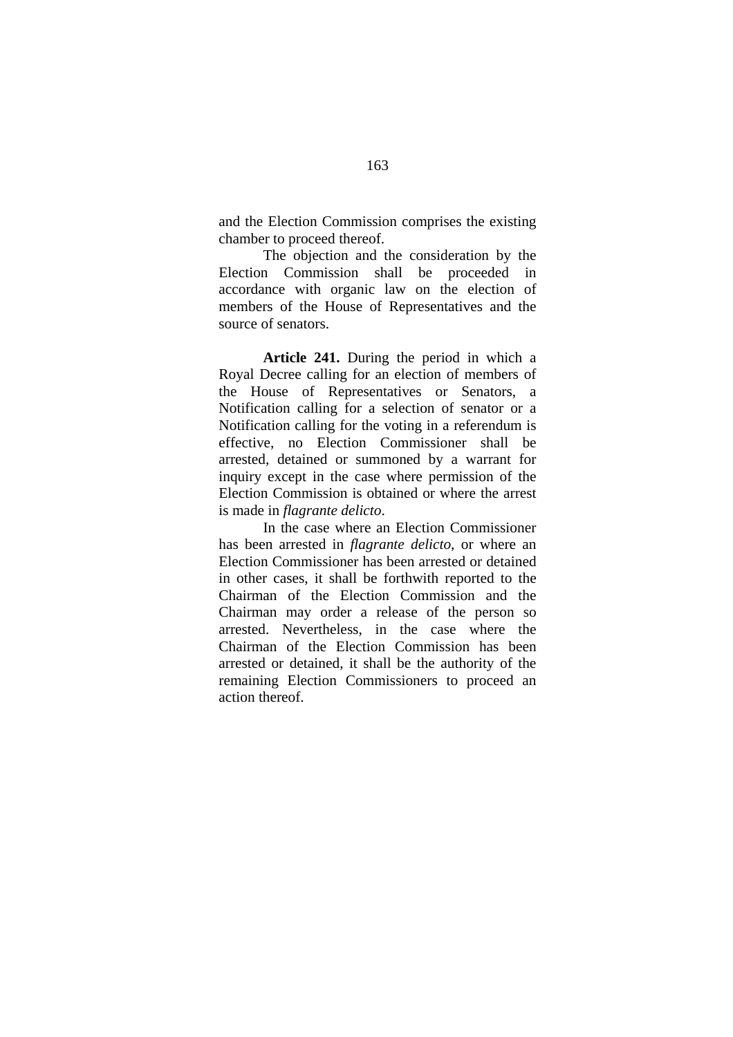and the Election Commission comprises the existing chamber to proceed thereof.

The objection and the consideration by the Election Commission shall be proceeded in accordance with organic law on the election of members of the House of Representatives and the source of senators.

**Article 241.** During the period in which a Royal Decree calling for an election of members of the House of Representatives or Senators, a Notification calling for a selection of senator or a Notification calling for the voting in a referendum is effective, no Election Commissioner shall be arrested, detained or summoned by a warrant for inquiry except in the case where permission of the Election Commission is obtained or where the arrest is made in *flagrante delicto*.

In the case where an Election Commissioner has been arrested in *flagrante delicto*, or where an Election Commissioner has been arrested or detained in other cases, it shall be forthwith reported to the Chairman of the Election Commission and the Chairman may order a release of the person so arrested. Nevertheless, in the case where the Chairman of the Election Commission has been arrested or detained, it shall be the authority of the remaining Election Commissioners to proceed an action thereof.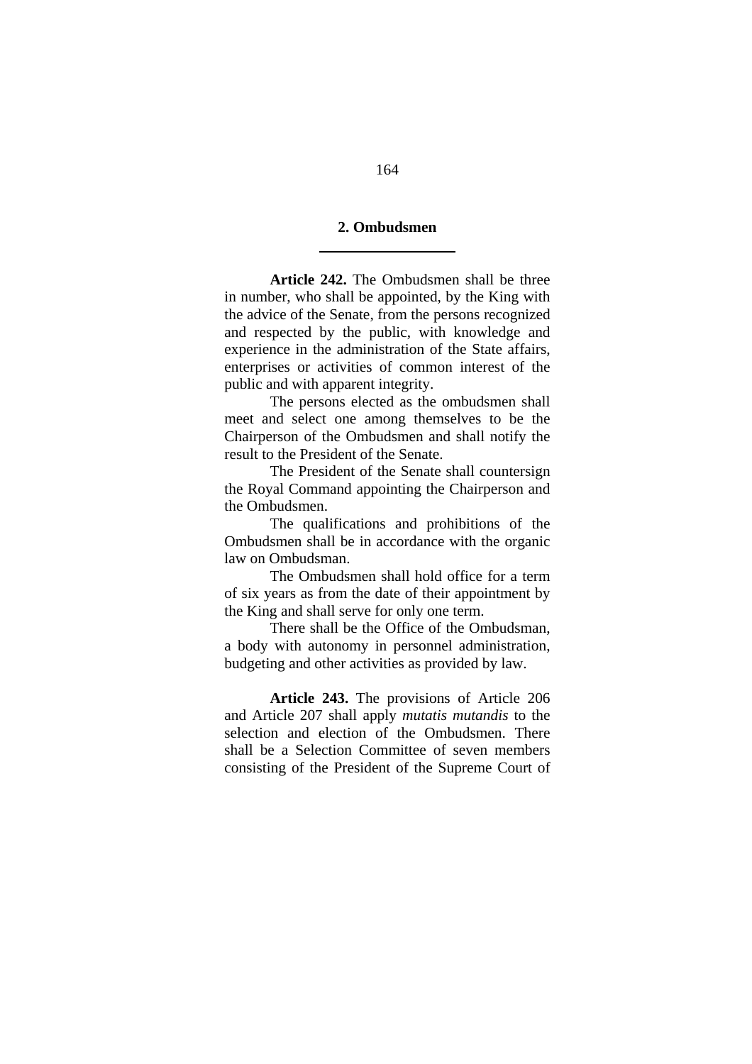## 2. Ombudsmen

**Article 242.** The Ombudsmen shall be three in number, who shall be appointed, by the King with the advice of the Senate, from the persons recognized and respected by the public, with knowledge and experience in the administration of the State affairs, enterprises or activities of common interest of the public and with apparent integrity.

The persons elected as the ombudsmen shall meet and select one among themselves to be the Chairperson of the Ombudsmen and shall notify the result to the President of the Senate.

The President of the Senate shall countersign the Royal Command appointing the Chairperson and the Ombudsmen.

The qualifications and prohibitions of the Ombudsmen shall be in accordance with the organic law on Ombudsman.

The Ombudsmen shall hold office for a term of six years as from the date of their appointment by the King and shall serve for only one term.

There shall be the Office of the Ombudsman, a body with autonomy in personnel administration, budgeting and other activities as provided by law.

**Article 243.** The provisions of Article 206 and Article 207 shall apply *mutatis mutandis* to the selection and election of the Ombudsmen. There shall be a Selection Committee of seven members consisting of the President of the Supreme Court of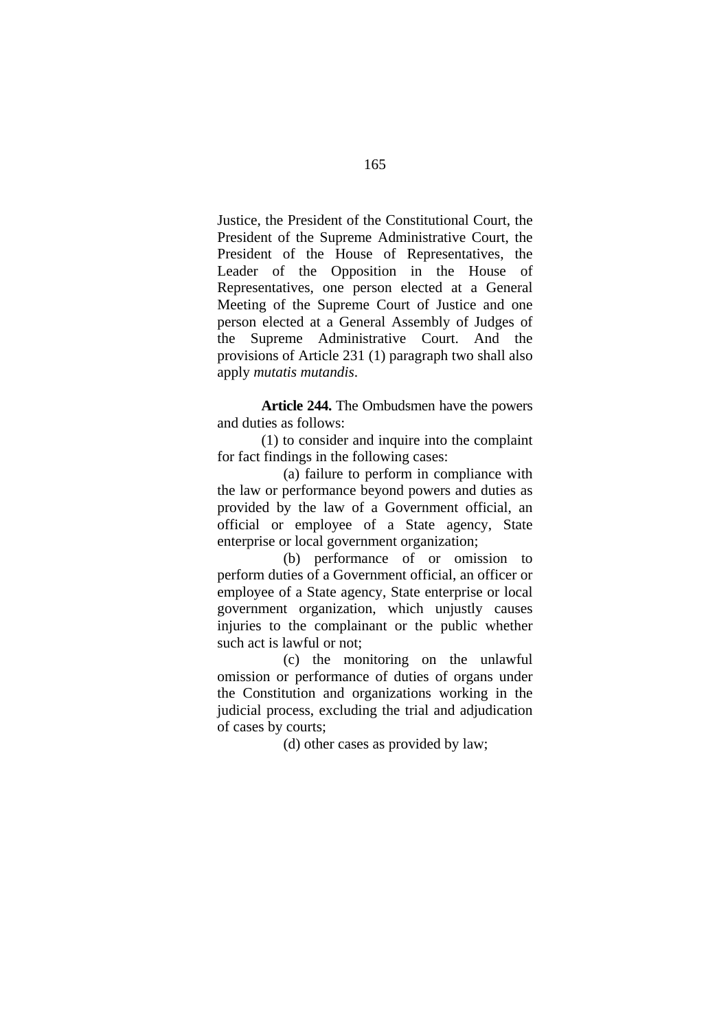Justice, the President of the Constitutional Court, the President of the Supreme Administrative Court, the President of the House of Representatives, the Leader of the Opposition in the House of Representatives, one person elected at a General Meeting of the Supreme Court of Justice and one person elected at a General Assembly of Judges of the Supreme Administrative Court. And the provisions of Article 231 (1) paragraph two shall also apply *mutatis mutandis*.

**Article 244.** The Ombudsmen have the powers and duties as follows:

(1) to consider and inquire into the complaint for fact findings in the following cases:

(a) failure to perform in compliance with the law or performance beyond powers and duties as provided by the law of a Government official, an official or employee of a State agency, State enterprise or local government organization;

(b) performance of or omission to perform duties of a Government official, an officer or employee of a State agency, State enterprise or local government organization, which unjustly causes injuries to the complainant or the public whether such act is lawful or not;

(c) the monitoring on the unlawful omission or performance of duties of organs under the Constitution and organizations working in the judicial process, excluding the trial and adjudication of cases by courts;

(d) other cases as provided by law;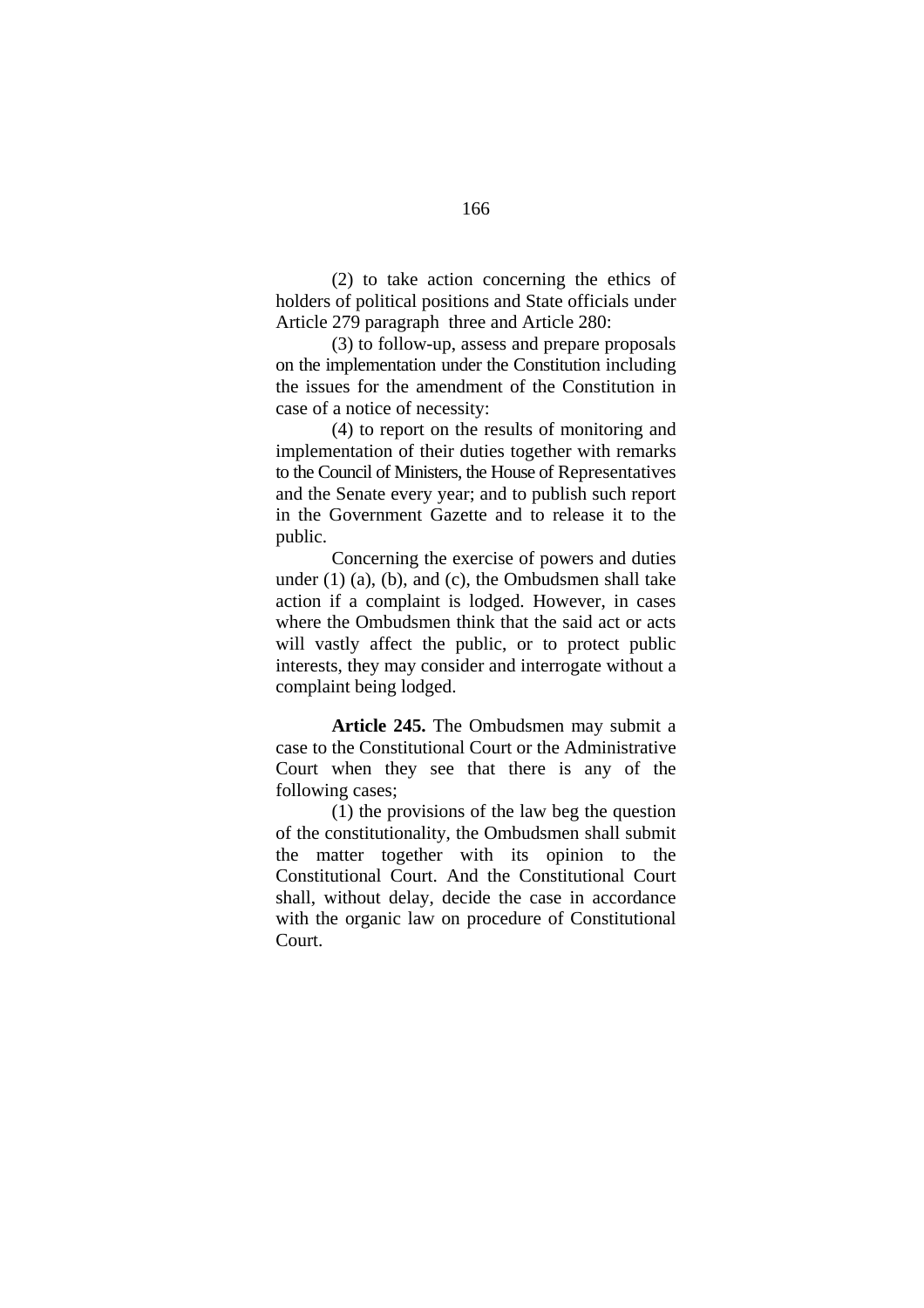(2) to take action concerning the ethics of holders of political positions and State officials under Article 279 paragraph three and Article 280:

(3) to follow-up, assess and prepare proposals on the implementation under the Constitution including the issues for the amendment of the Constitution in case of a notice of necessity:

(4) to report on the results of monitoring and implementation of their duties together with remarks to the Council of Ministers, the House of Representatives and the Senate every year; and to publish such report in the Government Gazette and to release it to the public.

Concerning the exercise of powers and duties under (1) (a), (b), and (c), the Ombudsmen shall take action if a complaint is lodged. However, in cases where the Ombudsmen think that the said act or acts will vastly affect the public, or to protect public interests, they may consider and interrogate without a complaint being lodged.

**Article 245.** The Ombudsmen may submit a case to the Constitutional Court or the Administrative Court when they see that there is any of the following cases;

(1) the provisions of the law beg the question of the constitutionality, the Ombudsmen shall submit the matter together with its opinion to the Constitutional Court. And the Constitutional Court shall, without delay, decide the case in accordance with the organic law on procedure of Constitutional Court.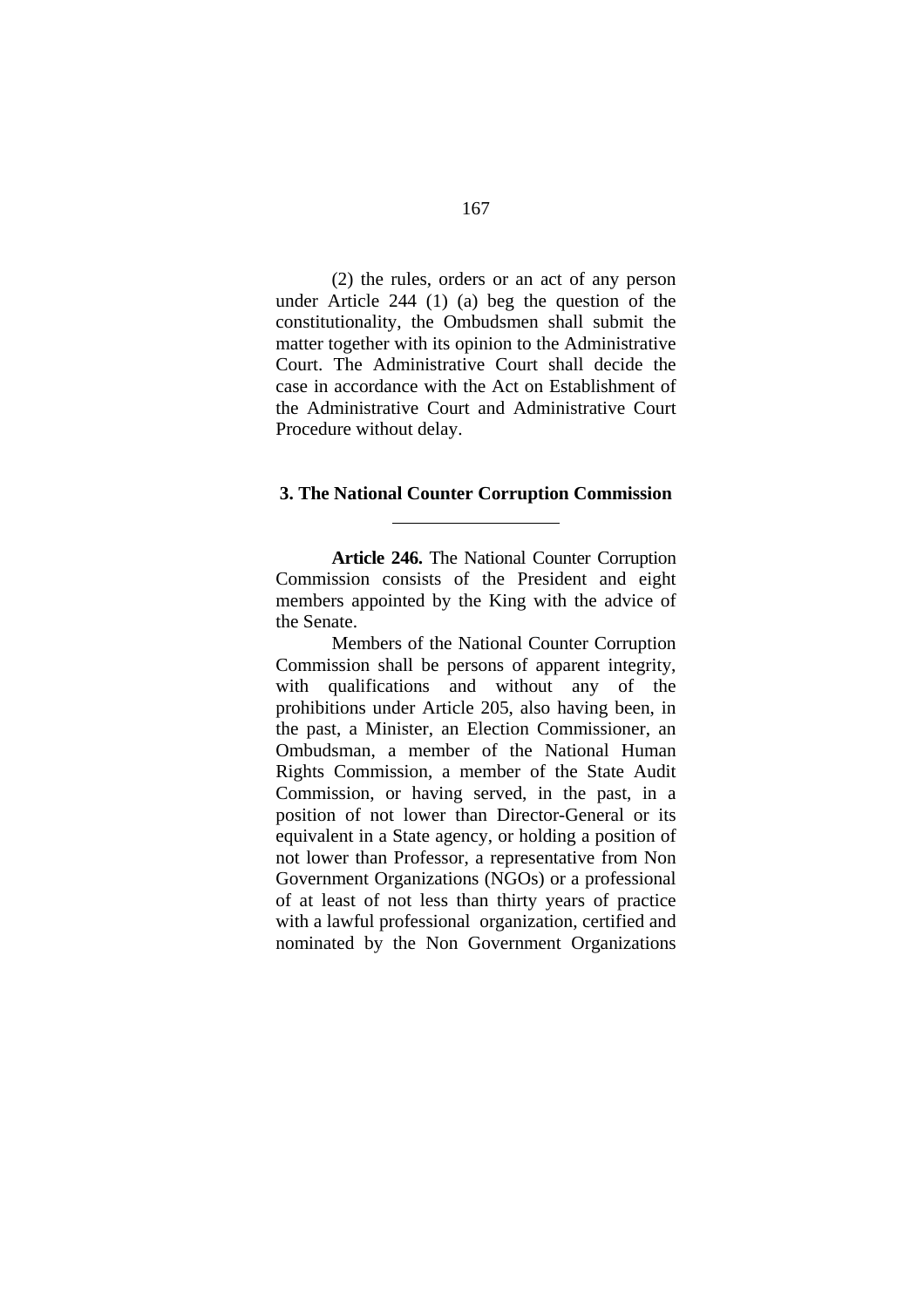(2) the rules, orders or an act of any person under Article 244 (1) (a) beg the question of the constitutionality, the Ombudsmen shall submit the matter together with its opinion to the Administrative Court. The Administrative Court shall decide the case in accordance with the Act on Establishment of the Administrative Court and Administrative Court Procedure without delay.

## 3. The National Counter Corruption Commission

---

**Article 246.** The National Counter Corruption Commission consists of the President and eight members appointed by the King with the advice of the Senate.

Members of the National Counter Corruption Commission shall be persons of apparent integrity, with qualifications and without any of the prohibitions under Article 205, also having been, in the past, a Minister, an Election Commissioner, an Ombudsman, a member of the National Human Rights Commission, a member of the State Audit Commission, or having served, in the past, in a position of not lower than Director-General or its equivalent in a State agency, or holding a position of not lower than Professor, a representative from Non Government Organizations (NGOs) or a professional of at least of not less than thirty years of practice with a lawful professional organization, certified and nominated by the Non Government Organizations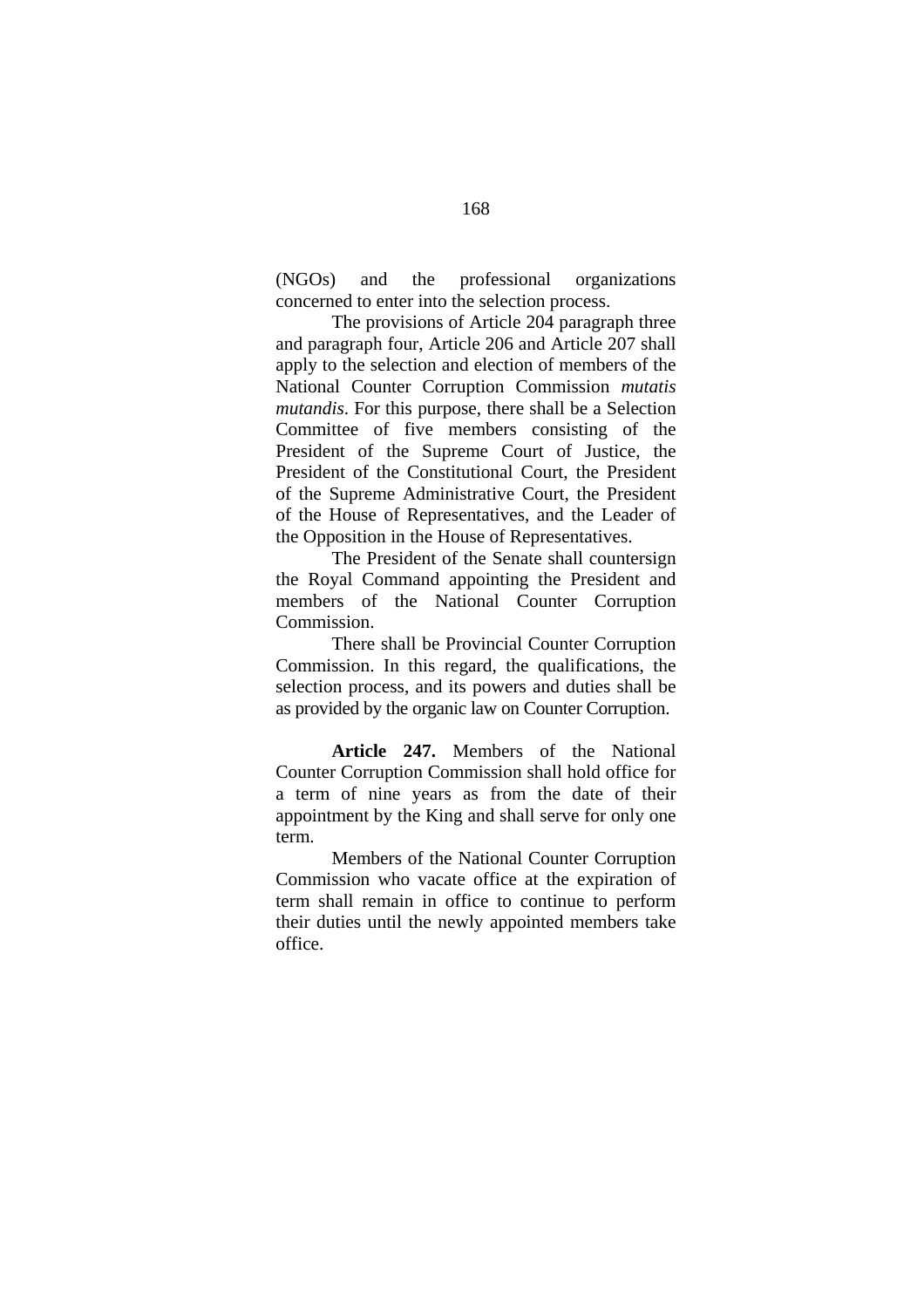(NGOs) and the professional organizations concerned to enter into the selection process.

The provisions of Article 204 paragraph three and paragraph four, Article 206 and Article 207 shall apply to the selection and election of members of the National Counter Corruption Commission *mutatis mutandis*. For this purpose, there shall be a Selection Committee of five members consisting of the President of the Supreme Court of Justice, the President of the Constitutional Court, the President of the Supreme Administrative Court, the President of the House of Representatives, and the Leader of the Opposition in the House of Representatives.

The President of the Senate shall countersign the Royal Command appointing the President and members of the National Counter Corruption Commission.

There shall be Provincial Counter Corruption Commission. In this regard, the qualifications, the selection process, and its powers and duties shall be as provided by the organic law on Counter Corruption.

**Article 247.** Members of the National Counter Corruption Commission shall hold office for a term of nine years as from the date of their appointment by the King and shall serve for only one term.

Members of the National Counter Corruption Commission who vacate office at the expiration of term shall remain in office to continue to perform their duties until the newly appointed members take office.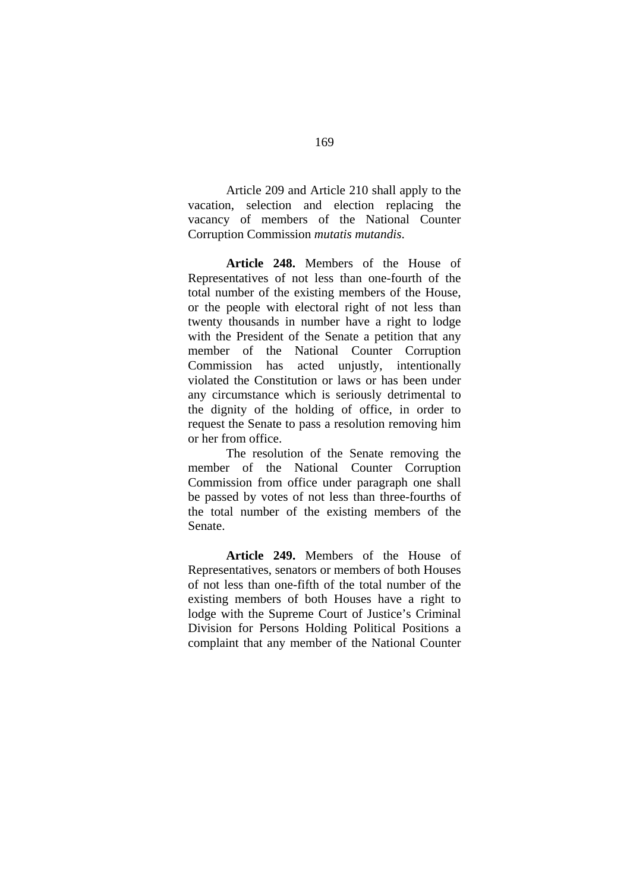Article 209 and Article 210 shall apply to the vacation, selection and election replacing the vacancy of members of the National Counter Corruption Commission *mutatis mutandis*.

**Article 248.** Members of the House of Representatives of not less than one-fourth of the total number of the existing members of the House, or the people with electoral right of not less than twenty thousands in number have a right to lodge with the President of the Senate a petition that any member of the National Counter Corruption Commission has acted unjustly, intentionally violated the Constitution or laws or has been under any circumstance which is seriously detrimental to the dignity of the holding of office, in order to request the Senate to pass a resolution removing him or her from office.

The resolution of the Senate removing the member of the National Counter Corruption Commission from office under paragraph one shall be passed by votes of not less than three-fourths of the total number of the existing members of the Senate.

**Article 249.** Members of the House of Representatives, senators or members of both Houses of not less than one-fifth of the total number of the existing members of both Houses have a right to lodge with the Supreme Court of Justice's Criminal Division for Persons Holding Political Positions a complaint that any member of the National Counter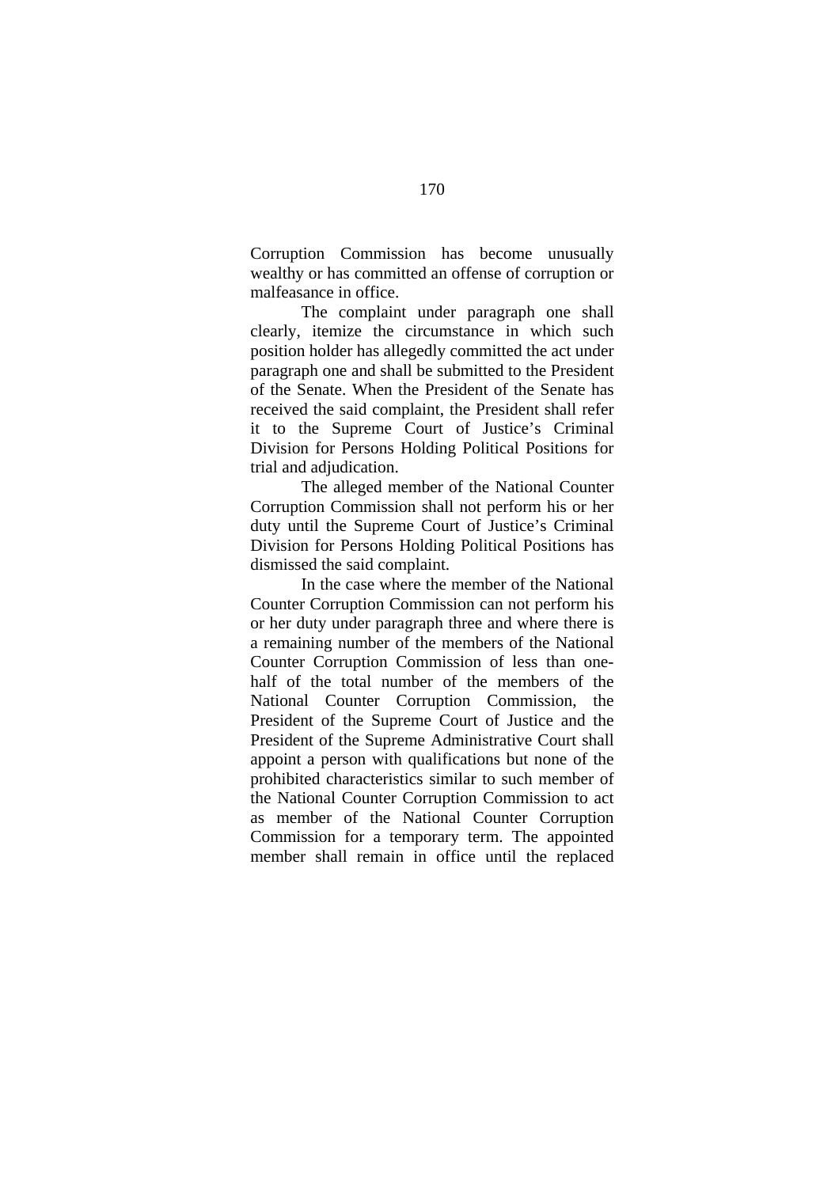Corruption Commission has become unusually wealthy or has committed an offense of corruption or malfeasance in office.

The complaint under paragraph one shall clearly, itemize the circumstance in which such position holder has allegedly committed the act under paragraph one and shall be submitted to the President of the Senate. When the President of the Senate has received the said complaint, the President shall refer it to the Supreme Court of Justice's Criminal Division for Persons Holding Political Positions for trial and adjudication.

The alleged member of the National Counter Corruption Commission shall not perform his or her duty until the Supreme Court of Justice's Criminal Division for Persons Holding Political Positions has dismissed the said complaint.

In the case where the member of the National Counter Corruption Commission can not perform his or her duty under paragraph three and where there is a remaining number of the members of the National Counter Corruption Commission of less than one-half of the total number of the members of the National Counter Corruption Commission, the President of the Supreme Court of Justice and the President of the Supreme Administrative Court shall appoint a person with qualifications but none of the prohibited characteristics similar to such member of the National Counter Corruption Commission to act as member of the National Counter Corruption Commission for a temporary term. The appointed member shall remain in office until the replaced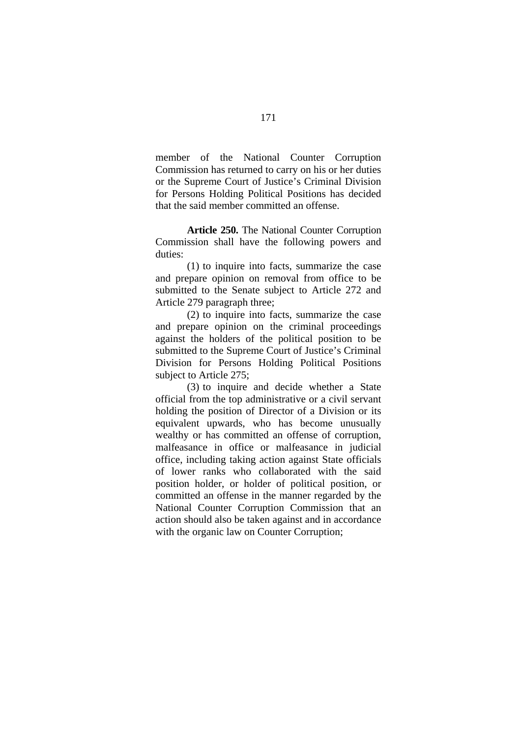member of the National Counter Corruption Commission has returned to carry on his or her duties or the Supreme Court of Justice's Criminal Division for Persons Holding Political Positions has decided that the said member committed an offense.

**Article 250.** The National Counter Corruption Commission shall have the following powers and duties:

(1) to inquire into facts, summarize the case and prepare opinion on removal from office to be submitted to the Senate subject to Article 272 and Article 279 paragraph three;

(2) to inquire into facts, summarize the case and prepare opinion on the criminal proceedings against the holders of the political position to be submitted to the Supreme Court of Justice's Criminal Division for Persons Holding Political Positions subject to Article 275;

(3) to inquire and decide whether a State official from the top administrative or a civil servant holding the position of Director of a Division or its equivalent upwards, who has become unusually wealthy or has committed an offense of corruption, malfeasance in office or malfeasance in judicial office, including taking action against State officials of lower ranks who collaborated with the said position holder, or holder of political position, or committed an offense in the manner regarded by the National Counter Corruption Commission that an action should also be taken against and in accordance with the organic law on Counter Corruption;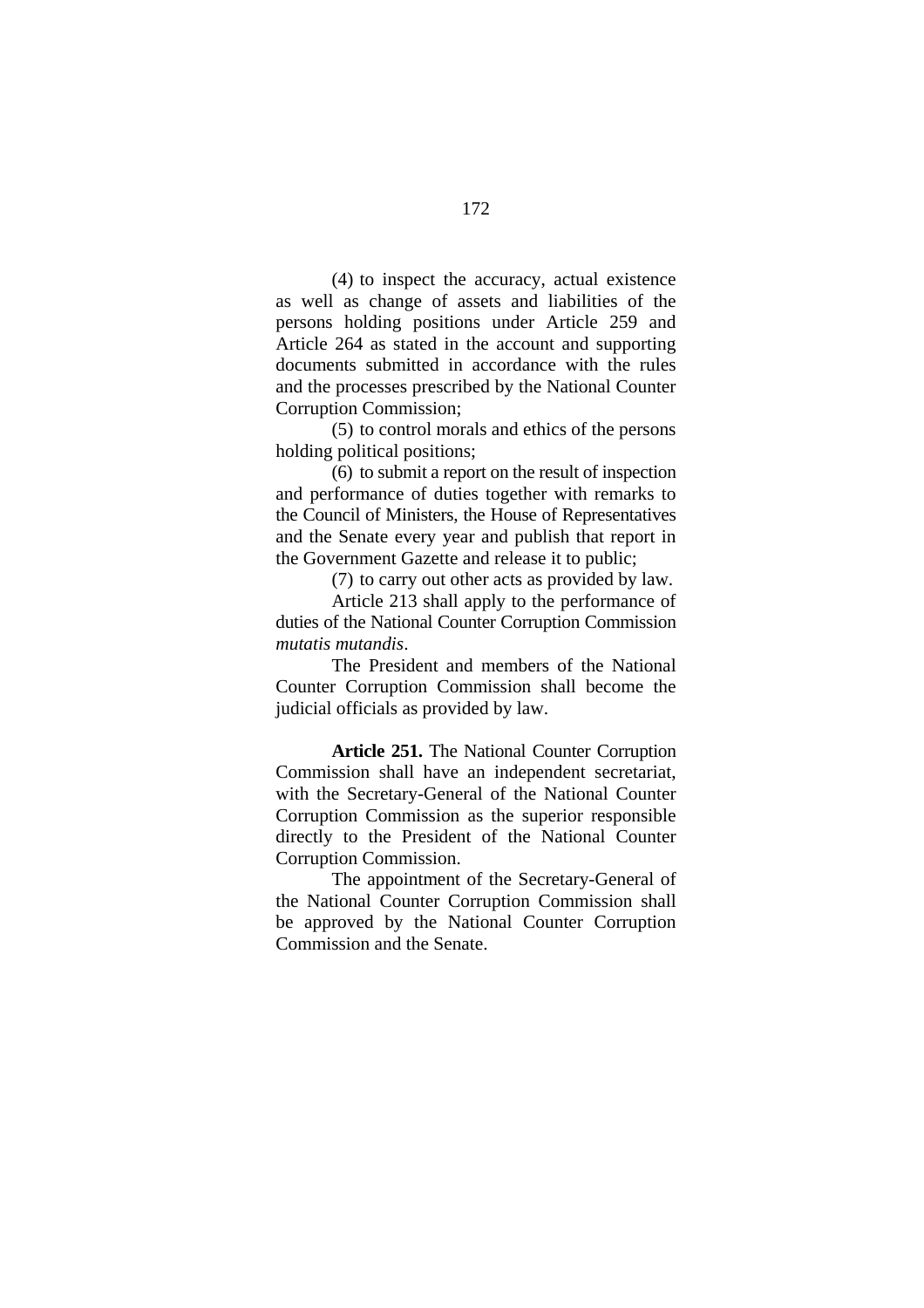(4) to inspect the accuracy, actual existence as well as change of assets and liabilities of the persons holding positions under Article 259 and Article 264 as stated in the account and supporting documents submitted in accordance with the rules and the processes prescribed by the National Counter Corruption Commission;

(5) to control morals and ethics of the persons holding political positions;

(6) to submit a report on the result of inspection and performance of duties together with remarks to the Council of Ministers, the House of Representatives and the Senate every year and publish that report in the Government Gazette and release it to public;

(7) to carry out other acts as provided by law.

Article 213 shall apply to the performance of duties of the National Counter Corruption Commission *mutatis mutandis*.

The President and members of the National Counter Corruption Commission shall become the judicial officials as provided by law.

**Article 251.** The National Counter Corruption Commission shall have an independent secretariat, with the Secretary-General of the National Counter Corruption Commission as the superior responsible directly to the President of the National Counter Corruption Commission.

The appointment of the Secretary-General of the National Counter Corruption Commission shall be approved by the National Counter Corruption Commission and the Senate.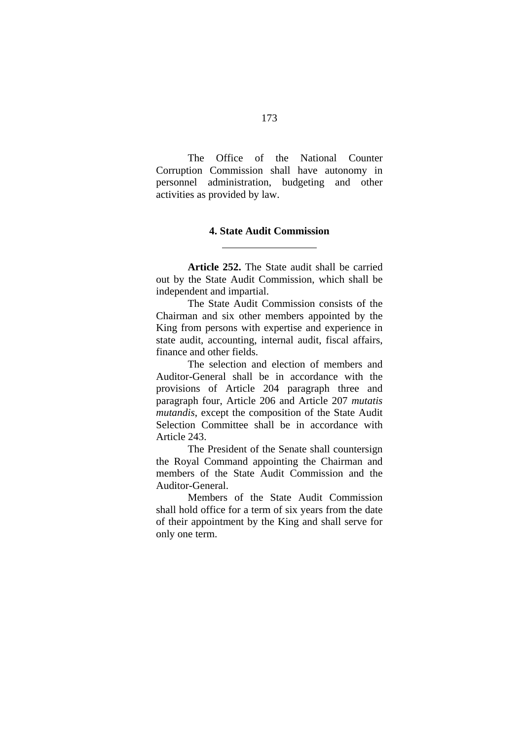The Office of the National Counter Corruption Commission shall have autonomy in personnel administration, budgeting and other activities as provided by law.

### 4. State Audit Commission

**Article 252.** The State audit shall be carried out by the State Audit Commission, which shall be independent and impartial.

The State Audit Commission consists of the Chairman and six other members appointed by the King from persons with expertise and experience in state audit, accounting, internal audit, fiscal affairs, finance and other fields.

The selection and election of members and Auditor-General shall be in accordance with the provisions of Article 204 paragraph three and paragraph four, Article 206 and Article 207 *mutatis mutandis*, except the composition of the State Audit Selection Committee shall be in accordance with Article 243.

The President of the Senate shall countersign the Royal Command appointing the Chairman and members of the State Audit Commission and the Auditor-General.

Members of the State Audit Commission shall hold office for a term of six years from the date of their appointment by the King and shall serve for only one term.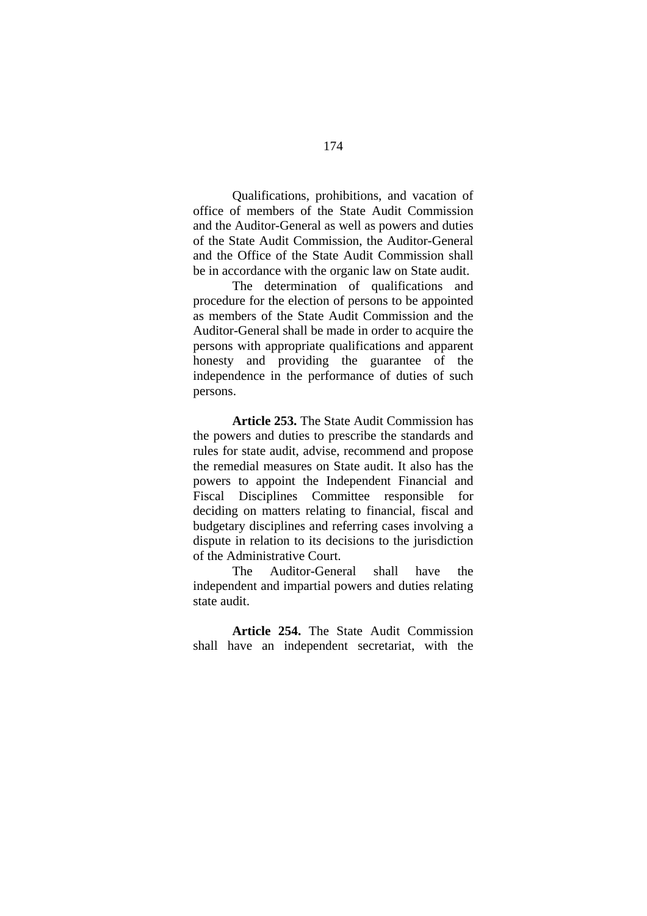Qualifications, prohibitions, and vacation of office of members of the State Audit Commission and the Auditor-General as well as powers and duties of the State Audit Commission, the Auditor-General and the Office of the State Audit Commission shall be in accordance with the organic law on State audit.

The determination of qualifications and procedure for the election of persons to be appointed as members of the State Audit Commission and the Auditor-General shall be made in order to acquire the persons with appropriate qualifications and apparent honesty and providing the guarantee of the independence in the performance of duties of such persons.

**Article 253.** The State Audit Commission has the powers and duties to prescribe the standards and rules for state audit, advise, recommend and propose the remedial measures on State audit. It also has the powers to appoint the Independent Financial and Fiscal Disciplines Committee responsible for deciding on matters relating to financial, fiscal and budgetary disciplines and referring cases involving a dispute in relation to its decisions to the jurisdiction of the Administrative Court.

The Auditor-General shall have the independent and impartial powers and duties relating state audit.

**Article 254.** The State Audit Commission shall have an independent secretariat, with the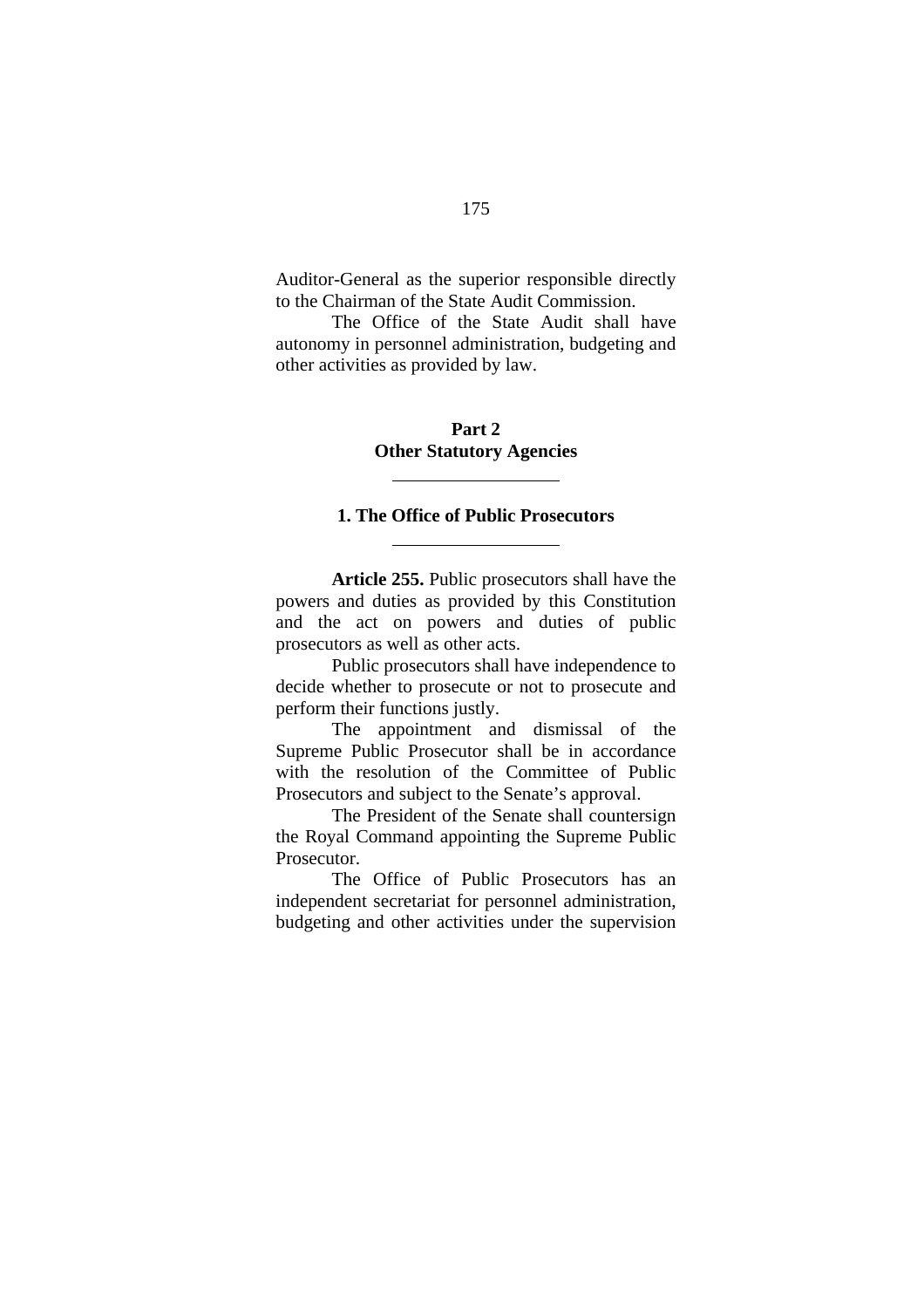Auditor-General as the superior responsible directly to the Chairman of the State Audit Commission.

The Office of the State Audit shall have autonomy in personnel administration, budgeting and other activities as provided by law.

## Part 2
## Other Statutory Agencies

---

### 1. The Office of Public Prosecutors

---

**Article 255.** Public prosecutors shall have the powers and duties as provided by this Constitution and the act on powers and duties of public prosecutors as well as other acts.

Public prosecutors shall have independence to decide whether to prosecute or not to prosecute and perform their functions justly.

The appointment and dismissal of the Supreme Public Prosecutor shall be in accordance with the resolution of the Committee of Public Prosecutors and subject to the Senate's approval.

The President of the Senate shall countersign the Royal Command appointing the Supreme Public Prosecutor.

The Office of Public Prosecutors has an independent secretariat for personnel administration, budgeting and other activities under the supervision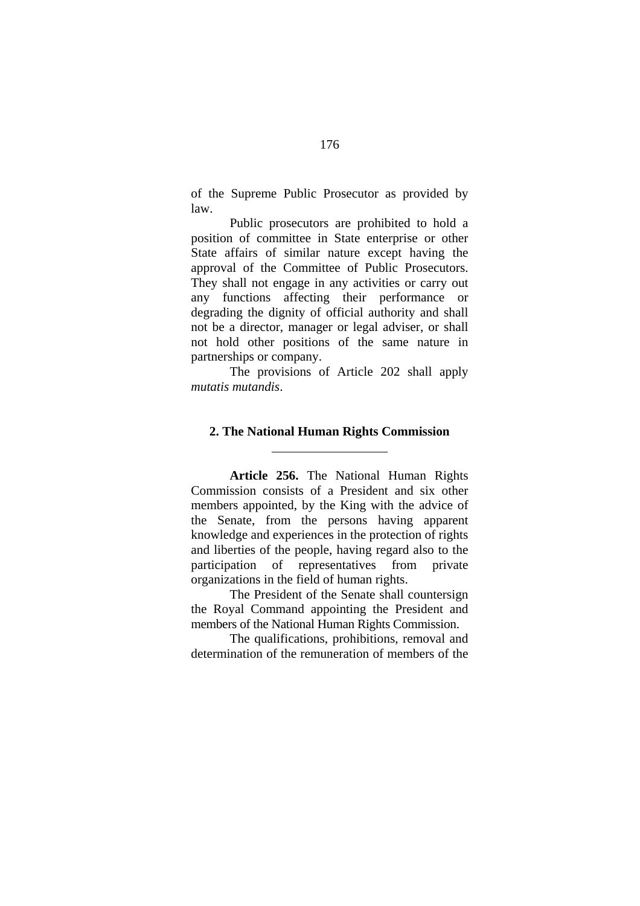of the Supreme Public Prosecutor as provided by law.

Public prosecutors are prohibited to hold a position of committee in State enterprise or other State affairs of similar nature except having the approval of the Committee of Public Prosecutors. They shall not engage in any activities or carry out any functions affecting their performance or degrading the dignity of official authority and shall not be a director, manager or legal adviser, or shall not hold other positions of the same nature in partnerships or company.

The provisions of Article 202 shall apply *mutatis mutandis*.

## 2. The National Human Rights Commission

---

**Article 256.** The National Human Rights Commission consists of a President and six other members appointed, by the King with the advice of the Senate, from the persons having apparent knowledge and experiences in the protection of rights and liberties of the people, having regard also to the participation of representatives from private organizations in the field of human rights.

The President of the Senate shall countersign the Royal Command appointing the President and members of the National Human Rights Commission.

The qualifications, prohibitions, removal and determination of the remuneration of members of the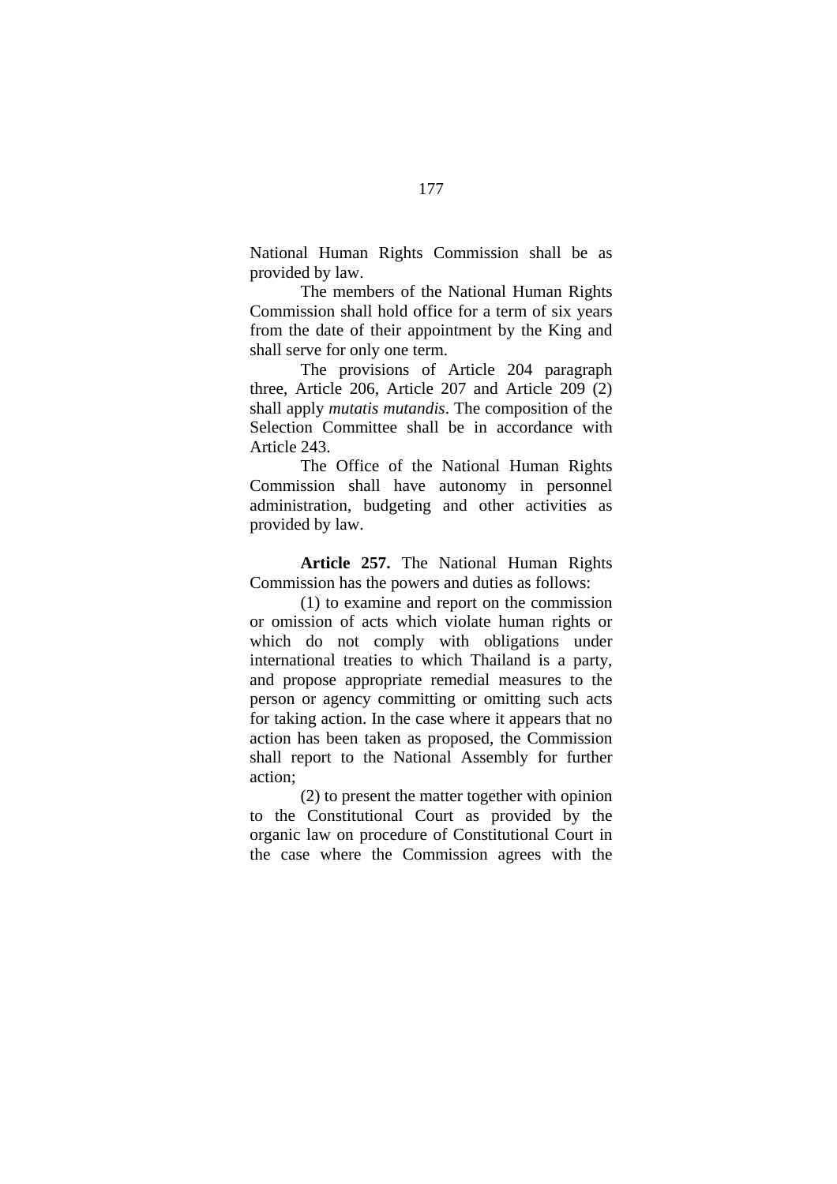National Human Rights Commission shall be as provided by law.

The members of the National Human Rights Commission shall hold office for a term of six years from the date of their appointment by the King and shall serve for only one term.

The provisions of Article 204 paragraph three, Article 206, Article 207 and Article 209 (2) shall apply *mutatis mutandis*. The composition of the Selection Committee shall be in accordance with Article 243.

The Office of the National Human Rights Commission shall have autonomy in personnel administration, budgeting and other activities as provided by law.

**Article 257.** The National Human Rights Commission has the powers and duties as follows:

(1) to examine and report on the commission or omission of acts which violate human rights or which do not comply with obligations under international treaties to which Thailand is a party, and propose appropriate remedial measures to the person or agency committing or omitting such acts for taking action. In the case where it appears that no action has been taken as proposed, the Commission shall report to the National Assembly for further action;

(2) to present the matter together with opinion to the Constitutional Court as provided by the organic law on procedure of Constitutional Court in the case where the Commission agrees with the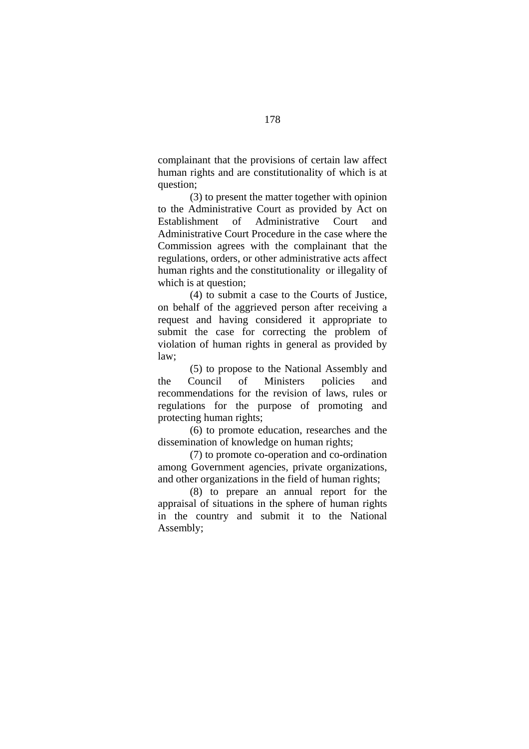complainant that the provisions of certain law affect human rights and are constitutionality of which is at question;

(3) to present the matter together with opinion to the Administrative Court as provided by Act on Establishment of Administrative Court and Administrative Court Procedure in the case where the Commission agrees with the complainant that the regulations, orders, or other administrative acts affect human rights and the constitutionality or illegality of which is at question;

(4) to submit a case to the Courts of Justice, on behalf of the aggrieved person after receiving a request and having considered it appropriate to submit the case for correcting the problem of violation of human rights in general as provided by law;

(5) to propose to the National Assembly and the Council of Ministers policies and recommendations for the revision of laws, rules or regulations for the purpose of promoting and protecting human rights;

(6) to promote education, researches and the dissemination of knowledge on human rights;

(7) to promote co-operation and co-ordination among Government agencies, private organizations, and other organizations in the field of human rights;

(8) to prepare an annual report for the appraisal of situations in the sphere of human rights in the country and submit it to the National Assembly;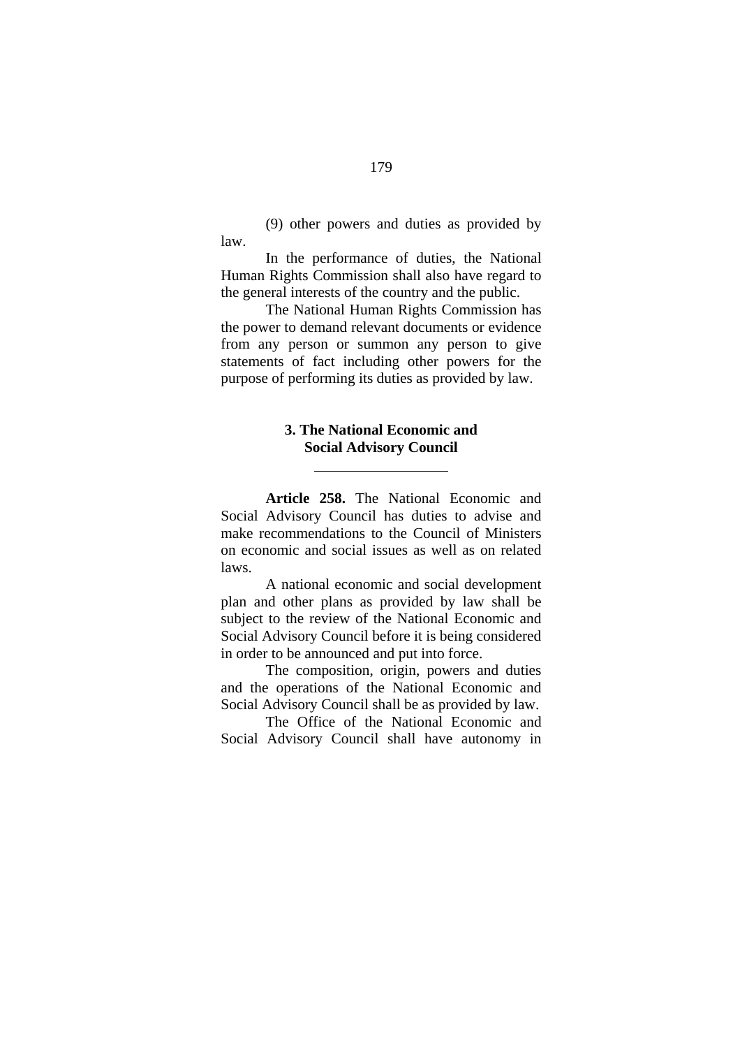(9) other powers and duties as provided by law.

In the performance of duties, the National Human Rights Commission shall also have regard to the general interests of the country and the public.

The National Human Rights Commission has the power to demand relevant documents or evidence from any person or summon any person to give statements of fact including other powers for the purpose of performing its duties as provided by law.

### 3. The National Economic and Social Advisory Council

**Article 258.** The National Economic and Social Advisory Council has duties to advise and make recommendations to the Council of Ministers on economic and social issues as well as on related laws.

A national economic and social development plan and other plans as provided by law shall be subject to the review of the National Economic and Social Advisory Council before it is being considered in order to be announced and put into force.

The composition, origin, powers and duties and the operations of the National Economic and Social Advisory Council shall be as provided by law.

The Office of the National Economic and Social Advisory Council shall have autonomy in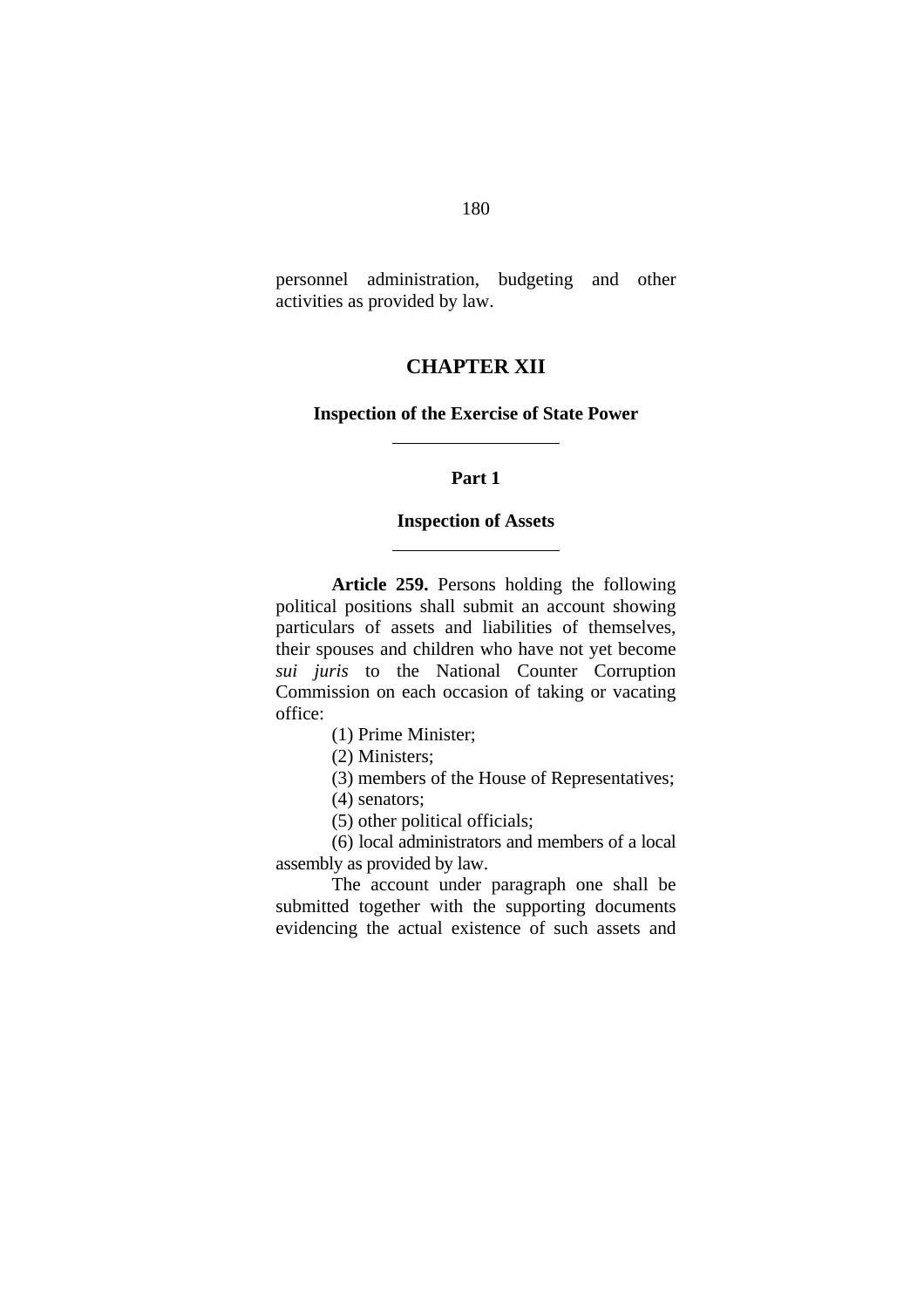personnel administration, budgeting and other activities as provided by law.

# CHAPTER XII

## Inspection of the Exercise of State Power

---

### Part 1

### Inspection of Assets

---

**Article 259.** Persons holding the following political positions shall submit an account showing particulars of assets and liabilities of themselves, their spouses and children who have not yet become *sui juris* to the National Counter Corruption Commission on each occasion of taking or vacating office:

(1) Prime Minister;

(2) Ministers;

(3) members of the House of Representatives;

(4) senators;

(5) other political officials;

(6) local administrators and members of a local assembly as provided by law.

The account under paragraph one shall be submitted together with the supporting documents evidencing the actual existence of such assets and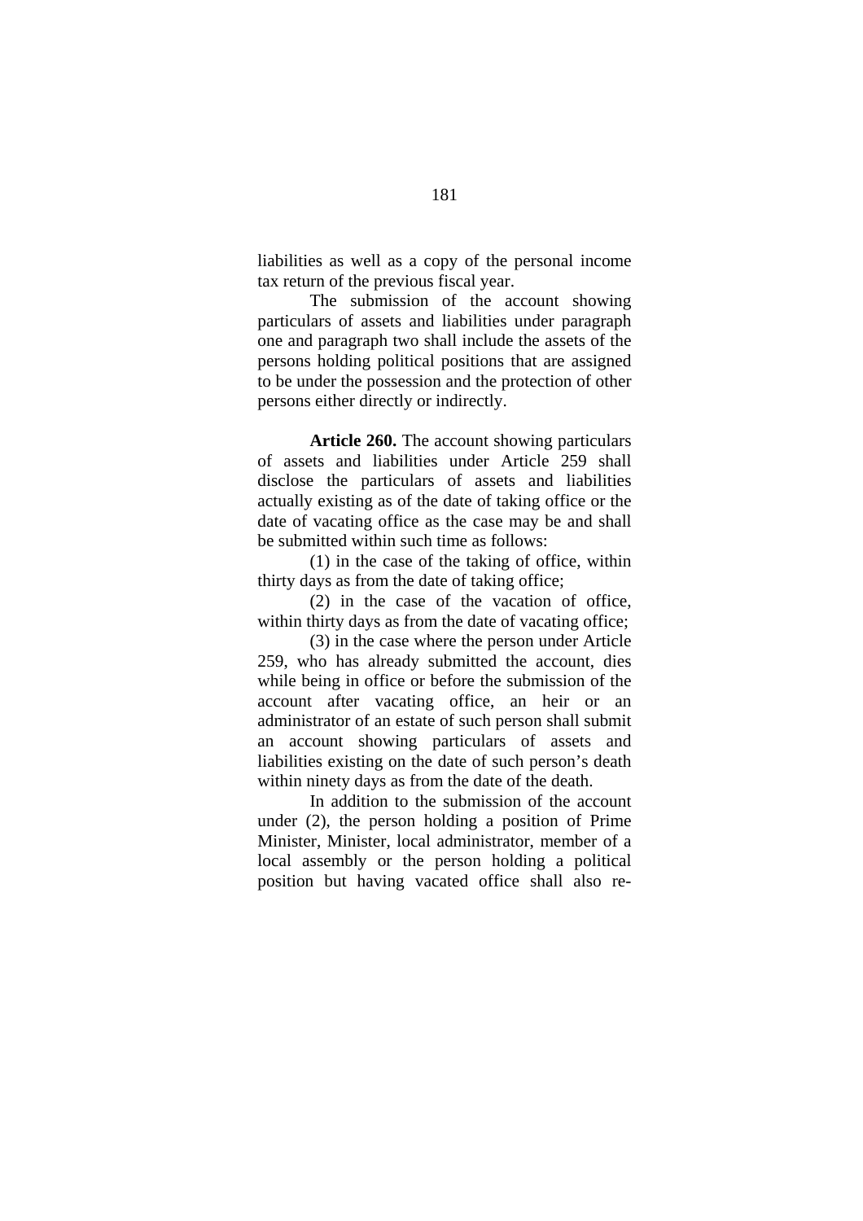liabilities as well as a copy of the personal income tax return of the previous fiscal year.

The submission of the account showing particulars of assets and liabilities under paragraph one and paragraph two shall include the assets of the persons holding political positions that are assigned to be under the possession and the protection of other persons either directly or indirectly.

**Article 260.** The account showing particulars of assets and liabilities under Article 259 shall disclose the particulars of assets and liabilities actually existing as of the date of taking office or the date of vacating office as the case may be and shall be submitted within such time as follows:

(1) in the case of the taking of office, within thirty days as from the date of taking office;

(2) in the case of the vacation of office, within thirty days as from the date of vacating office;

(3) in the case where the person under Article 259, who has already submitted the account, dies while being in office or before the submission of the account after vacating office, an heir or an administrator of an estate of such person shall submit an account showing particulars of assets and liabilities existing on the date of such person's death within ninety days as from the date of the death.

In addition to the submission of the account under (2), the person holding a position of Prime Minister, Minister, local administrator, member of a local assembly or the person holding a political position but having vacated office shall also re-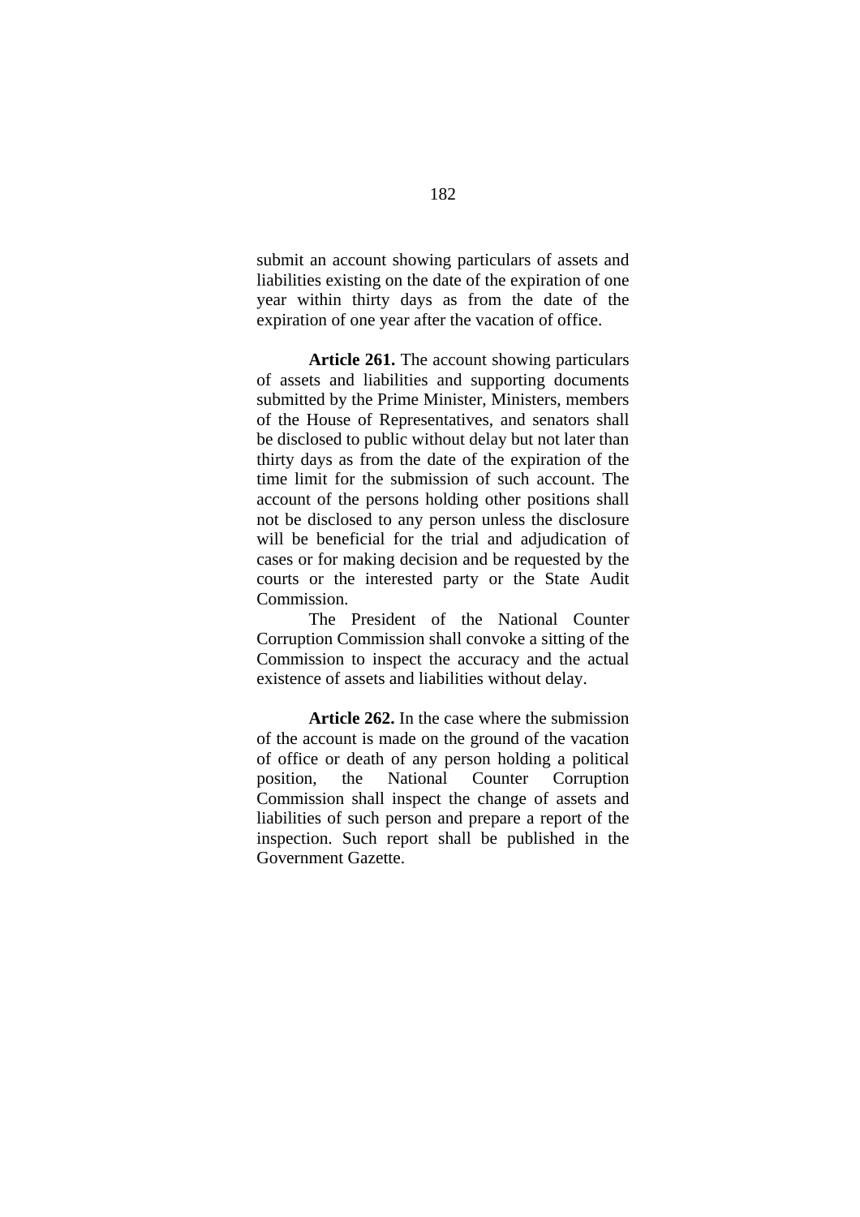submit an account showing particulars of assets and liabilities existing on the date of the expiration of one year within thirty days as from the date of the expiration of one year after the vacation of office.

**Article 261.** The account showing particulars of assets and liabilities and supporting documents submitted by the Prime Minister, Ministers, members of the House of Representatives, and senators shall be disclosed to public without delay but not later than thirty days as from the date of the expiration of the time limit for the submission of such account. The account of the persons holding other positions shall not be disclosed to any person unless the disclosure will be beneficial for the trial and adjudication of cases or for making decision and be requested by the courts or the interested party or the State Audit Commission.

The President of the National Counter Corruption Commission shall convoke a sitting of the Commission to inspect the accuracy and the actual existence of assets and liabilities without delay.

**Article 262.** In the case where the submission of the account is made on the ground of the vacation of office or death of any person holding a political position, the National Counter Corruption Commission shall inspect the change of assets and liabilities of such person and prepare a report of the inspection. Such report shall be published in the Government Gazette.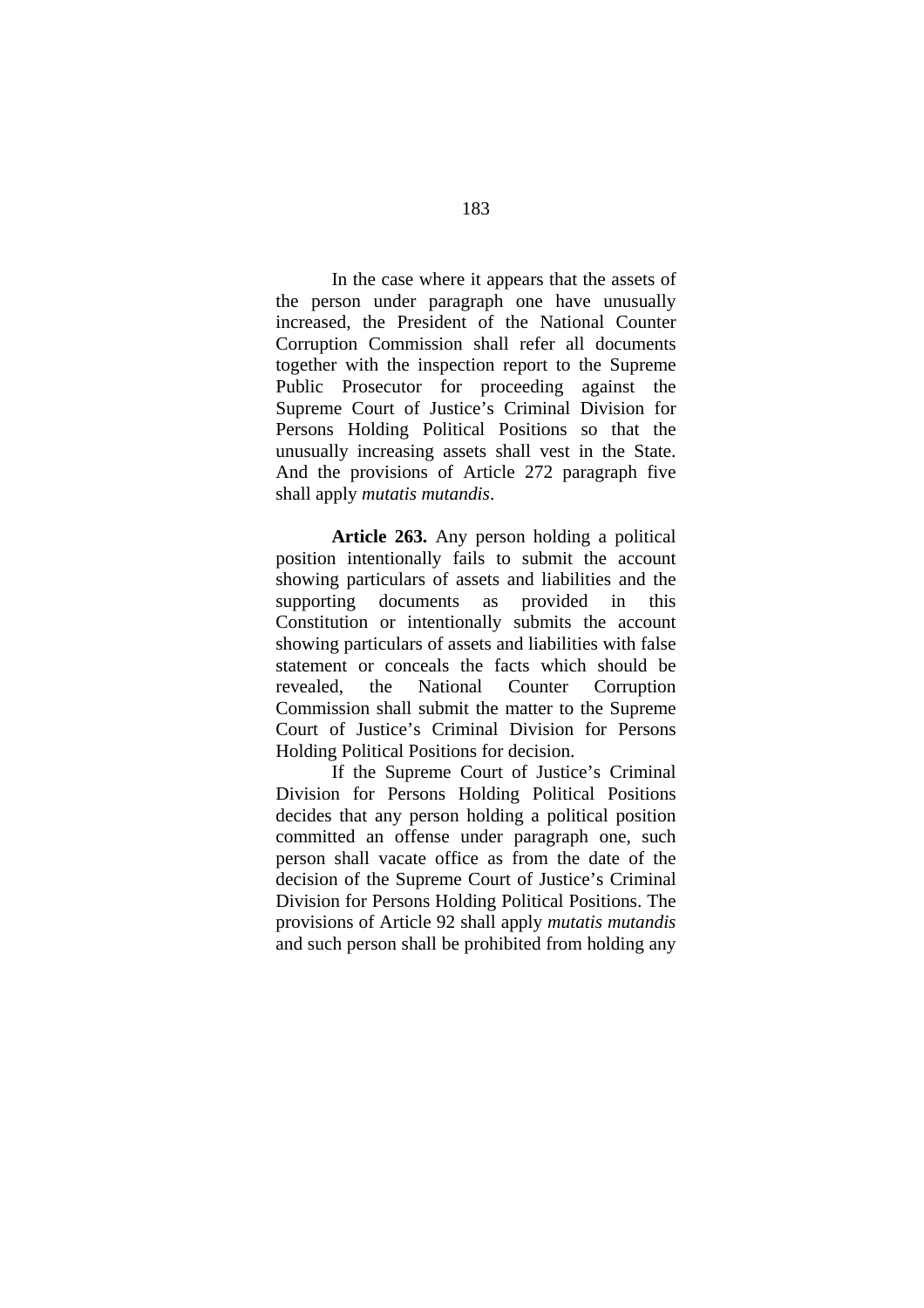In the case where it appears that the assets of the person under paragraph one have unusually increased, the President of the National Counter Corruption Commission shall refer all documents together with the inspection report to the Supreme Public Prosecutor for proceeding against the Supreme Court of Justice's Criminal Division for Persons Holding Political Positions so that the unusually increasing assets shall vest in the State. And the provisions of Article 272 paragraph five shall apply *mutatis mutandis*.

**Article 263.** Any person holding a political position intentionally fails to submit the account showing particulars of assets and liabilities and the supporting documents as provided in this Constitution or intentionally submits the account showing particulars of assets and liabilities with false statement or conceals the facts which should be revealed, the National Counter Corruption Commission shall submit the matter to the Supreme Court of Justice's Criminal Division for Persons Holding Political Positions for decision.

If the Supreme Court of Justice's Criminal Division for Persons Holding Political Positions decides that any person holding a political position committed an offense under paragraph one, such person shall vacate office as from the date of the decision of the Supreme Court of Justice's Criminal Division for Persons Holding Political Positions. The provisions of Article 92 shall apply *mutatis mutandis* and such person shall be prohibited from holding any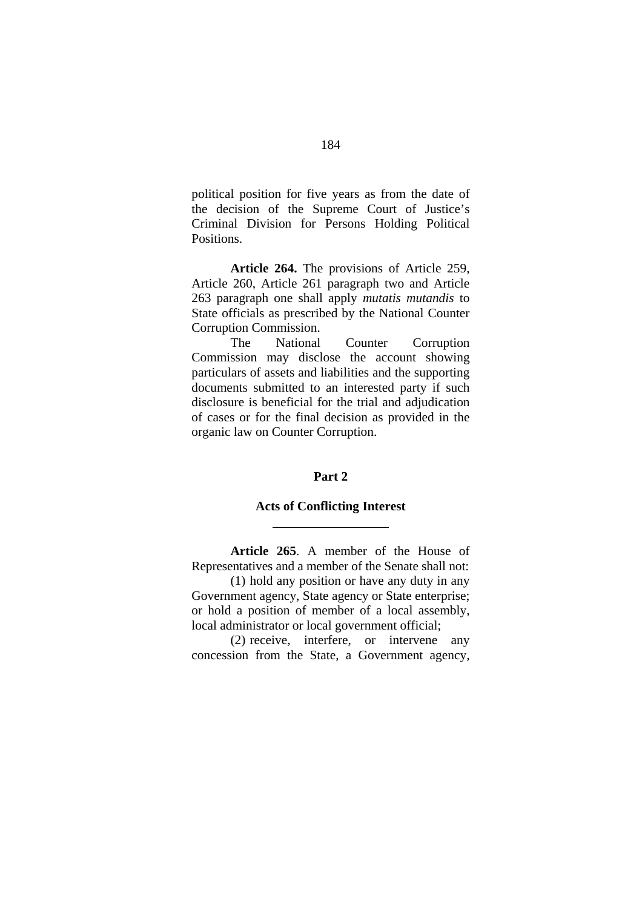political position for five years as from the date of the decision of the Supreme Court of Justice's Criminal Division for Persons Holding Political Positions.

**Article 264.** The provisions of Article 259, Article 260, Article 261 paragraph two and Article 263 paragraph one shall apply *mutatis mutandis* to State officials as prescribed by the National Counter Corruption Commission.

The National Counter Corruption Commission may disclose the account showing particulars of assets and liabilities and the supporting documents submitted to an interested party if such disclosure is beneficial for the trial and adjudication of cases or for the final decision as provided in the organic law on Counter Corruption.

## Part 2

## Acts of Conflicting Interest

---

**Article 265**. A member of the House of Representatives and a member of the Senate shall not:

(1) hold any position or have any duty in any Government agency, State agency or State enterprise; or hold a position of member of a local assembly, local administrator or local government official;

(2) receive, interfere, or intervene any concession from the State, a Government agency,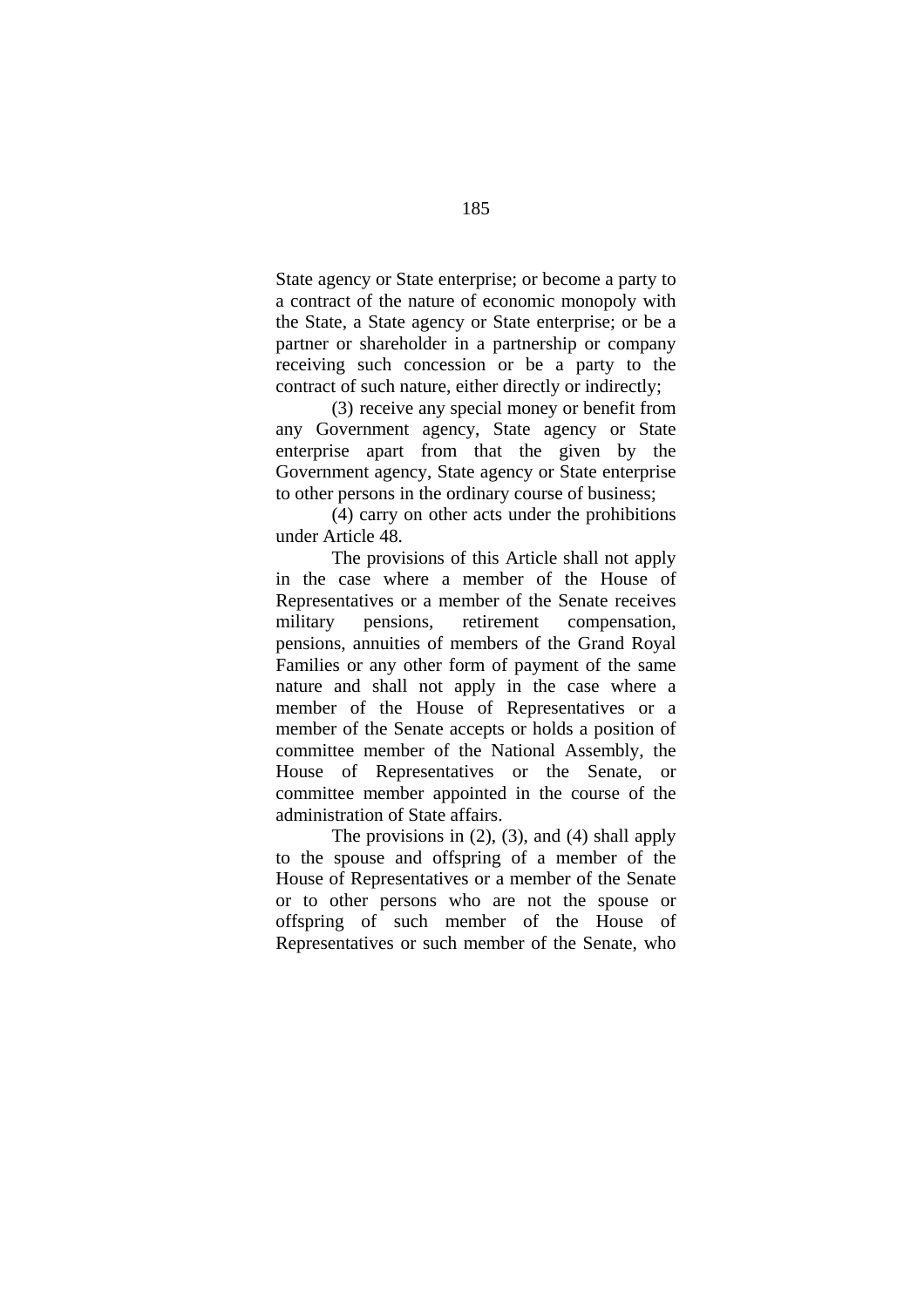State agency or State enterprise; or become a party to a contract of the nature of economic monopoly with the State, a State agency or State enterprise; or be a partner or shareholder in a partnership or company receiving such concession or be a party to the contract of such nature, either directly or indirectly;

(3) receive any special money or benefit from any Government agency, State agency or State enterprise apart from that the given by the Government agency, State agency or State enterprise to other persons in the ordinary course of business;

(4) carry on other acts under the prohibitions under Article 48.

The provisions of this Article shall not apply in the case where a member of the House of Representatives or a member of the Senate receives military pensions, retirement compensation, pensions, annuities of members of the Grand Royal Families or any other form of payment of the same nature and shall not apply in the case where a member of the House of Representatives or a member of the Senate accepts or holds a position of committee member of the National Assembly, the House of Representatives or the Senate, or committee member appointed in the course of the administration of State affairs.

The provisions in (2), (3), and (4) shall apply to the spouse and offspring of a member of the House of Representatives or a member of the Senate or to other persons who are not the spouse or offspring of such member of the House of Representatives or such member of the Senate, who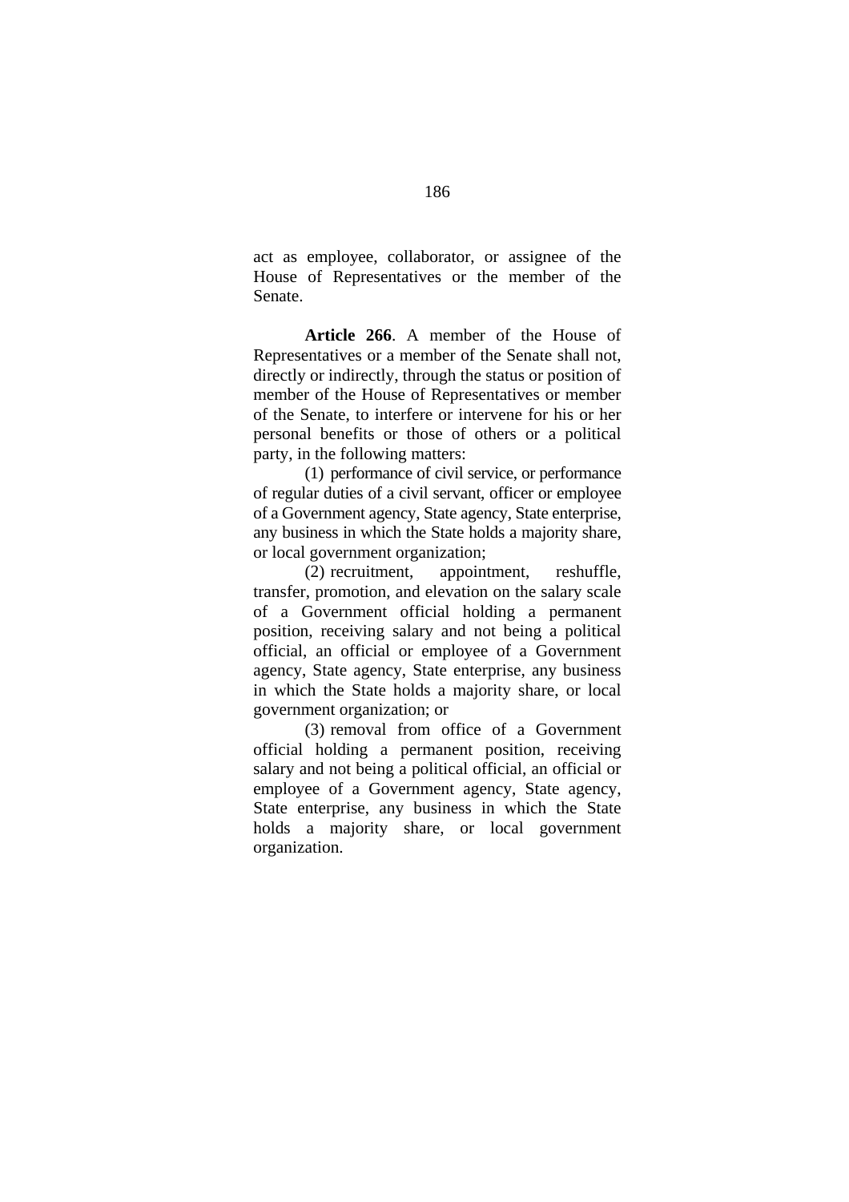act as employee, collaborator, or assignee of the House of Representatives or the member of the Senate.

**Article 266**. A member of the House of Representatives or a member of the Senate shall not, directly or indirectly, through the status or position of member of the House of Representatives or member of the Senate, to interfere or intervene for his or her personal benefits or those of others or a political party, in the following matters:

(1) performance of civil service, or performance of regular duties of a civil servant, officer or employee of a Government agency, State agency, State enterprise, any business in which the State holds a majority share, or local government organization;

(2) recruitment, appointment, reshuffle, transfer, promotion, and elevation on the salary scale of a Government official holding a permanent position, receiving salary and not being a political official, an official or employee of a Government agency, State agency, State enterprise, any business in which the State holds a majority share, or local government organization; or

(3) removal from office of a Government official holding a permanent position, receiving salary and not being a political official, an official or employee of a Government agency, State agency, State enterprise, any business in which the State holds a majority share, or local government organization.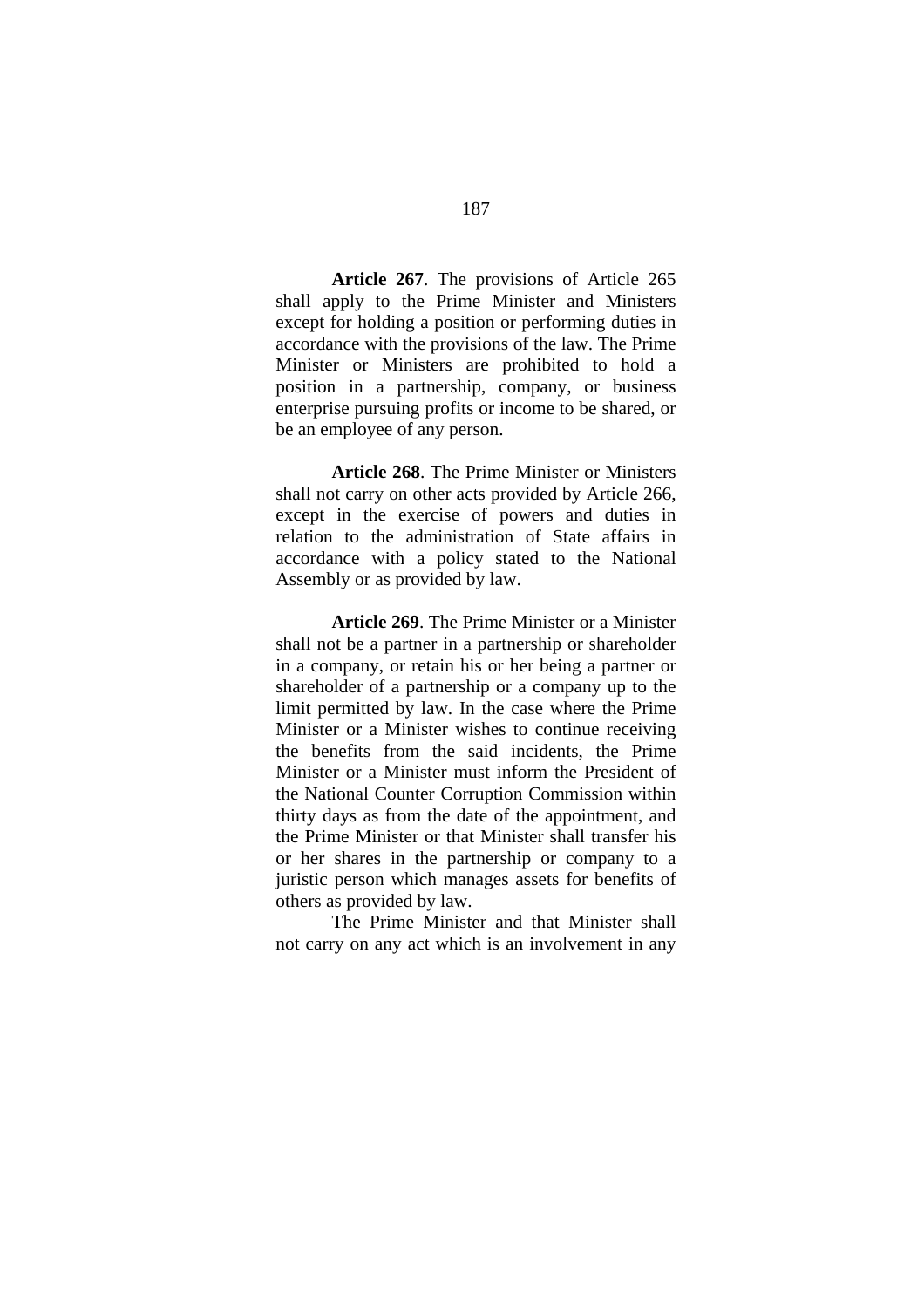**Article 267**. The provisions of Article 265 shall apply to the Prime Minister and Ministers except for holding a position or performing duties in accordance with the provisions of the law. The Prime Minister or Ministers are prohibited to hold a position in a partnership, company, or business enterprise pursuing profits or income to be shared, or be an employee of any person.

**Article 268**. The Prime Minister or Ministers shall not carry on other acts provided by Article 266, except in the exercise of powers and duties in relation to the administration of State affairs in accordance with a policy stated to the National Assembly or as provided by law.

**Article 269**. The Prime Minister or a Minister shall not be a partner in a partnership or shareholder in a company, or retain his or her being a partner or shareholder of a partnership or a company up to the limit permitted by law. In the case where the Prime Minister or a Minister wishes to continue receiving the benefits from the said incidents, the Prime Minister or a Minister must inform the President of the National Counter Corruption Commission within thirty days as from the date of the appointment, and the Prime Minister or that Minister shall transfer his or her shares in the partnership or company to a juristic person which manages assets for benefits of others as provided by law.

The Prime Minister and that Minister shall not carry on any act which is an involvement in any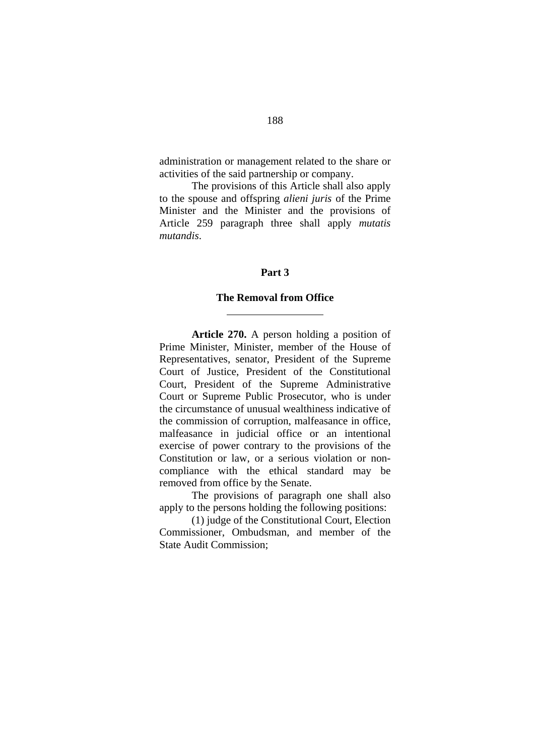administration or management related to the share or activities of the said partnership or company.

The provisions of this Article shall also apply to the spouse and offspring *alieni juris* of the Prime Minister and the Minister and the provisions of Article 259 paragraph three shall apply *mutatis mutandis*.

## Part 3

## The Removal from Office

---

**Article 270.** A person holding a position of Prime Minister, Minister, member of the House of Representatives, senator, President of the Supreme Court of Justice, President of the Constitutional Court, President of the Supreme Administrative Court or Supreme Public Prosecutor, who is under the circumstance of unusual wealthiness indicative of the commission of corruption, malfeasance in office, malfeasance in judicial office or an intentional exercise of power contrary to the provisions of the Constitution or law, or a serious violation or non-compliance with the ethical standard may be removed from office by the Senate.

The provisions of paragraph one shall also apply to the persons holding the following positions:

(1) judge of the Constitutional Court, Election Commissioner, Ombudsman, and member of the State Audit Commission;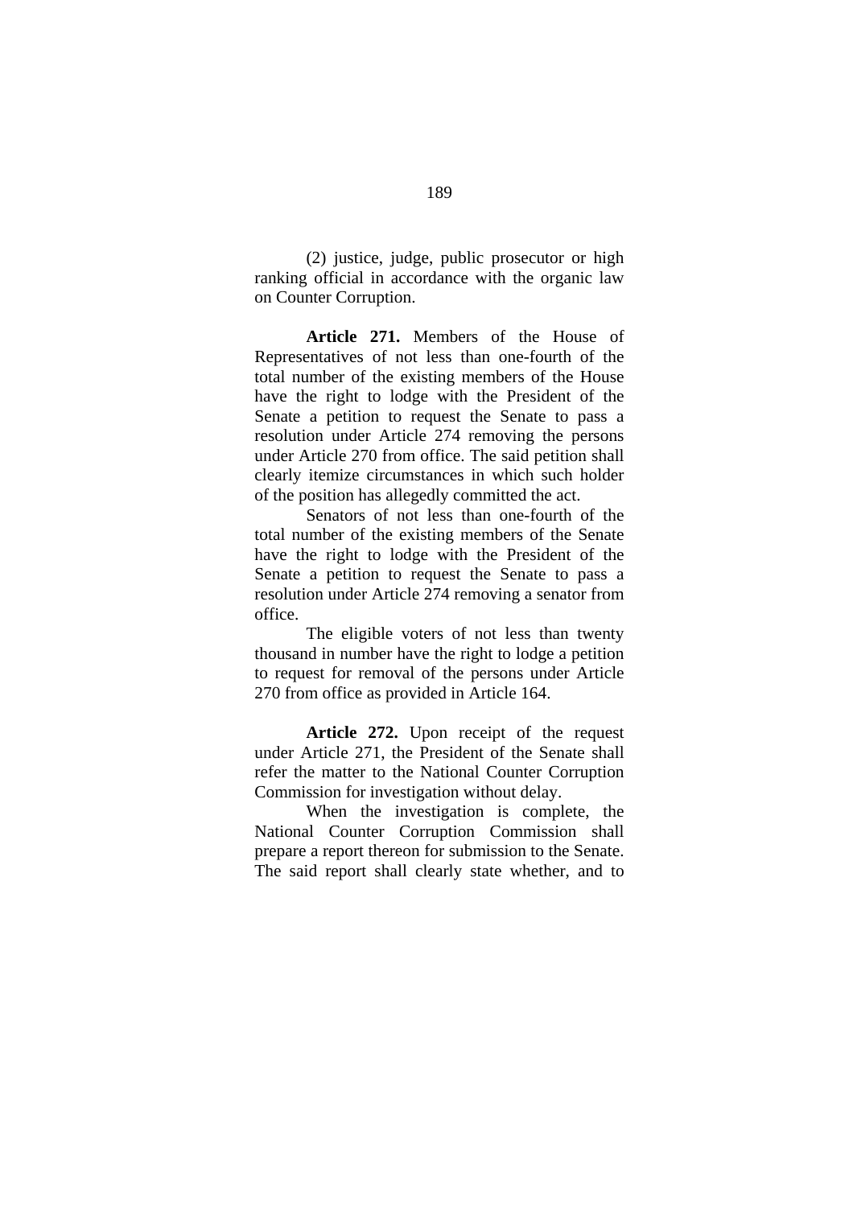(2) justice, judge, public prosecutor or high ranking official in accordance with the organic law on Counter Corruption.

**Article 271.** Members of the House of Representatives of not less than one-fourth of the total number of the existing members of the House have the right to lodge with the President of the Senate a petition to request the Senate to pass a resolution under Article 274 removing the persons under Article 270 from office. The said petition shall clearly itemize circumstances in which such holder of the position has allegedly committed the act.

Senators of not less than one-fourth of the total number of the existing members of the Senate have the right to lodge with the President of the Senate a petition to request the Senate to pass a resolution under Article 274 removing a senator from office.

The eligible voters of not less than twenty thousand in number have the right to lodge a petition to request for removal of the persons under Article 270 from office as provided in Article 164.

**Article 272.** Upon receipt of the request under Article 271, the President of the Senate shall refer the matter to the National Counter Corruption Commission for investigation without delay.

When the investigation is complete, the National Counter Corruption Commission shall prepare a report thereon for submission to the Senate. The said report shall clearly state whether, and to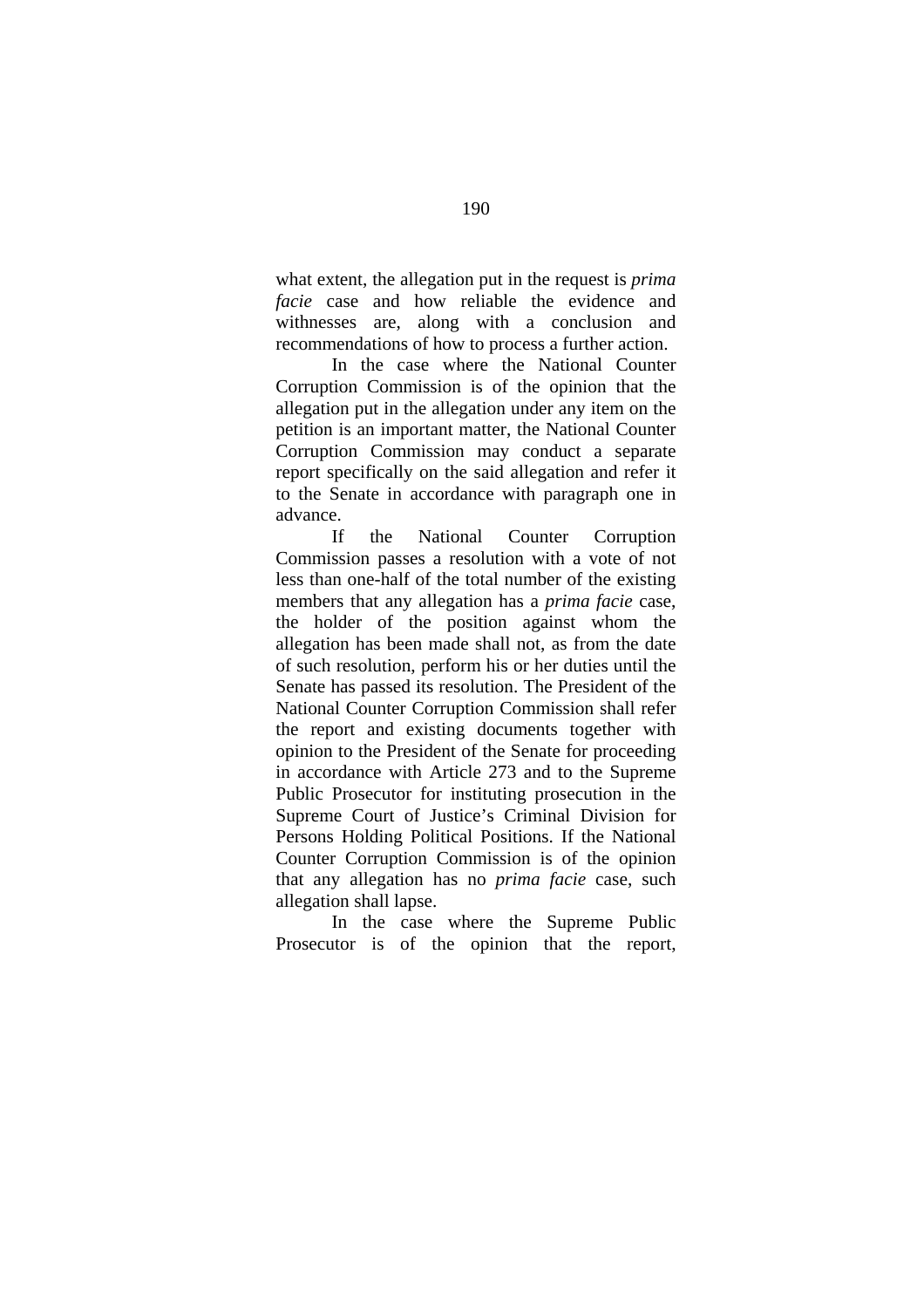what extent, the allegation put in the request is *prima facie* case and how reliable the evidence and withnesses are, along with a conclusion and recommendations of how to process a further action.

In the case where the National Counter Corruption Commission is of the opinion that the allegation put in the allegation under any item on the petition is an important matter, the National Counter Corruption Commission may conduct a separate report specifically on the said allegation and refer it to the Senate in accordance with paragraph one in advance.

If the National Counter Corruption Commission passes a resolution with a vote of not less than one-half of the total number of the existing members that any allegation has a *prima facie* case, the holder of the position against whom the allegation has been made shall not, as from the date of such resolution, perform his or her duties until the Senate has passed its resolution. The President of the National Counter Corruption Commission shall refer the report and existing documents together with opinion to the President of the Senate for proceeding in accordance with Article 273 and to the Supreme Public Prosecutor for instituting prosecution in the Supreme Court of Justice's Criminal Division for Persons Holding Political Positions. If the National Counter Corruption Commission is of the opinion that any allegation has no *prima facie* case, such allegation shall lapse.

In the case where the Supreme Public Prosecutor is of the opinion that the report,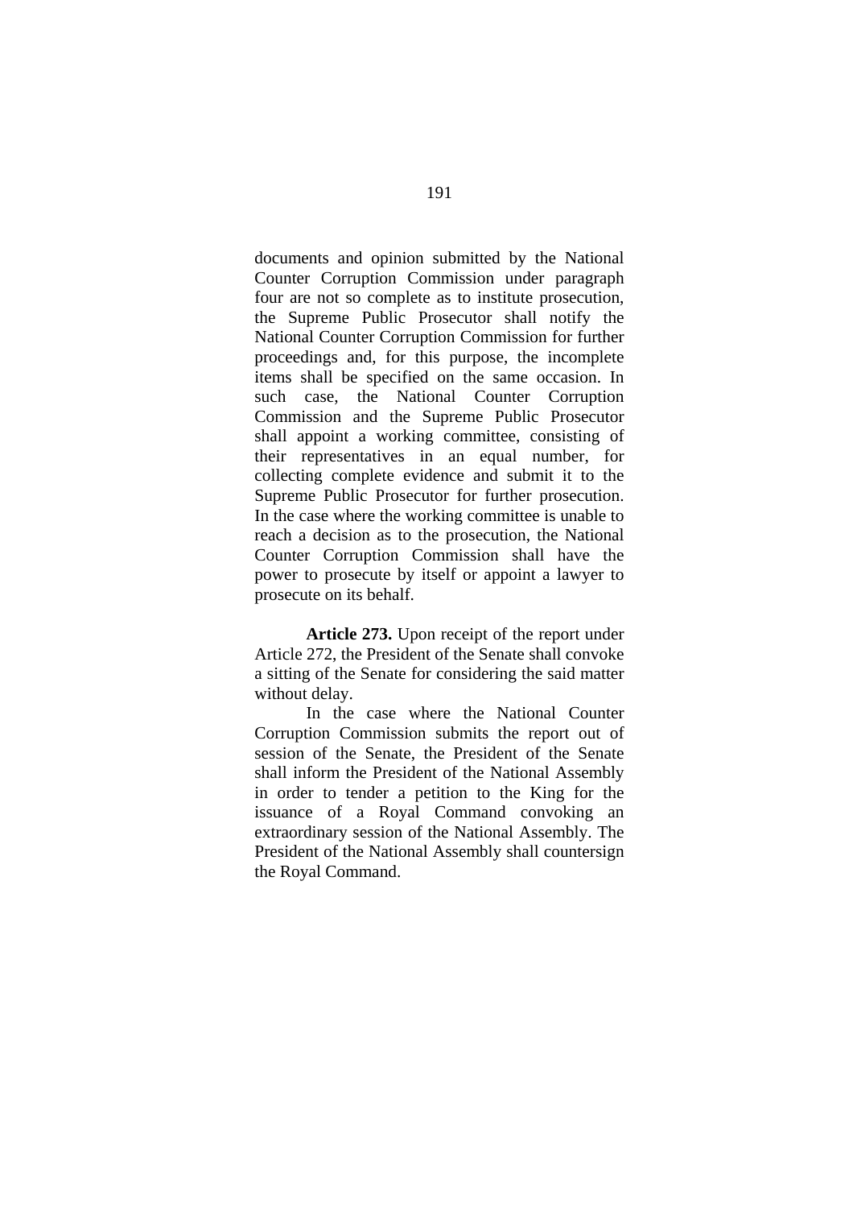documents and opinion submitted by the National Counter Corruption Commission under paragraph four are not so complete as to institute prosecution, the Supreme Public Prosecutor shall notify the National Counter Corruption Commission for further proceedings and, for this purpose, the incomplete items shall be specified on the same occasion. In such case, the National Counter Corruption Commission and the Supreme Public Prosecutor shall appoint a working committee, consisting of their representatives in an equal number, for collecting complete evidence and submit it to the Supreme Public Prosecutor for further prosecution. In the case where the working committee is unable to reach a decision as to the prosecution, the National Counter Corruption Commission shall have the power to prosecute by itself or appoint a lawyer to prosecute on its behalf.

**Article 273.** Upon receipt of the report under Article 272, the President of the Senate shall convoke a sitting of the Senate for considering the said matter without delay.

In the case where the National Counter Corruption Commission submits the report out of session of the Senate, the President of the Senate shall inform the President of the National Assembly in order to tender a petition to the King for the issuance of a Royal Command convoking an extraordinary session of the National Assembly. The President of the National Assembly shall countersign the Royal Command.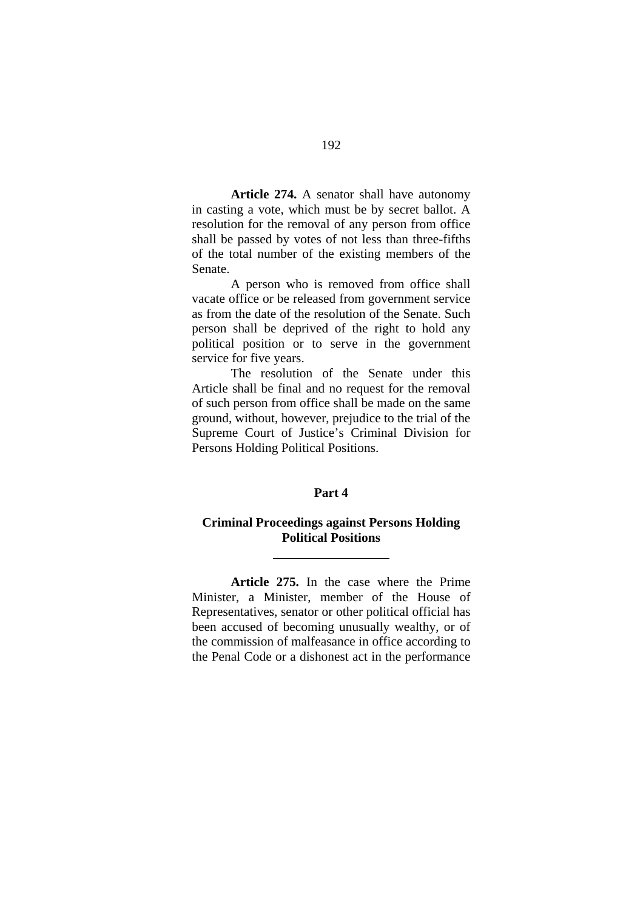**Article 274.** A senator shall have autonomy in casting a vote, which must be by secret ballot. A resolution for the removal of any person from office shall be passed by votes of not less than three-fifths of the total number of the existing members of the Senate.

A person who is removed from office shall vacate office or be released from government service as from the date of the resolution of the Senate. Such person shall be deprived of the right to hold any political position or to serve in the government service for five years.

The resolution of the Senate under this Article shall be final and no request for the removal of such person from office shall be made on the same ground, without, however, prejudice to the trial of the Supreme Court of Justice's Criminal Division for Persons Holding Political Positions.

## Part 4

## Criminal Proceedings against Persons Holding Political Positions

---

**Article 275.** In the case where the Prime Minister, a Minister, member of the House of Representatives, senator or other political official has been accused of becoming unusually wealthy, or of the commission of malfeasance in office according to the Penal Code or a dishonest act in the performance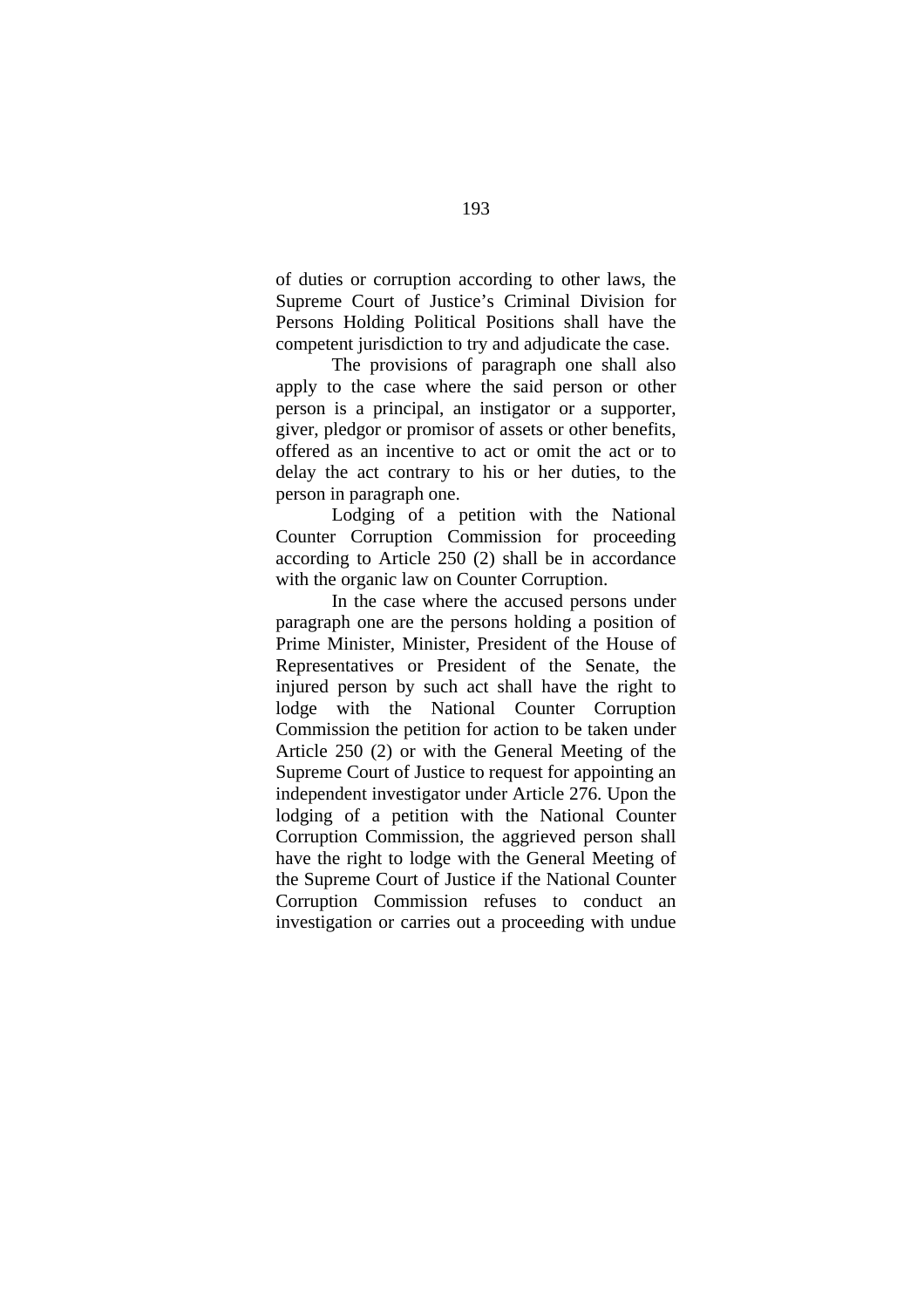of duties or corruption according to other laws, the Supreme Court of Justice's Criminal Division for Persons Holding Political Positions shall have the competent jurisdiction to try and adjudicate the case.

The provisions of paragraph one shall also apply to the case where the said person or other person is a principal, an instigator or a supporter, giver, pledgor or promisor of assets or other benefits, offered as an incentive to act or omit the act or to delay the act contrary to his or her duties, to the person in paragraph one.

Lodging of a petition with the National Counter Corruption Commission for proceeding according to Article 250 (2) shall be in accordance with the organic law on Counter Corruption.

In the case where the accused persons under paragraph one are the persons holding a position of Prime Minister, Minister, President of the House of Representatives or President of the Senate, the injured person by such act shall have the right to lodge with the National Counter Corruption Commission the petition for action to be taken under Article 250 (2) or with the General Meeting of the Supreme Court of Justice to request for appointing an independent investigator under Article 276. Upon the lodging of a petition with the National Counter Corruption Commission, the aggrieved person shall have the right to lodge with the General Meeting of the Supreme Court of Justice if the National Counter Corruption Commission refuses to conduct an investigation or carries out a proceeding with undue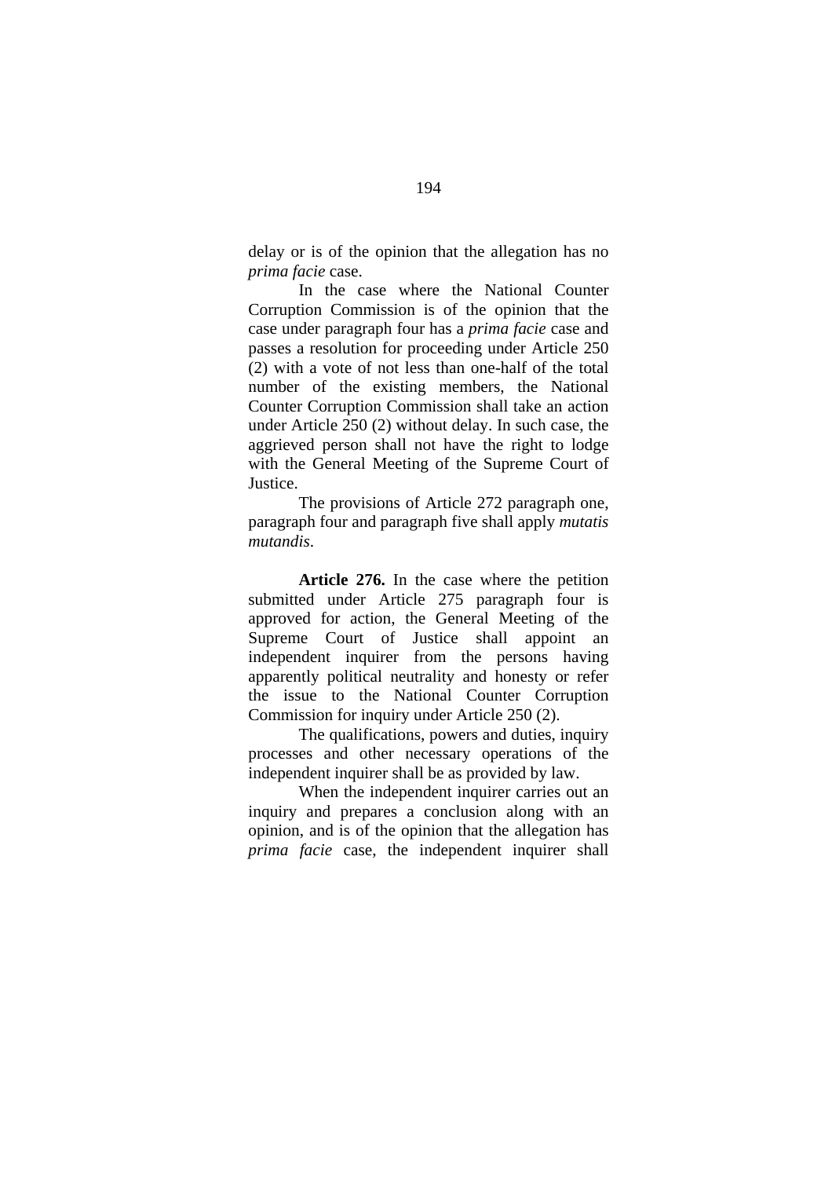delay or is of the opinion that the allegation has no *prima facie* case.

In the case where the National Counter Corruption Commission is of the opinion that the case under paragraph four has a *prima facie* case and passes a resolution for proceeding under Article 250 (2) with a vote of not less than one-half of the total number of the existing members, the National Counter Corruption Commission shall take an action under Article 250 (2) without delay. In such case, the aggrieved person shall not have the right to lodge with the General Meeting of the Supreme Court of Justice.

The provisions of Article 272 paragraph one, paragraph four and paragraph five shall apply *mutatis mutandis*.

**Article 276.** In the case where the petition submitted under Article 275 paragraph four is approved for action, the General Meeting of the Supreme Court of Justice shall appoint an independent inquirer from the persons having apparently political neutrality and honesty or refer the issue to the National Counter Corruption Commission for inquiry under Article 250 (2).

The qualifications, powers and duties, inquiry processes and other necessary operations of the independent inquirer shall be as provided by law.

When the independent inquirer carries out an inquiry and prepares a conclusion along with an opinion, and is of the opinion that the allegation has *prima facie* case, the independent inquirer shall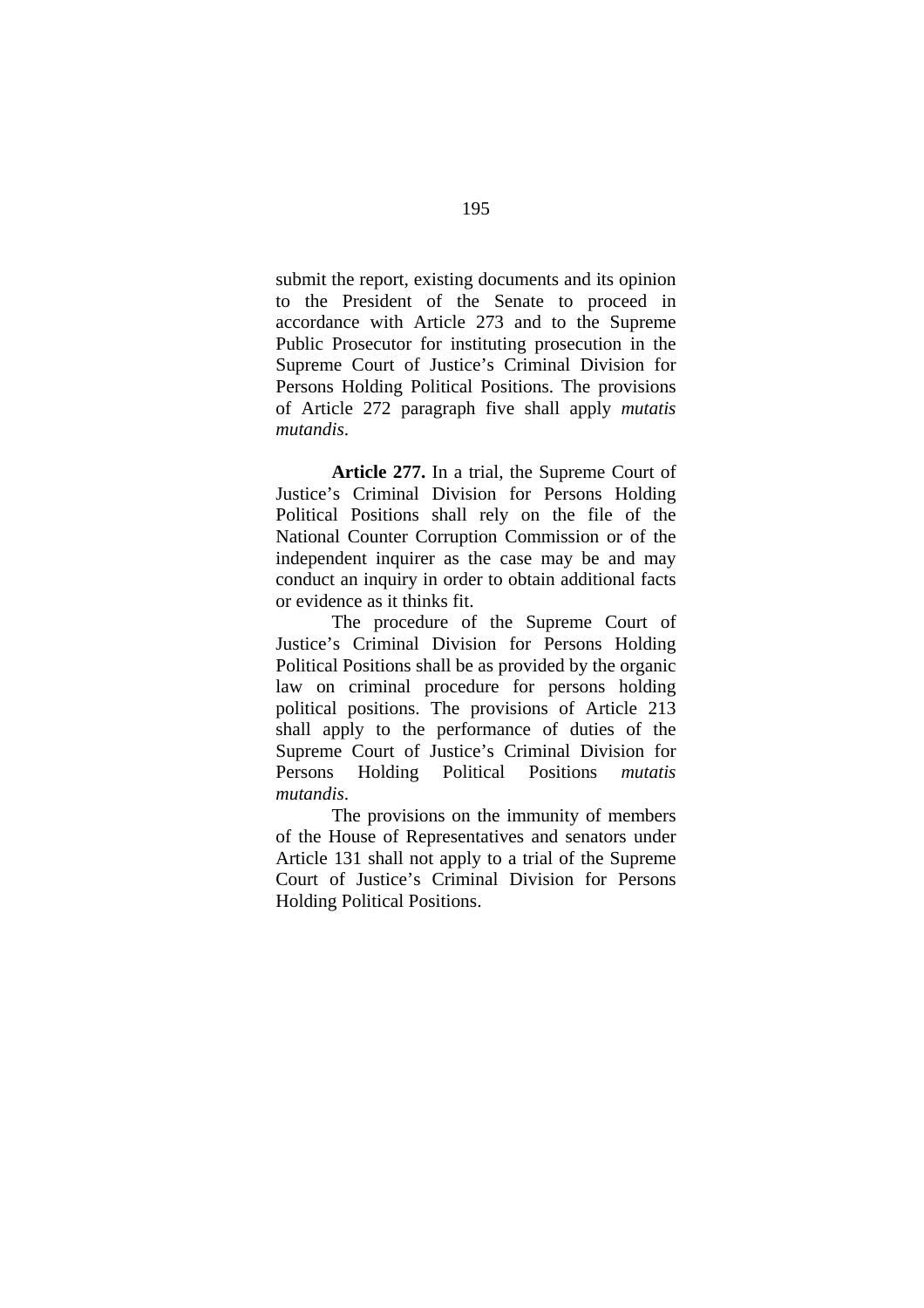submit the report, existing documents and its opinion to the President of the Senate to proceed in accordance with Article 273 and to the Supreme Public Prosecutor for instituting prosecution in the Supreme Court of Justice's Criminal Division for Persons Holding Political Positions. The provisions of Article 272 paragraph five shall apply *mutatis mutandis*.

**Article 277.** In a trial, the Supreme Court of Justice's Criminal Division for Persons Holding Political Positions shall rely on the file of the National Counter Corruption Commission or of the independent inquirer as the case may be and may conduct an inquiry in order to obtain additional facts or evidence as it thinks fit.

The procedure of the Supreme Court of Justice's Criminal Division for Persons Holding Political Positions shall be as provided by the organic law on criminal procedure for persons holding political positions. The provisions of Article 213 shall apply to the performance of duties of the Supreme Court of Justice's Criminal Division for Persons Holding Political Positions *mutatis mutandis*.

The provisions on the immunity of members of the House of Representatives and senators under Article 131 shall not apply to a trial of the Supreme Court of Justice's Criminal Division for Persons Holding Political Positions.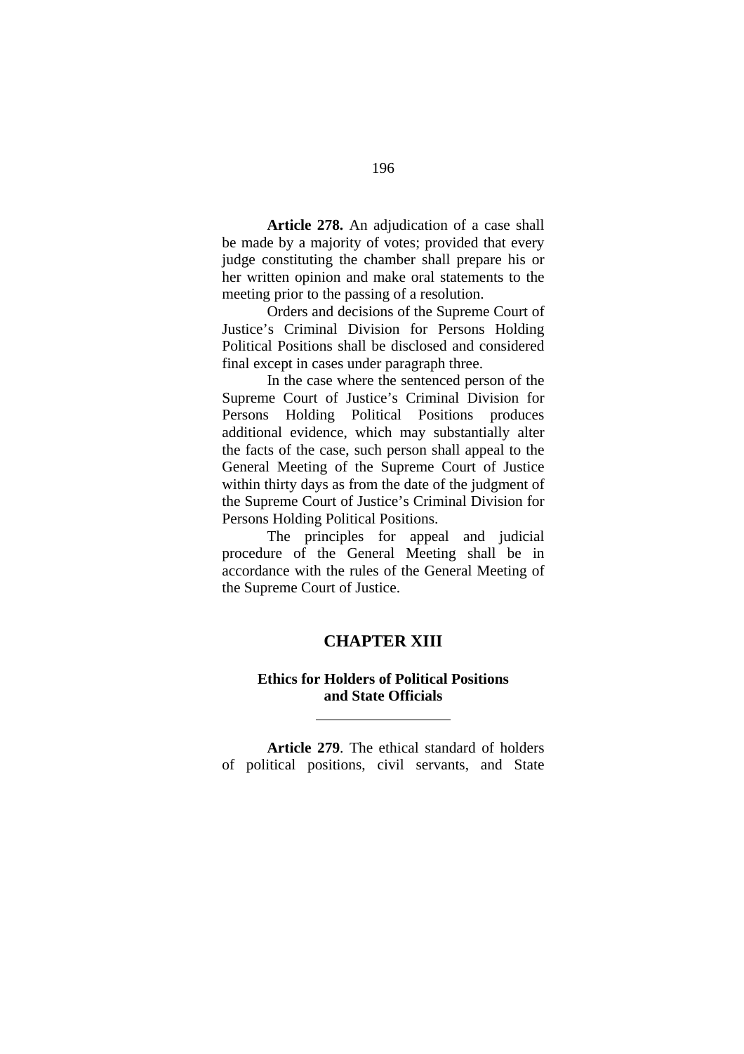**Article 278.** An adjudication of a case shall be made by a majority of votes; provided that every judge constituting the chamber shall prepare his or her written opinion and make oral statements to the meeting prior to the passing of a resolution.

Orders and decisions of the Supreme Court of Justice's Criminal Division for Persons Holding Political Positions shall be disclosed and considered final except in cases under paragraph three.

In the case where the sentenced person of the Supreme Court of Justice's Criminal Division for Persons Holding Political Positions produces additional evidence, which may substantially alter the facts of the case, such person shall appeal to the General Meeting of the Supreme Court of Justice within thirty days as from the date of the judgment of the Supreme Court of Justice's Criminal Division for Persons Holding Political Positions.

The principles for appeal and judicial procedure of the General Meeting shall be in accordance with the rules of the General Meeting of the Supreme Court of Justice.

## CHAPTER XIII

### Ethics for Holders of Political Positions and State Officials

---

**Article 279**. The ethical standard of holders of political positions, civil servants, and State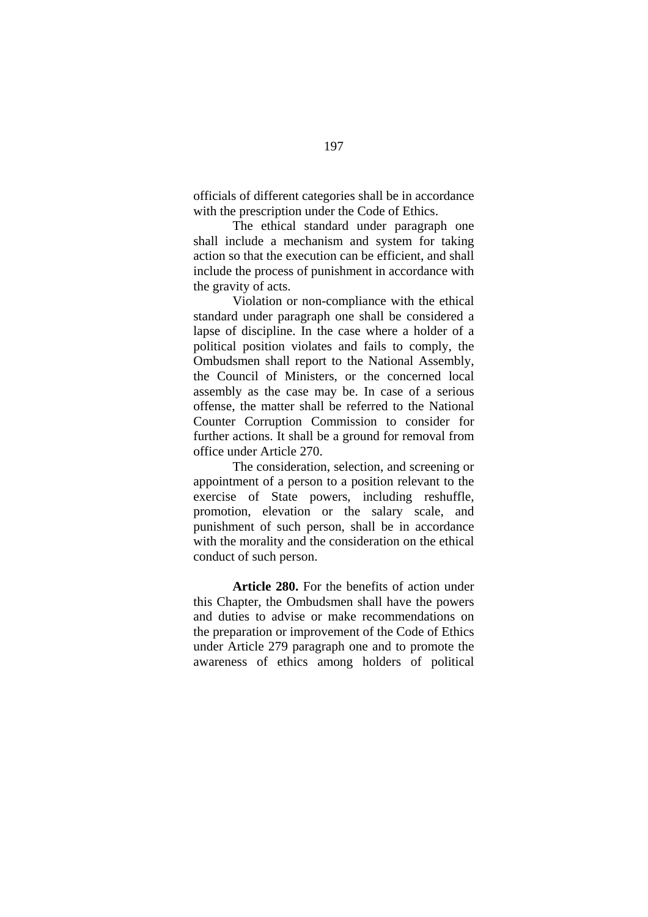officials of different categories shall be in accordance with the prescription under the Code of Ethics.

The ethical standard under paragraph one shall include a mechanism and system for taking action so that the execution can be efficient, and shall include the process of punishment in accordance with the gravity of acts.

Violation or non-compliance with the ethical standard under paragraph one shall be considered a lapse of discipline. In the case where a holder of a political position violates and fails to comply, the Ombudsmen shall report to the National Assembly, the Council of Ministers, or the concerned local assembly as the case may be. In case of a serious offense, the matter shall be referred to the National Counter Corruption Commission to consider for further actions. It shall be a ground for removal from office under Article 270.

The consideration, selection, and screening or appointment of a person to a position relevant to the exercise of State powers, including reshuffle, promotion, elevation or the salary scale, and punishment of such person, shall be in accordance with the morality and the consideration on the ethical conduct of such person.

**Article 280.** For the benefits of action under this Chapter, the Ombudsmen shall have the powers and duties to advise or make recommendations on the preparation or improvement of the Code of Ethics under Article 279 paragraph one and to promote the awareness of ethics among holders of political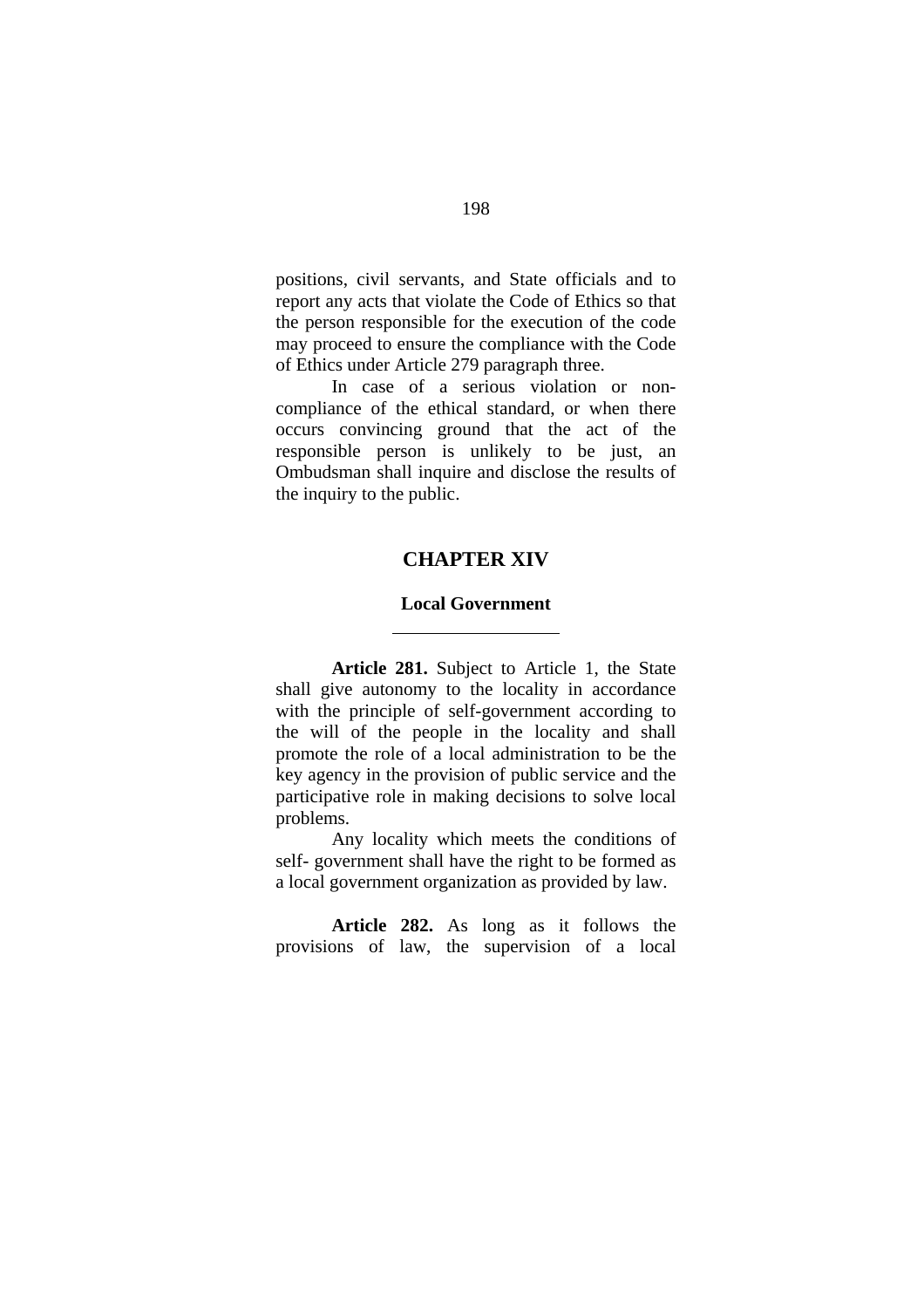positions, civil servants, and State officials and to report any acts that violate the Code of Ethics so that the person responsible for the execution of the code may proceed to ensure the compliance with the Code of Ethics under Article 279 paragraph three.

In case of a serious violation or non-compliance of the ethical standard, or when there occurs convincing ground that the act of the responsible person is unlikely to be just, an Ombudsman shall inquire and disclose the results of the inquiry to the public.

## CHAPTER XIV

### Local Government

---

**Article 281.** Subject to Article 1, the State shall give autonomy to the locality in accordance with the principle of self-government according to the will of the people in the locality and shall promote the role of a local administration to be the key agency in the provision of public service and the participative role in making decisions to solve local problems.

Any locality which meets the conditions of self- government shall have the right to be formed as a local government organization as provided by law.

**Article 282.** As long as it follows the provisions of law, the supervision of a local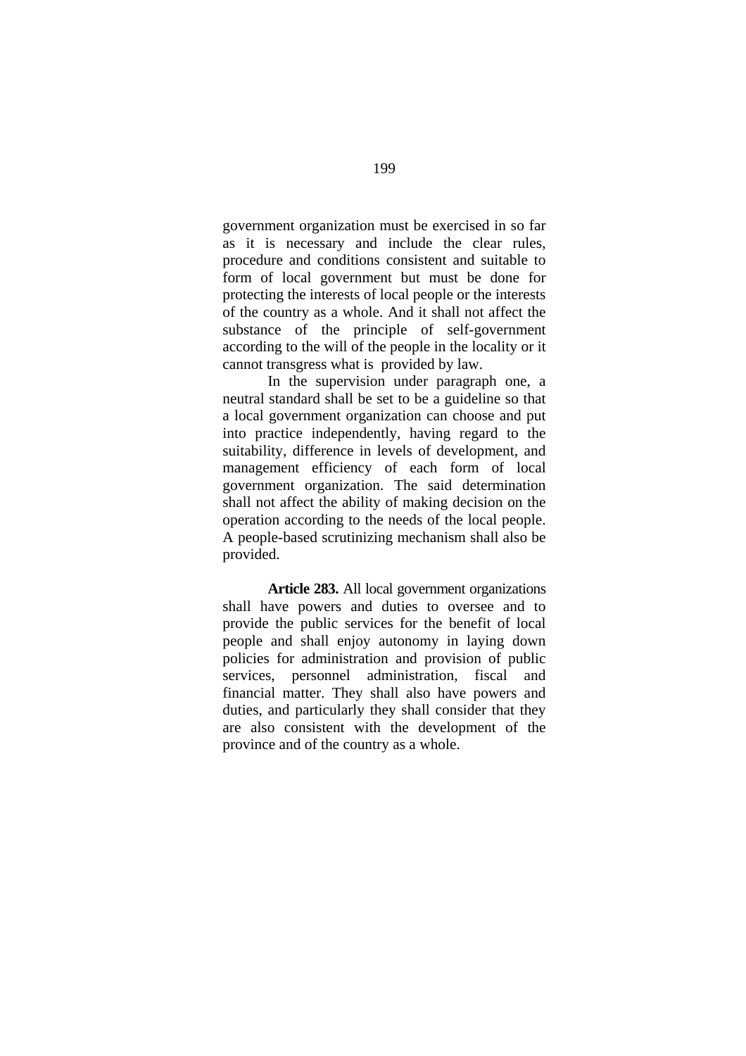government organization must be exercised in so far as it is necessary and include the clear rules, procedure and conditions consistent and suitable to form of local government but must be done for protecting the interests of local people or the interests of the country as a whole. And it shall not affect the substance of the principle of self-government according to the will of the people in the locality or it cannot transgress what is provided by law.

In the supervision under paragraph one, a neutral standard shall be set to be a guideline so that a local government organization can choose and put into practice independently, having regard to the suitability, difference in levels of development, and management efficiency of each form of local government organization. The said determination shall not affect the ability of making decision on the operation according to the needs of the local people. A people-based scrutinizing mechanism shall also be provided.

**Article 283.** All local government organizations shall have powers and duties to oversee and to provide the public services for the benefit of local people and shall enjoy autonomy in laying down policies for administration and provision of public services, personnel administration, fiscal and financial matter. They shall also have powers and duties, and particularly they shall consider that they are also consistent with the development of the province and of the country as a whole.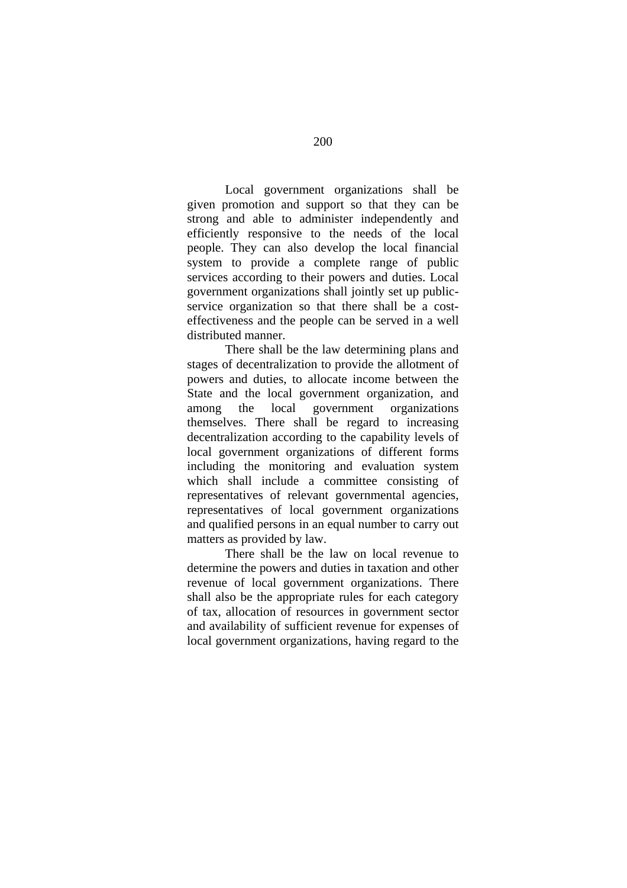Local government organizations shall be given promotion and support so that they can be strong and able to administer independently and efficiently responsive to the needs of the local people. They can also develop the local financial system to provide a complete range of public services according to their powers and duties. Local government organizations shall jointly set up public-service organization so that there shall be a cost-effectiveness and the people can be served in a well distributed manner.

There shall be the law determining plans and stages of decentralization to provide the allotment of powers and duties, to allocate income between the State and the local government organization, and among the local government organizations themselves. There shall be regard to increasing decentralization according to the capability levels of local government organizations of different forms including the monitoring and evaluation system which shall include a committee consisting of representatives of relevant governmental agencies, representatives of local government organizations and qualified persons in an equal number to carry out matters as provided by law.

There shall be the law on local revenue to determine the powers and duties in taxation and other revenue of local government organizations. There shall also be the appropriate rules for each category of tax, allocation of resources in government sector and availability of sufficient revenue for expenses of local government organizations, having regard to the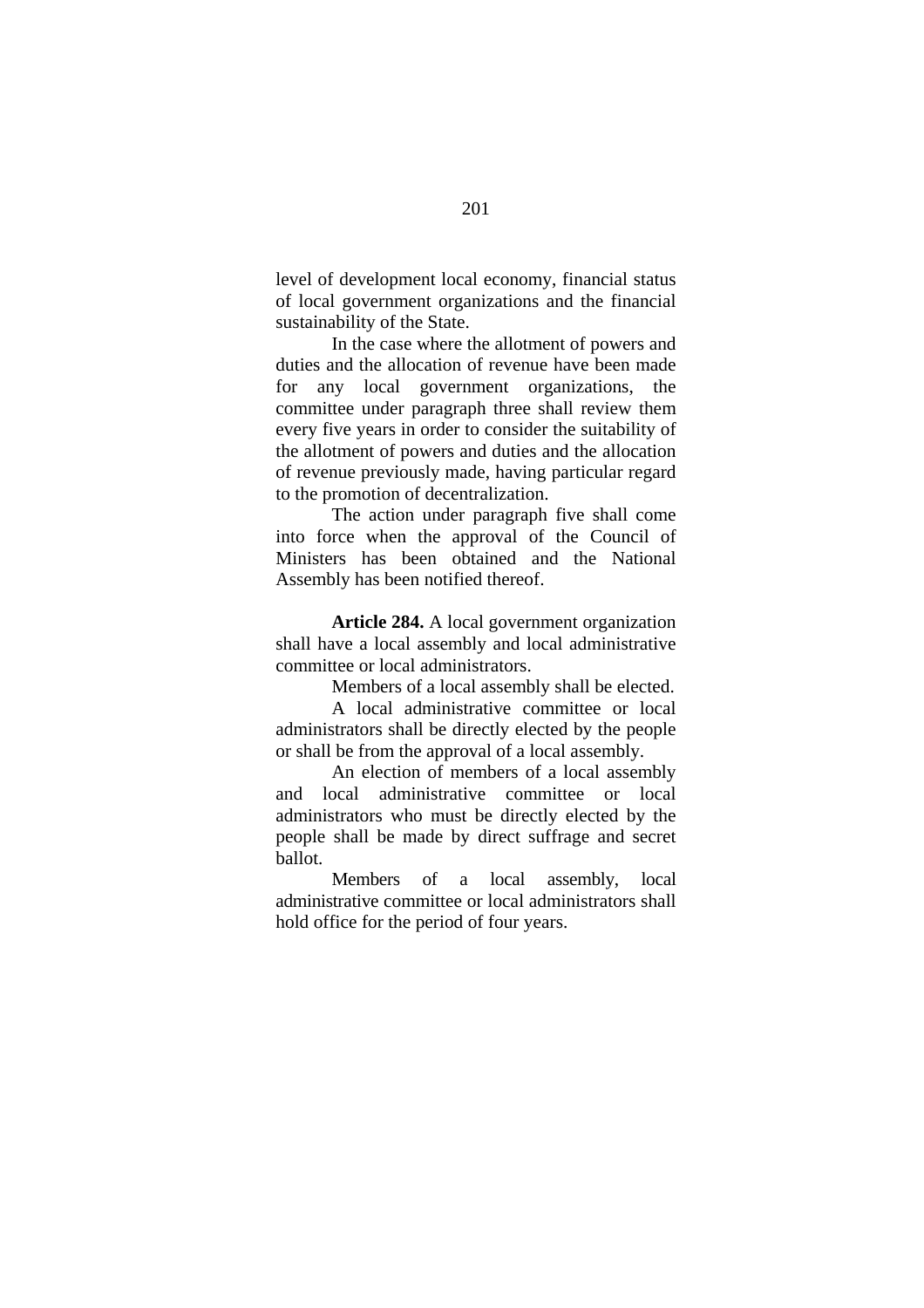level of development local economy, financial status of local government organizations and the financial sustainability of the State.

In the case where the allotment of powers and duties and the allocation of revenue have been made for any local government organizations, the committee under paragraph three shall review them every five years in order to consider the suitability of the allotment of powers and duties and the allocation of revenue previously made, having particular regard to the promotion of decentralization.

The action under paragraph five shall come into force when the approval of the Council of Ministers has been obtained and the National Assembly has been notified thereof.

**Article 284.** A local government organization shall have a local assembly and local administrative committee or local administrators.

Members of a local assembly shall be elected.

A local administrative committee or local administrators shall be directly elected by the people or shall be from the approval of a local assembly.

An election of members of a local assembly and local administrative committee or local administrators who must be directly elected by the people shall be made by direct suffrage and secret ballot.

Members of a local assembly, local administrative committee or local administrators shall hold office for the period of four years.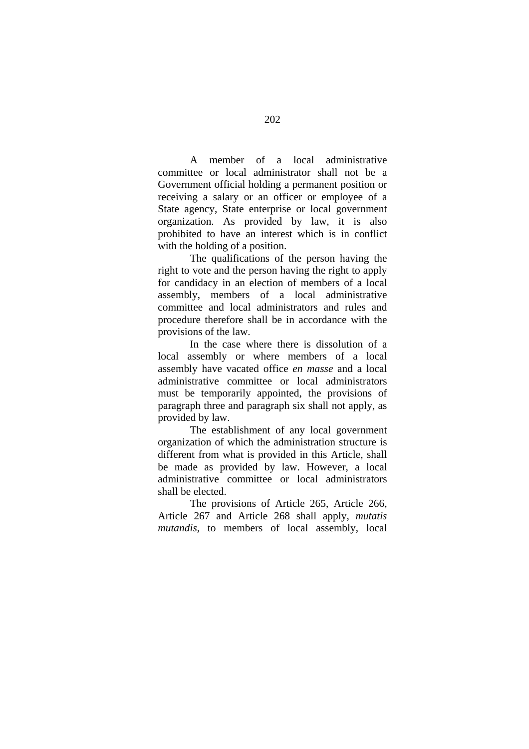A member of a local administrative committee or local administrator shall not be a Government official holding a permanent position or receiving a salary or an officer or employee of a State agency, State enterprise or local government organization. As provided by law, it is also prohibited to have an interest which is in conflict with the holding of a position.

The qualifications of the person having the right to vote and the person having the right to apply for candidacy in an election of members of a local assembly, members of a local administrative committee and local administrators and rules and procedure therefore shall be in accordance with the provisions of the law.

In the case where there is dissolution of a local assembly or where members of a local assembly have vacated office *en masse* and a local administrative committee or local administrators must be temporarily appointed, the provisions of paragraph three and paragraph six shall not apply, as provided by law.

The establishment of any local government organization of which the administration structure is different from what is provided in this Article, shall be made as provided by law. However, a local administrative committee or local administrators shall be elected.

The provisions of Article 265, Article 266, Article 267 and Article 268 shall apply, *mutatis mutandis*, to members of local assembly, local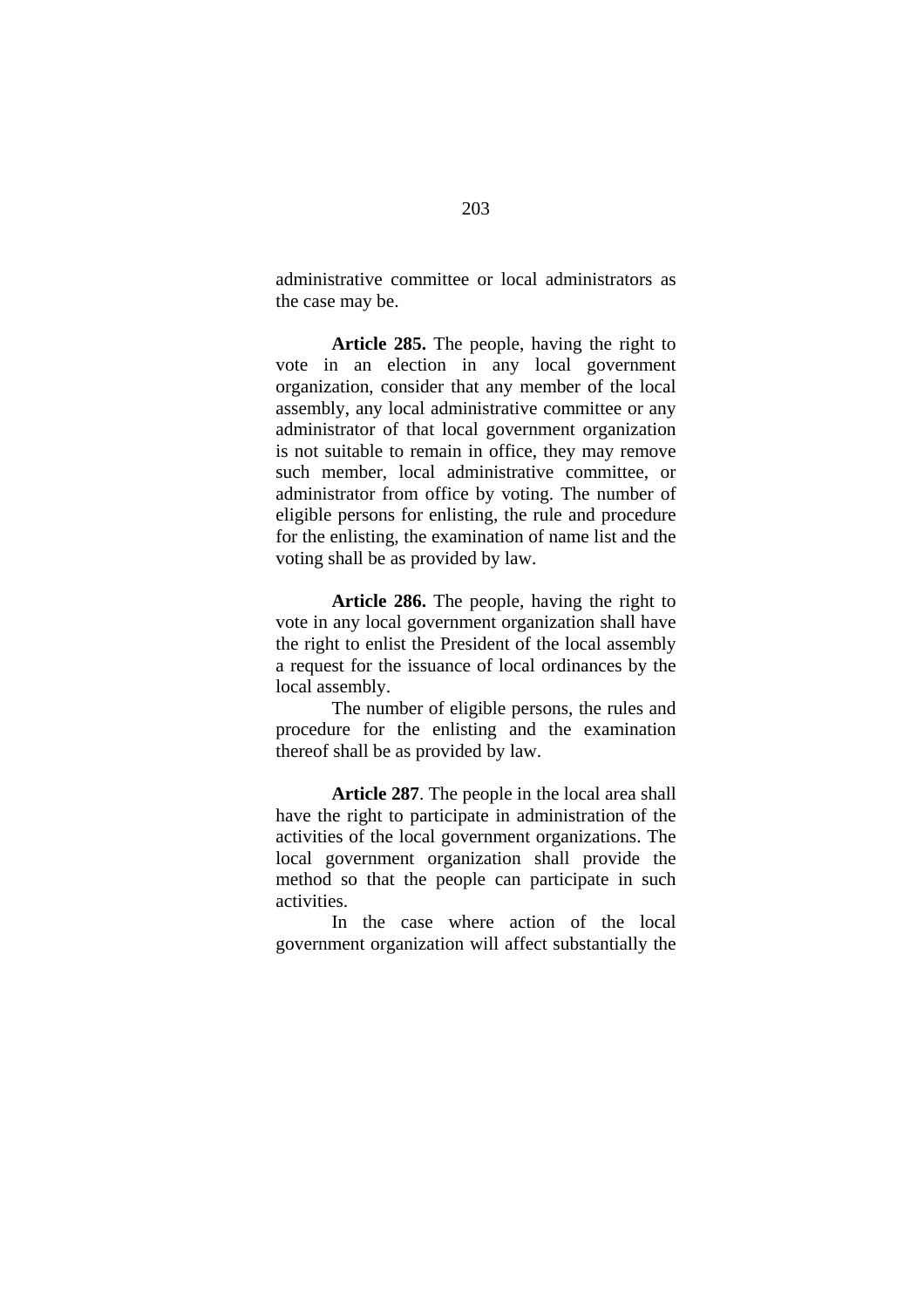administrative committee or local administrators as the case may be.

**Article 285.** The people, having the right to vote in an election in any local government organization, consider that any member of the local assembly, any local administrative committee or any administrator of that local government organization is not suitable to remain in office, they may remove such member, local administrative committee, or administrator from office by voting. The number of eligible persons for enlisting, the rule and procedure for the enlisting, the examination of name list and the voting shall be as provided by law.

**Article 286.** The people, having the right to vote in any local government organization shall have the right to enlist the President of the local assembly a request for the issuance of local ordinances by the local assembly.

The number of eligible persons, the rules and procedure for the enlisting and the examination thereof shall be as provided by law.

**Article 287**. The people in the local area shall have the right to participate in administration of the activities of the local government organizations. The local government organization shall provide the method so that the people can participate in such activities.

In the case where action of the local government organization will affect substantially the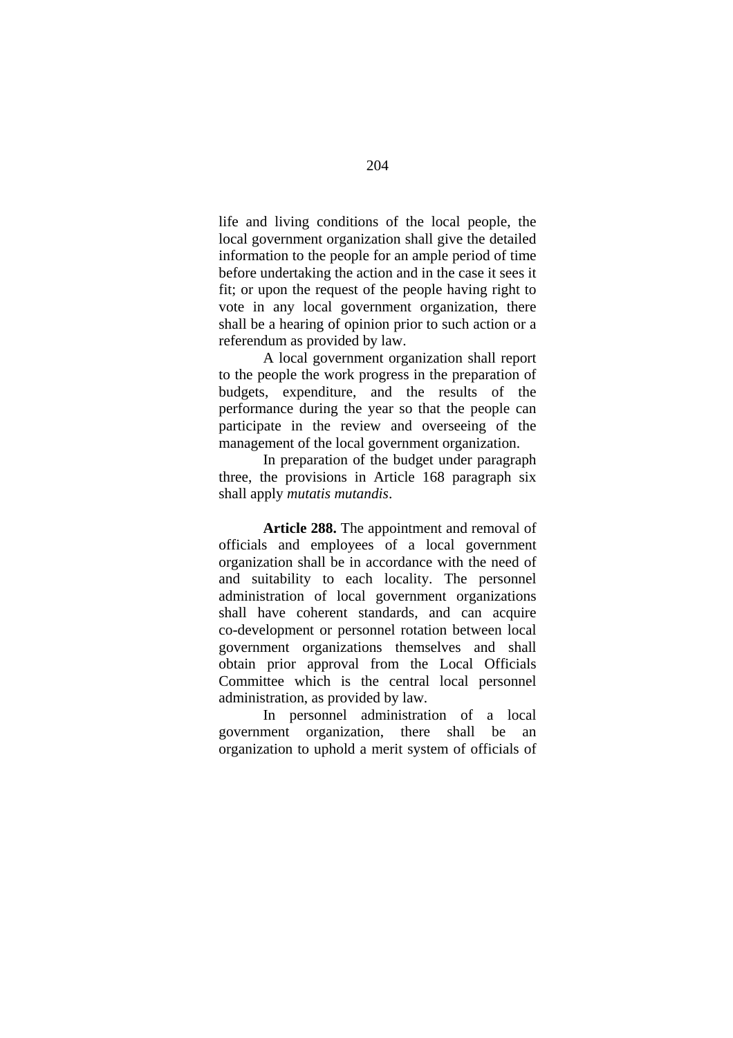life and living conditions of the local people, the local government organization shall give the detailed information to the people for an ample period of time before undertaking the action and in the case it sees it fit; or upon the request of the people having right to vote in any local government organization, there shall be a hearing of opinion prior to such action or a referendum as provided by law.

A local government organization shall report to the people the work progress in the preparation of budgets, expenditure, and the results of the performance during the year so that the people can participate in the review and overseeing of the management of the local government organization.

In preparation of the budget under paragraph three, the provisions in Article 168 paragraph six shall apply *mutatis mutandis*.

**Article 288.** The appointment and removal of officials and employees of a local government organization shall be in accordance with the need of and suitability to each locality. The personnel administration of local government organizations shall have coherent standards, and can acquire co-development or personnel rotation between local government organizations themselves and shall obtain prior approval from the Local Officials Committee which is the central local personnel administration, as provided by law.

In personnel administration of a local government organization, there shall be an organization to uphold a merit system of officials of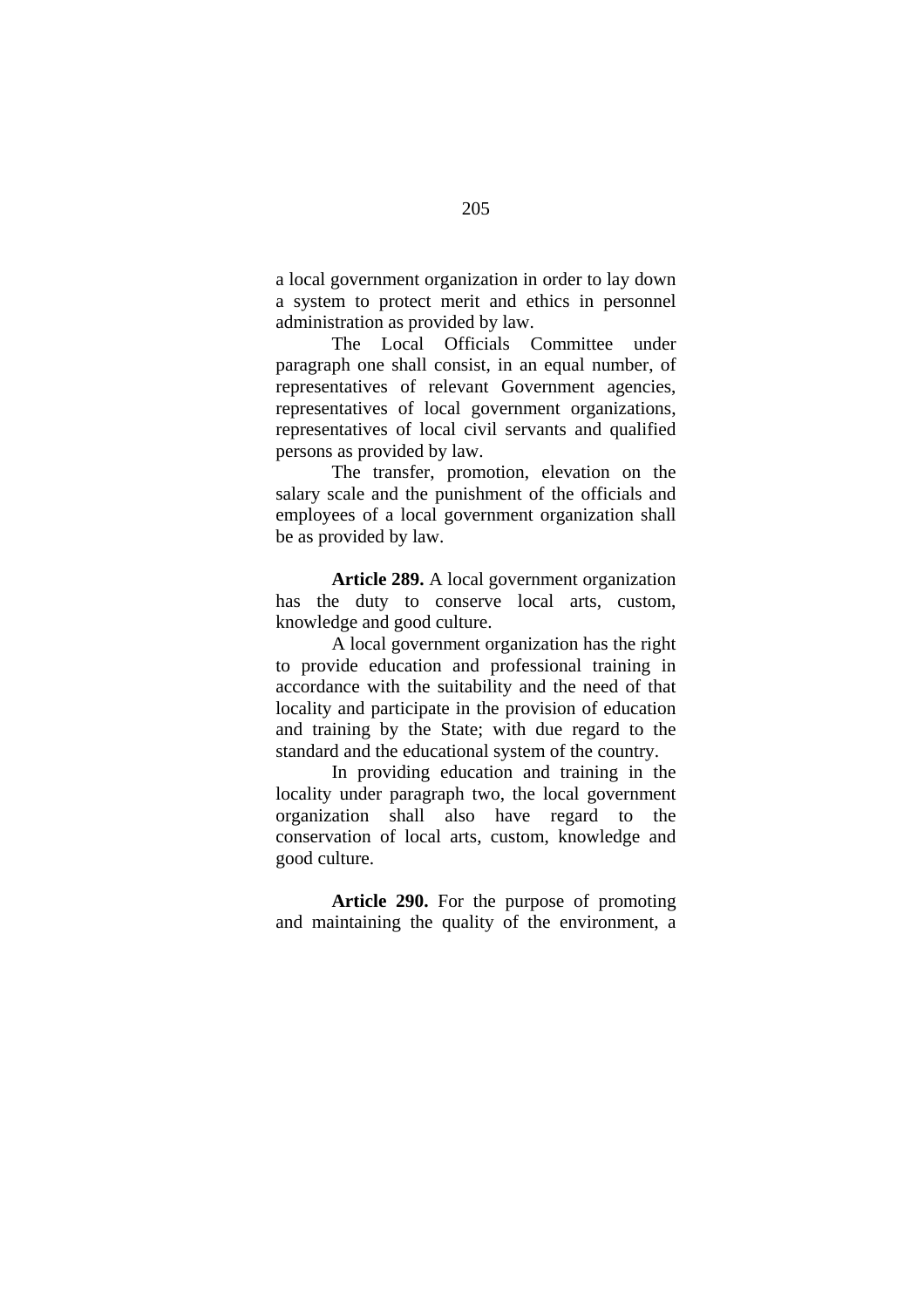a local government organization in order to lay down a system to protect merit and ethics in personnel administration as provided by law.

The Local Officials Committee under paragraph one shall consist, in an equal number, of representatives of relevant Government agencies, representatives of local government organizations, representatives of local civil servants and qualified persons as provided by law.

The transfer, promotion, elevation on the salary scale and the punishment of the officials and employees of a local government organization shall be as provided by law.

**Article 289.** A local government organization has the duty to conserve local arts, custom, knowledge and good culture.

A local government organization has the right to provide education and professional training in accordance with the suitability and the need of that locality and participate in the provision of education and training by the State; with due regard to the standard and the educational system of the country.

In providing education and training in the locality under paragraph two, the local government organization shall also have regard to the conservation of local arts, custom, knowledge and good culture.

**Article 290.** For the purpose of promoting and maintaining the quality of the environment, a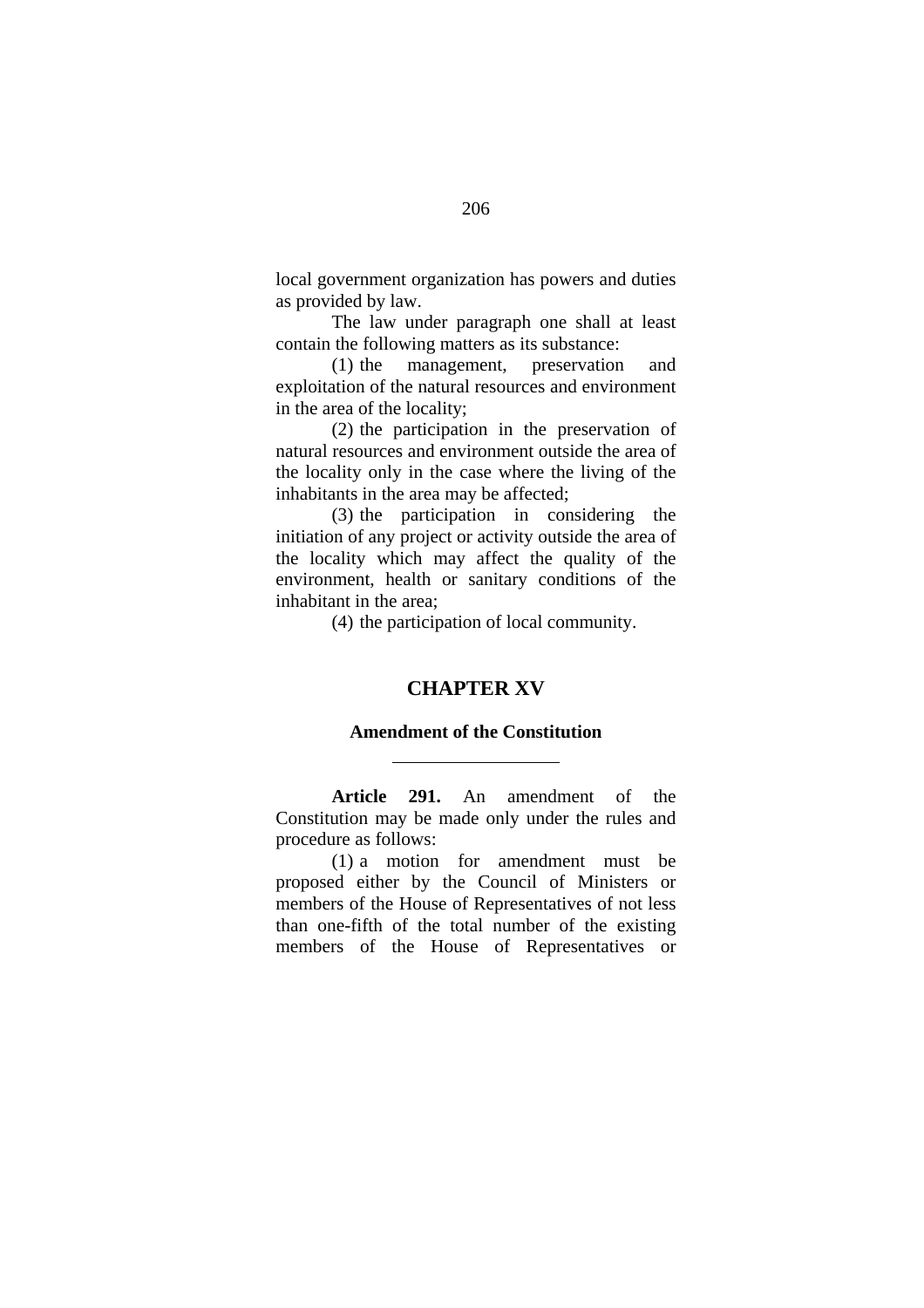local government organization has powers and duties as provided by law.

The law under paragraph one shall at least contain the following matters as its substance:

(1) the management, preservation and exploitation of the natural resources and environment in the area of the locality;

(2) the participation in the preservation of natural resources and environment outside the area of the locality only in the case where the living of the inhabitants in the area may be affected;

(3) the participation in considering the initiation of any project or activity outside the area of the locality which may affect the quality of the environment, health or sanitary conditions of the inhabitant in the area;

(4) the participation of local community.

## CHAPTER XV

### Amendment of the Constitution

---

**Article 291.** An amendment of the Constitution may be made only under the rules and procedure as follows:

(1) a motion for amendment must be proposed either by the Council of Ministers or members of the House of Representatives of not less than one-fifth of the total number of the existing members of the House of Representatives or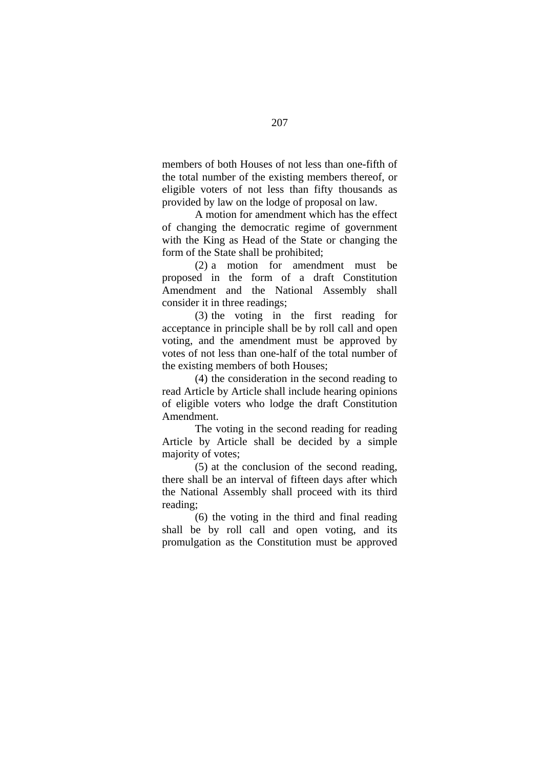members of both Houses of not less than one-fifth of the total number of the existing members thereof, or eligible voters of not less than fifty thousands as provided by law on the lodge of proposal on law.

A motion for amendment which has the effect of changing the democratic regime of government with the King as Head of the State or changing the form of the State shall be prohibited;

(2) a motion for amendment must be proposed in the form of a draft Constitution Amendment and the National Assembly shall consider it in three readings;

(3) the voting in the first reading for acceptance in principle shall be by roll call and open voting, and the amendment must be approved by votes of not less than one-half of the total number of the existing members of both Houses;

(4) the consideration in the second reading to read Article by Article shall include hearing opinions of eligible voters who lodge the draft Constitution Amendment.

The voting in the second reading for reading Article by Article shall be decided by a simple majority of votes;

(5) at the conclusion of the second reading, there shall be an interval of fifteen days after which the National Assembly shall proceed with its third reading;

(6) the voting in the third and final reading shall be by roll call and open voting, and its promulgation as the Constitution must be approved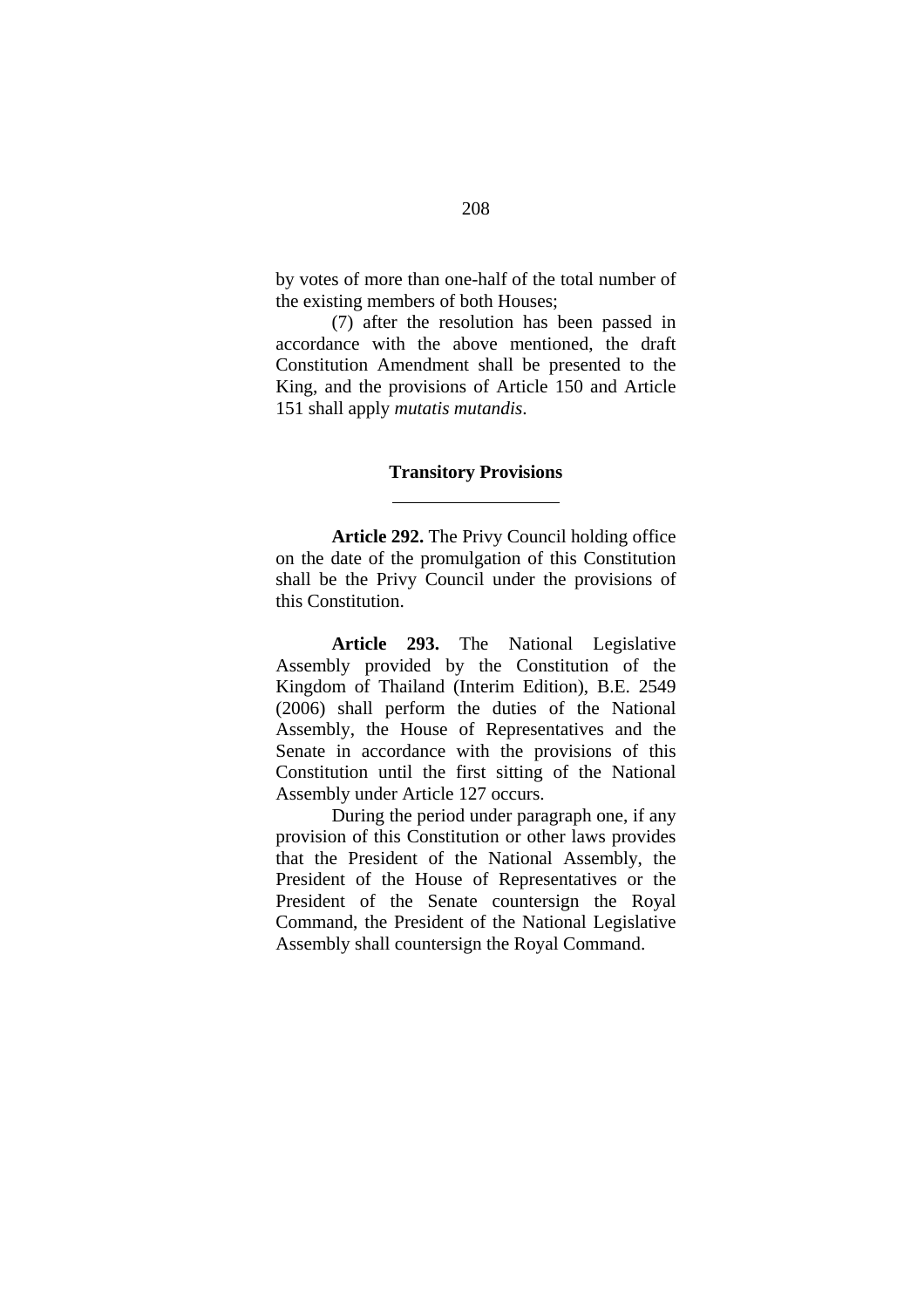by votes of more than one-half of the total number of the existing members of both Houses;

(7) after the resolution has been passed in accordance with the above mentioned, the draft Constitution Amendment shall be presented to the King, and the provisions of Article 150 and Article 151 shall apply *mutatis mutandis*.

## Transitory Provisions

---

**Article 292.** The Privy Council holding office on the date of the promulgation of this Constitution shall be the Privy Council under the provisions of this Constitution.

**Article 293.** The National Legislative Assembly provided by the Constitution of the Kingdom of Thailand (Interim Edition), B.E. 2549 (2006) shall perform the duties of the National Assembly, the House of Representatives and the Senate in accordance with the provisions of this Constitution until the first sitting of the National Assembly under Article 127 occurs.

During the period under paragraph one, if any provision of this Constitution or other laws provides that the President of the National Assembly, the President of the House of Representatives or the President of the Senate countersign the Royal Command, the President of the National Legislative Assembly shall countersign the Royal Command.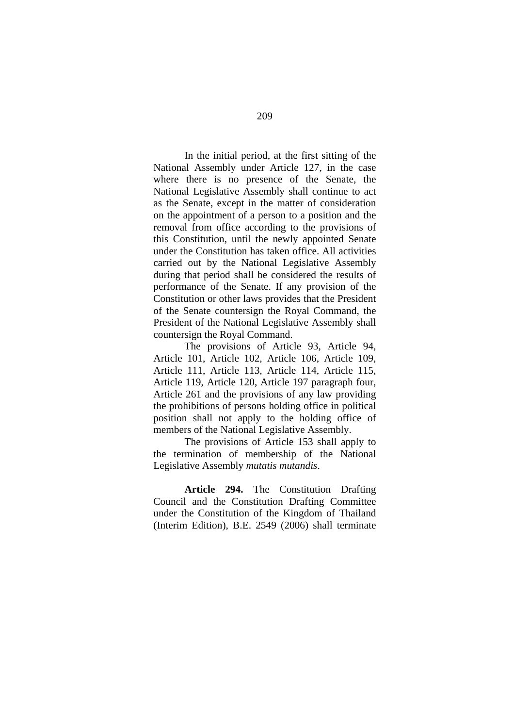In the initial period, at the first sitting of the National Assembly under Article 127, in the case where there is no presence of the Senate, the National Legislative Assembly shall continue to act as the Senate, except in the matter of consideration on the appointment of a person to a position and the removal from office according to the provisions of this Constitution, until the newly appointed Senate under the Constitution has taken office. All activities carried out by the National Legislative Assembly during that period shall be considered the results of performance of the Senate. If any provision of the Constitution or other laws provides that the President of the Senate countersign the Royal Command, the President of the National Legislative Assembly shall countersign the Royal Command.

The provisions of Article 93, Article 94, Article 101, Article 102, Article 106, Article 109, Article 111, Article 113, Article 114, Article 115, Article 119, Article 120, Article 197 paragraph four, Article 261 and the provisions of any law providing the prohibitions of persons holding office in political position shall not apply to the holding office of members of the National Legislative Assembly.

The provisions of Article 153 shall apply to the termination of membership of the National Legislative Assembly *mutatis mutandis*.

**Article 294.** The Constitution Drafting Council and the Constitution Drafting Committee under the Constitution of the Kingdom of Thailand (Interim Edition), B.E. 2549 (2006) shall terminate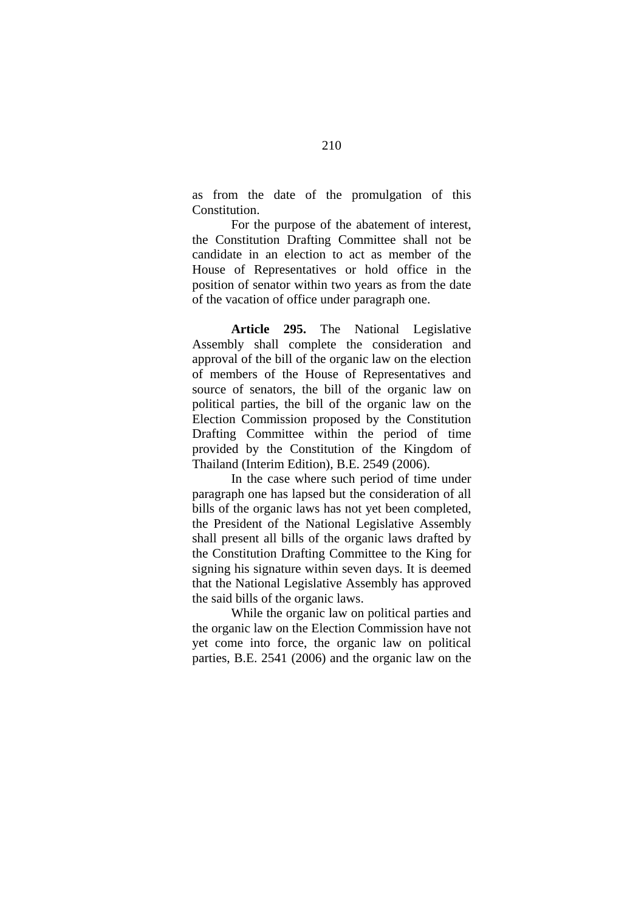as from the date of the promulgation of this Constitution.

For the purpose of the abatement of interest, the Constitution Drafting Committee shall not be candidate in an election to act as member of the House of Representatives or hold office in the position of senator within two years as from the date of the vacation of office under paragraph one.

**Article 295.** The National Legislative Assembly shall complete the consideration and approval of the bill of the organic law on the election of members of the House of Representatives and source of senators, the bill of the organic law on political parties, the bill of the organic law on the Election Commission proposed by the Constitution Drafting Committee within the period of time provided by the Constitution of the Kingdom of Thailand (Interim Edition), B.E. 2549 (2006).

In the case where such period of time under paragraph one has lapsed but the consideration of all bills of the organic laws has not yet been completed, the President of the National Legislative Assembly shall present all bills of the organic laws drafted by the Constitution Drafting Committee to the King for signing his signature within seven days. It is deemed that the National Legislative Assembly has approved the said bills of the organic laws.

While the organic law on political parties and the organic law on the Election Commission have not yet come into force, the organic law on political parties, B.E. 2541 (2006) and the organic law on the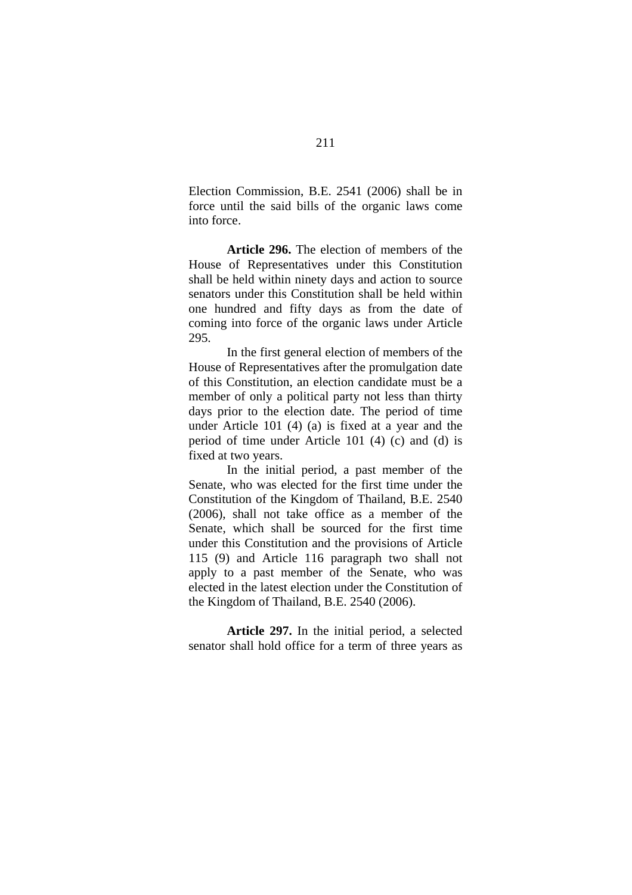Election Commission, B.E. 2541 (2006) shall be in force until the said bills of the organic laws come into force.

**Article 296.** The election of members of the House of Representatives under this Constitution shall be held within ninety days and action to source senators under this Constitution shall be held within one hundred and fifty days as from the date of coming into force of the organic laws under Article 295.

In the first general election of members of the House of Representatives after the promulgation date of this Constitution, an election candidate must be a member of only a political party not less than thirty days prior to the election date. The period of time under Article 101 (4) (a) is fixed at a year and the period of time under Article 101 (4) (c) and (d) is fixed at two years.

In the initial period, a past member of the Senate, who was elected for the first time under the Constitution of the Kingdom of Thailand, B.E. 2540 (2006), shall not take office as a member of the Senate, which shall be sourced for the first time under this Constitution and the provisions of Article 115 (9) and Article 116 paragraph two shall not apply to a past member of the Senate, who was elected in the latest election under the Constitution of the Kingdom of Thailand, B.E. 2540 (2006).

**Article 297.** In the initial period, a selected senator shall hold office for a term of three years as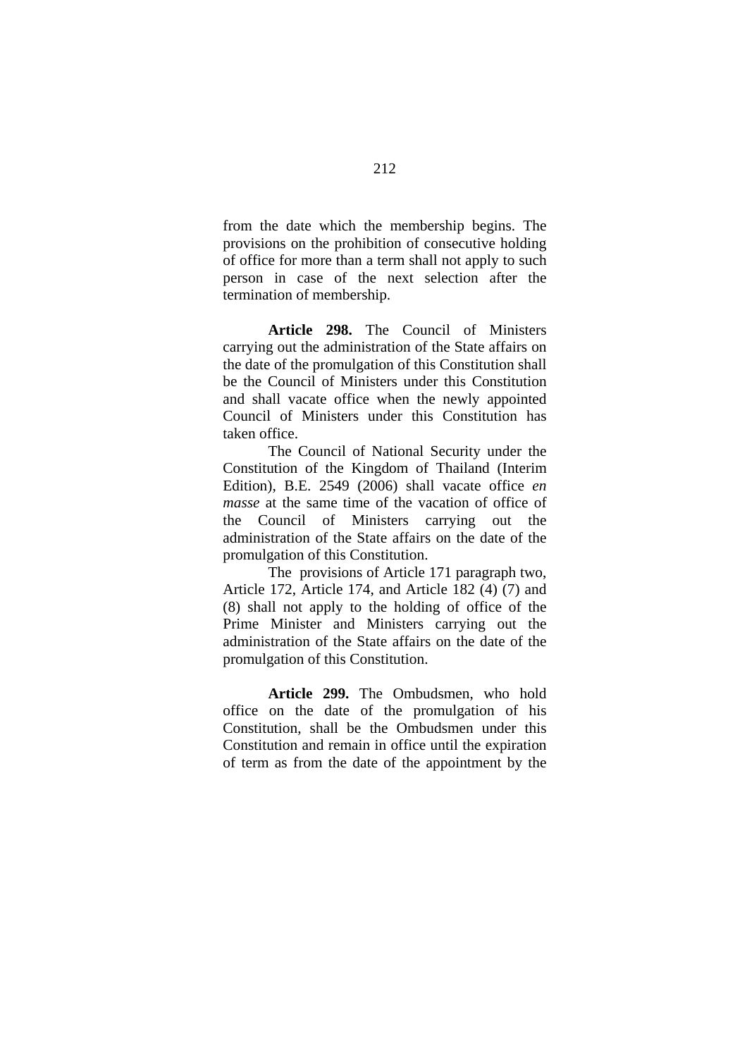from the date which the membership begins. The provisions on the prohibition of consecutive holding of office for more than a term shall not apply to such person in case of the next selection after the termination of membership.

**Article 298.** The Council of Ministers carrying out the administration of the State affairs on the date of the promulgation of this Constitution shall be the Council of Ministers under this Constitution and shall vacate office when the newly appointed Council of Ministers under this Constitution has taken office.

The Council of National Security under the Constitution of the Kingdom of Thailand (Interim Edition), B.E. 2549 (2006) shall vacate office *en masse* at the same time of the vacation of office of the Council of Ministers carrying out the administration of the State affairs on the date of the promulgation of this Constitution.

The provisions of Article 171 paragraph two, Article 172, Article 174, and Article 182 (4) (7) and (8) shall not apply to the holding of office of the Prime Minister and Ministers carrying out the administration of the State affairs on the date of the promulgation of this Constitution.

**Article 299.** The Ombudsmen, who hold office on the date of the promulgation of his Constitution, shall be the Ombudsmen under this Constitution and remain in office until the expiration of term as from the date of the appointment by the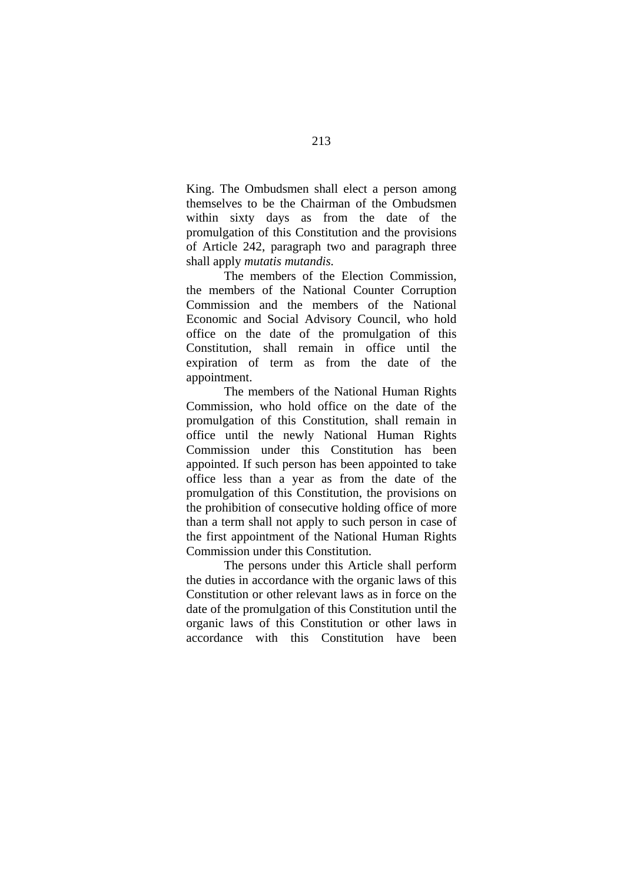King. The Ombudsmen shall elect a person among themselves to be the Chairman of the Ombudsmen within sixty days as from the date of the promulgation of this Constitution and the provisions of Article 242, paragraph two and paragraph three shall apply *mutatis mutandis*.

The members of the Election Commission, the members of the National Counter Corruption Commission and the members of the National Economic and Social Advisory Council, who hold office on the date of the promulgation of this Constitution, shall remain in office until the expiration of term as from the date of the appointment.

The members of the National Human Rights Commission, who hold office on the date of the promulgation of this Constitution, shall remain in office until the newly National Human Rights Commission under this Constitution has been appointed. If such person has been appointed to take office less than a year as from the date of the promulgation of this Constitution, the provisions on the prohibition of consecutive holding office of more than a term shall not apply to such person in case of the first appointment of the National Human Rights Commission under this Constitution.

The persons under this Article shall perform the duties in accordance with the organic laws of this Constitution or other relevant laws as in force on the date of the promulgation of this Constitution until the organic laws of this Constitution or other laws in accordance with this Constitution have been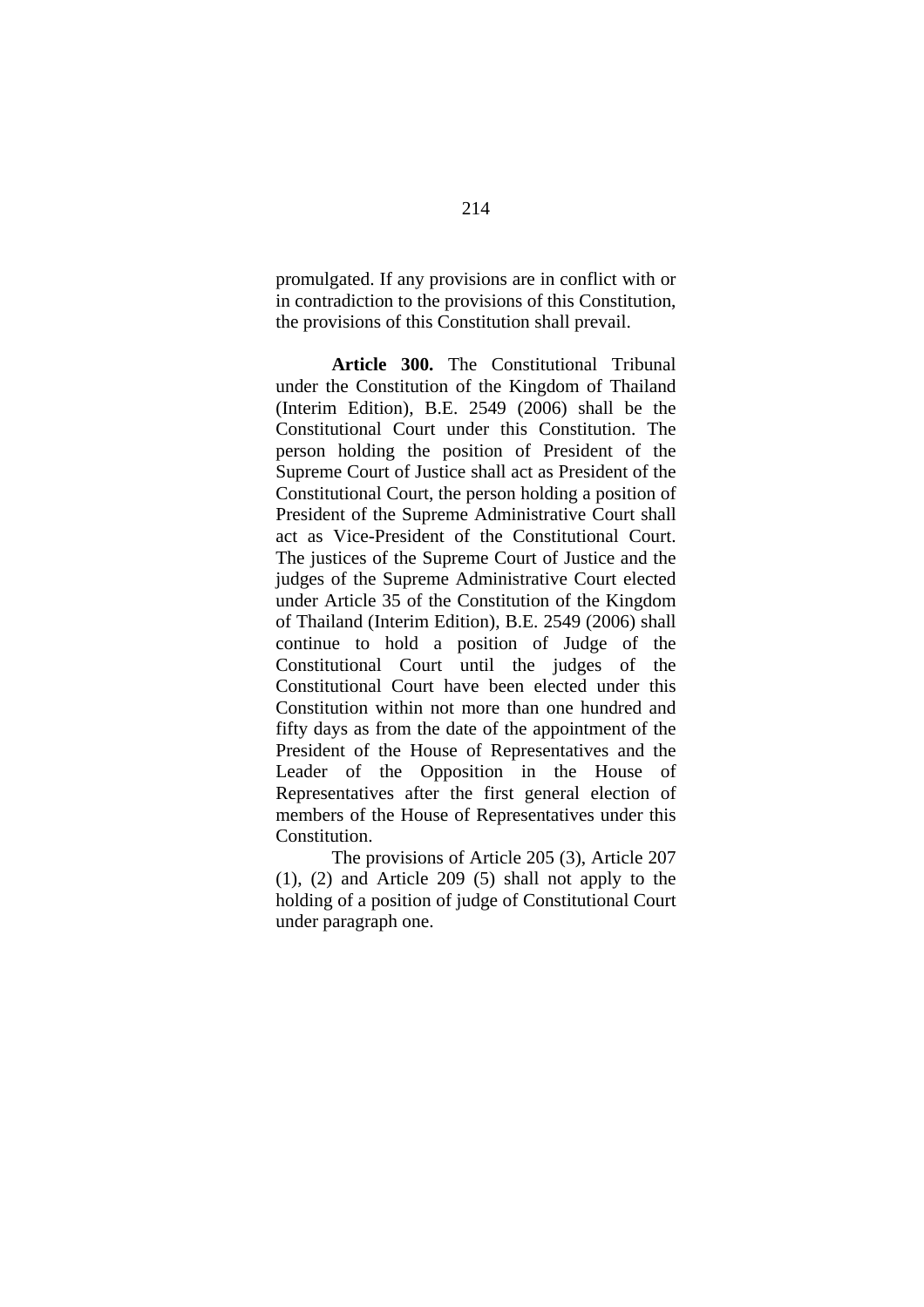promulgated. If any provisions are in conflict with or in contradiction to the provisions of this Constitution, the provisions of this Constitution shall prevail.

**Article 300.** The Constitutional Tribunal under the Constitution of the Kingdom of Thailand (Interim Edition), B.E. 2549 (2006) shall be the Constitutional Court under this Constitution. The person holding the position of President of the Supreme Court of Justice shall act as President of the Constitutional Court, the person holding a position of President of the Supreme Administrative Court shall act as Vice-President of the Constitutional Court. The justices of the Supreme Court of Justice and the judges of the Supreme Administrative Court elected under Article 35 of the Constitution of the Kingdom of Thailand (Interim Edition), B.E. 2549 (2006) shall continue to hold a position of Judge of the Constitutional Court until the judges of the Constitutional Court have been elected under this Constitution within not more than one hundred and fifty days as from the date of the appointment of the President of the House of Representatives and the Leader of the Opposition in the House of Representatives after the first general election of members of the House of Representatives under this Constitution.

The provisions of Article 205 (3), Article 207 (1), (2) and Article 209 (5) shall not apply to the holding of a position of judge of Constitutional Court under paragraph one.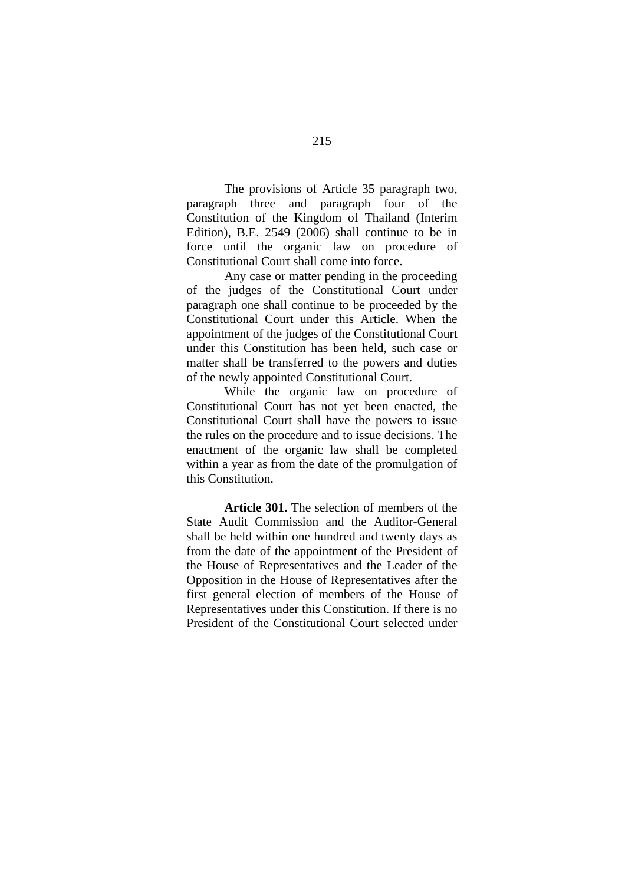The provisions of Article 35 paragraph two, paragraph three and paragraph four of the Constitution of the Kingdom of Thailand (Interim Edition), B.E. 2549 (2006) shall continue to be in force until the organic law on procedure of Constitutional Court shall come into force.

Any case or matter pending in the proceeding of the judges of the Constitutional Court under paragraph one shall continue to be proceeded by the Constitutional Court under this Article. When the appointment of the judges of the Constitutional Court under this Constitution has been held, such case or matter shall be transferred to the powers and duties of the newly appointed Constitutional Court.

While the organic law on procedure of Constitutional Court has not yet been enacted, the Constitutional Court shall have the powers to issue the rules on the procedure and to issue decisions. The enactment of the organic law shall be completed within a year as from the date of the promulgation of this Constitution.

**Article 301.** The selection of members of the State Audit Commission and the Auditor-General shall be held within one hundred and twenty days as from the date of the appointment of the President of the House of Representatives and the Leader of the Opposition in the House of Representatives after the first general election of members of the House of Representatives under this Constitution. If there is no President of the Constitutional Court selected under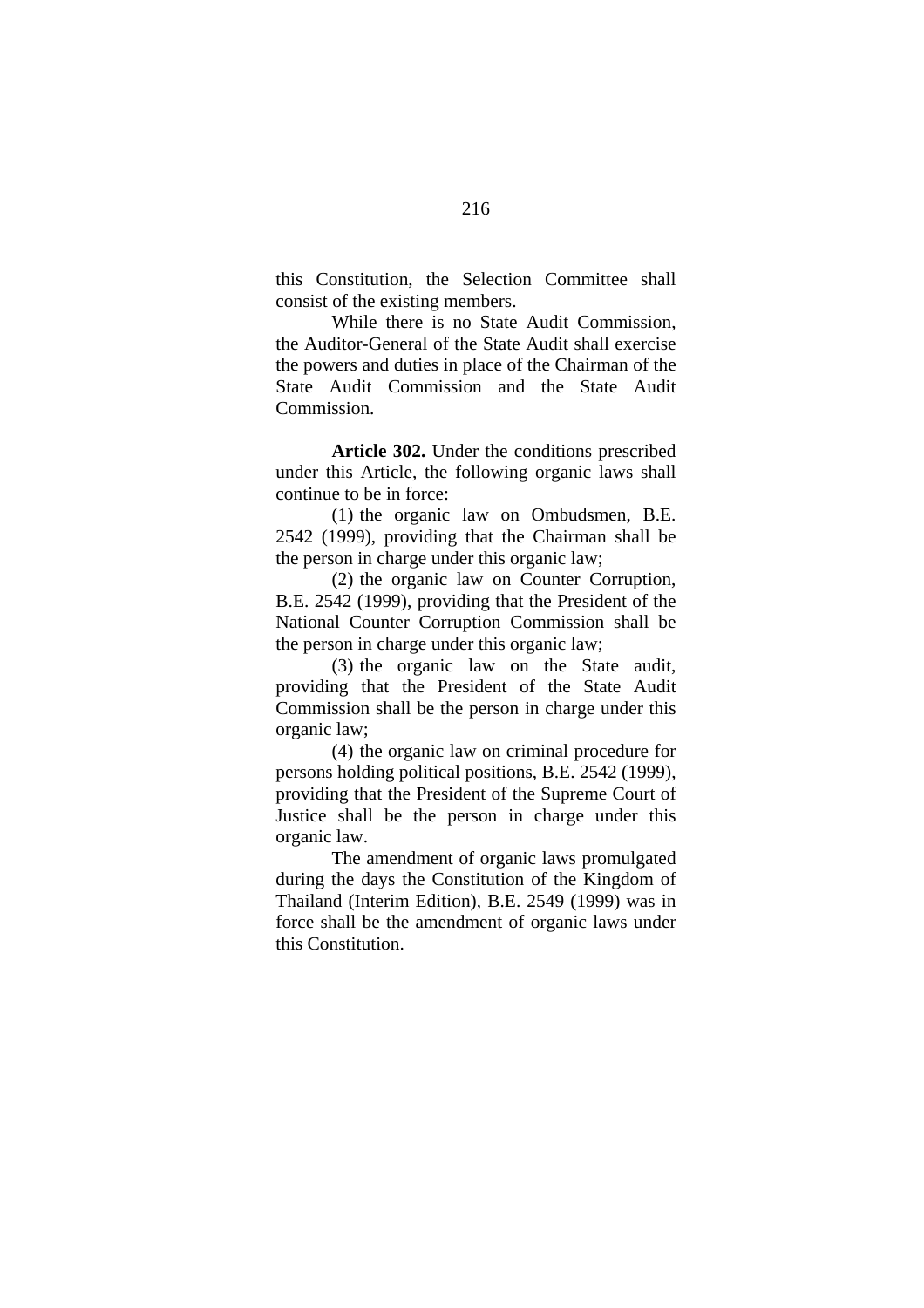this Constitution, the Selection Committee shall consist of the existing members.

While there is no State Audit Commission, the Auditor-General of the State Audit shall exercise the powers and duties in place of the Chairman of the State Audit Commission and the State Audit Commission.

**Article 302.** Under the conditions prescribed under this Article, the following organic laws shall continue to be in force:

(1) the organic law on Ombudsmen, B.E. 2542 (1999), providing that the Chairman shall be the person in charge under this organic law;

(2) the organic law on Counter Corruption, B.E. 2542 (1999), providing that the President of the National Counter Corruption Commission shall be the person in charge under this organic law;

(3) the organic law on the State audit, providing that the President of the State Audit Commission shall be the person in charge under this organic law;

(4) the organic law on criminal procedure for persons holding political positions, B.E. 2542 (1999), providing that the President of the Supreme Court of Justice shall be the person in charge under this organic law.

The amendment of organic laws promulgated during the days the Constitution of the Kingdom of Thailand (Interim Edition), B.E. 2549 (1999) was in force shall be the amendment of organic laws under this Constitution.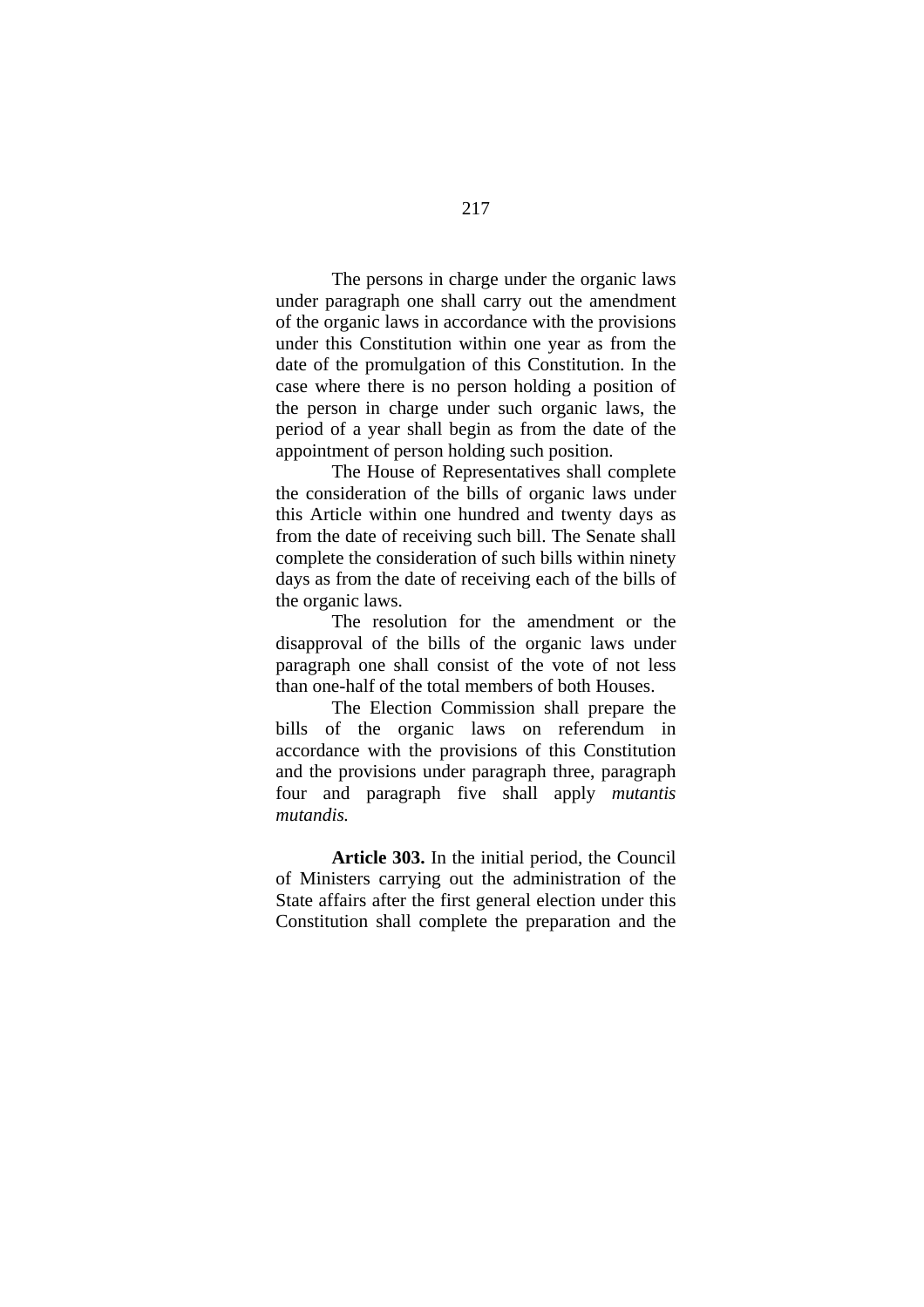The persons in charge under the organic laws under paragraph one shall carry out the amendment of the organic laws in accordance with the provisions under this Constitution within one year as from the date of the promulgation of this Constitution. In the case where there is no person holding a position of the person in charge under such organic laws, the period of a year shall begin as from the date of the appointment of person holding such position.

The House of Representatives shall complete the consideration of the bills of organic laws under this Article within one hundred and twenty days as from the date of receiving such bill. The Senate shall complete the consideration of such bills within ninety days as from the date of receiving each of the bills of the organic laws.

The resolution for the amendment or the disapproval of the bills of the organic laws under paragraph one shall consist of the vote of not less than one-half of the total members of both Houses.

The Election Commission shall prepare the bills of the organic laws on referendum in accordance with the provisions of this Constitution and the provisions under paragraph three, paragraph four and paragraph five shall apply *mutantis mutandis.*

**Article 303.** In the initial period, the Council of Ministers carrying out the administration of the State affairs after the first general election under this Constitution shall complete the preparation and the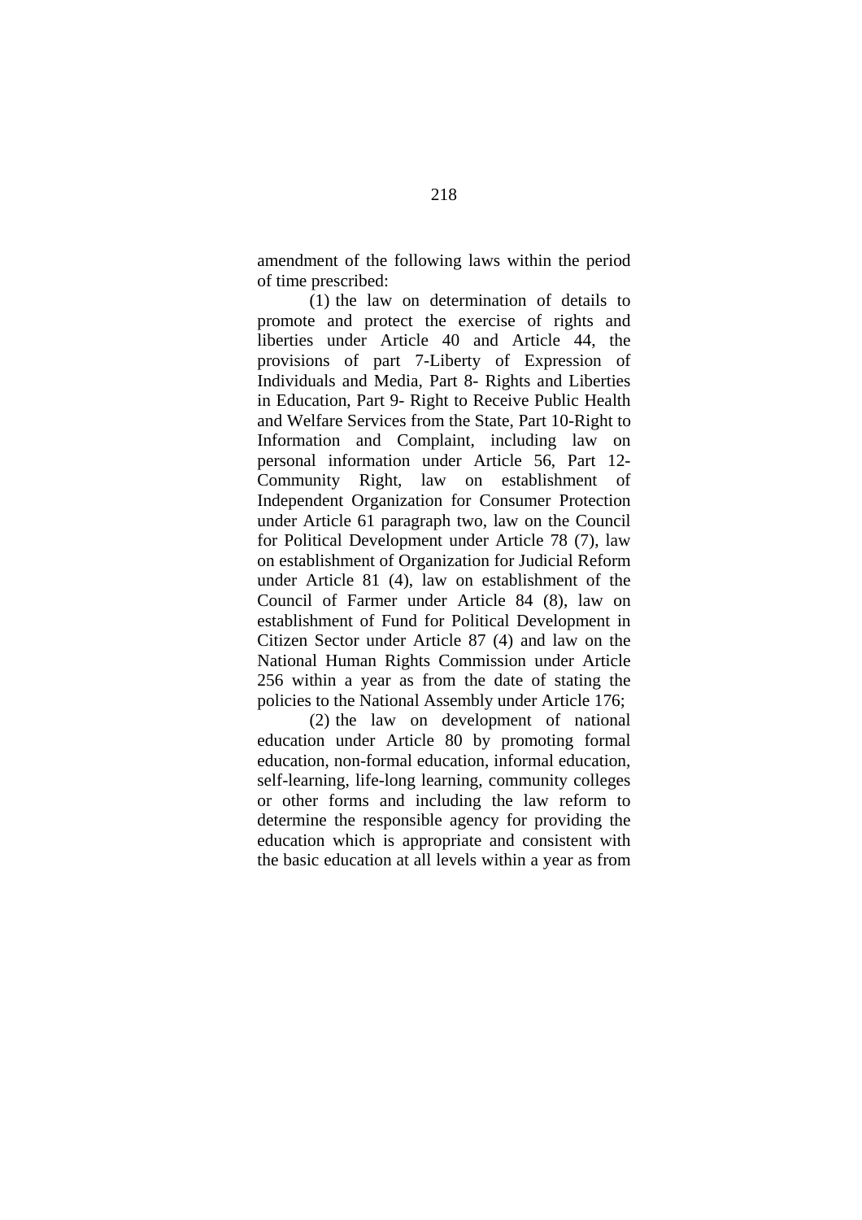amendment of the following laws within the period of time prescribed:

(1) the law on determination of details to promote and protect the exercise of rights and liberties under Article 40 and Article 44, the provisions of part 7-Liberty of Expression of Individuals and Media, Part 8- Rights and Liberties in Education, Part 9- Right to Receive Public Health and Welfare Services from the State, Part 10-Right to Information and Complaint, including law on personal information under Article 56, Part 12- Community Right, law on establishment of Independent Organization for Consumer Protection under Article 61 paragraph two, law on the Council for Political Development under Article 78 (7), law on establishment of Organization for Judicial Reform under Article 81 (4), law on establishment of the Council of Farmer under Article 84 (8), law on establishment of Fund for Political Development in Citizen Sector under Article 87 (4) and law on the National Human Rights Commission under Article 256 within a year as from the date of stating the policies to the National Assembly under Article 176;

(2) the law on development of national education under Article 80 by promoting formal education, non-formal education, informal education, self-learning, life-long learning, community colleges or other forms and including the law reform to determine the responsible agency for providing the education which is appropriate and consistent with the basic education at all levels within a year as from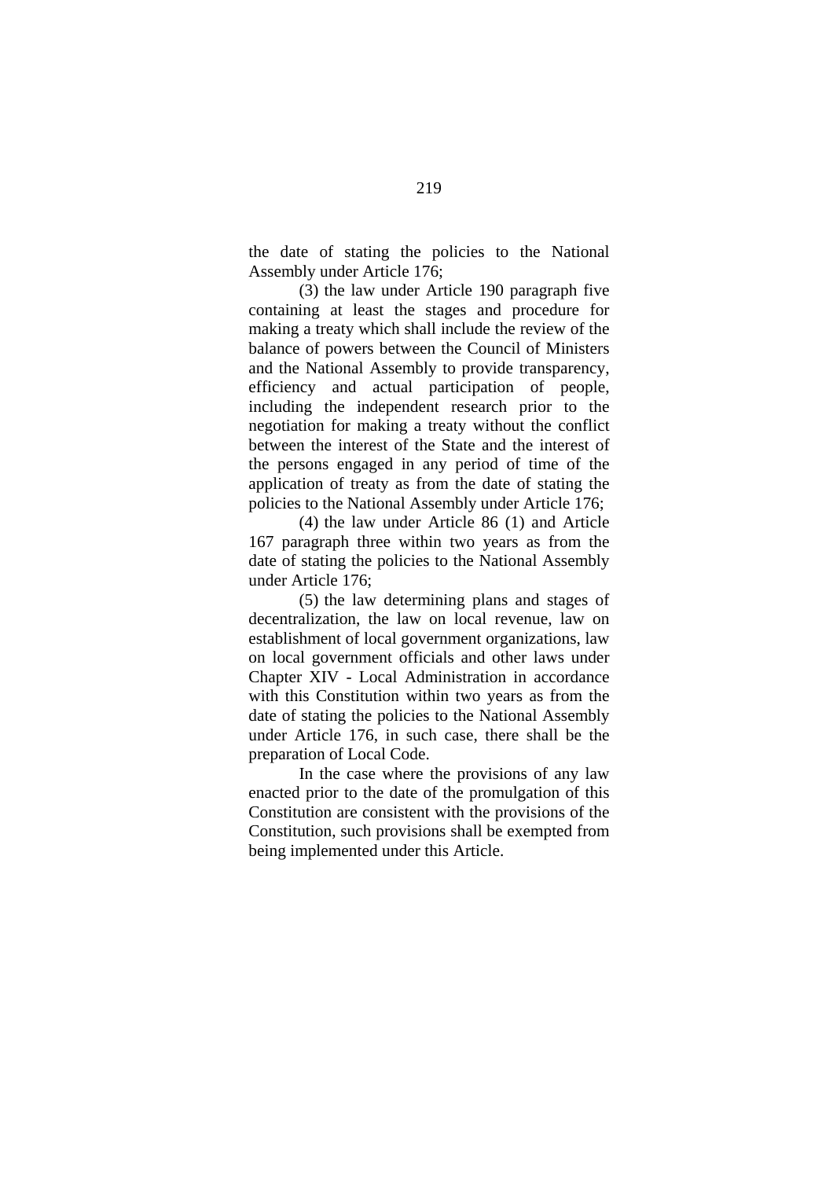the date of stating the policies to the National Assembly under Article 176;

(3) the law under Article 190 paragraph five containing at least the stages and procedure for making a treaty which shall include the review of the balance of powers between the Council of Ministers and the National Assembly to provide transparency, efficiency and actual participation of people, including the independent research prior to the negotiation for making a treaty without the conflict between the interest of the State and the interest of the persons engaged in any period of time of the application of treaty as from the date of stating the policies to the National Assembly under Article 176;

(4) the law under Article 86 (1) and Article 167 paragraph three within two years as from the date of stating the policies to the National Assembly under Article 176;

(5) the law determining plans and stages of decentralization, the law on local revenue, law on establishment of local government organizations, law on local government officials and other laws under Chapter XIV - Local Administration in accordance with this Constitution within two years as from the date of stating the policies to the National Assembly under Article 176, in such case, there shall be the preparation of Local Code.

In the case where the provisions of any law enacted prior to the date of the promulgation of this Constitution are consistent with the provisions of the Constitution, such provisions shall be exempted from being implemented under this Article.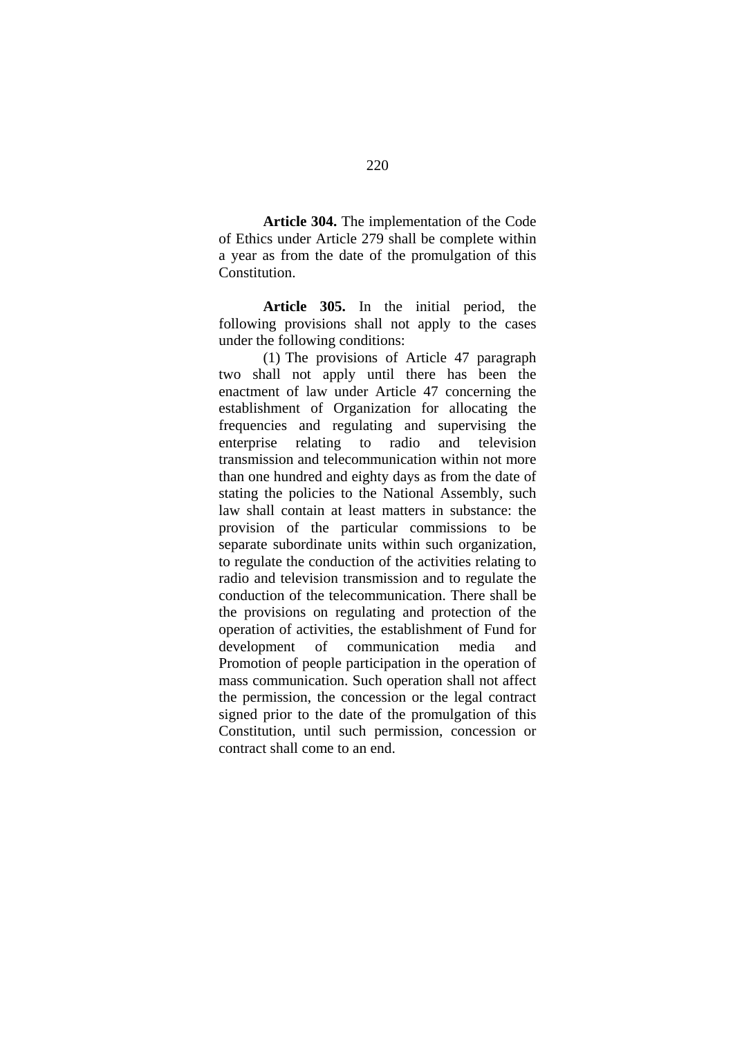**Article 304.** The implementation of the Code of Ethics under Article 279 shall be complete within a year as from the date of the promulgation of this Constitution.

**Article 305.** In the initial period, the following provisions shall not apply to the cases under the following conditions:

(1) The provisions of Article 47 paragraph two shall not apply until there has been the enactment of law under Article 47 concerning the establishment of Organization for allocating the frequencies and regulating and supervising the enterprise relating to radio and television transmission and telecommunication within not more than one hundred and eighty days as from the date of stating the policies to the National Assembly, such law shall contain at least matters in substance: the provision of the particular commissions to be separate subordinate units within such organization, to regulate the conduction of the activities relating to radio and television transmission and to regulate the conduction of the telecommunication. There shall be the provisions on regulating and protection of the operation of activities, the establishment of Fund for development of communication media and Promotion of people participation in the operation of mass communication. Such operation shall not affect the permission, the concession or the legal contract signed prior to the date of the promulgation of this Constitution, until such permission, concession or contract shall come to an end.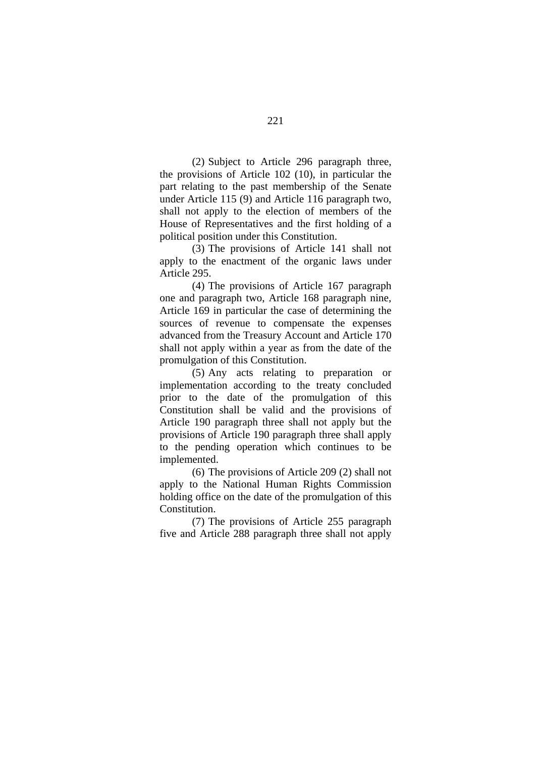(2) Subject to Article 296 paragraph three, the provisions of Article 102 (10), in particular the part relating to the past membership of the Senate under Article 115 (9) and Article 116 paragraph two, shall not apply to the election of members of the House of Representatives and the first holding of a political position under this Constitution.

(3) The provisions of Article 141 shall not apply to the enactment of the organic laws under Article 295.

(4) The provisions of Article 167 paragraph one and paragraph two, Article 168 paragraph nine, Article 169 in particular the case of determining the sources of revenue to compensate the expenses advanced from the Treasury Account and Article 170 shall not apply within a year as from the date of the promulgation of this Constitution.

(5) Any acts relating to preparation or implementation according to the treaty concluded prior to the date of the promulgation of this Constitution shall be valid and the provisions of Article 190 paragraph three shall not apply but the provisions of Article 190 paragraph three shall apply to the pending operation which continues to be implemented.

(6) The provisions of Article 209 (2) shall not apply to the National Human Rights Commission holding office on the date of the promulgation of this Constitution.

(7) The provisions of Article 255 paragraph five and Article 288 paragraph three shall not apply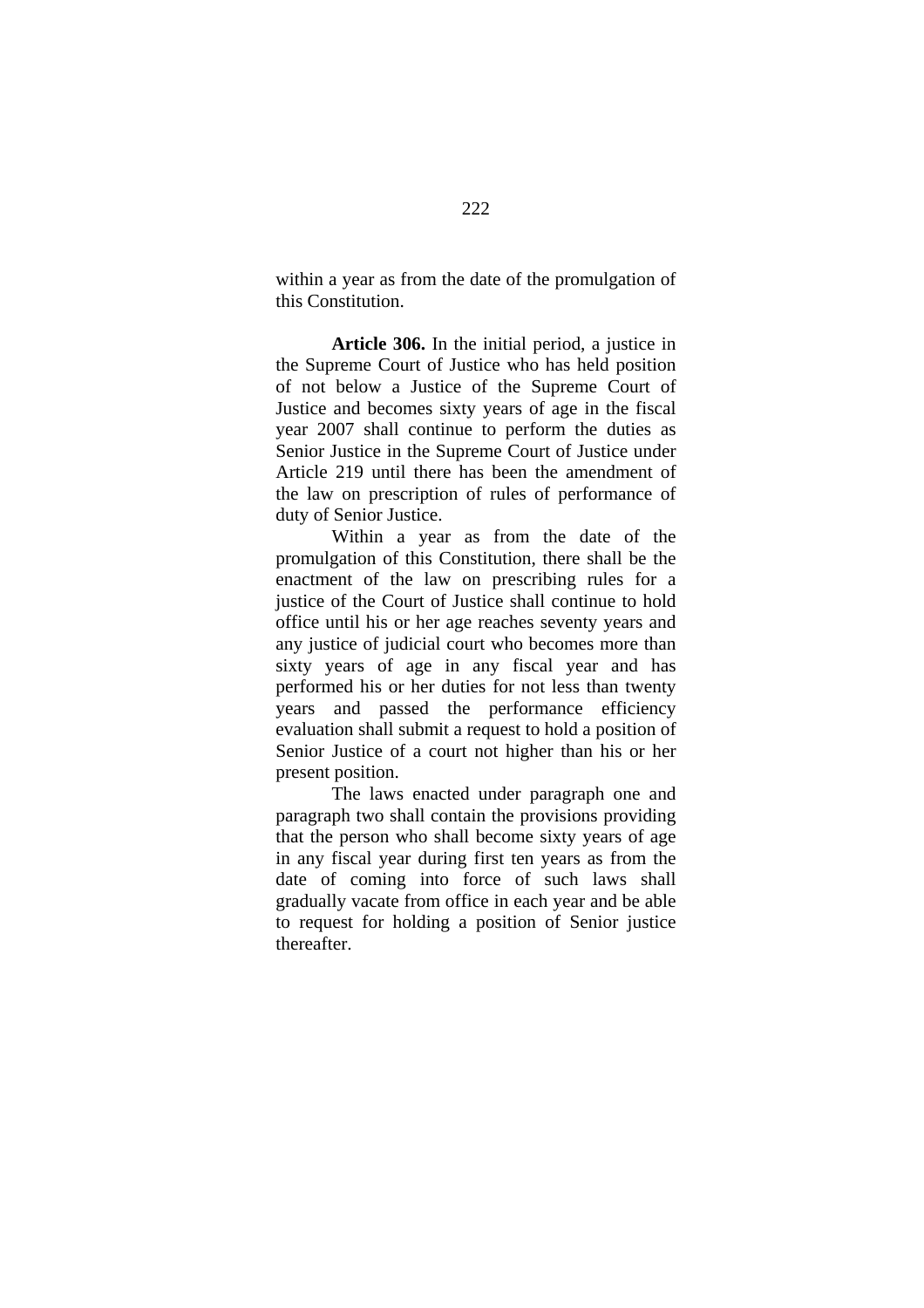within a year as from the date of the promulgation of this Constitution.

**Article 306.** In the initial period, a justice in the Supreme Court of Justice who has held position of not below a Justice of the Supreme Court of Justice and becomes sixty years of age in the fiscal year 2007 shall continue to perform the duties as Senior Justice in the Supreme Court of Justice under Article 219 until there has been the amendment of the law on prescription of rules of performance of duty of Senior Justice.

Within a year as from the date of the promulgation of this Constitution, there shall be the enactment of the law on prescribing rules for a justice of the Court of Justice shall continue to hold office until his or her age reaches seventy years and any justice of judicial court who becomes more than sixty years of age in any fiscal year and has performed his or her duties for not less than twenty years and passed the performance efficiency evaluation shall submit a request to hold a position of Senior Justice of a court not higher than his or her present position.

The laws enacted under paragraph one and paragraph two shall contain the provisions providing that the person who shall become sixty years of age in any fiscal year during first ten years as from the date of coming into force of such laws shall gradually vacate from office in each year and be able to request for holding a position of Senior justice thereafter.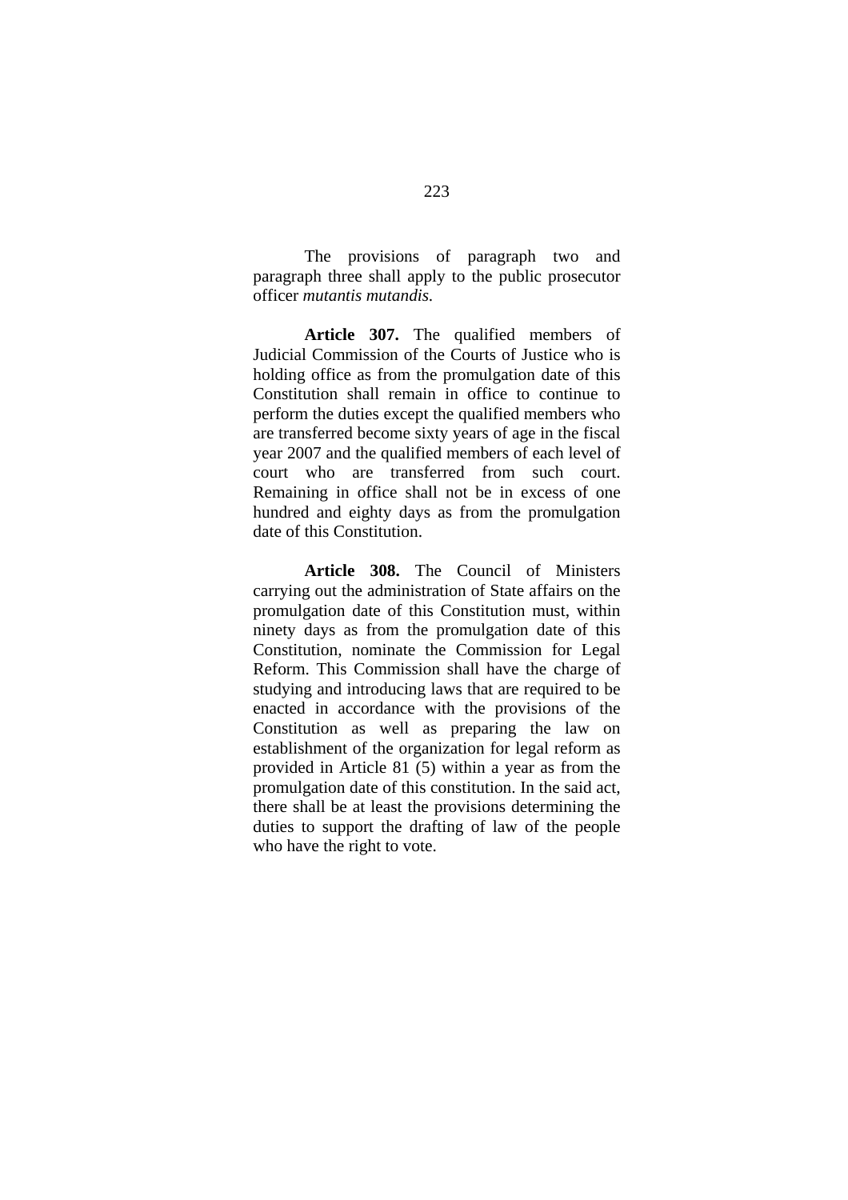The provisions of paragraph two and paragraph three shall apply to the public prosecutor officer *mutantis mutandis*.

**Article 307.** The qualified members of Judicial Commission of the Courts of Justice who is holding office as from the promulgation date of this Constitution shall remain in office to continue to perform the duties except the qualified members who are transferred become sixty years of age in the fiscal year 2007 and the qualified members of each level of court who are transferred from such court. Remaining in office shall not be in excess of one hundred and eighty days as from the promulgation date of this Constitution.

**Article 308.** The Council of Ministers carrying out the administration of State affairs on the promulgation date of this Constitution must, within ninety days as from the promulgation date of this Constitution, nominate the Commission for Legal Reform. This Commission shall have the charge of studying and introducing laws that are required to be enacted in accordance with the provisions of the Constitution as well as preparing the law on establishment of the organization for legal reform as provided in Article 81 (5) within a year as from the promulgation date of this constitution. In the said act, there shall be at least the provisions determining the duties to support the drafting of law of the people who have the right to vote.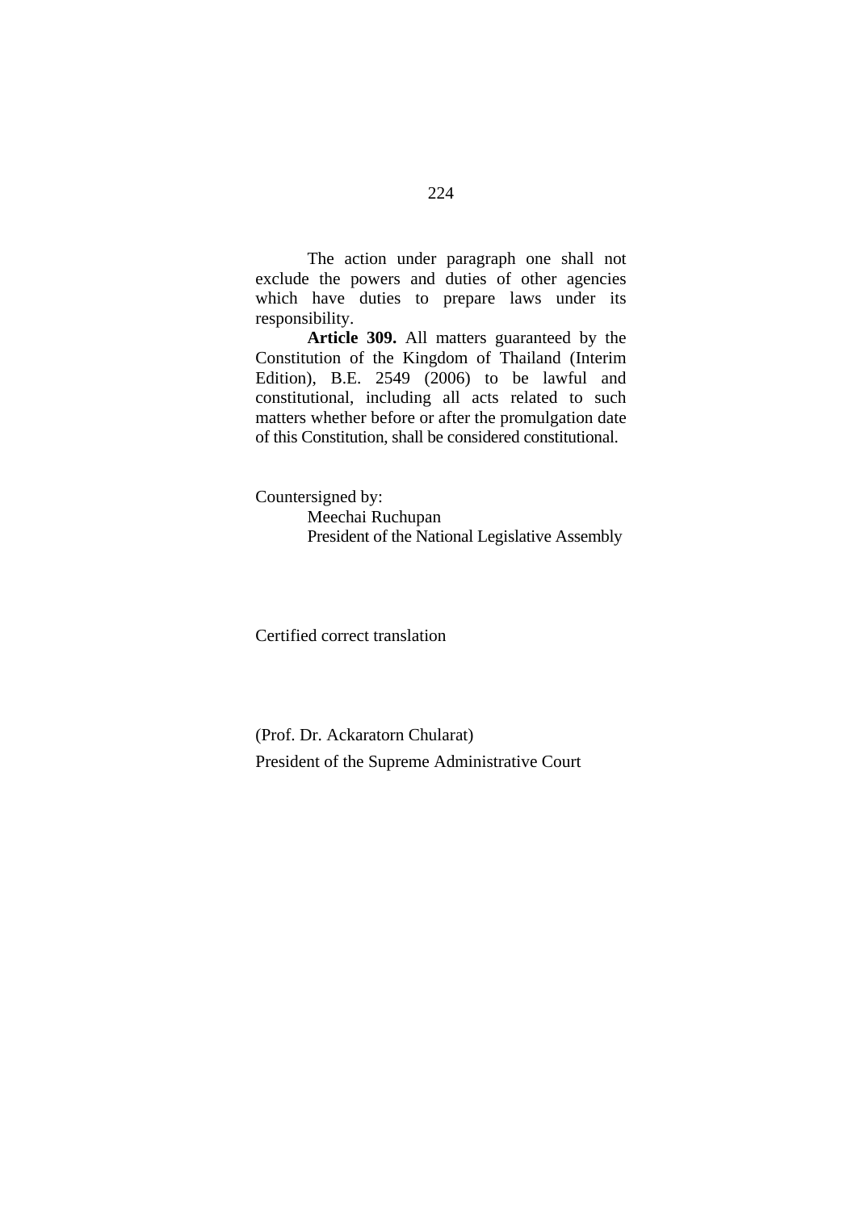The action under paragraph one shall not exclude the powers and duties of other agencies which have duties to prepare laws under its responsibility.

**Article 309.** All matters guaranteed by the Constitution of the Kingdom of Thailand (Interim Edition), B.E. 2549 (2006) to be lawful and constitutional, including all acts related to such matters whether before or after the promulgation date of this Constitution, shall be considered constitutional.

Countersigned by:

Meechai Ruchupan
President of the National Legislative Assembly

Certified correct translation

(Prof. Dr. Ackaratorn Chularat)

President of the Supreme Administrative Court